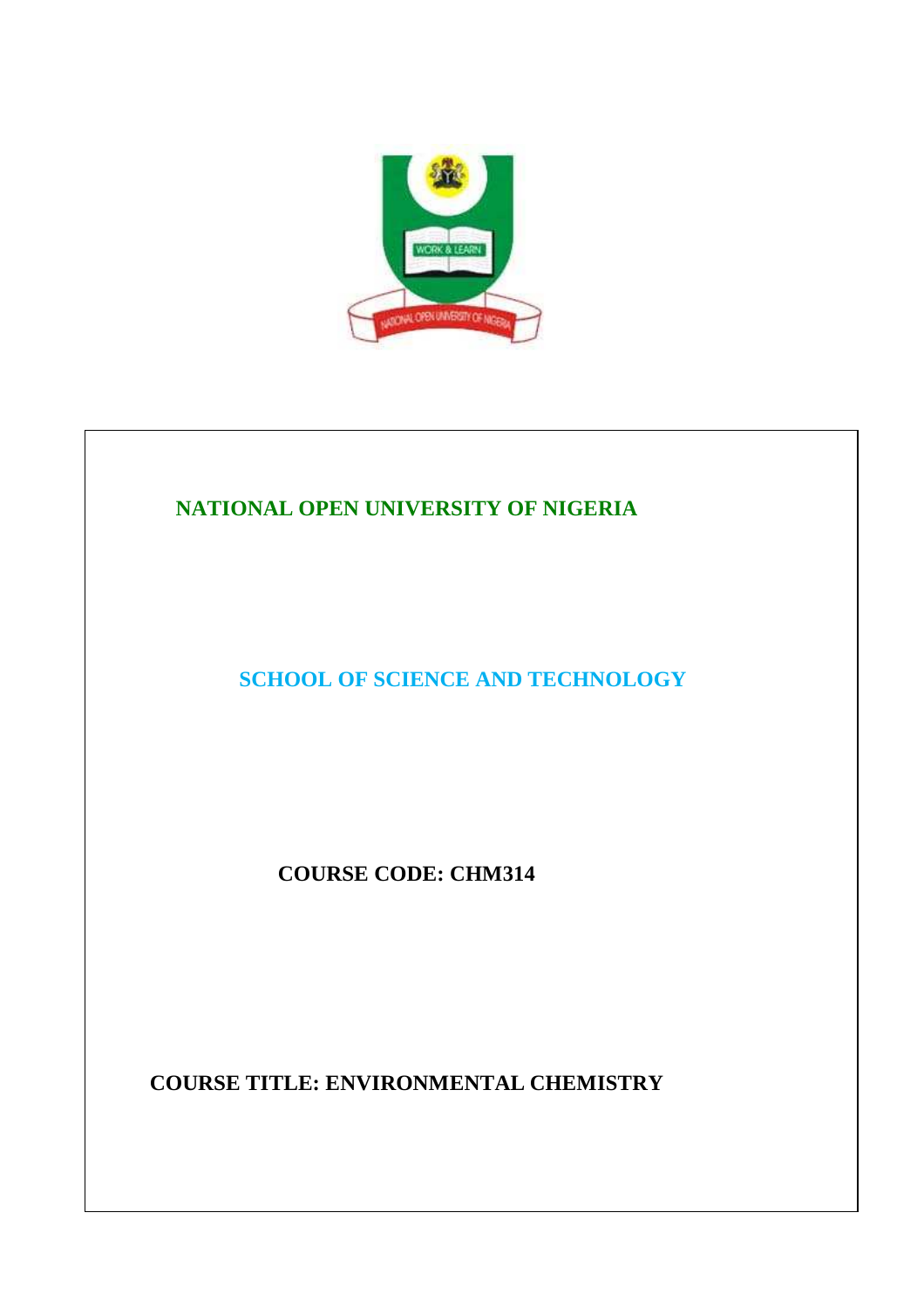# NATIONAL OPEN UNIVERSITY OF NIGERIA

## SCHOOL OF SCIENCE AND TECHNOLOGY

**COURSE CODE: CHM314**

**COURSE TITLE: ENVIRONMENTAL CHEMISTRY**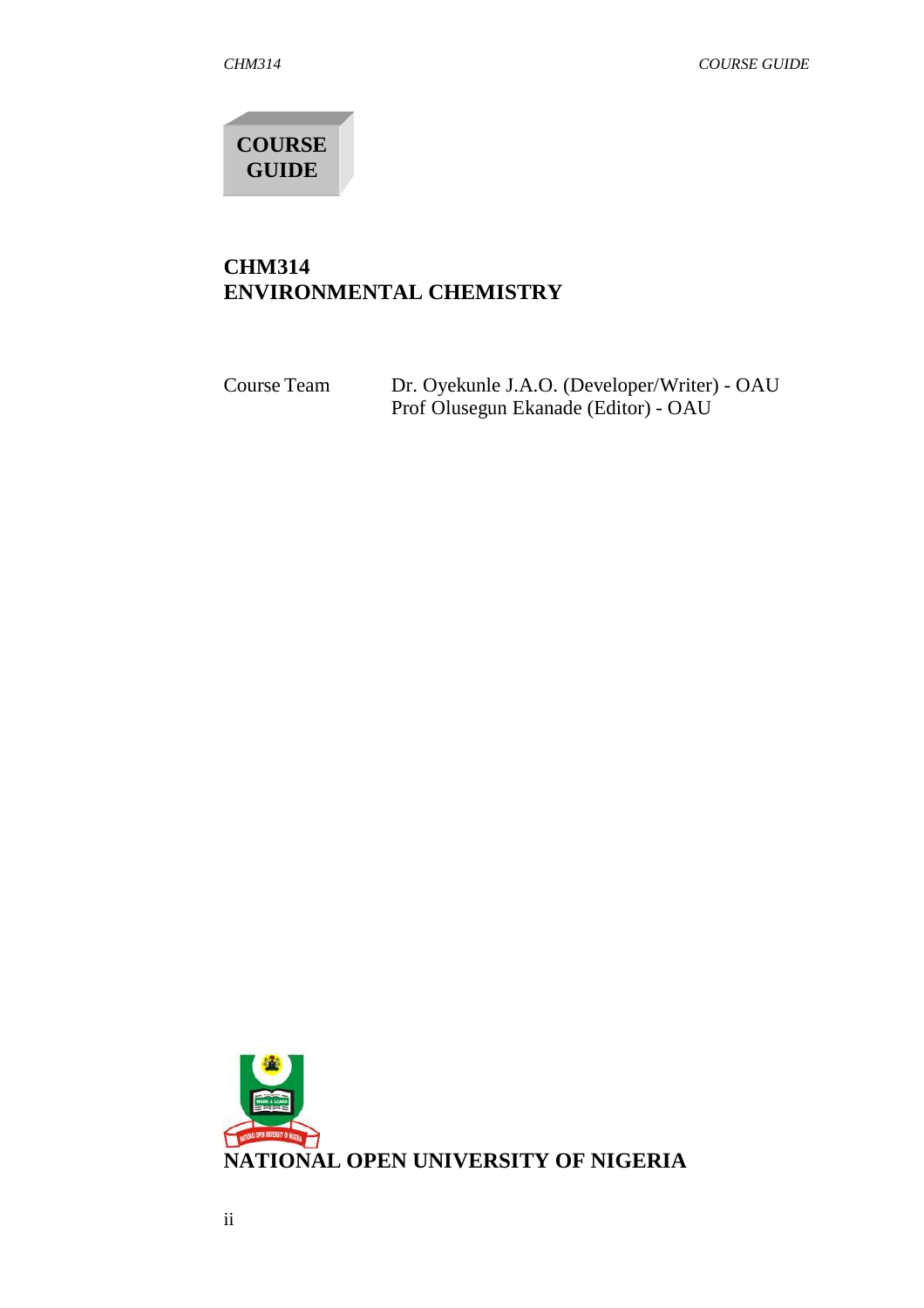**COURSE GUIDE**

# CHM314
# ENVIRONMENTAL CHEMISTRY

Course Team Dr. Oyekunle J.A.O. (Developer/Writer) - OAU
Prof Olusegun Ekanade (Editor) - OAU

**NATIONAL OPEN UNIVERSITY OF NIGERIA**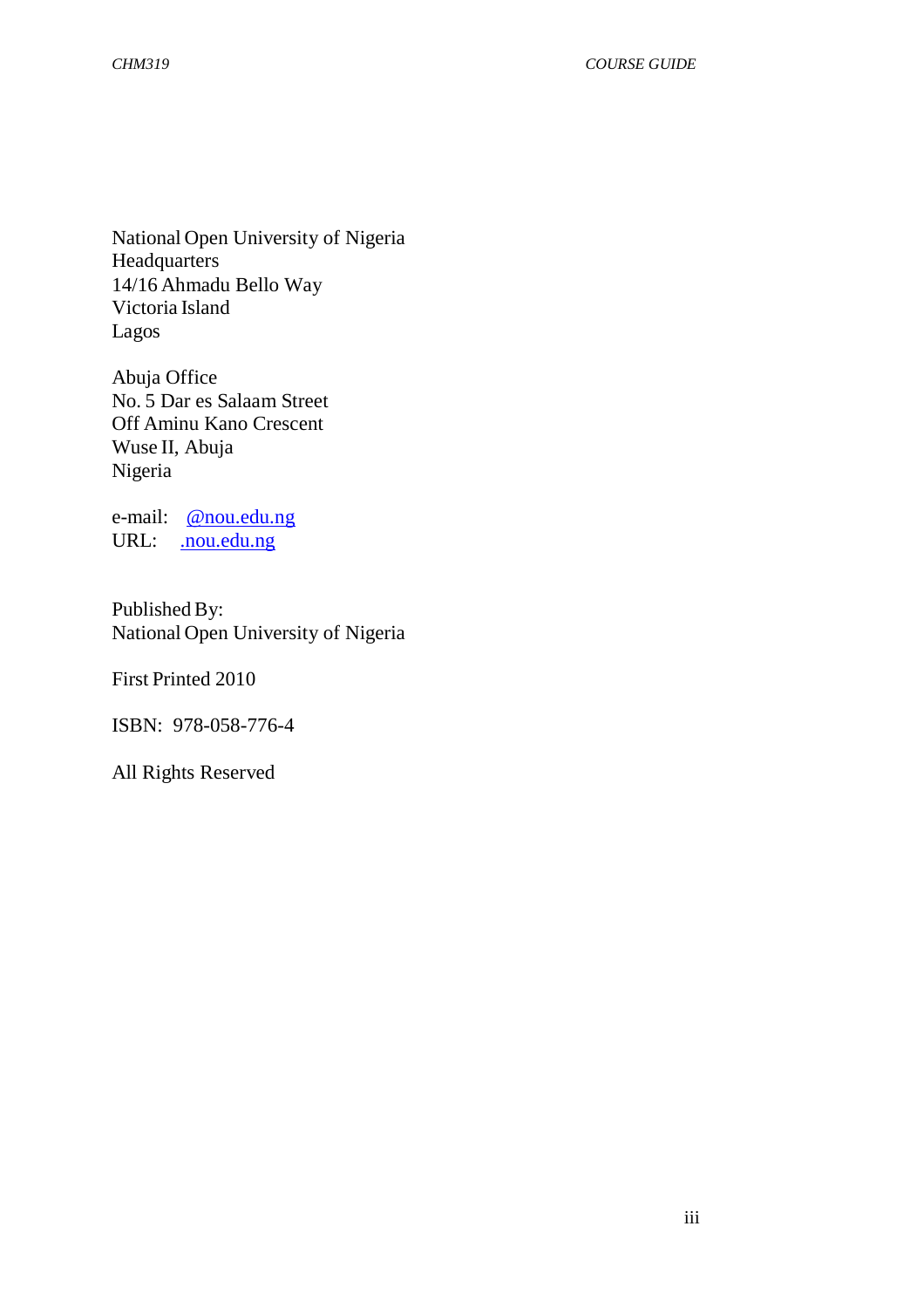National Open University of Nigeria
Headquarters
14/16 Ahmadu Bello Way
Victoria Island
Lagos

Abuja Office
No. 5 Dar es Salaam Street
Off Aminu Kano Crescent
Wuse II, Abuja
Nigeria

e-mail: @nou.edu.ng
URL: .nou.edu.ng

Published By:
National Open University of Nigeria

First Printed 2010

ISBN: 978-058-776-4

All Rights Reserved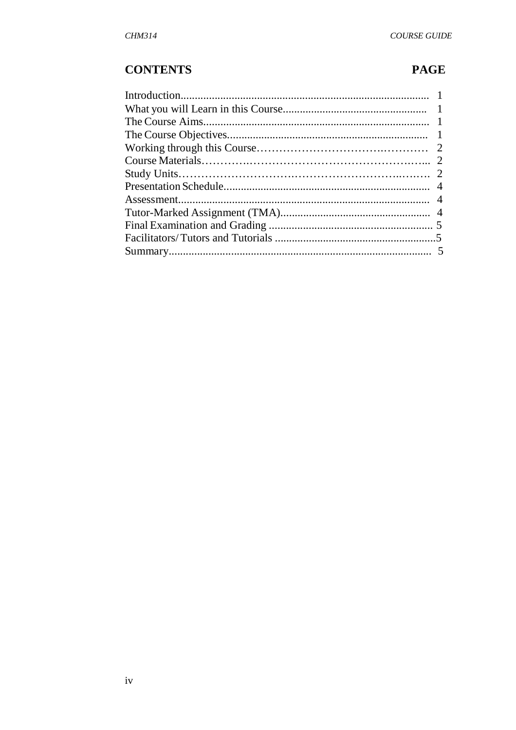## CONTENTS PAGE

| CONTENTS | PAGE |
|---|---|
| Introduction | 1 |
| What you will Learn in this Course | 1 |
| The Course Aims | 1 |
| The Course Objectives | 1 |
| Working through this Course | 2 |
| Course Materials | 2 |
| Study Units | 2 |
| Presentation Schedule | 4 |
| Assessment | 4 |
| Tutor-Marked Assignment (TMA) | 4 |
| Final Examination and Grading | 5 |
| Facilitators/ Tutors and Tutorials | 5 |
| Summary | 5 |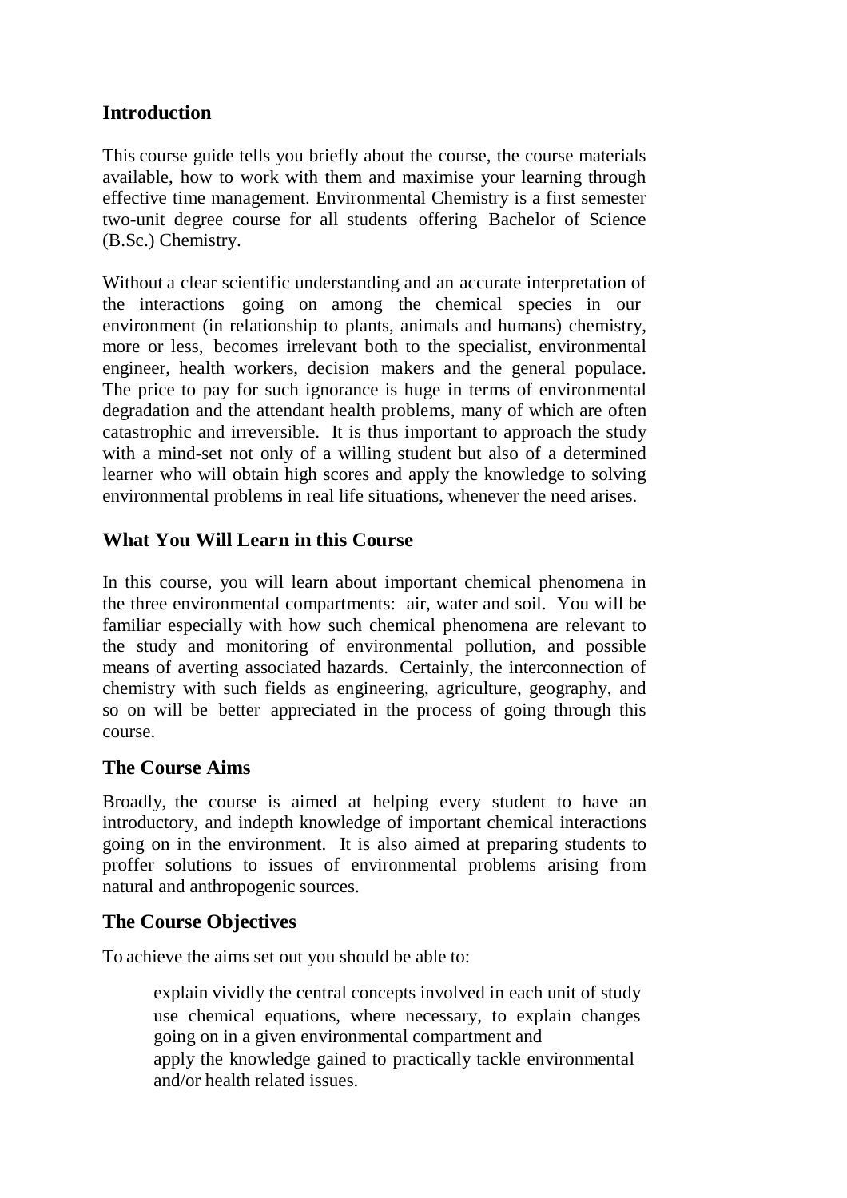## Introduction

This course guide tells you briefly about the course, the course materials available, how to work with them and maximise your learning through effective time management. Environmental Chemistry is a first semester two-unit degree course for all students offering Bachelor of Science (B.Sc.) Chemistry.

Without a clear scientific understanding and an accurate interpretation of the interactions going on among the chemical species in our environment (in relationship to plants, animals and humans) chemistry, more or less, becomes irrelevant both to the specialist, environmental engineer, health workers, decision makers and the general populace. The price to pay for such ignorance is huge in terms of environmental degradation and the attendant health problems, many of which are often catastrophic and irreversible. It is thus important to approach the study with a mind-set not only of a willing student but also of a determined learner who will obtain high scores and apply the knowledge to solving environmental problems in real life situations, whenever the need arises.

## What You Will Learn in this Course

In this course, you will learn about important chemical phenomena in the three environmental compartments: air, water and soil. You will be familiar especially with how such chemical phenomena are relevant to the study and monitoring of environmental pollution, and possible means of averting associated hazards. Certainly, the interconnection of chemistry with such fields as engineering, agriculture, geography, and so on will be better appreciated in the process of going through this course.

## The Course Aims

Broadly, the course is aimed at helping every student to have an introductory, and indepth knowledge of important chemical interactions going on in the environment. It is also aimed at preparing students to proffer solutions to issues of environmental problems arising from natural and anthropogenic sources.

## The Course Objectives

To achieve the aims set out you should be able to:

- explain vividly the central concepts involved in each unit of study
- use chemical equations, where necessary, to explain changes going on in a given environmental compartment and
- apply the knowledge gained to practically tackle environmental and/or health related issues.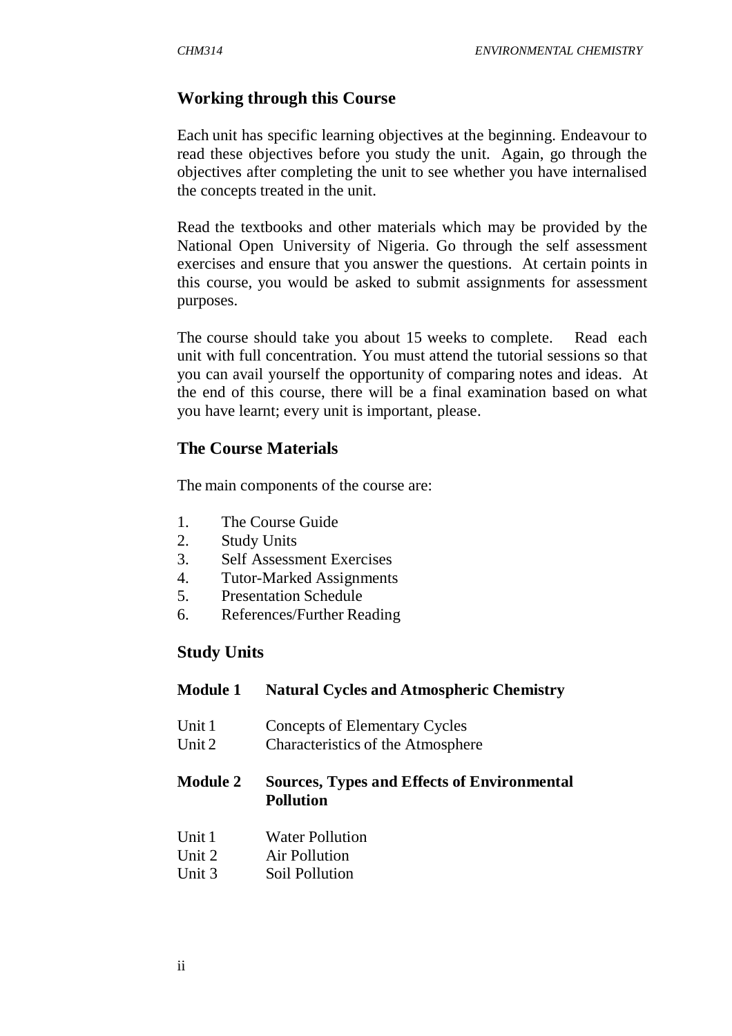## Working through this Course

Each unit has specific learning objectives at the beginning. Endeavour to read these objectives before you study the unit. Again, go through the objectives after completing the unit to see whether you have internalised the concepts treated in the unit.

Read the textbooks and other materials which may be provided by the National Open University of Nigeria. Go through the self assessment exercises and ensure that you answer the questions. At certain points in this course, you would be asked to submit assignments for assessment purposes.

The course should take you about 15 weeks to complete. Read each unit with full concentration. You must attend the tutorial sessions so that you can avail yourself the opportunity of comparing notes and ideas. At the end of this course, there will be a final examination based on what you have learnt; every unit is important, please.

## The Course Materials

The main components of the course are:

1. The Course Guide
2. Study Units
3. Self Assessment Exercises
4. Tutor-Marked Assignments
5. Presentation Schedule
6. References/Further Reading

## Study Units

**Module 1 Natural Cycles and Atmospheric Chemistry**

Unit 1 Concepts of Elementary Cycles
Unit 2 Characteristics of the Atmosphere

**Module 2 Sources, Types and Effects of Environmental Pollution**

Unit 1 Water Pollution
Unit 2 Air Pollution
Unit 3 Soil Pollution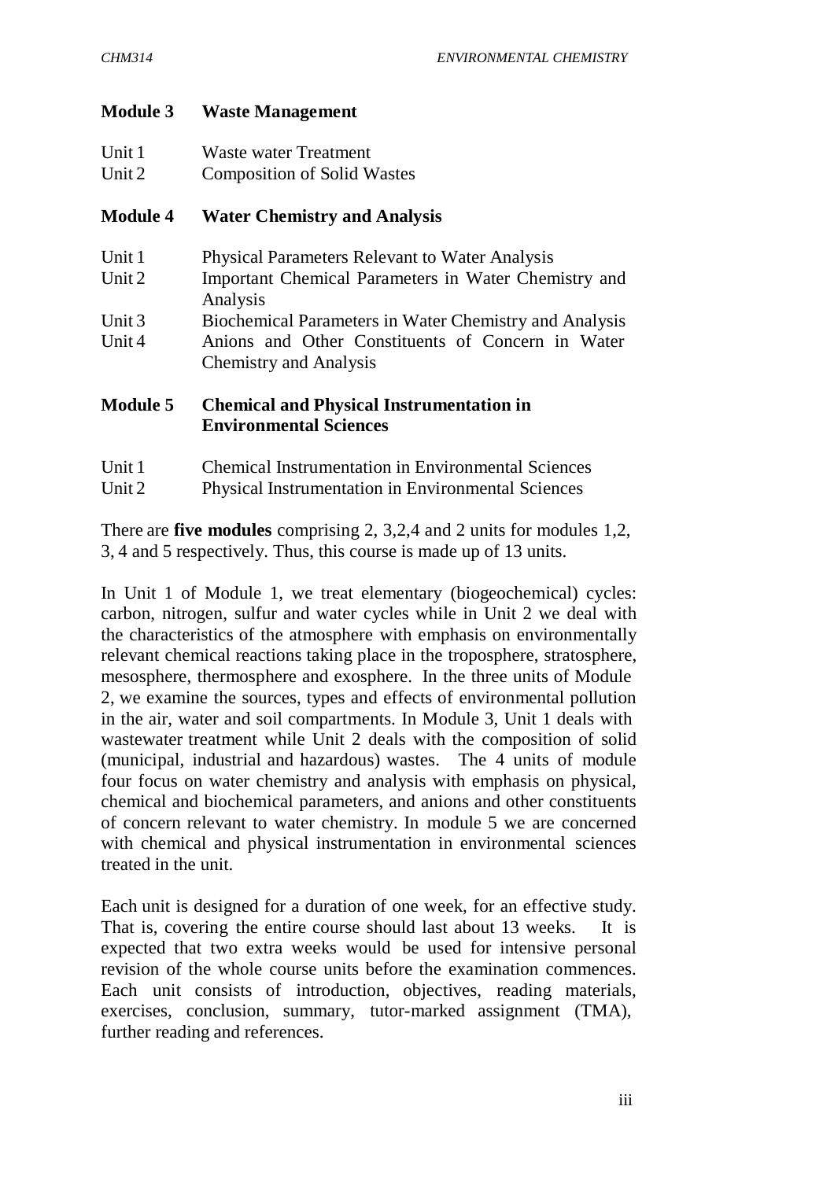**Module 3 Waste Management**

Unit 1 Waste water Treatment
Unit 2 Composition of Solid Wastes

**Module 4 Water Chemistry and Analysis**

Unit 1 Physical Parameters Relevant to Water Analysis
Unit 2 Important Chemical Parameters in Water Chemistry and Analysis
Unit 3 Biochemical Parameters in Water Chemistry and Analysis
Unit 4 Anions and Other Constituents of Concern in Water Chemistry and Analysis

**Module 5 Chemical and Physical Instrumentation in Environmental Sciences**

Unit 1 Chemical Instrumentation in Environmental Sciences
Unit 2 Physical Instrumentation in Environmental Sciences

There are **five modules** comprising 2, 3,2,4 and 2 units for modules 1,2, 3, 4 and 5 respectively. Thus, this course is made up of 13 units.

In Unit 1 of Module 1, we treat elementary (biogeochemical) cycles: carbon, nitrogen, sulfur and water cycles while in Unit 2 we deal with the characteristics of the atmosphere with emphasis on environmentally relevant chemical reactions taking place in the troposphere, stratosphere, mesosphere, thermosphere and exosphere. In the three units of Module 2, we examine the sources, types and effects of environmental pollution in the air, water and soil compartments. In Module 3, Unit 1 deals with wastewater treatment while Unit 2 deals with the composition of solid (municipal, industrial and hazardous) wastes. The 4 units of module four focus on water chemistry and analysis with emphasis on physical, chemical and biochemical parameters, and anions and other constituents of concern relevant to water chemistry. In module 5 we are concerned with chemical and physical instrumentation in environmental sciences treated in the unit.

Each unit is designed for a duration of one week, for an effective study. That is, covering the entire course should last about 13 weeks. It is expected that two extra weeks would be used for intensive personal revision of the whole course units before the examination commences. Each unit consists of introduction, objectives, reading materials, exercises, conclusion, summary, tutor-marked assignment (TMA), further reading and references.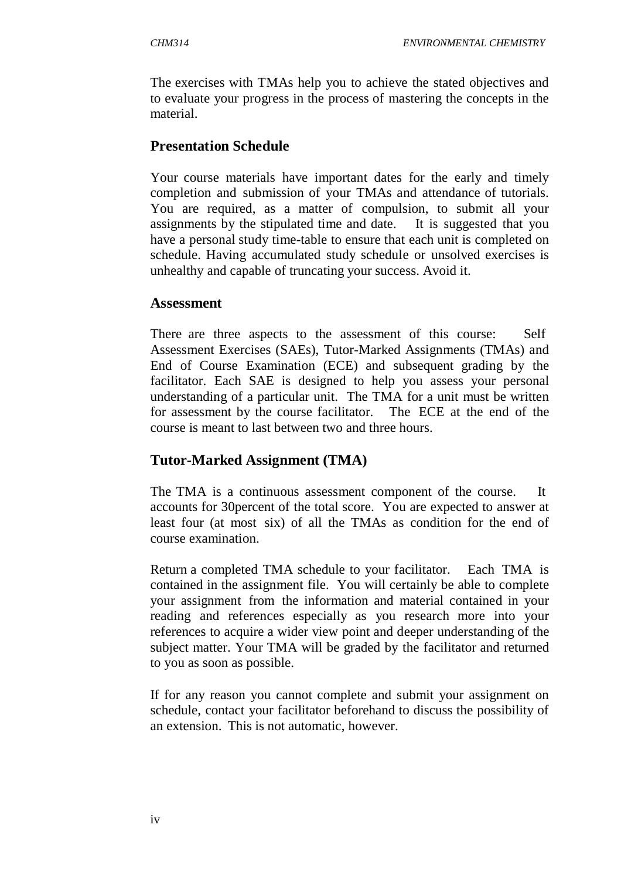The exercises with TMAs help you to achieve the stated objectives and to evaluate your progress in the process of mastering the concepts in the material.

## Presentation Schedule

Your course materials have important dates for the early and timely completion and submission of your TMAs and attendance of tutorials. You are required, as a matter of compulsion, to submit all your assignments by the stipulated time and date. It is suggested that you have a personal study time-table to ensure that each unit is completed on schedule. Having accumulated study schedule or unsolved exercises is unhealthy and capable of truncating your success. Avoid it.

## Assessment

There are three aspects to the assessment of this course: Self Assessment Exercises (SAEs), Tutor-Marked Assignments (TMAs) and End of Course Examination (ECE) and subsequent grading by the facilitator. Each SAE is designed to help you assess your personal understanding of a particular unit. The TMA for a unit must be written for assessment by the course facilitator. The ECE at the end of the course is meant to last between two and three hours.

## Tutor-Marked Assignment (TMA)

The TMA is a continuous assessment component of the course. It accounts for 30percent of the total score. You are expected to answer at least four (at most six) of all the TMAs as condition for the end of course examination.

Return a completed TMA schedule to your facilitator. Each TMA is contained in the assignment file. You will certainly be able to complete your assignment from the information and material contained in your reading and references especially as you research more into your references to acquire a wider view point and deeper understanding of the subject matter. Your TMA will be graded by the facilitator and returned to you as soon as possible.

If for any reason you cannot complete and submit your assignment on schedule, contact your facilitator beforehand to discuss the possibility of an extension. This is not automatic, however.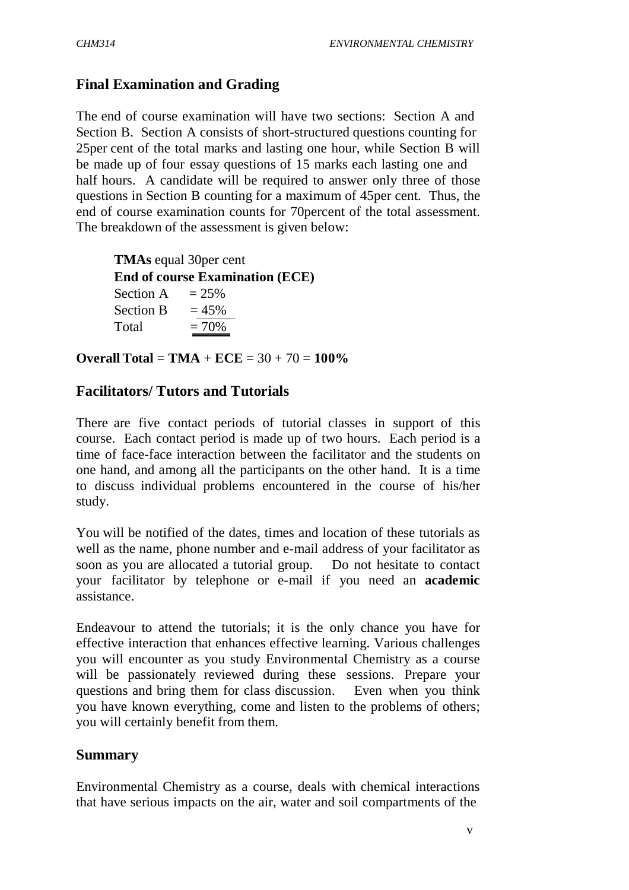## Final Examination and Grading

The end of course examination will have two sections: Section A and Section B. Section A consists of short-structured questions counting for 25per cent of the total marks and lasting one hour, while Section B will be made up of four essay questions of 15 marks each lasting one and half hours. A candidate will be required to answer only three of those questions in Section B counting for a maximum of 45per cent. Thus, the end of course examination counts for 70percent of the total assessment. The breakdown of the assessment is given below:

**TMAs** equal 30per cent

**End of course Examination (ECE)**

Section A = 25%

Section B = 45%

Total = 70%

**Overall Total** = **TMA** + **ECE** = 30 + 70 = **100%**

## Facilitators/ Tutors and Tutorials

There are five contact periods of tutorial classes in support of this course. Each contact period is made up of two hours. Each period is a time of face-face interaction between the facilitator and the students on one hand, and among all the participants on the other hand. It is a time to discuss individual problems encountered in the course of his/her study.

You will be notified of the dates, times and location of these tutorials as well as the name, phone number and e-mail address of your facilitator as soon as you are allocated a tutorial group. Do not hesitate to contact your facilitator by telephone or e-mail if you need an **academic** assistance.

Endeavour to attend the tutorials; it is the only chance you have for effective interaction that enhances effective learning. Various challenges you will encounter as you study Environmental Chemistry as a course will be passionately reviewed during these sessions. Prepare your questions and bring them for class discussion. Even when you think you have known everything, come and listen to the problems of others; you will certainly benefit from them.

## Summary

Environmental Chemistry as a course, deals with chemical interactions that have serious impacts on the air, water and soil compartments of the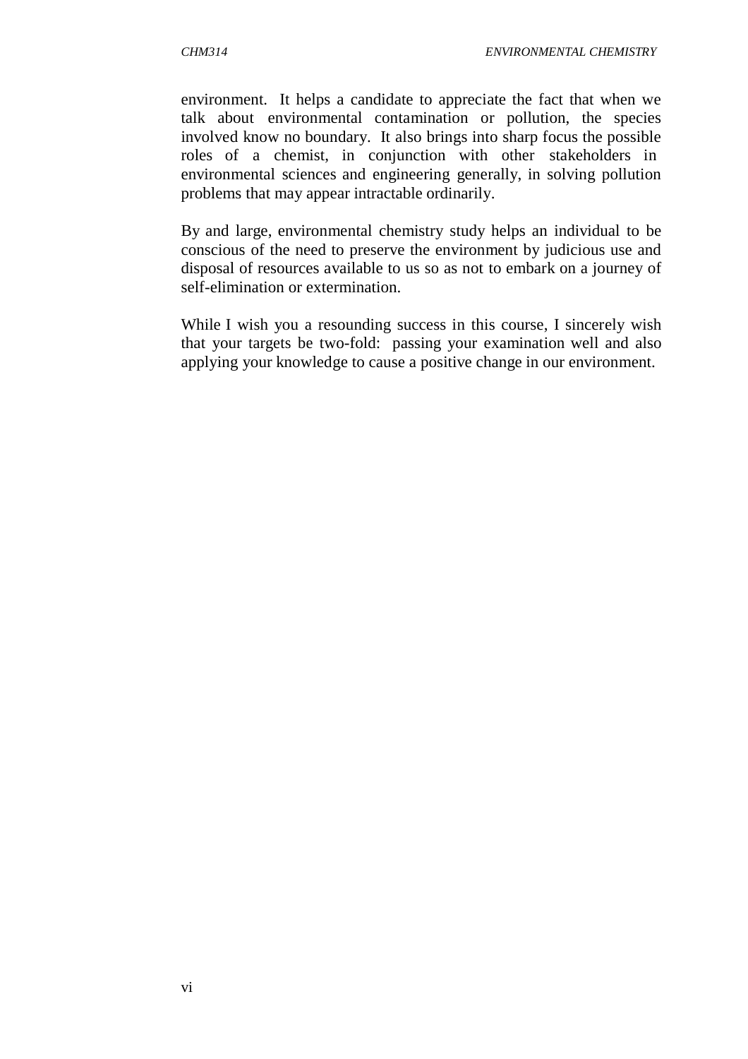environment. It helps a candidate to appreciate the fact that when we talk about environmental contamination or pollution, the species involved know no boundary. It also brings into sharp focus the possible roles of a chemist, in conjunction with other stakeholders in environmental sciences and engineering generally, in solving pollution problems that may appear intractable ordinarily.

By and large, environmental chemistry study helps an individual to be conscious of the need to preserve the environment by judicious use and disposal of resources available to us so as not to embark on a journey of self-elimination or extermination.

While I wish you a resounding success in this course, I sincerely wish that your targets be two-fold: passing your examination well and also applying your knowledge to cause a positive change in our environment.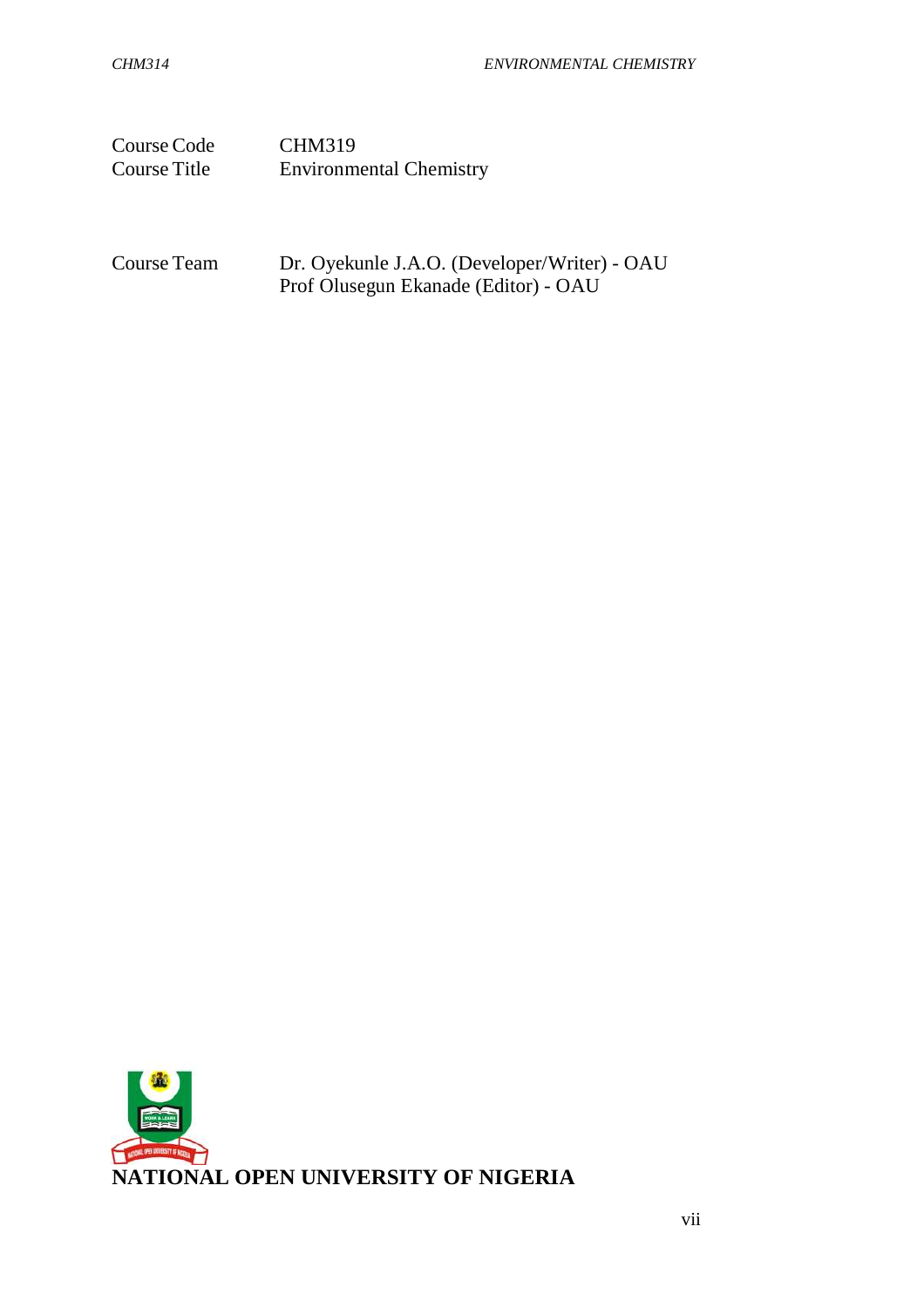| | |
|---|---|
| Course Code | CHM319 |
| Course Title | Environmental Chemistry |

| | |
|---|---|
| Course Team | Dr. Oyekunle J.A.O. (Developer/Writer) - OAU |
| | Prof Olusegun Ekanade (Editor) - OAU |

**NATIONAL OPEN UNIVERSITY OF NIGERIA**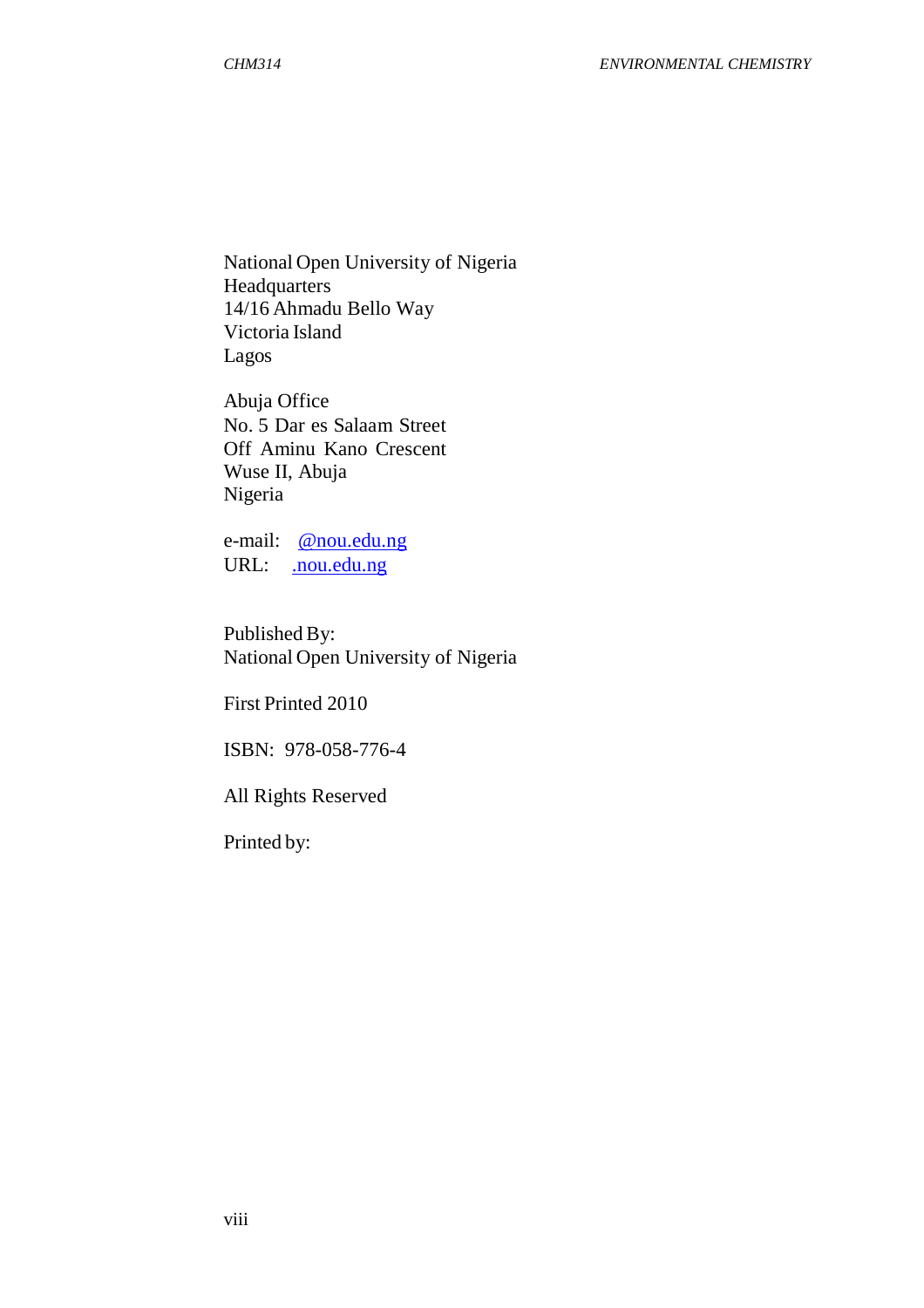National Open University of Nigeria  
Headquarters  
14/16 Ahmadu Bello Way  
Victoria Island  
Lagos

Abuja Office  
No. 5 Dar es Salaam Street  
Off Aminu Kano Crescent  
Wuse II, Abuja  
Nigeria

e-mail: @nou.edu.ng  
URL: .nou.edu.ng

Published By:  
National Open University of Nigeria

First Printed 2010

ISBN: 978-058-776-4

All Rights Reserved

Printed by: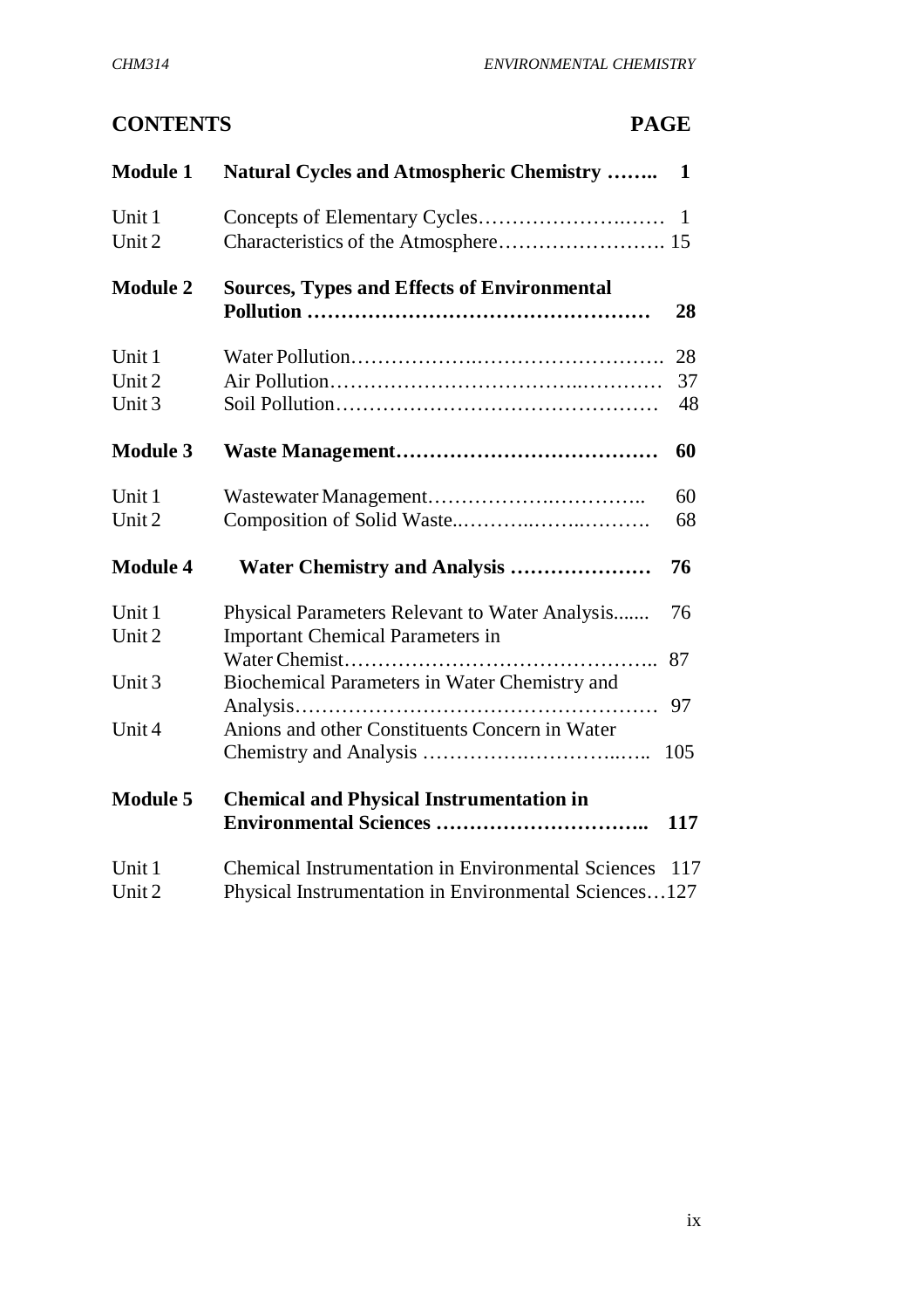## CONTENTS

| | | PAGE |
|---|---|---|
| **Module 1** | **Natural Cycles and Atmospheric Chemistry ……..** | **1** |
| Unit 1 | Concepts of Elementary Cycles……………………..…… | 1 |
| Unit 2 | Characteristics of the Atmosphere……………………. | 15 |
| **Module 2** | **Sources, Types and Effects of Environmental Pollution ……………………………………………** | **28** |
| Unit 1 | Water Pollution…………….………………………. | 28 |
| Unit 2 | Air Pollution……………………………...………… | 37 |
| Unit 3 | Soil Pollution………………………………………… | 48 |
| **Module 3** | **Waste Management…………………………………** | **60** |
| Unit 1 | Wastewater Management…………….………….. | 60 |
| Unit 2 | Composition of Solid Waste.………..……..………. | 68 |
| **Module 4** | **Water Chemistry and Analysis …………………** | **76** |
| Unit 1 | Physical Parameters Relevant to Water Analysis....... | 76 |
| Unit 2 | Important Chemical Parameters in Water Chemist……………………………………….. | 87 |
| Unit 3 | Biochemical Parameters in Water Chemistry and Analysis……………………………………………… | 97 |
| Unit 4 | Anions and other Constituents Concern in Water Chemistry and Analysis …………….…………..….. | 105 |
| **Module 5** | **Chemical and Physical Instrumentation in Environmental Sciences …………………………..** | **117** |
| Unit 1 | Chemical Instrumentation in Environmental Sciences | 117 |
| Unit 2 | Physical Instrumentation in Environmental Sciences… | 127 |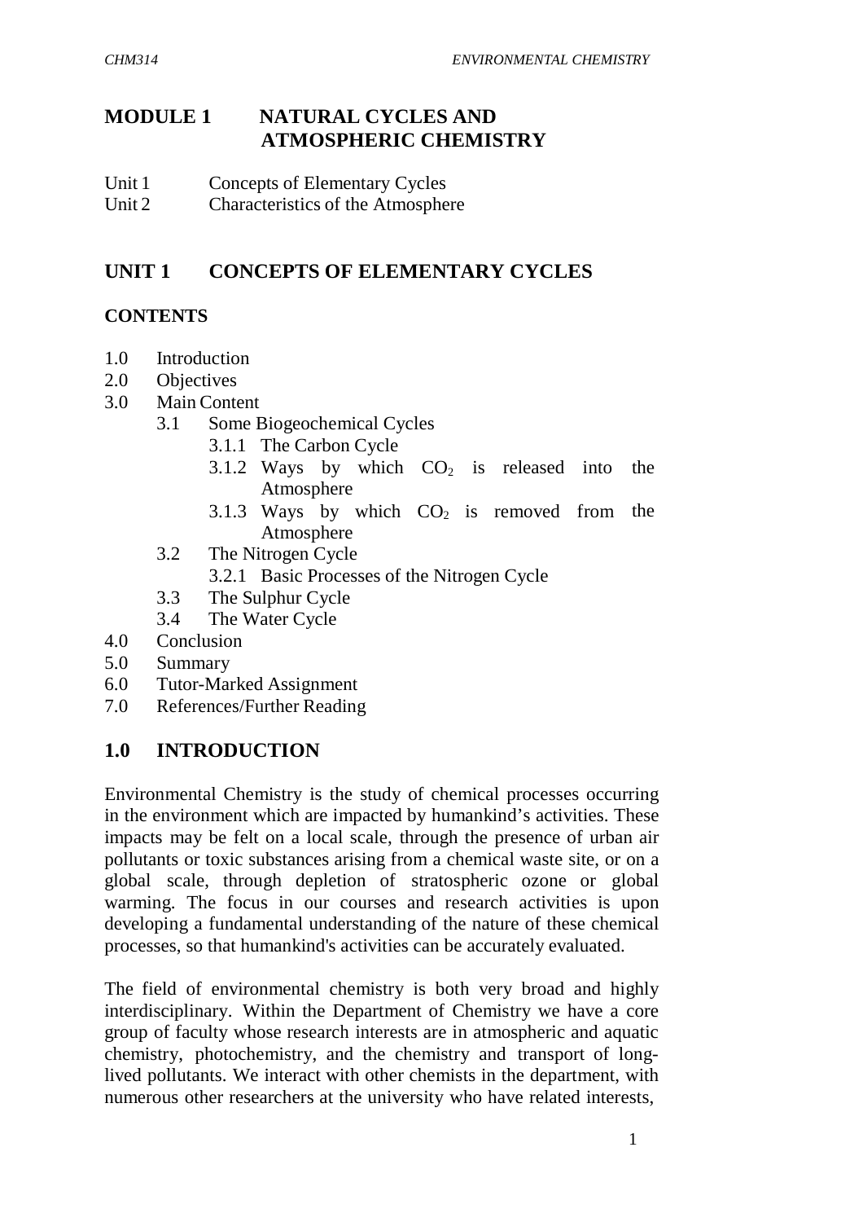# MODULE 1 NATURAL CYCLES AND ATMOSPHERIC CHEMISTRY

Unit 1 Concepts of Elementary Cycles
Unit 2 Characteristics of the Atmosphere

## UNIT 1 CONCEPTS OF ELEMENTARY CYCLES

### CONTENTS

- 1.0 Introduction
- 2.0 Objectives
- 3.0 Main Content
  - 3.1 Some Biogeochemical Cycles
    - 3.1.1 The Carbon Cycle
    - 3.1.2 Ways by which $CO_2$ is released into the Atmosphere
    - 3.1.3 Ways by which $CO_2$ is removed from the Atmosphere
  - 3.2 The Nitrogen Cycle
    - 3.2.1 Basic Processes of the Nitrogen Cycle
  - 3.3 The Sulphur Cycle
  - 3.4 The Water Cycle
- 4.0 Conclusion
- 5.0 Summary
- 6.0 Tutor-Marked Assignment
- 7.0 References/Further Reading

## 1.0 INTRODUCTION

Environmental Chemistry is the study of chemical processes occurring in the environment which are impacted by humankind's activities. These impacts may be felt on a local scale, through the presence of urban air pollutants or toxic substances arising from a chemical waste site, or on a global scale, through depletion of stratospheric ozone or global warming. The focus in our courses and research activities is upon developing a fundamental understanding of the nature of these chemical processes, so that humankind's activities can be accurately evaluated.

The field of environmental chemistry is both very broad and highly interdisciplinary. Within the Department of Chemistry we have a core group of faculty whose research interests are in atmospheric and aquatic chemistry, photochemistry, and the chemistry and transport of long-lived pollutants. We interact with other chemists in the department, with numerous other researchers at the university who have related interests,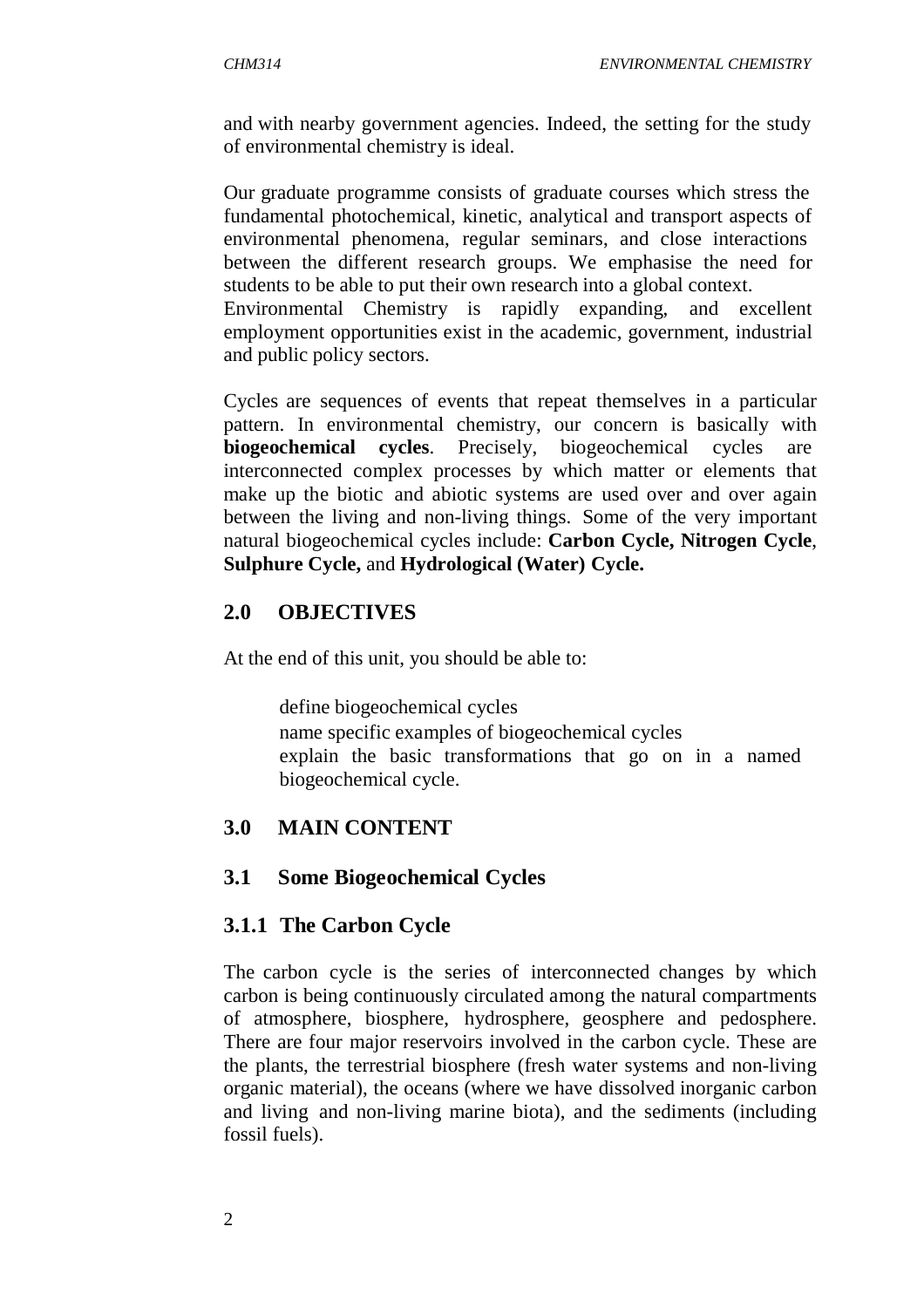and with nearby government agencies. Indeed, the setting for the study of environmental chemistry is ideal.

Our graduate programme consists of graduate courses which stress the fundamental photochemical, kinetic, analytical and transport aspects of environmental phenomena, regular seminars, and close interactions between the different research groups. We emphasise the need for students to be able to put their own research into a global context. Environmental Chemistry is rapidly expanding, and excellent employment opportunities exist in the academic, government, industrial and public policy sectors.

Cycles are sequences of events that repeat themselves in a particular pattern. In environmental chemistry, our concern is basically with **biogeochemical cycles**. Precisely, biogeochemical cycles are interconnected complex processes by which matter or elements that make up the biotic and abiotic systems are used over and over again between the living and non-living things. Some of the very important natural biogeochemical cycles include: **Carbon Cycle, Nitrogen Cycle**, **Sulphure Cycle,** and **Hydrological (Water) Cycle.**

## 2.0 OBJECTIVES

At the end of this unit, you should be able to:

- define biogeochemical cycles
- name specific examples of biogeochemical cycles
- explain the basic transformations that go on in a named biogeochemical cycle.

## 3.0 MAIN CONTENT

### 3.1 Some Biogeochemical Cycles

#### 3.1.1 The Carbon Cycle

The carbon cycle is the series of interconnected changes by which carbon is being continuously circulated among the natural compartments of atmosphere, biosphere, hydrosphere, geosphere and pedosphere. There are four major reservoirs involved in the carbon cycle. These are the plants, the terrestrial biosphere (fresh water systems and non-living organic material), the oceans (where we have dissolved inorganic carbon and living and non-living marine biota), and the sediments (including fossil fuels).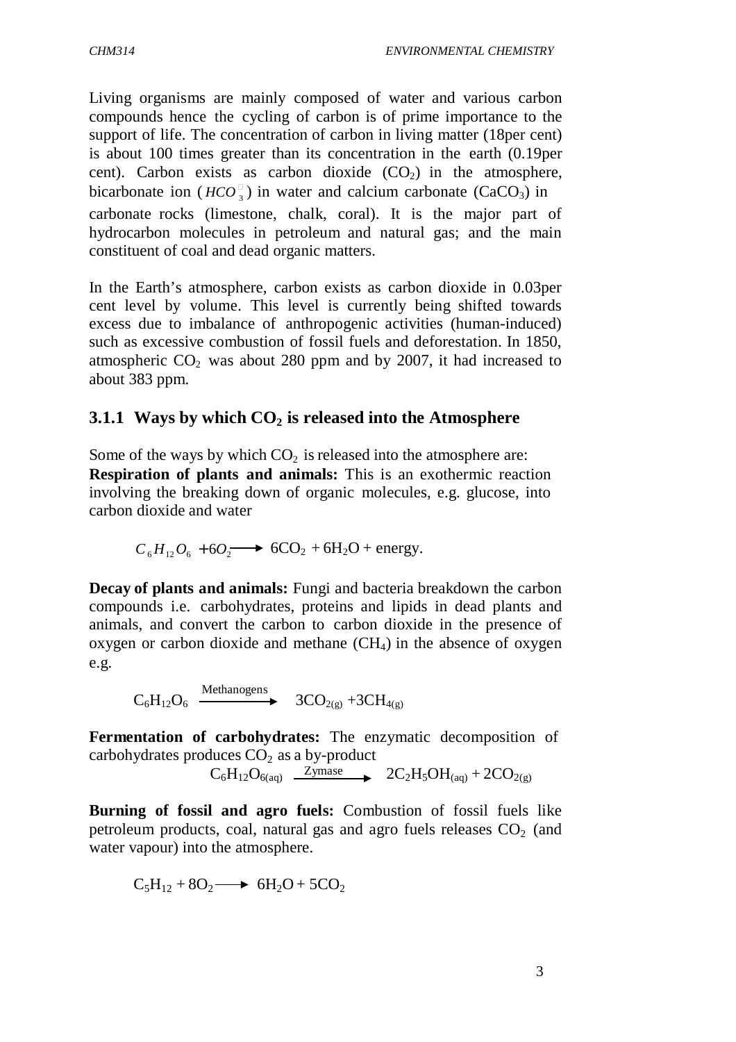Living organisms are mainly composed of water and various carbon compounds hence the cycling of carbon is of prime importance to the support of life. The concentration of carbon in living matter (18per cent) is about 100 times greater than its concentration in the earth (0.19per cent). Carbon exists as carbon dioxide ($CO_2$) in the atmosphere, bicarbonate ion ($HCO_3^-$) in water and calcium carbonate ($CaCO_3$) in carbonate rocks (limestone, chalk, coral). It is the major part of hydrocarbon molecules in petroleum and natural gas; and the main constituent of coal and dead organic matters.

In the Earth's atmosphere, carbon exists as carbon dioxide in 0.03per cent level by volume. This level is currently being shifted towards excess due to imbalance of anthropogenic activities (human-induced) such as excessive combustion of fossil fuels and deforestation. In 1850, atmospheric $CO_2$ was about 280 ppm and by 2007, it had increased to about 383 ppm.

### 3.1.1 Ways by which $CO_2$ is released into the Atmosphere

Some of the ways by which $CO_2$ is released into the atmosphere are:

**Respiration of plants and animals:** This is an exothermic reaction involving the breaking down of organic molecules, e.g. glucose, into carbon dioxide and water

$$C_6H_{12}O_6 + 6O_2 \longrightarrow 6CO_2 + 6H_2O + \text{energy.}$$

**Decay of plants and animals:** Fungi and bacteria breakdown the carbon compounds i.e. carbohydrates, proteins and lipids in dead plants and animals, and convert the carbon to carbon dioxide in the presence of oxygen or carbon dioxide and methane ($CH_4$) in the absence of oxygen e.g.

$$C_6H_{12}O_6 \xrightarrow{\text{Methanogens}} 3CO_{2(g)} + 3CH_{4(g)}$$

**Fermentation of carbohydrates:** The enzymatic decomposition of carbohydrates produces $CO_2$ as a by-product

$$C_6H_{12}O_{6(aq)} \xrightarrow{\text{Zymase}} 2C_2H_5OH_{(aq)} + 2CO_{2(g)}$$

**Burning of fossil and agro fuels:** Combustion of fossil fuels like petroleum products, coal, natural gas and agro fuels releases $CO_2$ (and water vapour) into the atmosphere.

$$C_5H_{12} + 8O_2 \longrightarrow 6H_2O + 5CO_2$$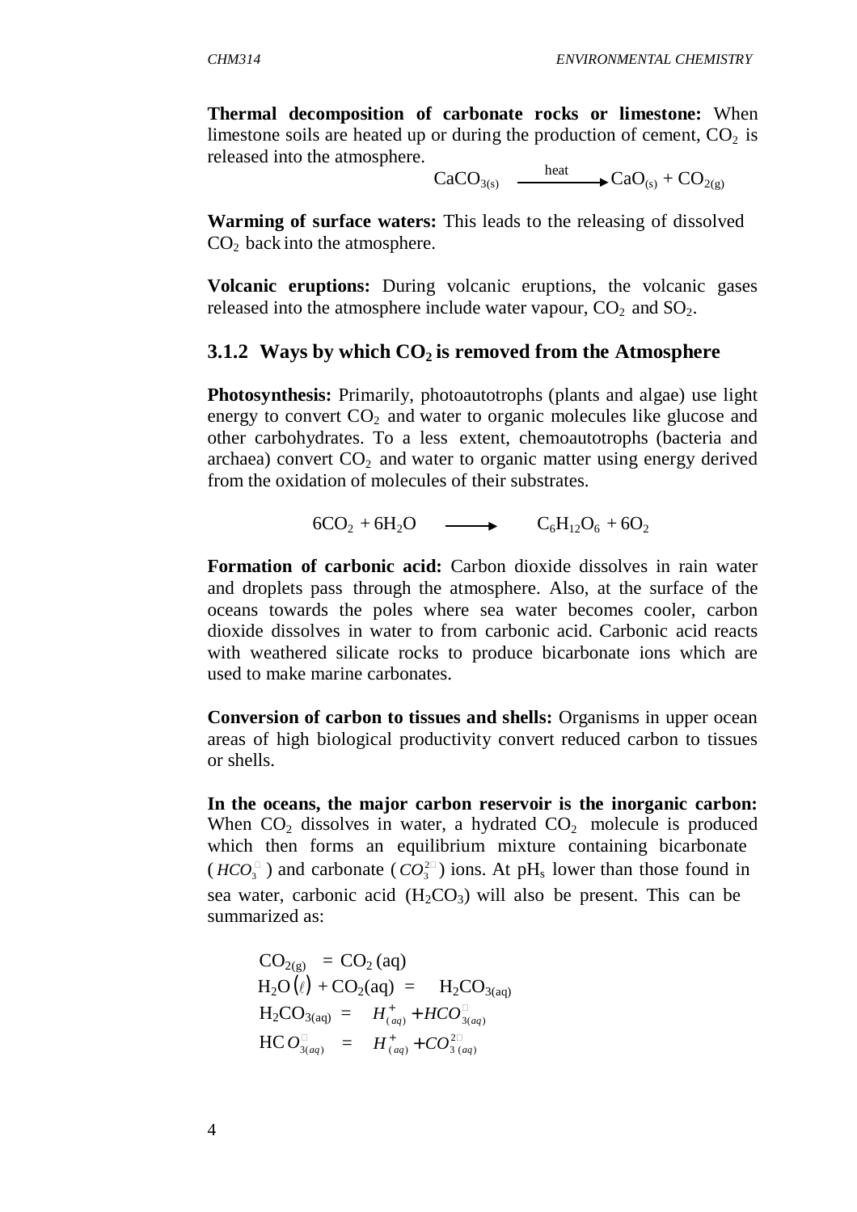**Thermal decomposition of carbonate rocks or limestone:** When limestone soils are heated up or during the production of cement, $CO_2$ is released into the atmosphere.

$$CaCO_{3(s)} \xrightarrow{heat} CaO_{(s)} + CO_{2(g)}$$

**Warming of surface waters:** This leads to the releasing of dissolved $CO_2$ back into the atmosphere.

**Volcanic eruptions:** During volcanic eruptions, the volcanic gases released into the atmosphere include water vapour, $CO_2$ and $SO_2$.

### 3.1.2 Ways by which $CO_2$ is removed from the Atmosphere

**Photosynthesis:** Primarily, photoautotrophs (plants and algae) use light energy to convert $CO_2$ and water to organic molecules like glucose and other carbohydrates. To a less extent, chemoautotrophs (bacteria and archaea) convert $CO_2$ and water to organic matter using energy derived from the oxidation of molecules of their substrates.

$$6CO_2 + 6H_2O \longrightarrow C_6H_{12}O_6 + 6O_2$$

**Formation of carbonic acid:** Carbon dioxide dissolves in rain water and droplets pass through the atmosphere. Also, at the surface of the oceans towards the poles where sea water becomes cooler, carbon dioxide dissolves in water to from carbonic acid. Carbonic acid reacts with weathered silicate rocks to produce bicarbonate ions which are used to make marine carbonates.

**Conversion of carbon to tissues and shells:** Organisms in upper ocean areas of high biological productivity convert reduced carbon to tissues or shells.

**In the oceans, the major carbon reservoir is the inorganic carbon:** When $CO_2$ dissolves in water, a hydrated $CO_2$ molecule is produced which then forms an equilibrium mixture containing bicarbonate ($HCO_3^-$) and carbonate ($CO_3^{2-}$) ions. At $pH_s$ lower than those found in sea water, carbonic acid ($H_2CO_3$) will also be present. This can be summarized as:

$$CO_{2(g)} = CO_2(aq)$$
$$H_2O(\ell) + CO_2(aq) = H_2CO_{3(aq)}$$
$$H_2CO_{3(aq)} = H^+_{(aq)} + HCO^-_{3(aq)}$$
$$HCO^-_{3(aq)} = H^+_{(aq)} + CO^{2-}_{3(aq)}$$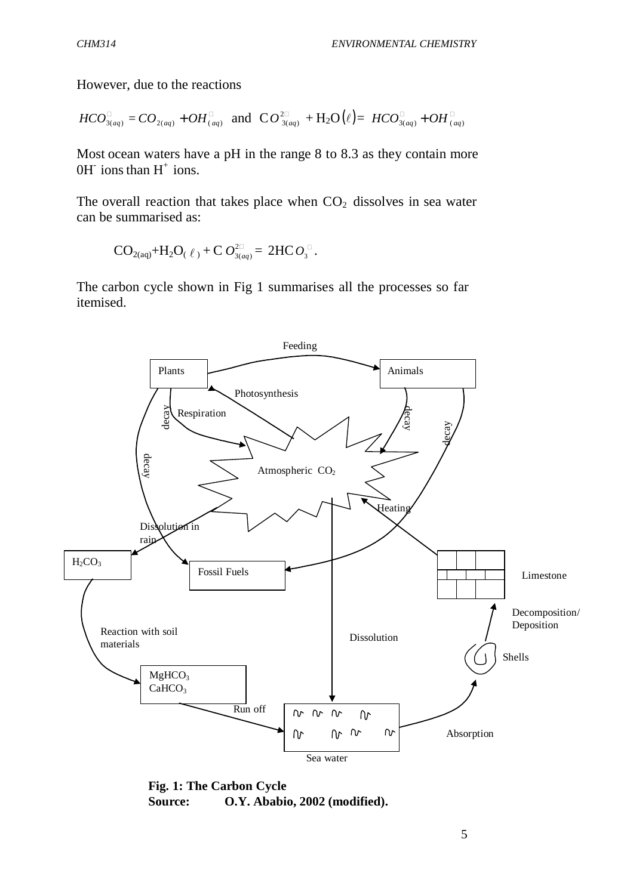However, due to the reactions

$$HCO^{-}_{3(aq)} = CO_{2(aq)} + OH^{-}_{(aq)} \text{ and } CO^{2-}_{3(aq)} + H_2O(\ell) = HCO^{-}_{3(aq)} + OH^{-}_{(aq)}$$

Most ocean waters have a pH in the range 8 to 8.3 as they contain more $0H^-$ ions than $H^+$ ions.

The overall reaction that takes place when $CO_2$ dissolves in sea water can be summarised as:

$$CO_{2(aq)} + H_2O_{(\ell)} + CO^{2-}_{3(aq)} = 2HCO^{-}_{3}.$$

The carbon cycle shown in Fig 1 summarises all the processes so far itemised.

Feeding

Plants | Animals

Photosynthesis | Respiration | decay | decay | decay | decay

Atmospheric $CO_2$

Heating

Dissolution in rain

$H_2CO_3$ | Fossil Fuels | Limestone

Decomposition/ Deposition

Reaction with soil materials | Dissolution | Shells

$MgHCO_3$
$CaHCO_3$

Run off | Sea water | Absorption

**Fig. 1: The Carbon Cycle**
**Source: O.Y. Ababio, 2002 (modified).**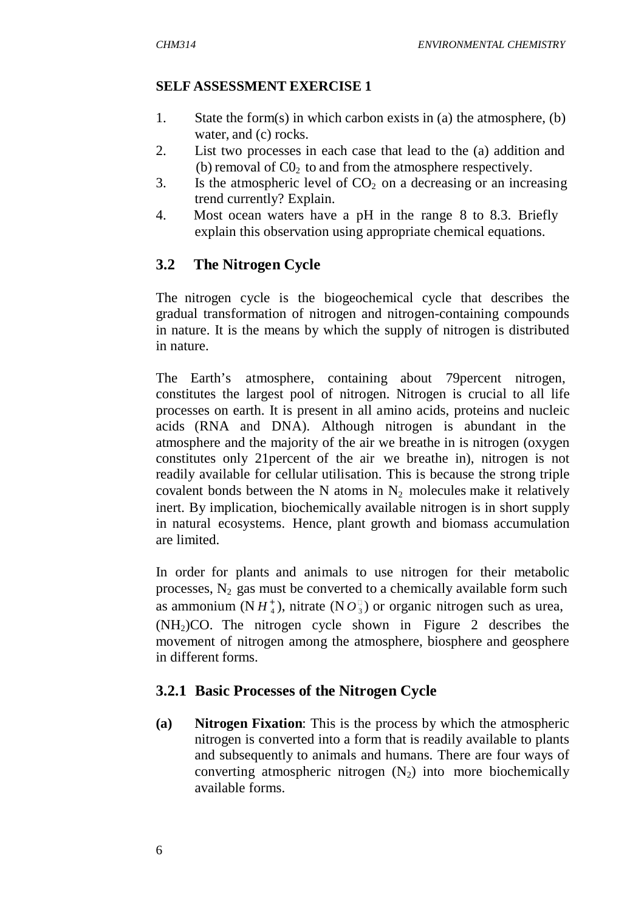**SELF ASSESSMENT EXERCISE 1**

1. State the form(s) in which carbon exists in (a) the atmosphere, (b) water, and (c) rocks.
2. List two processes in each case that lead to the (a) addition and (b) removal of $C0_2$ to and from the atmosphere respectively.
3. Is the atmospheric level of $CO_2$ on a decreasing or an increasing trend currently? Explain.
4. Most ocean waters have a pH in the range 8 to 8.3. Briefly explain this observation using appropriate chemical equations.

## 3.2 The Nitrogen Cycle

The nitrogen cycle is the biogeochemical cycle that describes the gradual transformation of nitrogen and nitrogen-containing compounds in nature. It is the means by which the supply of nitrogen is distributed in nature.

The Earth's atmosphere, containing about 79percent nitrogen, constitutes the largest pool of nitrogen. Nitrogen is crucial to all life processes on earth. It is present in all amino acids, proteins and nucleic acids (RNA and DNA). Although nitrogen is abundant in the atmosphere and the majority of the air we breathe in is nitrogen (oxygen constitutes only 21percent of the air we breathe in), nitrogen is not readily available for cellular utilisation. This is because the strong triple covalent bonds between the N atoms in $N_2$ molecules make it relatively inert. By implication, biochemically available nitrogen is in short supply in natural ecosystems. Hence, plant growth and biomass accumulation are limited.

In order for plants and animals to use nitrogen for their metabolic processes, $N_2$ gas must be converted to a chemically available form such as ammonium ($NH_4^+$), nitrate ($NO_3^-$) or organic nitrogen such as urea, $(NH_2)CO$. The nitrogen cycle shown in Figure 2 describes the movement of nitrogen among the atmosphere, biosphere and geosphere in different forms.

### 3.2.1 Basic Processes of the Nitrogen Cycle

**(a) Nitrogen Fixation**: This is the process by which the atmospheric nitrogen is converted into a form that is readily available to plants and subsequently to animals and humans. There are four ways of converting atmospheric nitrogen ($N_2$) into more biochemically available forms.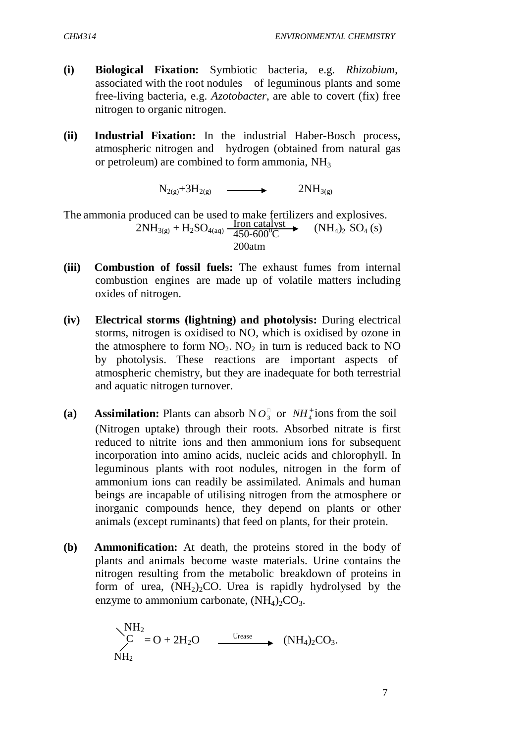**(i) Biological Fixation:** Symbiotic bacteria, e.g. *Rhizobium*, associated with the root nodules of leguminous plants and some free-living bacteria, e.g. *Azotobacter*, are able to covert (fix) free nitrogen to organic nitrogen.

**(ii) Industrial Fixation:** In the industrial Haber-Bosch process, atmospheric nitrogen and hydrogen (obtained from natural gas or petroleum) are combined to form ammonia, $NH_3$

$$N_{2(g)} + 3H_{2(g)} \longrightarrow 2NH_{3(g)}$$

The ammonia produced can be used to make fertilizers and explosives.

$$2NH_{3(g)} + H_2SO_{4(aq)} \xrightarrow[\text{450-600}^{o}\text{C, 200atm}]{\text{Iron catalyst}} (NH_4)_2SO_4\,(s)$$

**(iii) Combustion of fossil fuels:** The exhaust fumes from internal combustion engines are made up of volatile matters including oxides of nitrogen.

**(iv) Electrical storms (lightning) and photolysis:** During electrical storms, nitrogen is oxidised to NO, which is oxidised by ozone in the atmosphere to form $NO_2$. $NO_2$ in turn is reduced back to NO by photolysis. These reactions are important aspects of atmospheric chemistry, but they are inadequate for both terrestrial and aquatic nitrogen turnover.

**(a) Assimilation:** Plants can absorb $NO_3^-$ or $NH_4^+$ ions from the soil (Nitrogen uptake) through their roots. Absorbed nitrate is first reduced to nitrite ions and then ammonium ions for subsequent incorporation into amino acids, nucleic acids and chlorophyll. In leguminous plants with root nodules, nitrogen in the form of ammonium ions can readily be assimilated. Animals and human beings are incapable of utilising nitrogen from the atmosphere or inorganic compounds hence, they depend on plants or other animals (except ruminants) that feed on plants, for their protein.

**(b) Ammonification:** At death, the proteins stored in the body of plants and animals become waste materials. Urine contains the nitrogen resulting from the metabolic breakdown of proteins in form of urea, $(NH_2)_2CO$. Urea is rapidly hydrolysed by the enzyme to ammonium carbonate, $(NH_4)_2CO_3$.

$$(NH_2)_2C{=}O + 2H_2O \xrightarrow{\text{Urease}} (NH_4)_2CO_3.$$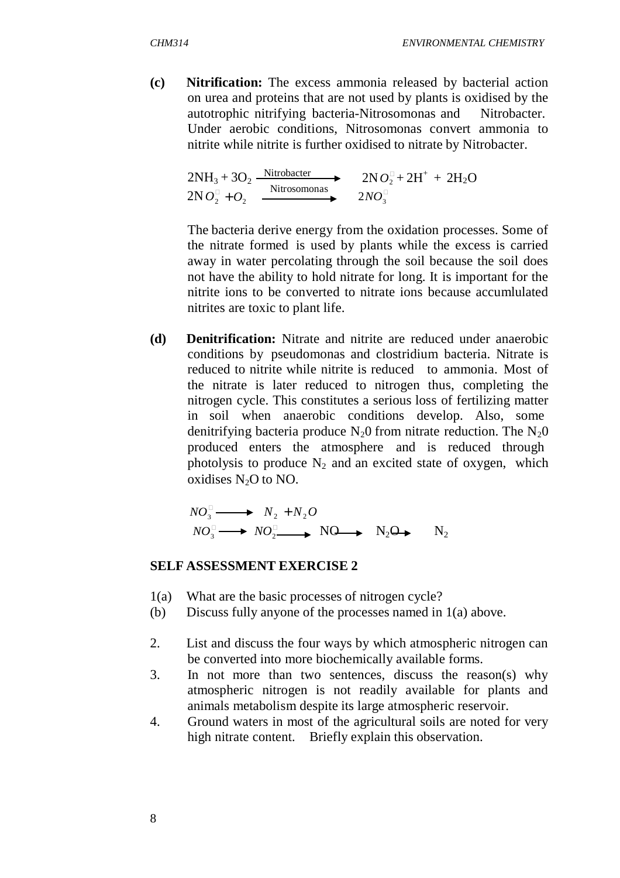**(c) Nitrification:** The excess ammonia released by bacterial action on urea and proteins that are not used by plants is oxidised by the autotrophic nitrifying bacteria-Nitrosomonas and Nitrobacter. Under aerobic conditions, Nitrosomonas convert ammonia to nitrite while nitrite is further oxidised to nitrate by Nitrobacter.

$$2NH_3 + 3O_2 \xrightarrow{\text{Nitrobacter}} 2NO_2^- + 2H^+ + 2H_2O$$
$$2NO_2^- + O_2 \xrightarrow{\text{Nitrosomonas}} 2NO_3^-$$

The bacteria derive energy from the oxidation processes. Some of the nitrate formed is used by plants while the excess is carried away in water percolating through the soil because the soil does not have the ability to hold nitrate for long. It is important for the nitrite ions to be converted to nitrate ions because accumlulated nitrites are toxic to plant life.

**(d) Denitrification:** Nitrate and nitrite are reduced under anaerobic conditions by pseudomonas and clostridium bacteria. Nitrate is reduced to nitrite while nitrite is reduced to ammonia. Most of the nitrate is later reduced to nitrogen thus, completing the nitrogen cycle. This constitutes a serious loss of fertilizing matter in soil when anaerobic conditions develop. Also, some denitrifying bacteria produce $N_20$ from nitrate reduction. The $N_20$ produced enters the atmosphere and is reduced through photolysis to produce $N_2$ and an excited state of oxygen, which oxidises $N_2O$ to NO.

$$NO_3^- \longrightarrow N_2 + N_2O$$
$$NO_3^- \longrightarrow NO_2^- \longrightarrow NO \longrightarrow N_2O \longrightarrow N_2$$

**SELF ASSESSMENT EXERCISE 2**

1(a) What are the basic processes of nitrogen cycle?

(b) Discuss fully anyone of the processes named in 1(a) above.

2. List and discuss the four ways by which atmospheric nitrogen can be converted into more biochemically available forms.

3. In not more than two sentences, discuss the reason(s) why atmospheric nitrogen is not readily available for plants and animals metabolism despite its large atmospheric reservoir.

4. Ground waters in most of the agricultural soils are noted for very high nitrate content. Briefly explain this observation.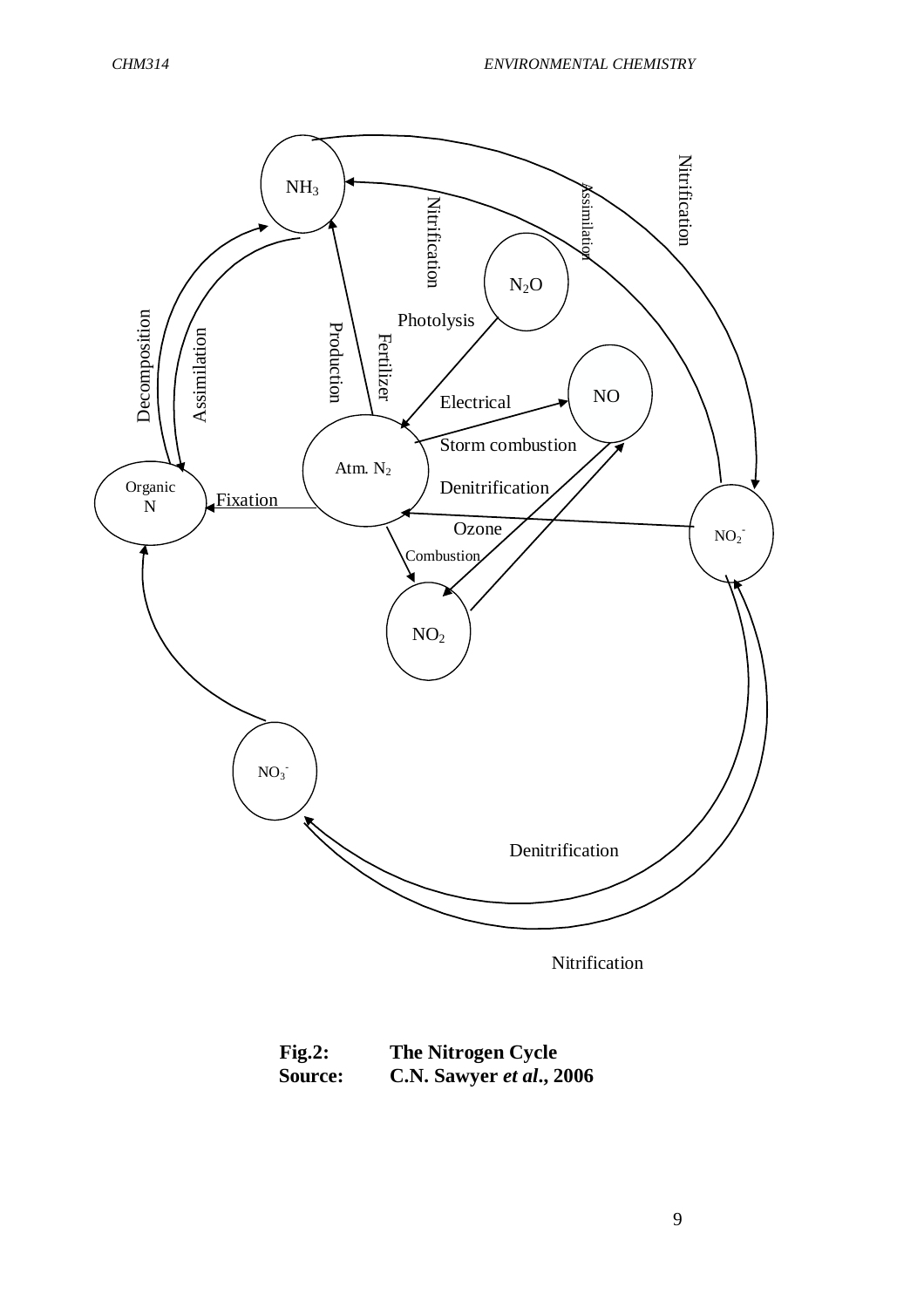**Fig.2: The Nitrogen Cycle**

**Source: C.N. Sawyer *et al*., 2006**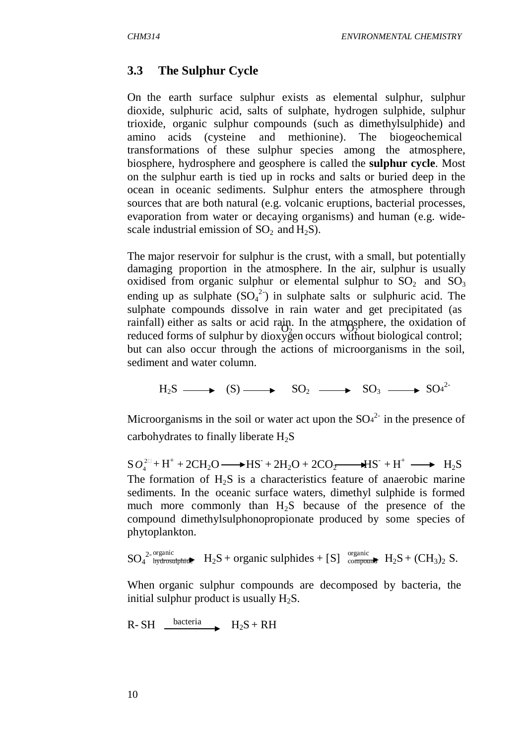## 3.3 The Sulphur Cycle

On the earth surface sulphur exists as elemental sulphur, sulphur dioxide, sulphuric acid, salts of sulphate, hydrogen sulphide, sulphur trioxide, organic sulphur compounds (such as dimethylsulphide) and amino acids (cysteine and methionine). The biogeochemical transformations of these sulphur species among the atmosphere, biosphere, hydrosphere and geosphere is called the **sulphur cycle**. Most on the sulphur earth is tied up in rocks and salts or buried deep in the ocean in oceanic sediments. Sulphur enters the atmosphere through sources that are both natural (e.g. volcanic eruptions, bacterial processes, evaporation from water or decaying organisms) and human (e.g. wide-scale industrial emission of $SO_2$ and $H_2S$).

The major reservoir for sulphur is the crust, with a small, but potentially damaging proportion in the atmosphere. In the air, sulphur is usually oxidised from organic sulphur or elemental sulphur to $SO_2$ and $SO_3$ ending up as sulphate ($SO_4^{2-}$) in sulphate salts or sulphuric acid. The sulphate compounds dissolve in rain water and get precipitated (as rainfall) either as salts or acid rain. In the atmosphere, the oxidation of reduced forms of sulphur by dioxygen occurs without biological control; but can also occur through the actions of microorganisms in the soil, sediment and water column.

$$H_2S \xrightarrow{O_2} (S) \xrightarrow{O_2} SO_2 \longrightarrow SO_3 \longrightarrow SO_4^{2-}$$

Microorganisms in the soil or water act upon the $SO_4^{2-}$ in the presence of carbohydrates to finally liberate $H_2S$

$$SO_4^{2-} + H^+ + 2CH_2O \longrightarrow HS^- + 2H_2O + 2CO_2 \longrightarrow HS^- + H^+ \longrightarrow H_2S$$

The formation of $H_2S$ is a characteristics feature of anaerobic marine sediments. In the oceanic surface waters, dimethyl sulphide is formed much more commonly than $H_2S$ because of the presence of the compound dimethylsulphonopropionate produced by some species of phytoplankton.

$$SO_4^{2-} \xrightarrow{\text{organic hydrosulphide}} H_2S + \text{organic sulphides} + [S] \xrightarrow{\text{organic compound}} H_2S + (CH_3)_2S.$$

When organic sulphur compounds are decomposed by bacteria, the initial sulphur product is usually $H_2S$.

$$R\text{-}SH \xrightarrow{\text{bacteria}} H_2S + RH$$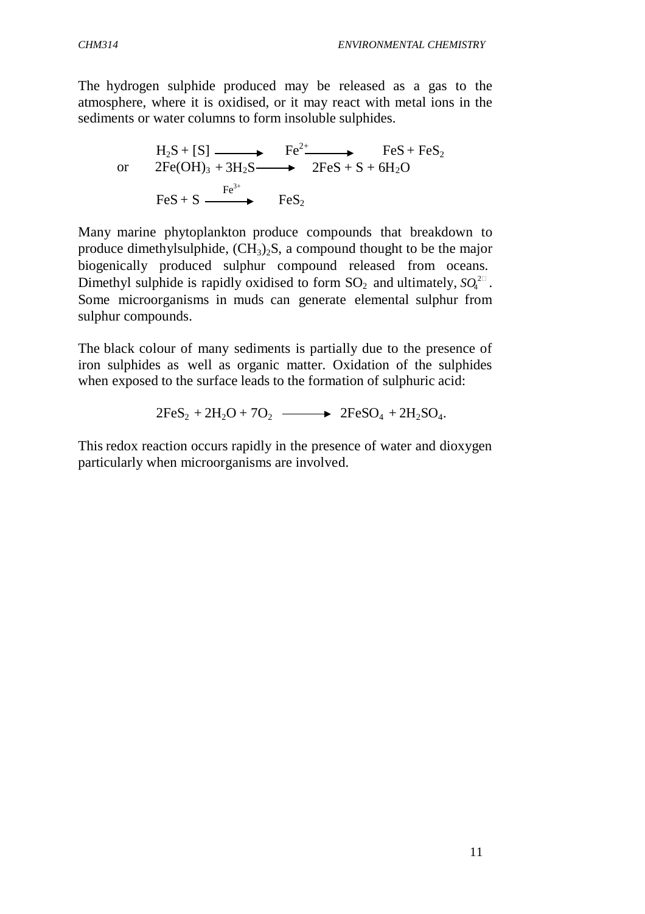The hydrogen sulphide produced may be released as a gas to the atmosphere, where it is oxidised, or it may react with metal ions in the sediments or water columns to form insoluble sulphides.

$$H_2S + [S] \longrightarrow Fe^{2+} \longrightarrow FeS + FeS_2$$

or

$$2Fe(OH)_3 + 3H_2S \longrightarrow 2FeS + S + 6H_2O$$

$$FeS + S \xrightarrow{Fe^{3+}} FeS_2$$

Many marine phytoplankton produce compounds that breakdown to produce dimethylsulphide, $(CH_3)_2S$, a compound thought to be the major biogenically produced sulphur compound released from oceans. Dimethyl sulphide is rapidly oxidised to form $SO_2$ and ultimately, $SO_4^{2-}$. Some microorganisms in muds can generate elemental sulphur from sulphur compounds.

The black colour of many sediments is partially due to the presence of iron sulphides as well as organic matter. Oxidation of the sulphides when exposed to the surface leads to the formation of sulphuric acid:

$$2FeS_2 + 2H_2O + 7O_2 \longrightarrow 2FeSO_4 + 2H_2SO_4.$$

This redox reaction occurs rapidly in the presence of water and dioxygen particularly when microorganisms are involved.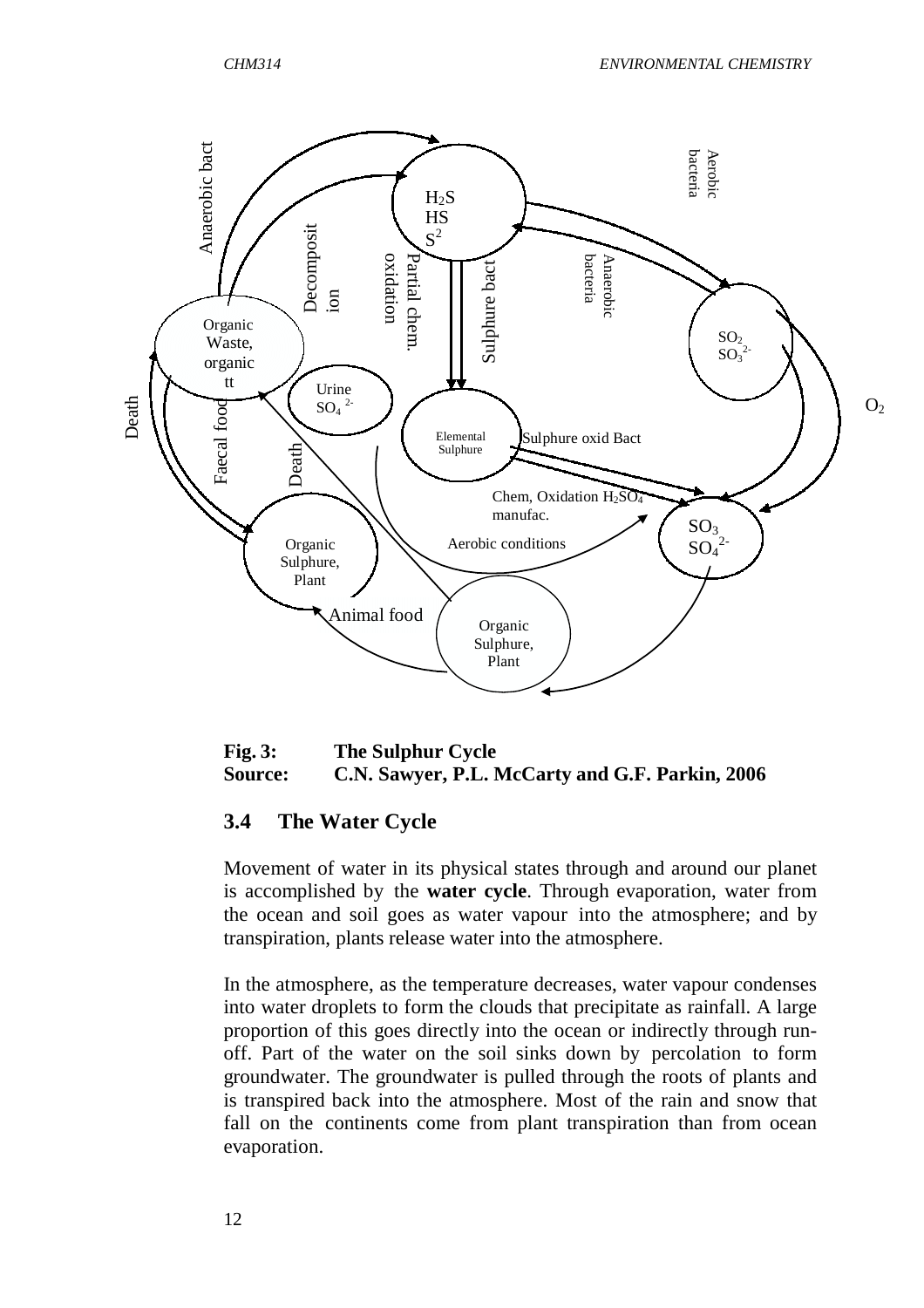**Fig. 3: The Sulphur Cycle**
**Source: C.N. Sawyer, P.L. McCarty and G.F. Parkin, 2006**

## 3.4 The Water Cycle

Movement of water in its physical states through and around our planet is accomplished by the **water cycle**. Through evaporation, water from the ocean and soil goes as water vapour into the atmosphere; and by transpiration, plants release water into the atmosphere.

In the atmosphere, as the temperature decreases, water vapour condenses into water droplets to form the clouds that precipitate as rainfall. A large proportion of this goes directly into the ocean or indirectly through run-off. Part of the water on the soil sinks down by percolation to form groundwater. The groundwater is pulled through the roots of plants and is transpired back into the atmosphere. Most of the rain and snow that fall on the continents come from plant transpiration than from ocean evaporation.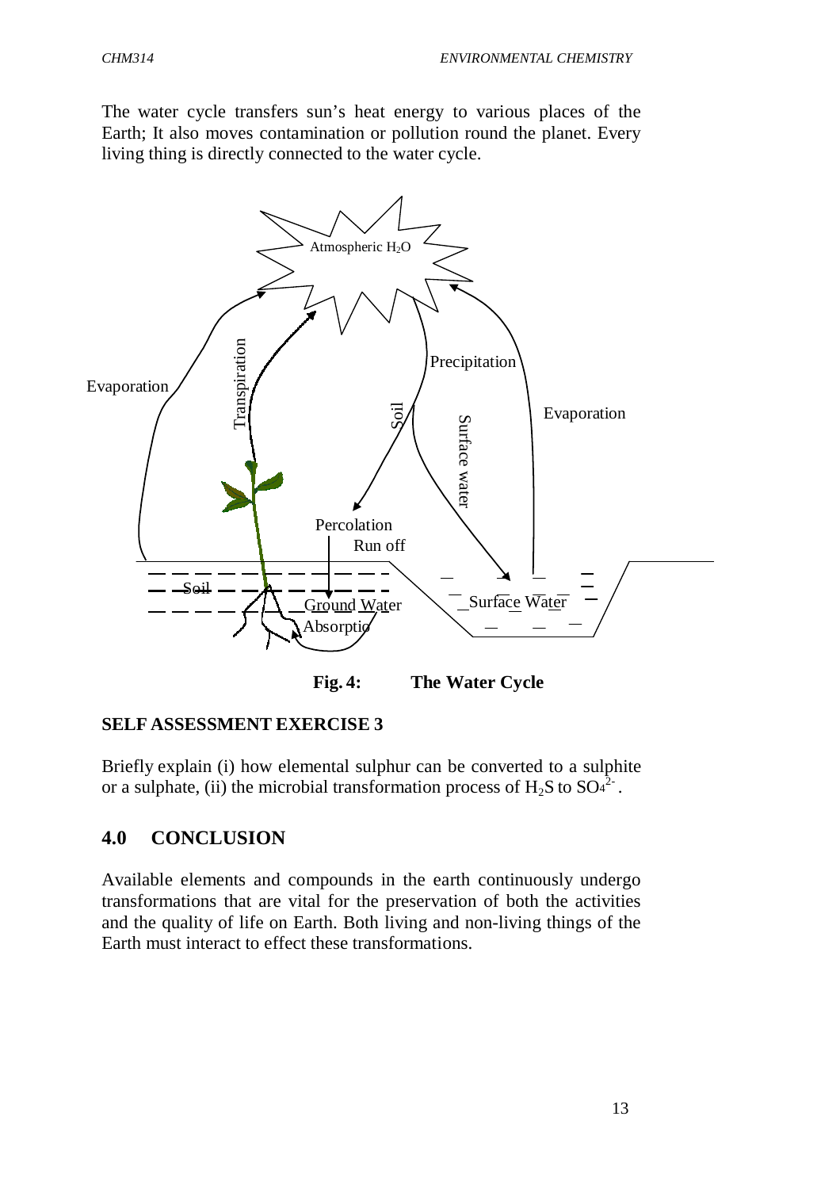The water cycle transfers sun's heat energy to various places of the Earth; It also moves contamination or pollution round the planet. Every living thing is directly connected to the water cycle.

**Fig. 4: The Water Cycle**

**SELF ASSESSMENT EXERCISE 3**

Briefly explain (i) how elemental sulphur can be converted to a sulphite or a sulphate, (ii) the microbial transformation process of $H_2S$ to $SO_4^{2-}$.

## 4.0 CONCLUSION

Available elements and compounds in the earth continuously undergo transformations that are vital for the preservation of both the activities and the quality of life on Earth. Both living and non-living things of the Earth must interact to effect these transformations.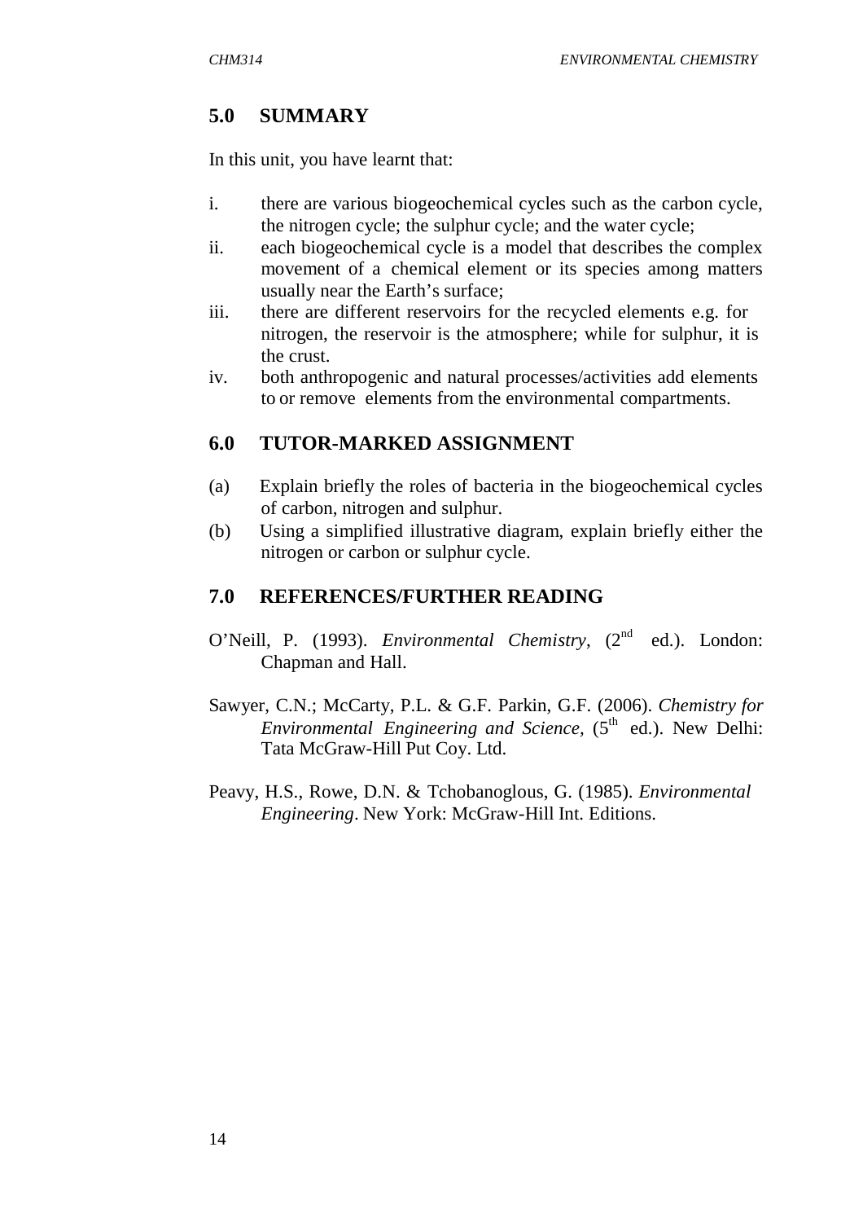## 5.0 SUMMARY

In this unit, you have learnt that:

i. there are various biogeochemical cycles such as the carbon cycle, the nitrogen cycle; the sulphur cycle; and the water cycle;
ii. each biogeochemical cycle is a model that describes the complex movement of a chemical element or its species among matters usually near the Earth's surface;
iii. there are different reservoirs for the recycled elements e.g. for nitrogen, the reservoir is the atmosphere; while for sulphur, it is the crust.
iv. both anthropogenic and natural processes/activities add elements to or remove elements from the environmental compartments.

## 6.0 TUTOR-MARKED ASSIGNMENT

(a) Explain briefly the roles of bacteria in the biogeochemical cycles of carbon, nitrogen and sulphur.
(b) Using a simplified illustrative diagram, explain briefly either the nitrogen or carbon or sulphur cycle.

## 7.0 REFERENCES/FURTHER READING

O'Neill, P. (1993). *Environmental Chemistry*, (2nd ed.). London: Chapman and Hall.

Sawyer, C.N.; McCarty, P.L. & G.F. Parkin, G.F. (2006). *Chemistry for Environmental Engineering and Science*, (5th ed.). New Delhi: Tata McGraw-Hill Put Coy. Ltd.

Peavy, H.S., Rowe, D.N. & Tchobanoglous, G. (1985). *Environmental Engineering*. New York: McGraw-Hill Int. Editions.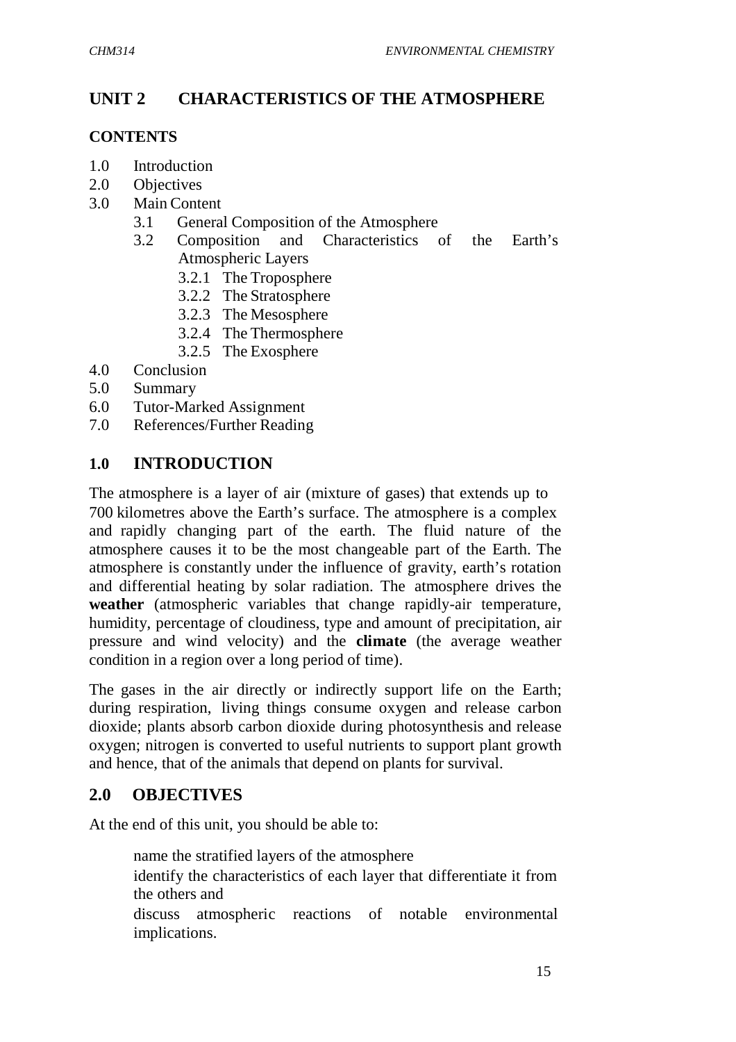## UNIT 2 CHARACTERISTICS OF THE ATMOSPHERE

### CONTENTS

- 1.0 Introduction
- 2.0 Objectives
- 3.0 Main Content
  - 3.1 General Composition of the Atmosphere
  - 3.2 Composition and Characteristics of the Earth's Atmospheric Layers
    - 3.2.1 The Troposphere
    - 3.2.2 The Stratosphere
    - 3.2.3 The Mesosphere
    - 3.2.4 The Thermosphere
    - 3.2.5 The Exosphere
- 4.0 Conclusion
- 5.0 Summary
- 6.0 Tutor-Marked Assignment
- 7.0 References/Further Reading

## 1.0 INTRODUCTION

The atmosphere is a layer of air (mixture of gases) that extends up to 700 kilometres above the Earth's surface. The atmosphere is a complex and rapidly changing part of the earth. The fluid nature of the atmosphere causes it to be the most changeable part of the Earth. The atmosphere is constantly under the influence of gravity, earth's rotation and differential heating by solar radiation. The atmosphere drives the **weather** (atmospheric variables that change rapidly-air temperature, humidity, percentage of cloudiness, type and amount of precipitation, air pressure and wind velocity) and the **climate** (the average weather condition in a region over a long period of time).

The gases in the air directly or indirectly support life on the Earth; during respiration, living things consume oxygen and release carbon dioxide; plants absorb carbon dioxide during photosynthesis and release oxygen; nitrogen is converted to useful nutrients to support plant growth and hence, that of the animals that depend on plants for survival.

## 2.0 OBJECTIVES

At the end of this unit, you should be able to:

- name the stratified layers of the atmosphere
- identify the characteristics of each layer that differentiate it from the others and
- discuss atmospheric reactions of notable environmental implications.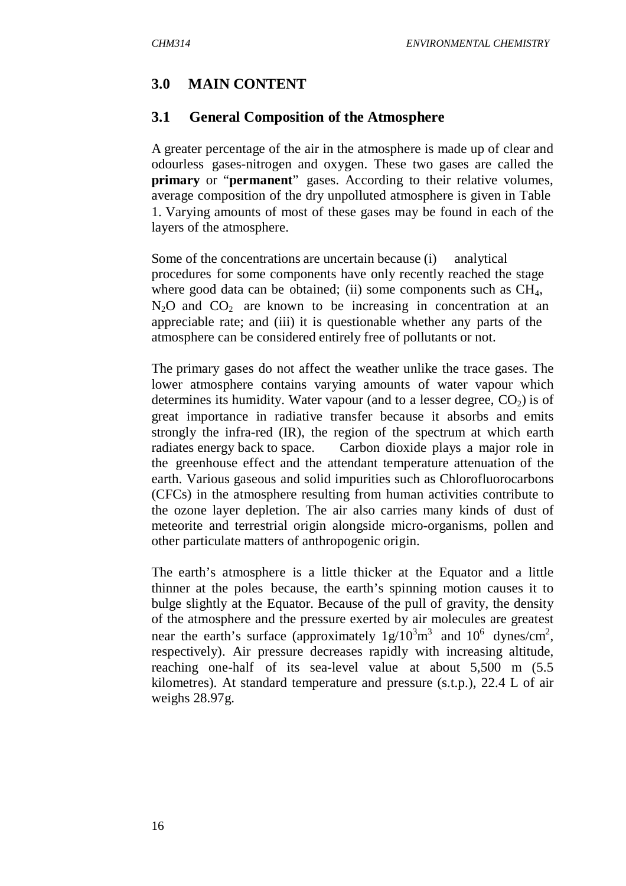## 3.0 MAIN CONTENT

### 3.1 General Composition of the Atmosphere

A greater percentage of the air in the atmosphere is made up of clear and odourless gases-nitrogen and oxygen. These two gases are called the **primary** or "**permanent**" gases. According to their relative volumes, average composition of the dry unpolluted atmosphere is given in Table 1. Varying amounts of most of these gases may be found in each of the layers of the atmosphere.

Some of the concentrations are uncertain because (i) analytical procedures for some components have only recently reached the stage where good data can be obtained; (ii) some components such as $CH_4$, $N_2O$ and $CO_2$ are known to be increasing in concentration at an appreciable rate; and (iii) it is questionable whether any parts of the atmosphere can be considered entirely free of pollutants or not.

The primary gases do not affect the weather unlike the trace gases. The lower atmosphere contains varying amounts of water vapour which determines its humidity. Water vapour (and to a lesser degree, $CO_2$) is of great importance in radiative transfer because it absorbs and emits strongly the infra-red (IR), the region of the spectrum at which earth radiates energy back to space. Carbon dioxide plays a major role in the greenhouse effect and the attendant temperature attenuation of the earth. Various gaseous and solid impurities such as Chlorofluorocarbons (CFCs) in the atmosphere resulting from human activities contribute to the ozone layer depletion. The air also carries many kinds of dust of meteorite and terrestrial origin alongside micro-organisms, pollen and other particulate matters of anthropogenic origin.

The earth's atmosphere is a little thicker at the Equator and a little thinner at the poles because, the earth's spinning motion causes it to bulge slightly at the Equator. Because of the pull of gravity, the density of the atmosphere and the pressure exerted by air molecules are greatest near the earth's surface (approximately $1g/10^3m^3$ and $10^6$ dynes/$cm^2$, respectively). Air pressure decreases rapidly with increasing altitude, reaching one-half of its sea-level value at about 5,500 m (5.5 kilometres). At standard temperature and pressure (s.t.p.), 22.4 L of air weighs 28.97g.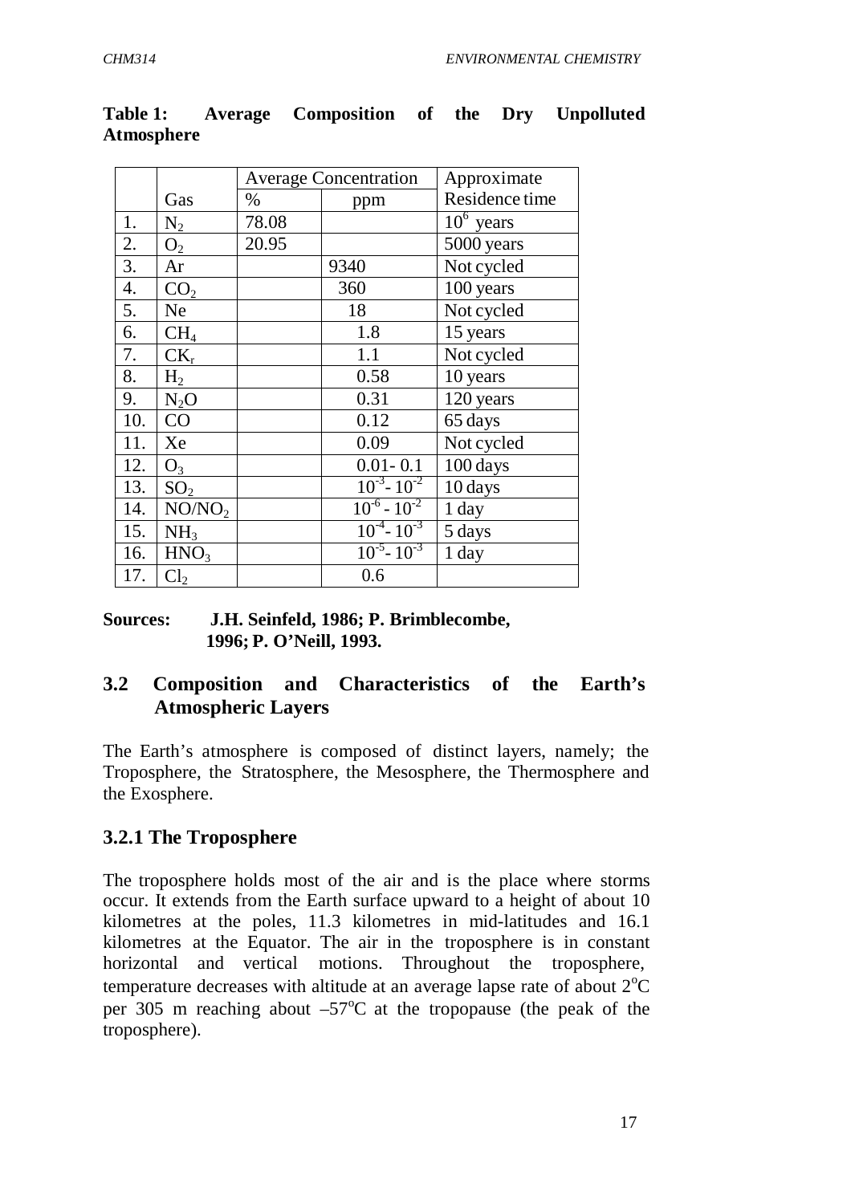**Table 1: Average Composition of the Dry Unpolluted Atmosphere**

| | Gas | Average Concentration | | Approximate Residence time |
|---|---|---|---|---|
| | | % | ppm | |
| 1. | $N_2$ | 78.08 | | $10^6$ years |
| 2. | $O_2$ | 20.95 | | 5000 years |
| 3. | Ar | | 9340 | Not cycled |
| 4. | $CO_2$ | | 360 | 100 years |
| 5. | Ne | | 18 | Not cycled |
| 6. | $CH_4$ | | 1.8 | 15 years |
| 7. | $CK_r$ | | 1.1 | Not cycled |
| 8. | $H_2$ | | 0.58 | 10 years |
| 9. | $N_2O$ | | 0.31 | 120 years |
| 10. | CO | | 0.12 | 65 days |
| 11. | Xe | | 0.09 | Not cycled |
| 12. | $O_3$ | | 0.01- 0.1 | 100 days |
| 13. | $SO_2$ | | $10^{-3}$- $10^{-2}$ | 10 days |
| 14. | $NO/NO_2$ | | $10^{-6}$ - $10^{-2}$ | 1 day |
| 15. | $NH_3$ | | $10^{-4}$- $10^{-3}$ | 5 days |
| 16. | $HNO_3$ | | $10^{-5}$- $10^{-3}$ | 1 day |
| 17. | $Cl_2$ | | 0.6 | |

**Sources: J.H. Seinfeld, 1986; P. Brimblecombe, 1996; P. O'Neill, 1993.**

## 3.2 Composition and Characteristics of the Earth's Atmospheric Layers

The Earth's atmosphere is composed of distinct layers, namely; the Troposphere, the Stratosphere, the Mesosphere, the Thermosphere and the Exosphere.

### 3.2.1 The Troposphere

The troposphere holds most of the air and is the place where storms occur. It extends from the Earth surface upward to a height of about 10 kilometres at the poles, 11.3 kilometres in mid-latitudes and 16.1 kilometres at the Equator. The air in the troposphere is in constant horizontal and vertical motions. Throughout the troposphere, temperature decreases with altitude at an average lapse rate of about 2°C per 305 m reaching about –57°C at the tropopause (the peak of the troposphere).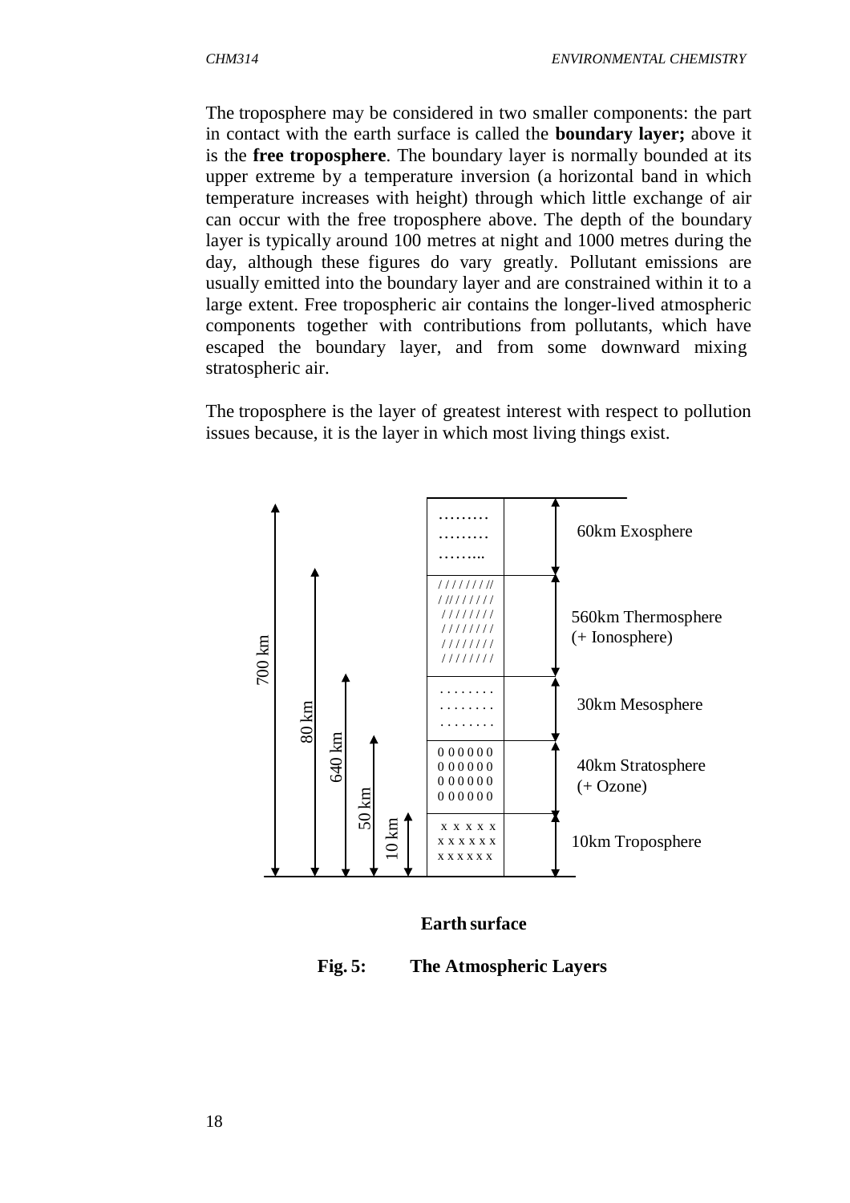The troposphere may be considered in two smaller components: the part in contact with the earth surface is called the **boundary layer;** above it is the **free troposphere**. The boundary layer is normally bounded at its upper extreme by a temperature inversion (a horizontal band in which temperature increases with height) through which little exchange of air can occur with the free troposphere above. The depth of the boundary layer is typically around 100 metres at night and 1000 metres during the day, although these figures do vary greatly. Pollutant emissions are usually emitted into the boundary layer and are constrained within it to a large extent. Free tropospheric air contains the longer-lived atmospheric components together with contributions from pollutants, which have escaped the boundary layer, and from some downward mixing stratospheric air.

The troposphere is the layer of greatest interest with respect to pollution issues because, it is the layer in which most living things exist.

| Height from Earth surface | Layer |
| --- | --- |
| 700 km | 60km Exosphere |
| 640 km | 560km Thermosphere (+ Ionosphere) |
| 80 km | 30km Mesosphere |
| 50 km | 40km Stratosphere (+ Ozone) |
| 10 km | 10km Troposphere |

**Earth surface**

**Fig. 5: The Atmospheric Layers**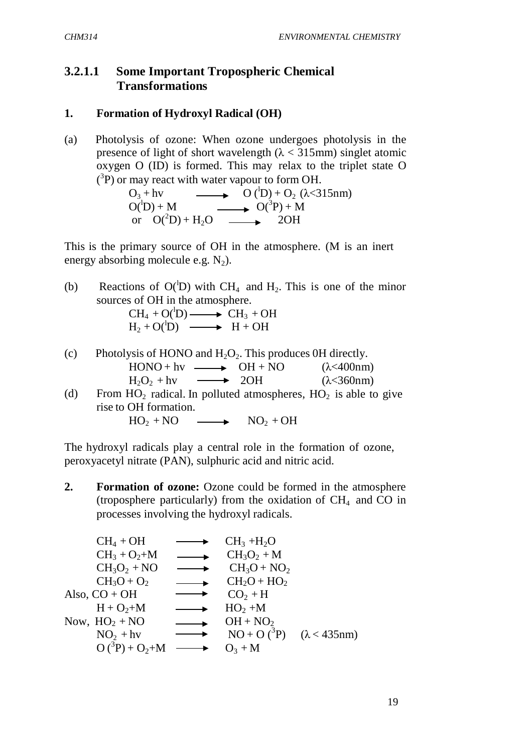### 3.2.1.1 Some Important Tropospheric Chemical Transformations

#### 1. Formation of Hydroxyl Radical (OH)

(a) Photolysis of ozone: When ozone undergoes photolysis in the presence of light of short wavelength (λ < 315mm) singlet atomic oxygen O (ID) is formed. This may relax to the triplet state O ($^3$P) or may react with water vapour to form OH.

$$O_3 + h\nu \longrightarrow O(^1D) + O_2 \ (\lambda<315nm)$$
$$O(^1D) + M \longrightarrow O(^3P) + M$$
$$\text{or} \quad O(^2D) + H_2O \longrightarrow 2OH$$

This is the primary source of OH in the atmosphere. (M is an inert energy absorbing molecule e.g. $N_2$).

(b) Reactions of O($^l$D) with $CH_4$ and $H_2$. This is one of the minor sources of OH in the atmosphere.

$$CH_4 + O(^1D) \longrightarrow CH_3 + OH$$
$$H_2 + O(^1D) \longrightarrow H + OH$$

(c) Photolysis of HONO and $H_2O_2$. This produces 0H directly.

$$HONO + h\nu \longrightarrow OH + NO \quad (\lambda<400nm)$$
$$H_2O_2 + h\nu \longrightarrow 2OH \quad (\lambda<360nm)$$

(d) From $HO_2$ radical. In polluted atmospheres, $HO_2$ is able to give rise to OH formation.

$$HO_2 + NO \longrightarrow NO_2 + OH$$

The hydroxyl radicals play a central role in the formation of ozone, peroxyacetyl nitrate (PAN), sulphuric acid and nitric acid.

**2. Formation of ozone:** Ozone could be formed in the atmosphere (troposphere particularly) from the oxidation of $CH_4$ and CO in processes involving the hydroxyl radicals.

$$CH_4 + OH \longrightarrow CH_3 + H_2O$$
$$CH_3 + O_2 + M \longrightarrow CH_3O_2 + M$$
$$CH_3O_2 + NO \longrightarrow CH_3O + NO_2$$
$$CH_3O + O_2 \longrightarrow CH_2O + HO_2$$

Also, $CO + OH \longrightarrow CO_2 + H$

$$H + O_2 + M \longrightarrow HO_2 + M$$

Now, $HO_2 + NO \longrightarrow OH + NO_2$

$$NO_2 + h\nu \longrightarrow NO + O(^3P) \quad (\lambda < 435nm)$$
$$O(^3P) + O_2 + M \longrightarrow O_3 + M$$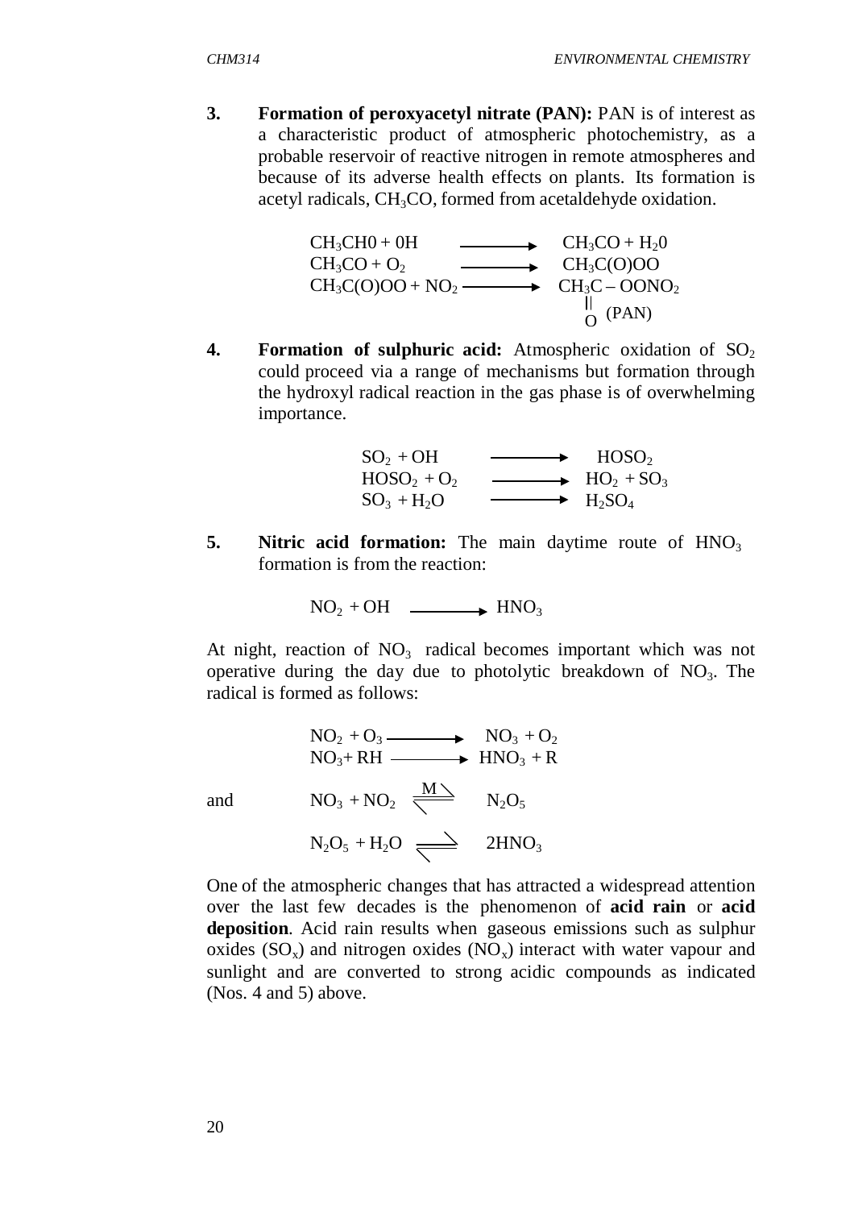3. **Formation of peroxyacetyl nitrate (PAN):** PAN is of interest as a characteristic product of atmospheric photochemistry, as a probable reservoir of reactive nitrogen in remote atmospheres and because of its adverse health effects on plants. Its formation is acetyl radicals, $CH_3CO$, formed from acetaldehyde oxidation.

$$CH_3CH0 + 0H \longrightarrow CH_3CO + H_20$$
$$CH_3CO + O_2 \longrightarrow CH_3C(O)OO$$
$$CH_3C(O)OO + NO_2 \longrightarrow CH_3\underset{\underset{O}{\|}}{C} - OONO_2 \text{ (PAN)}$$

4. **Formation of sulphuric acid:** Atmospheric oxidation of $SO_2$ could proceed via a range of mechanisms but formation through the hydroxyl radical reaction in the gas phase is of overwhelming importance.

$$SO_2 + OH \longrightarrow HOSO_2$$
$$HOSO_2 + O_2 \longrightarrow HO_2 + SO_3$$
$$SO_3 + H_2O \longrightarrow H_2SO_4$$

5. **Nitric acid formation:** The main daytime route of $HNO_3$ formation is from the reaction:

$$NO_2 + OH \longrightarrow HNO_3$$

At night, reaction of $NO_3$ radical becomes important which was not operative during the day due to photolytic breakdown of $NO_3$. The radical is formed as follows:

$$NO_2 + O_3 \longrightarrow NO_3 + O_2$$
$$NO_3 + RH \longrightarrow HNO_3 + R$$

and

$$NO_3 + NO_2 \overset{M}{\rightleftharpoons} N_2O_5$$
$$N_2O_5 + H_2O \rightleftharpoons 2HNO_3$$

One of the atmospheric changes that has attracted a widespread attention over the last few decades is the phenomenon of **acid rain** or **acid deposition**. Acid rain results when gaseous emissions such as sulphur oxides ($SO_x$) and nitrogen oxides ($NO_x$) interact with water vapour and sunlight and are converted to strong acidic compounds as indicated (Nos. 4 and 5) above.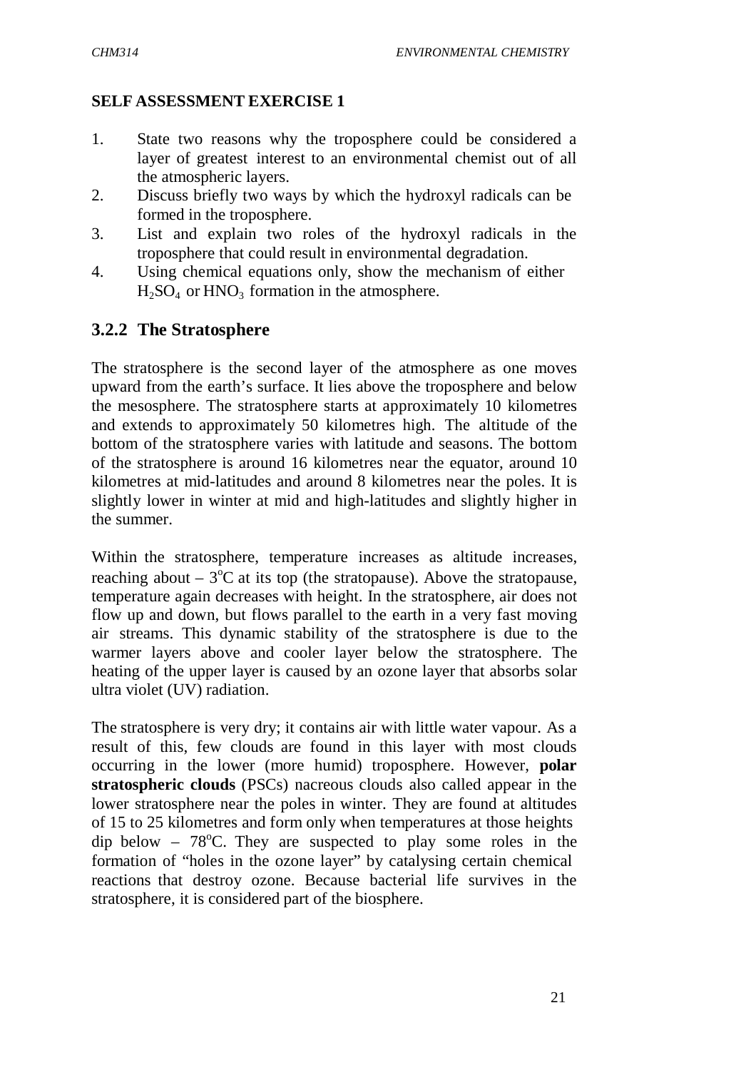**SELF ASSESSMENT EXERCISE 1**

1. State two reasons why the troposphere could be considered a layer of greatest interest to an environmental chemist out of all the atmospheric layers.
2. Discuss briefly two ways by which the hydroxyl radicals can be formed in the troposphere.
3. List and explain two roles of the hydroxyl radicals in the troposphere that could result in environmental degradation.
4. Using chemical equations only, show the mechanism of either $H_2SO_4$ or $HNO_3$ formation in the atmosphere.

### 3.2.2 The Stratosphere

The stratosphere is the second layer of the atmosphere as one moves upward from the earth's surface. It lies above the troposphere and below the mesosphere. The stratosphere starts at approximately 10 kilometres and extends to approximately 50 kilometres high. The altitude of the bottom of the stratosphere varies with latitude and seasons. The bottom of the stratosphere is around 16 kilometres near the equator, around 10 kilometres at mid-latitudes and around 8 kilometres near the poles. It is slightly lower in winter at mid and high-latitudes and slightly higher in the summer.

Within the stratosphere, temperature increases as altitude increases, reaching about – $3^oC$ at its top (the stratopause). Above the stratopause, temperature again decreases with height. In the stratosphere, air does not flow up and down, but flows parallel to the earth in a very fast moving air streams. This dynamic stability of the stratosphere is due to the warmer layers above and cooler layer below the stratosphere. The heating of the upper layer is caused by an ozone layer that absorbs solar ultra violet (UV) radiation.

The stratosphere is very dry; it contains air with little water vapour. As a result of this, few clouds are found in this layer with most clouds occurring in the lower (more humid) troposphere. However, **polar stratospheric clouds** (PSCs) nacreous clouds also called appear in the lower stratosphere near the poles in winter. They are found at altitudes of 15 to 25 kilometres and form only when temperatures at those heights dip below – $78^oC$. They are suspected to play some roles in the formation of "holes in the ozone layer" by catalysing certain chemical reactions that destroy ozone. Because bacterial life survives in the stratosphere, it is considered part of the biosphere.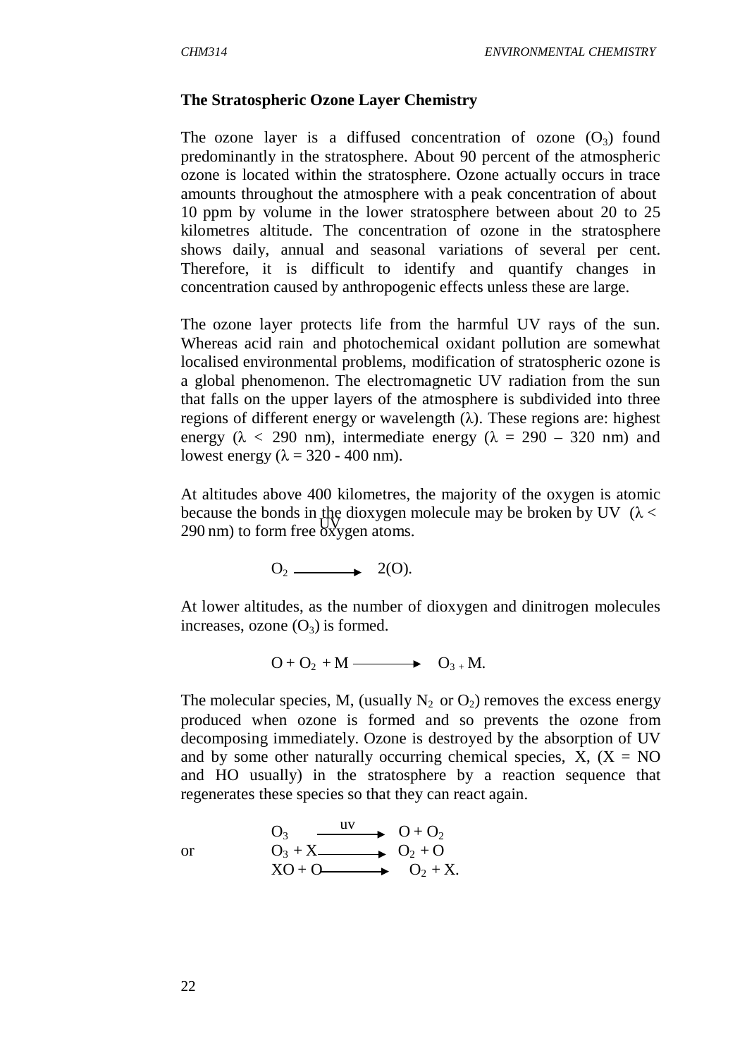## The Stratospheric Ozone Layer Chemistry

The ozone layer is a diffused concentration of ozone ($O_3$) found predominantly in the stratosphere. About 90 percent of the atmospheric ozone is located within the stratosphere. Ozone actually occurs in trace amounts throughout the atmosphere with a peak concentration of about 10 ppm by volume in the lower stratosphere between about 20 to 25 kilometres altitude. The concentration of ozone in the stratosphere shows daily, annual and seasonal variations of several per cent. Therefore, it is difficult to identify and quantify changes in concentration caused by anthropogenic effects unless these are large.

The ozone layer protects life from the harmful UV rays of the sun. Whereas acid rain and photochemical oxidant pollution are somewhat localised environmental problems, modification of stratospheric ozone is a global phenomenon. The electromagnetic UV radiation from the sun that falls on the upper layers of the atmosphere is subdivided into three regions of different energy or wavelength ($\lambda$). These regions are: highest energy ($\lambda$ < 290 nm), intermediate energy ($\lambda$ = 290 – 320 nm) and lowest energy ($\lambda$ = 320 - 400 nm).

At altitudes above 400 kilometres, the majority of the oxygen is atomic because the bonds in the dioxygen molecule may be broken by UV ($\lambda$ < 290 nm) to form free oxygen atoms.

$$O_2 \xrightarrow{UV} 2(O).$$

At lower altitudes, as the number of dioxygen and dinitrogen molecules increases, ozone ($O_3$) is formed.

$$O + O_2 + M \longrightarrow O_3 + M.$$

The molecular species, M, (usually $N_2$ or $O_2$) removes the excess energy produced when ozone is formed and so prevents the ozone from decomposing immediately. Ozone is destroyed by the absorption of UV and by some other naturally occurring chemical species, X, (X = NO and HO usually) in the stratosphere by a reaction sequence that regenerates these species so that they can react again.

$$O_3 \xrightarrow{uv} O + O_2$$

or

$$O_3 + X \longrightarrow O_2 + O$$

$$XO + O \longrightarrow O_2 + X.$$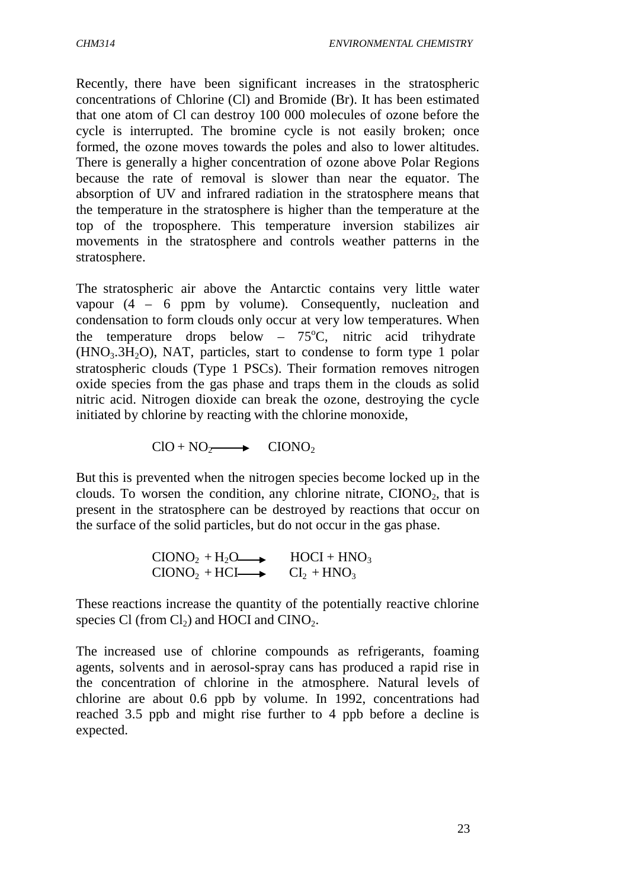Recently, there have been significant increases in the stratospheric concentrations of Chlorine (Cl) and Bromide (Br). It has been estimated that one atom of Cl can destroy 100 000 molecules of ozone before the cycle is interrupted. The bromine cycle is not easily broken; once formed, the ozone moves towards the poles and also to lower altitudes. There is generally a higher concentration of ozone above Polar Regions because the rate of removal is slower than near the equator. The absorption of UV and infrared radiation in the stratosphere means that the temperature in the stratosphere is higher than the temperature at the top of the troposphere. This temperature inversion stabilizes air movements in the stratosphere and controls weather patterns in the stratosphere.

The stratospheric air above the Antarctic contains very little water vapour (4 – 6 ppm by volume). Consequently, nucleation and condensation to form clouds only occur at very low temperatures. When the temperature drops below – 75°C, nitric acid trihydrate ($HNO_3.3H_2O$), NAT, particles, start to condense to form type 1 polar stratospheric clouds (Type 1 PSCs). Their formation removes nitrogen oxide species from the gas phase and traps them in the clouds as solid nitric acid. Nitrogen dioxide can break the ozone, destroying the cycle initiated by chlorine by reacting with the chlorine monoxide,

$$ClO + NO_2 \longrightarrow ClONO_2$$

But this is prevented when the nitrogen species become locked up in the clouds. To worsen the condition, any chlorine nitrate, $ClONO_2$, that is present in the stratosphere can be destroyed by reactions that occur on the surface of the solid particles, but do not occur in the gas phase.

$$ClONO_2 + H_2O \longrightarrow HOCl + HNO_3$$
$$ClONO_2 + HCl \longrightarrow Cl_2 + HNO_3$$

These reactions increase the quantity of the potentially reactive chlorine species Cl (from $Cl_2$) and HOCl and $ClNO_2$.

The increased use of chlorine compounds as refrigerants, foaming agents, solvents and in aerosol-spray cans has produced a rapid rise in the concentration of chlorine in the atmosphere. Natural levels of chlorine are about 0.6 ppb by volume. In 1992, concentrations had reached 3.5 ppb and might rise further to 4 ppb before a decline is expected.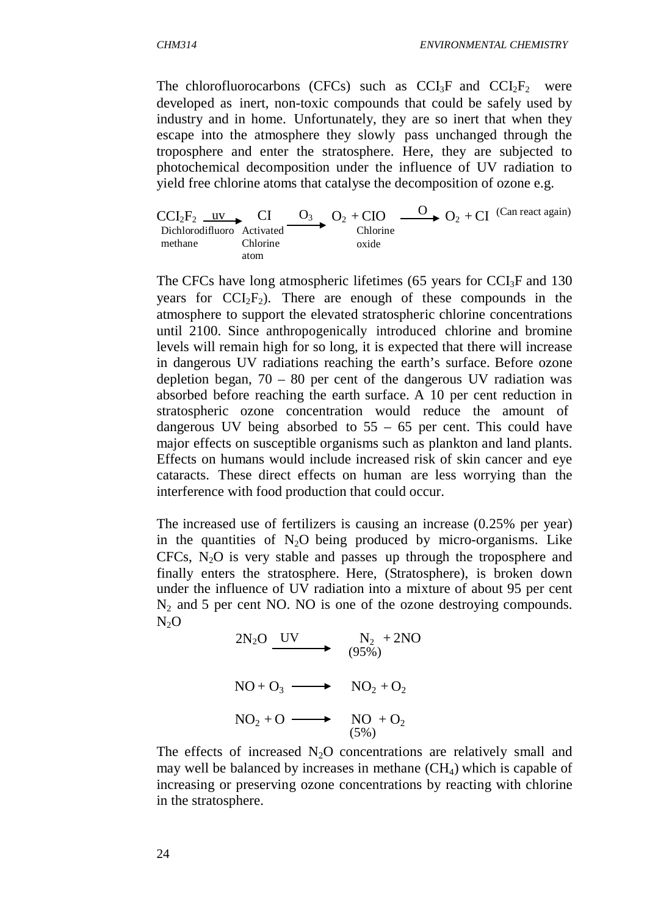The chlorofluorocarbons (CFCs) such as $CCI_3F$ and $CCI_2F_2$ were developed as inert, non-toxic compounds that could be safely used by industry and in home. Unfortunately, they are so inert that when they escape into the atmosphere they slowly pass unchanged through the troposphere and enter the stratosphere. Here, they are subjected to photochemical decomposition under the influence of UV radiation to yield free chlorine atoms that catalyse the decomposition of ozone e.g.

$$\underset{\text{Dichlorodifluoro methane}}{CCI_2F_2} \xrightarrow{uv} \underset{\text{Activated Chlorine atom}}{CI} \xrightarrow{O_3} O_2 + \underset{\text{Chlorine oxide}}{CIO} \xrightarrow{O} O_2 + CI \text{ (Can react again)}$$

The CFCs have long atmospheric lifetimes (65 years for $CCI_3F$ and 130 years for $CCI_2F_2$). There are enough of these compounds in the atmosphere to support the elevated stratospheric chlorine concentrations until 2100. Since anthropogenically introduced chlorine and bromine levels will remain high for so long, it is expected that there will increase in dangerous UV radiations reaching the earth's surface. Before ozone depletion began, 70 – 80 per cent of the dangerous UV radiation was absorbed before reaching the earth surface. A 10 per cent reduction in stratospheric ozone concentration would reduce the amount of dangerous UV being absorbed to 55 – 65 per cent. This could have major effects on susceptible organisms such as plankton and land plants. Effects on humans would include increased risk of skin cancer and eye cataracts. These direct effects on human are less worrying than the interference with food production that could occur.

The increased use of fertilizers is causing an increase (0.25% per year) in the quantities of $N_2O$ being produced by micro-organisms. Like CFCs, $N_2O$ is very stable and passes up through the troposphere and finally enters the stratosphere. Here, (Stratosphere), is broken down under the influence of UV radiation into a mixture of about 95 per cent $N_2$ and 5 per cent NO. NO is one of the ozone destroying compounds. $N_2O$

$$2N_2O \xrightarrow{UV} \underset{(95\%)}{N_2} + 2NO$$

$$NO + O_3 \longrightarrow NO_2 + O_2$$

$$NO_2 + O \longrightarrow \underset{(5\%)}{NO} + O_2$$

The effects of increased $N_2O$ concentrations are relatively small and may well be balanced by increases in methane ($CH_4$) which is capable of increasing or preserving ozone concentrations by reacting with chlorine in the stratosphere.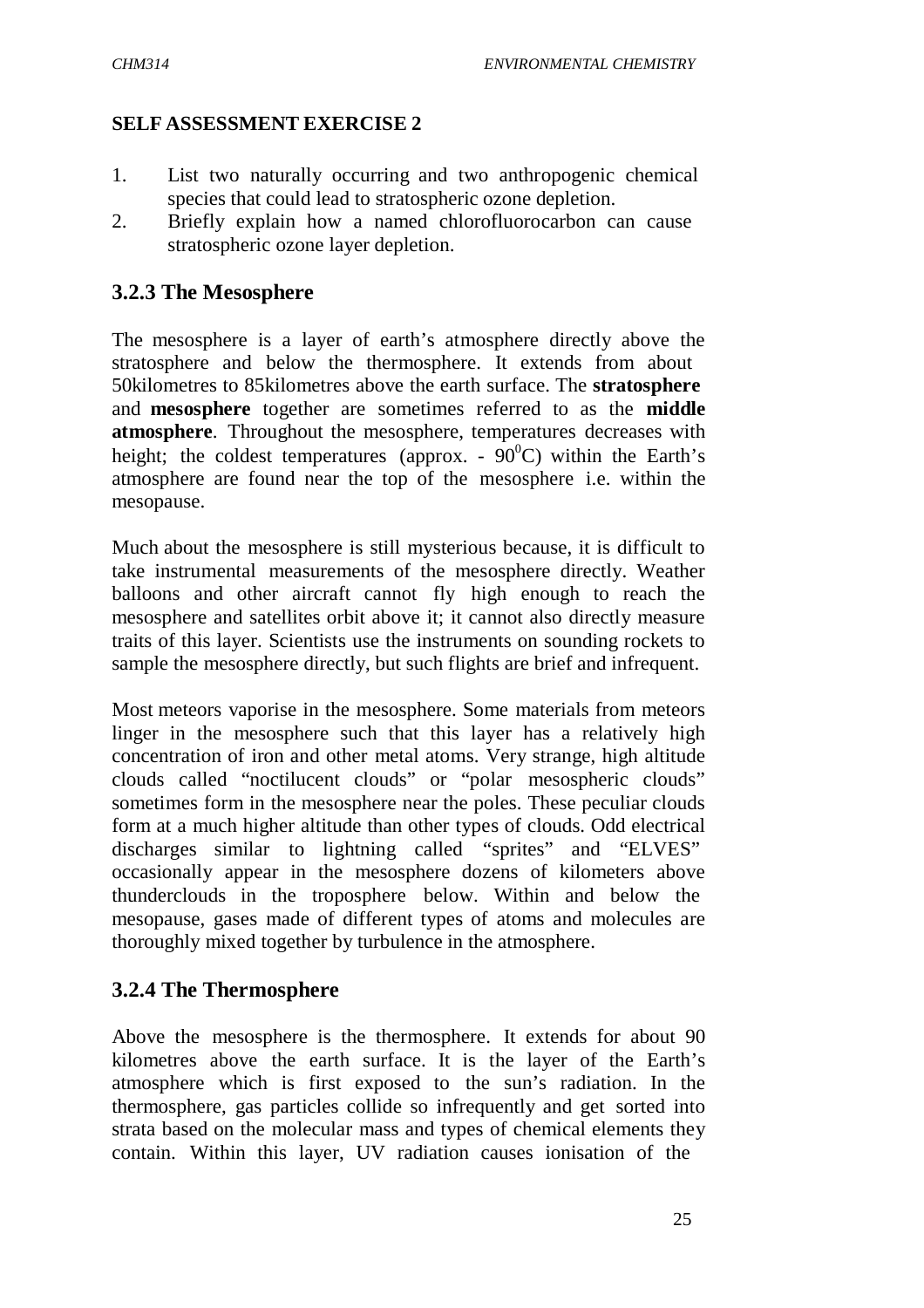**SELF ASSESSMENT EXERCISE 2**

1. List two naturally occurring and two anthropogenic chemical species that could lead to stratospheric ozone depletion.
2. Briefly explain how a named chlorofluorocarbon can cause stratospheric ozone layer depletion.

### 3.2.3 The Mesosphere

The mesosphere is a layer of earth's atmosphere directly above the stratosphere and below the thermosphere. It extends from about 50kilometres to 85kilometres above the earth surface. The **stratosphere** and **mesosphere** together are sometimes referred to as the **middle atmosphere**. Throughout the mesosphere, temperatures decreases with height; the coldest temperatures (approx. - $90^0$C) within the Earth's atmosphere are found near the top of the mesosphere i.e. within the mesopause.

Much about the mesosphere is still mysterious because, it is difficult to take instrumental measurements of the mesosphere directly. Weather balloons and other aircraft cannot fly high enough to reach the mesosphere and satellites orbit above it; it cannot also directly measure traits of this layer. Scientists use the instruments on sounding rockets to sample the mesosphere directly, but such flights are brief and infrequent.

Most meteors vaporise in the mesosphere. Some materials from meteors linger in the mesosphere such that this layer has a relatively high concentration of iron and other metal atoms. Very strange, high altitude clouds called "noctilucent clouds" or "polar mesospheric clouds" sometimes form in the mesosphere near the poles. These peculiar clouds form at a much higher altitude than other types of clouds. Odd electrical discharges similar to lightning called "sprites" and "ELVES" occasionally appear in the mesosphere dozens of kilometers above thunderclouds in the troposphere below. Within and below the mesopause, gases made of different types of atoms and molecules are thoroughly mixed together by turbulence in the atmosphere.

### 3.2.4 The Thermosphere

Above the mesosphere is the thermosphere. It extends for about 90 kilometres above the earth surface. It is the layer of the Earth's atmosphere which is first exposed to the sun's radiation. In the thermosphere, gas particles collide so infrequently and get sorted into strata based on the molecular mass and types of chemical elements they contain. Within this layer, UV radiation causes ionisation of the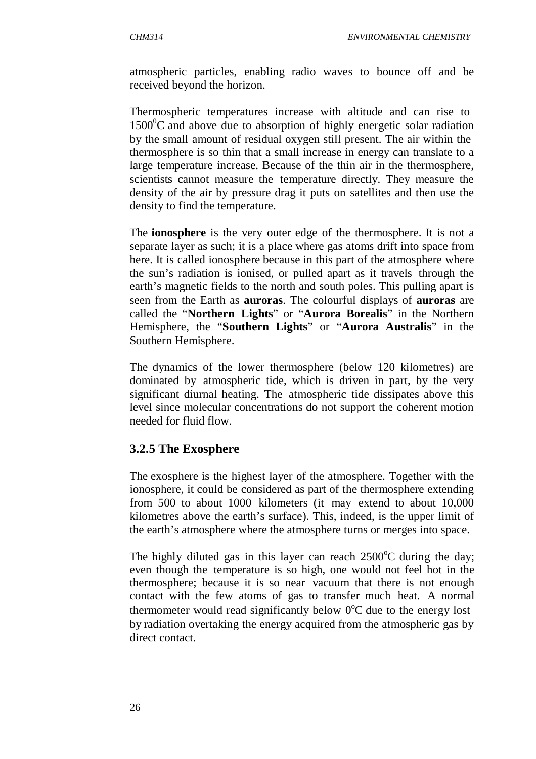atmospheric particles, enabling radio waves to bounce off and be received beyond the horizon.

Thermospheric temperatures increase with altitude and can rise to $1500^0C$ and above due to absorption of highly energetic solar radiation by the small amount of residual oxygen still present. The air within the thermosphere is so thin that a small increase in energy can translate to a large temperature increase. Because of the thin air in the thermosphere, scientists cannot measure the temperature directly. They measure the density of the air by pressure drag it puts on satellites and then use the density to find the temperature.

The **ionosphere** is the very outer edge of the thermosphere. It is not a separate layer as such; it is a place where gas atoms drift into space from here. It is called ionosphere because in this part of the atmosphere where the sun's radiation is ionised, or pulled apart as it travels through the earth's magnetic fields to the north and south poles. This pulling apart is seen from the Earth as **auroras**. The colourful displays of **auroras** are called the "**Northern Lights**" or "**Aurora Borealis**" in the Northern Hemisphere, the "**Southern Lights**" or "**Aurora Australis**" in the Southern Hemisphere.

The dynamics of the lower thermosphere (below 120 kilometres) are dominated by atmospheric tide, which is driven in part, by the very significant diurnal heating. The atmospheric tide dissipates above this level since molecular concentrations do not support the coherent motion needed for fluid flow.

### 3.2.5 The Exosphere

The exosphere is the highest layer of the atmosphere. Together with the ionosphere, it could be considered as part of the thermosphere extending from 500 to about 1000 kilometers (it may extend to about 10,000 kilometres above the earth's surface). This, indeed, is the upper limit of the earth's atmosphere where the atmosphere turns or merges into space.

The highly diluted gas in this layer can reach $2500^oC$ during the day; even though the temperature is so high, one would not feel hot in the thermosphere; because it is so near vacuum that there is not enough contact with the few atoms of gas to transfer much heat. A normal thermometer would read significantly below $0^oC$ due to the energy lost by radiation overtaking the energy acquired from the atmospheric gas by direct contact.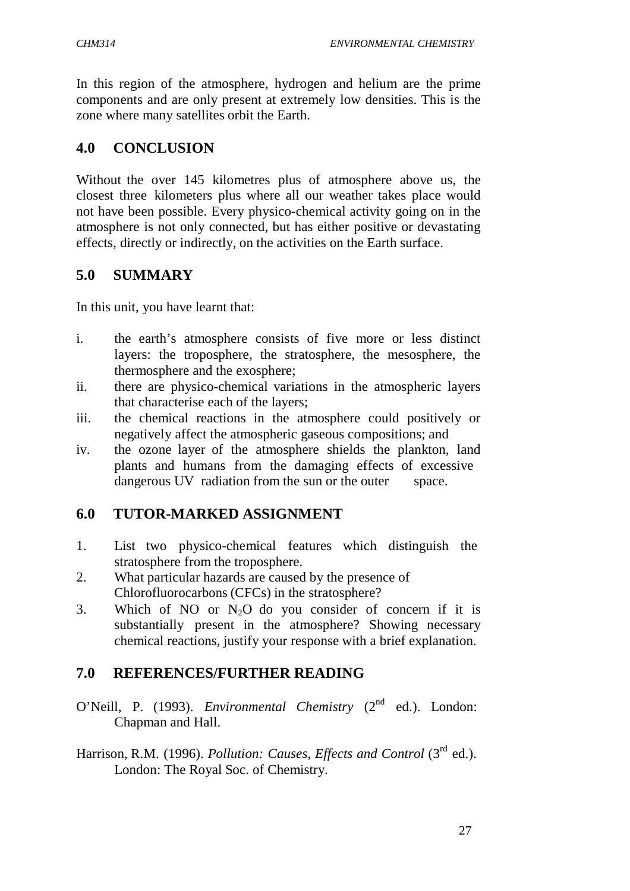In this region of the atmosphere, hydrogen and helium are the prime components and are only present at extremely low densities. This is the zone where many satellites orbit the Earth.

## 4.0 CONCLUSION

Without the over 145 kilometres plus of atmosphere above us, the closest three kilometers plus where all our weather takes place would not have been possible. Every physico-chemical activity going on in the atmosphere is not only connected, but has either positive or devastating effects, directly or indirectly, on the activities on the Earth surface.

## 5.0 SUMMARY

In this unit, you have learnt that:

i. the earth's atmosphere consists of five more or less distinct layers: the troposphere, the stratosphere, the mesosphere, the thermosphere and the exosphere;
ii. there are physico-chemical variations in the atmospheric layers that characterise each of the layers;
iii. the chemical reactions in the atmosphere could positively or negatively affect the atmospheric gaseous compositions; and
iv. the ozone layer of the atmosphere shields the plankton, land plants and humans from the damaging effects of excessive dangerous UV radiation from the sun or the outer space.

## 6.0 TUTOR-MARKED ASSIGNMENT

1. List two physico-chemical features which distinguish the stratosphere from the troposphere.
2. What particular hazards are caused by the presence of Chlorofluorocarbons (CFCs) in the stratosphere?
3. Which of NO or $N_2O$ do you consider of concern if it is substantially present in the atmosphere? Showing necessary chemical reactions, justify your response with a brief explanation.

## 7.0 REFERENCES/FURTHER READING

O'Neill, P. (1993). *Environmental Chemistry* (2nd ed.). London: Chapman and Hall.

Harrison, R.M. (1996). *Pollution: Causes, Effects and Control* (3rd ed.). London: The Royal Soc. of Chemistry.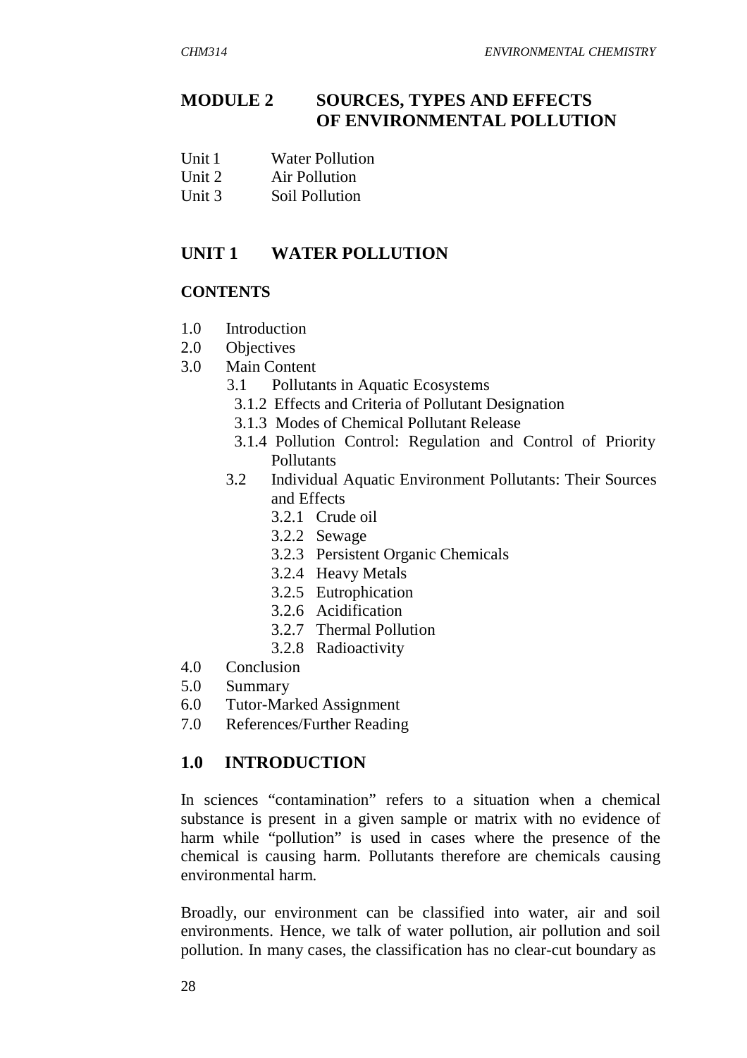# MODULE 2 SOURCES, TYPES AND EFFECTS OF ENVIRONMENTAL POLLUTION

Unit 1 Water Pollution
Unit 2 Air Pollution
Unit 3 Soil Pollution

## UNIT 1 WATER POLLUTION

### CONTENTS

- 1.0 Introduction
- 2.0 Objectives
- 3.0 Main Content
  - 3.1 Pollutants in Aquatic Ecosystems
    - 3.1.2 Effects and Criteria of Pollutant Designation
    - 3.1.3 Modes of Chemical Pollutant Release
    - 3.1.4 Pollution Control: Regulation and Control of Priority Pollutants
  - 3.2 Individual Aquatic Environment Pollutants: Their Sources and Effects
    - 3.2.1 Crude oil
    - 3.2.2 Sewage
    - 3.2.3 Persistent Organic Chemicals
    - 3.2.4 Heavy Metals
    - 3.2.5 Eutrophication
    - 3.2.6 Acidification
    - 3.2.7 Thermal Pollution
    - 3.2.8 Radioactivity
- 4.0 Conclusion
- 5.0 Summary
- 6.0 Tutor-Marked Assignment
- 7.0 References/Further Reading

## 1.0 INTRODUCTION

In sciences "contamination" refers to a situation when a chemical substance is present in a given sample or matrix with no evidence of harm while "pollution" is used in cases where the presence of the chemical is causing harm. Pollutants therefore are chemicals causing environmental harm.

Broadly, our environment can be classified into water, air and soil environments. Hence, we talk of water pollution, air pollution and soil pollution. In many cases, the classification has no clear-cut boundary as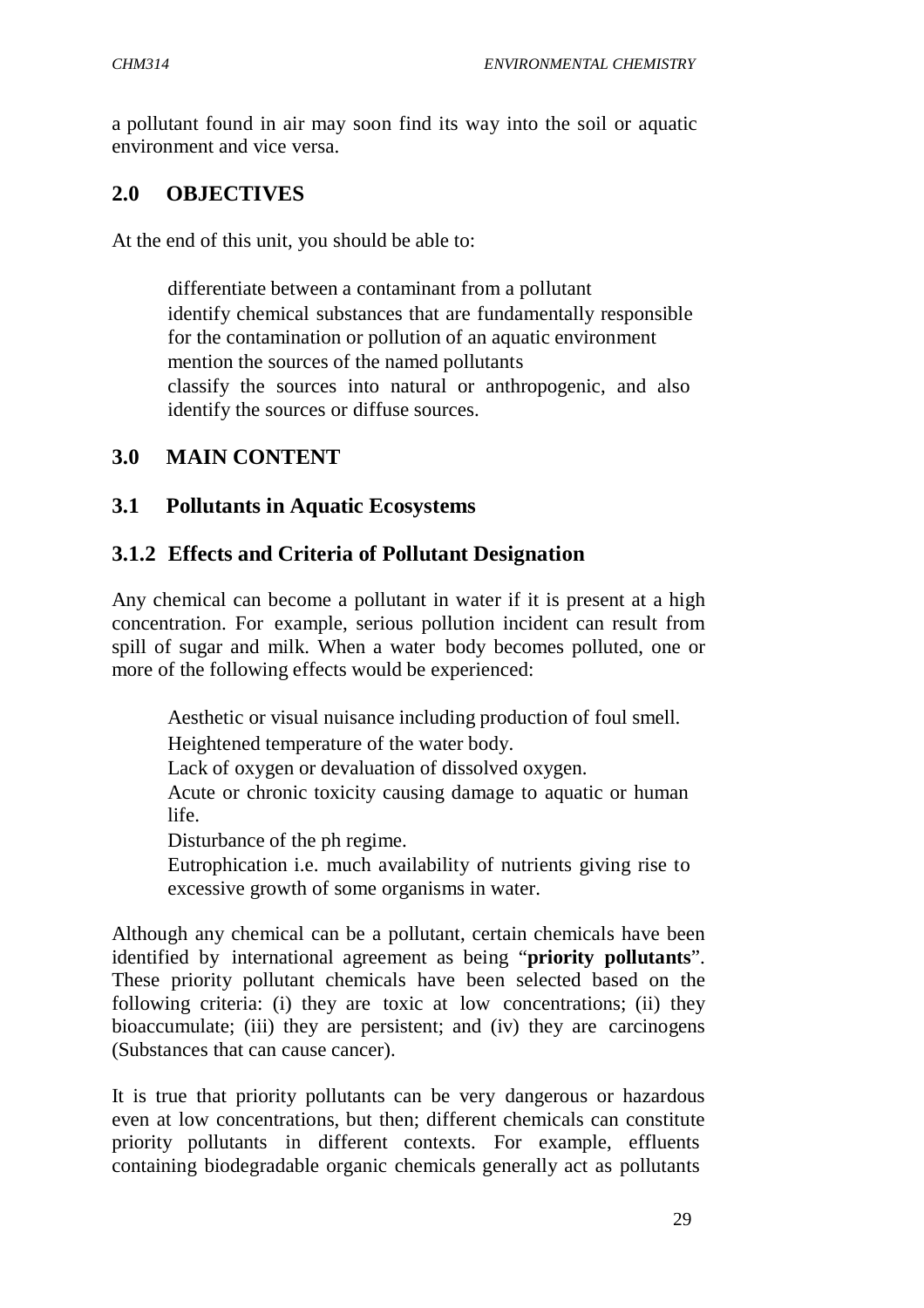a pollutant found in air may soon find its way into the soil or aquatic environment and vice versa.

## 2.0 OBJECTIVES

At the end of this unit, you should be able to:

- differentiate between a contaminant from a pollutant
- identify chemical substances that are fundamentally responsible for the contamination or pollution of an aquatic environment
- mention the sources of the named pollutants
- classify the sources into natural or anthropogenic, and also identify the sources or diffuse sources.

## 3.0 MAIN CONTENT

### 3.1 Pollutants in Aquatic Ecosystems

### 3.1.2 Effects and Criteria of Pollutant Designation

Any chemical can become a pollutant in water if it is present at a high concentration. For example, serious pollution incident can result from spill of sugar and milk. When a water body becomes polluted, one or more of the following effects would be experienced:

- Aesthetic or visual nuisance including production of foul smell.
- Heightened temperature of the water body.
- Lack of oxygen or devaluation of dissolved oxygen.
- Acute or chronic toxicity causing damage to aquatic or human life.
- Disturbance of the ph regime.
- Eutrophication i.e. much availability of nutrients giving rise to excessive growth of some organisms in water.

Although any chemical can be a pollutant, certain chemicals have been identified by international agreement as being "**priority pollutants**". These priority pollutant chemicals have been selected based on the following criteria: (i) they are toxic at low concentrations; (ii) they bioaccumulate; (iii) they are persistent; and (iv) they are carcinogens (Substances that can cause cancer).

It is true that priority pollutants can be very dangerous or hazardous even at low concentrations, but then; different chemicals can constitute priority pollutants in different contexts. For example, effluents containing biodegradable organic chemicals generally act as pollutants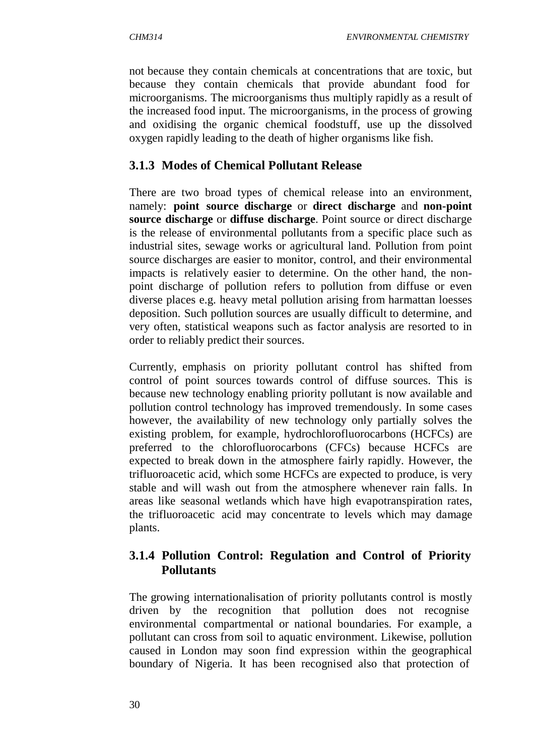not because they contain chemicals at concentrations that are toxic, but because they contain chemicals that provide abundant food for microorganisms. The microorganisms thus multiply rapidly as a result of the increased food input. The microorganisms, in the process of growing and oxidising the organic chemical foodstuff, use up the dissolved oxygen rapidly leading to the death of higher organisms like fish.

### 3.1.3 Modes of Chemical Pollutant Release

There are two broad types of chemical release into an environment, namely: **point source discharge** or **direct discharge** and **non-point source discharge** or **diffuse discharge**. Point source or direct discharge is the release of environmental pollutants from a specific place such as industrial sites, sewage works or agricultural land. Pollution from point source discharges are easier to monitor, control, and their environmental impacts is relatively easier to determine. On the other hand, the non-point discharge of pollution refers to pollution from diffuse or even diverse places e.g. heavy metal pollution arising from harmattan loesses deposition. Such pollution sources are usually difficult to determine, and very often, statistical weapons such as factor analysis are resorted to in order to reliably predict their sources.

Currently, emphasis on priority pollutant control has shifted from control of point sources towards control of diffuse sources. This is because new technology enabling priority pollutant is now available and pollution control technology has improved tremendously. In some cases however, the availability of new technology only partially solves the existing problem, for example, hydrochlorofluorocarbons (HCFCs) are preferred to the chlorofluorocarbons (CFCs) because HCFCs are expected to break down in the atmosphere fairly rapidly. However, the trifluoroacetic acid, which some HCFCs are expected to produce, is very stable and will wash out from the atmosphere whenever rain falls. In areas like seasonal wetlands which have high evapotranspiration rates, the trifluoroacetic acid may concentrate to levels which may damage plants.

### 3.1.4 Pollution Control: Regulation and Control of Priority Pollutants

The growing internationalisation of priority pollutants control is mostly driven by the recognition that pollution does not recognise environmental compartmental or national boundaries. For example, a pollutant can cross from soil to aquatic environment. Likewise, pollution caused in London may soon find expression within the geographical boundary of Nigeria. It has been recognised also that protection of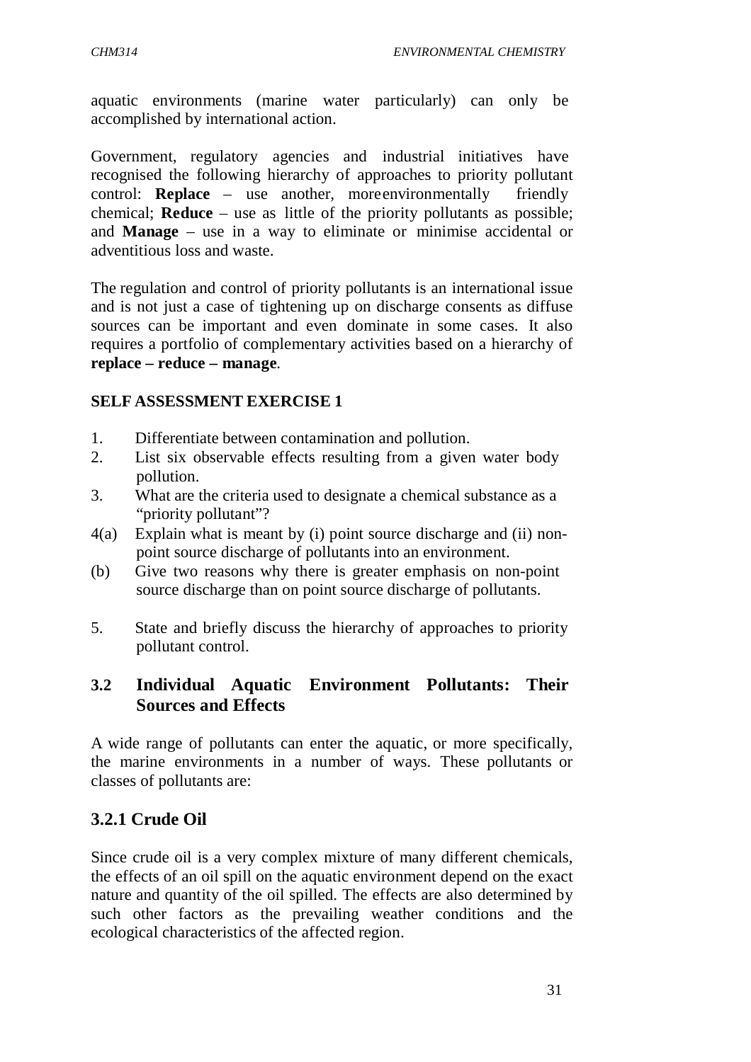aquatic environments (marine water particularly) can only be accomplished by international action.

Government, regulatory agencies and industrial initiatives have recognised the following hierarchy of approaches to priority pollutant control: **Replace** – use another, more environmentally friendly chemical; **Reduce** – use as little of the priority pollutants as possible; and **Manage** – use in a way to eliminate or minimise accidental or adventitious loss and waste.

The regulation and control of priority pollutants is an international issue and is not just a case of tightening up on discharge consents as diffuse sources can be important and even dominate in some cases. It also requires a portfolio of complementary activities based on a hierarchy of **replace – reduce – manage**.

**SELF ASSESSMENT EXERCISE 1**

1. Differentiate between contamination and pollution.
2. List six observable effects resulting from a given water body pollution.
3. What are the criteria used to designate a chemical substance as a "priority pollutant"?

4(a) Explain what is meant by (i) point source discharge and (ii) non-point source discharge of pollutants into an environment.

(b) Give two reasons why there is greater emphasis on non-point source discharge than on point source discharge of pollutants.

5. State and briefly discuss the hierarchy of approaches to priority pollutant control.

## 3.2 Individual Aquatic Environment Pollutants: Their Sources and Effects

A wide range of pollutants can enter the aquatic, or more specifically, the marine environments in a number of ways. These pollutants or classes of pollutants are:

### 3.2.1 Crude Oil

Since crude oil is a very complex mixture of many different chemicals, the effects of an oil spill on the aquatic environment depend on the exact nature and quantity of the oil spilled. The effects are also determined by such other factors as the prevailing weather conditions and the ecological characteristics of the affected region.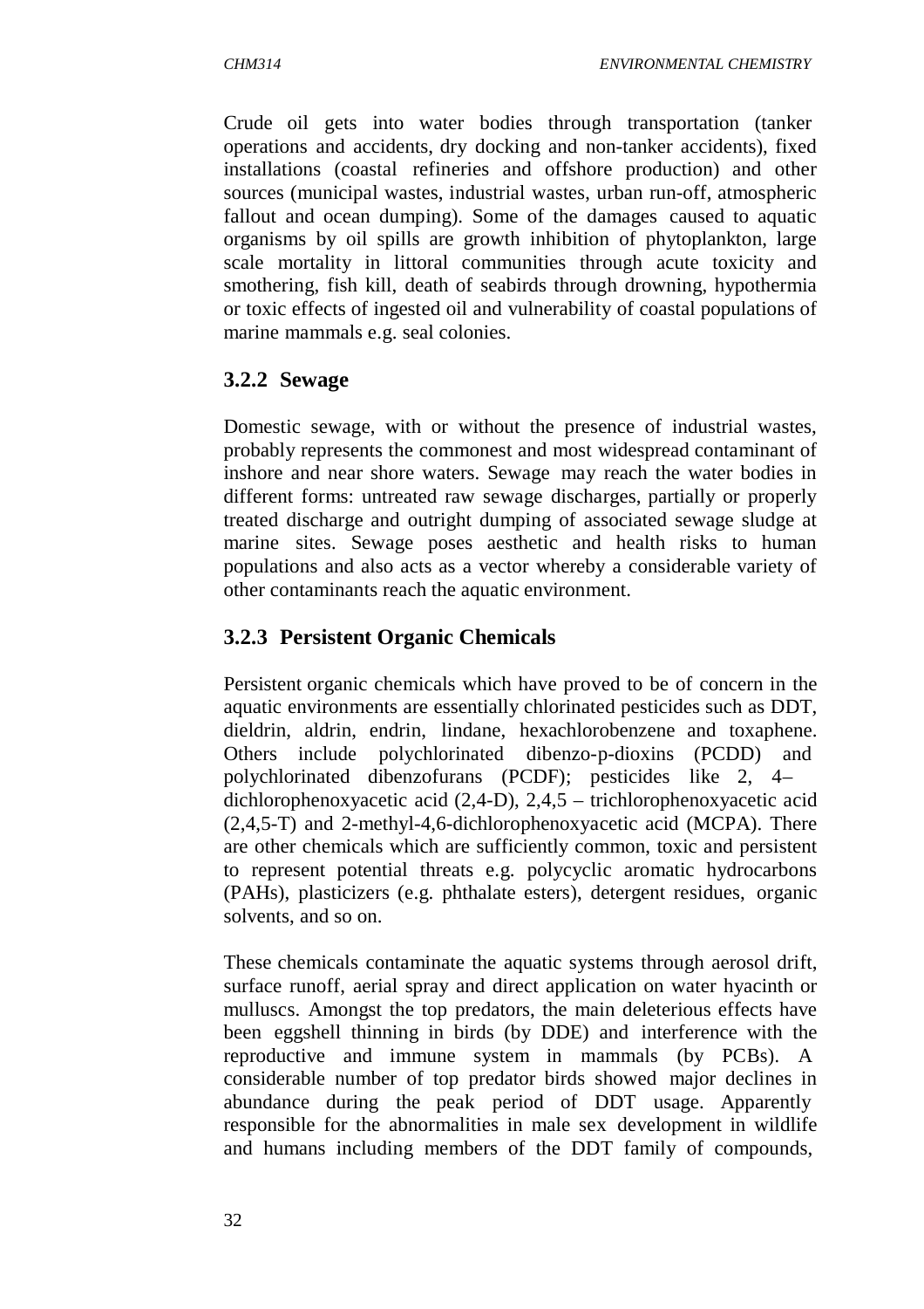Crude oil gets into water bodies through transportation (tanker operations and accidents, dry docking and non-tanker accidents), fixed installations (coastal refineries and offshore production) and other sources (municipal wastes, industrial wastes, urban run-off, atmospheric fallout and ocean dumping). Some of the damages caused to aquatic organisms by oil spills are growth inhibition of phytoplankton, large scale mortality in littoral communities through acute toxicity and smothering, fish kill, death of seabirds through drowning, hypothermia or toxic effects of ingested oil and vulnerability of coastal populations of marine mammals e.g. seal colonies.

### 3.2.2 Sewage

Domestic sewage, with or without the presence of industrial wastes, probably represents the commonest and most widespread contaminant of inshore and near shore waters. Sewage may reach the water bodies in different forms: untreated raw sewage discharges, partially or properly treated discharge and outright dumping of associated sewage sludge at marine sites. Sewage poses aesthetic and health risks to human populations and also acts as a vector whereby a considerable variety of other contaminants reach the aquatic environment.

### 3.2.3 Persistent Organic Chemicals

Persistent organic chemicals which have proved to be of concern in the aquatic environments are essentially chlorinated pesticides such as DDT, dieldrin, aldrin, endrin, lindane, hexachlorobenzene and toxaphene. Others include polychlorinated dibenzo-p-dioxins (PCDD) and polychlorinated dibenzofurans (PCDF); pesticides like 2, 4– dichlorophenoxyacetic acid (2,4-D), 2,4,5 – trichlorophenoxyacetic acid (2,4,5-T) and 2-methyl-4,6-dichlorophenoxyacetic acid (MCPA). There are other chemicals which are sufficiently common, toxic and persistent to represent potential threats e.g. polycyclic aromatic hydrocarbons (PAHs), plasticizers (e.g. phthalate esters), detergent residues, organic solvents, and so on.

These chemicals contaminate the aquatic systems through aerosol drift, surface runoff, aerial spray and direct application on water hyacinth or mulluscs. Amongst the top predators, the main deleterious effects have been eggshell thinning in birds (by DDE) and interference with the reproductive and immune system in mammals (by PCBs). A considerable number of top predator birds showed major declines in abundance during the peak period of DDT usage. Apparently responsible for the abnormalities in male sex development in wildlife and humans including members of the DDT family of compounds,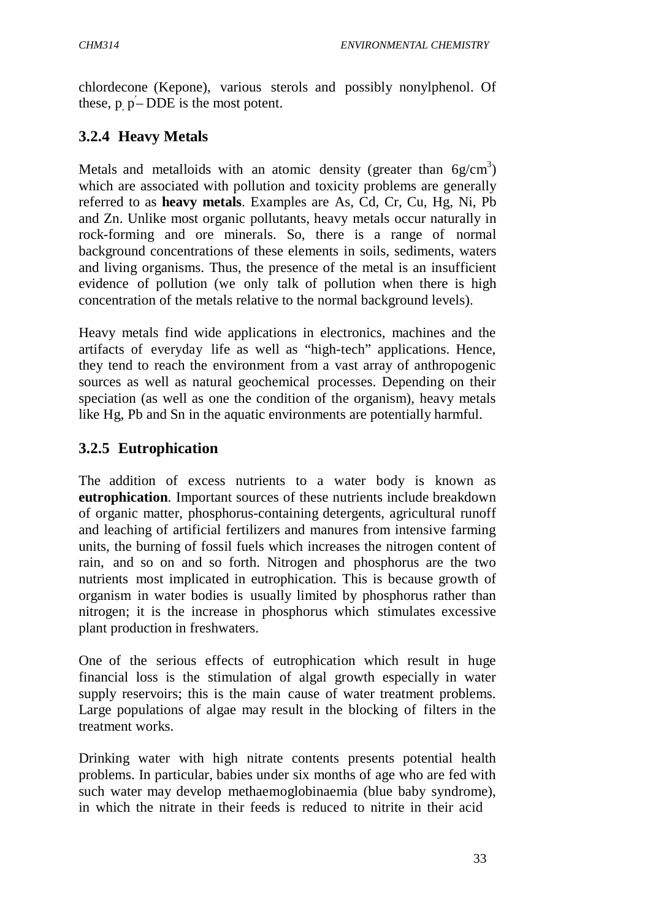chlordecone (Kepone), various sterols and possibly nonylphenol. Of these, p, p′– DDE is the most potent.

### 3.2.4 Heavy Metals

Metals and metalloids with an atomic density (greater than $6g/cm^3$) which are associated with pollution and toxicity problems are generally referred to as **heavy metals**. Examples are As, Cd, Cr, Cu, Hg, Ni, Pb and Zn. Unlike most organic pollutants, heavy metals occur naturally in rock-forming and ore minerals. So, there is a range of normal background concentrations of these elements in soils, sediments, waters and living organisms. Thus, the presence of the metal is an insufficient evidence of pollution (we only talk of pollution when there is high concentration of the metals relative to the normal background levels).

Heavy metals find wide applications in electronics, machines and the artifacts of everyday life as well as "high-tech" applications. Hence, they tend to reach the environment from a vast array of anthropogenic sources as well as natural geochemical processes. Depending on their speciation (as well as one the condition of the organism), heavy metals like Hg, Pb and Sn in the aquatic environments are potentially harmful.

### 3.2.5 Eutrophication

The addition of excess nutrients to a water body is known as **eutrophication**. Important sources of these nutrients include breakdown of organic matter, phosphorus-containing detergents, agricultural runoff and leaching of artificial fertilizers and manures from intensive farming units, the burning of fossil fuels which increases the nitrogen content of rain, and so on and so forth. Nitrogen and phosphorus are the two nutrients most implicated in eutrophication. This is because growth of organism in water bodies is usually limited by phosphorus rather than nitrogen; it is the increase in phosphorus which stimulates excessive plant production in freshwaters.

One of the serious effects of eutrophication which result in huge financial loss is the stimulation of algal growth especially in water supply reservoirs; this is the main cause of water treatment problems. Large populations of algae may result in the blocking of filters in the treatment works.

Drinking water with high nitrate contents presents potential health problems. In particular, babies under six months of age who are fed with such water may develop methaemoglobinaemia (blue baby syndrome), in which the nitrate in their feeds is reduced to nitrite in their acid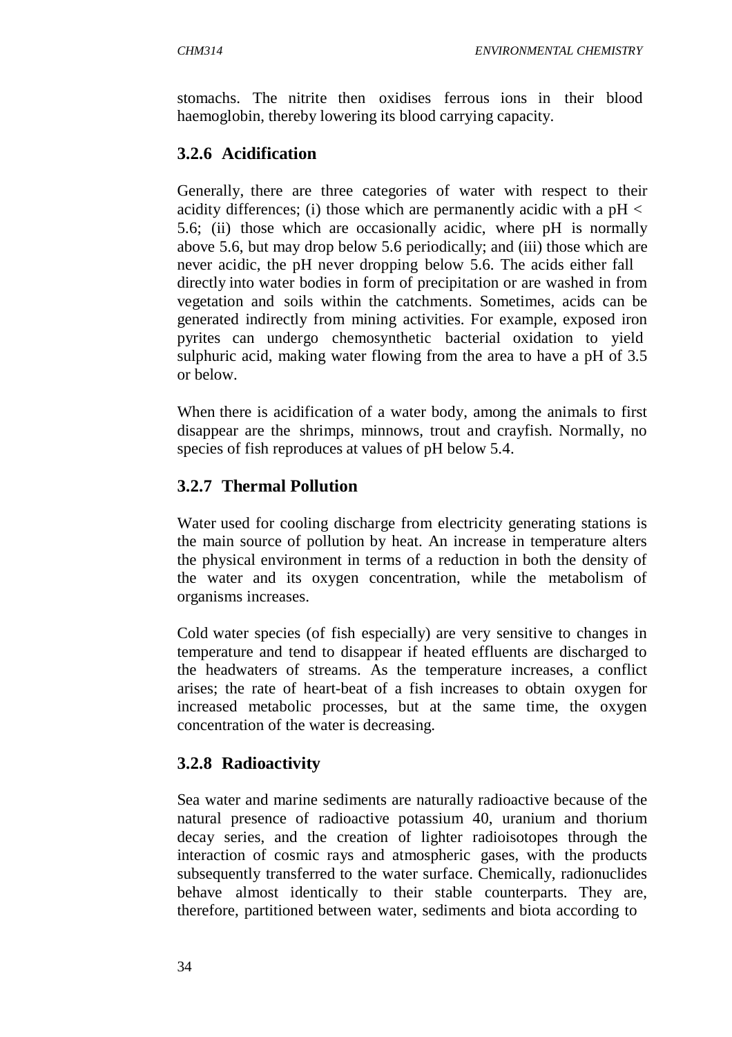stomachs. The nitrite then oxidises ferrous ions in their blood haemoglobin, thereby lowering its blood carrying capacity.

### 3.2.6 Acidification

Generally, there are three categories of water with respect to their acidity differences; (i) those which are permanently acidic with a pH < 5.6; (ii) those which are occasionally acidic, where pH is normally above 5.6, but may drop below 5.6 periodically; and (iii) those which are never acidic, the pH never dropping below 5.6. The acids either fall directly into water bodies in form of precipitation or are washed in from vegetation and soils within the catchments. Sometimes, acids can be generated indirectly from mining activities. For example, exposed iron pyrites can undergo chemosynthetic bacterial oxidation to yield sulphuric acid, making water flowing from the area to have a pH of 3.5 or below.

When there is acidification of a water body, among the animals to first disappear are the shrimps, minnows, trout and crayfish. Normally, no species of fish reproduces at values of pH below 5.4.

### 3.2.7 Thermal Pollution

Water used for cooling discharge from electricity generating stations is the main source of pollution by heat. An increase in temperature alters the physical environment in terms of a reduction in both the density of the water and its oxygen concentration, while the metabolism of organisms increases.

Cold water species (of fish especially) are very sensitive to changes in temperature and tend to disappear if heated effluents are discharged to the headwaters of streams. As the temperature increases, a conflict arises; the rate of heart-beat of a fish increases to obtain oxygen for increased metabolic processes, but at the same time, the oxygen concentration of the water is decreasing.

### 3.2.8 Radioactivity

Sea water and marine sediments are naturally radioactive because of the natural presence of radioactive potassium 40, uranium and thorium decay series, and the creation of lighter radioisotopes through the interaction of cosmic rays and atmospheric gases, with the products subsequently transferred to the water surface. Chemically, radionuclides behave almost identically to their stable counterparts. They are, therefore, partitioned between water, sediments and biota according to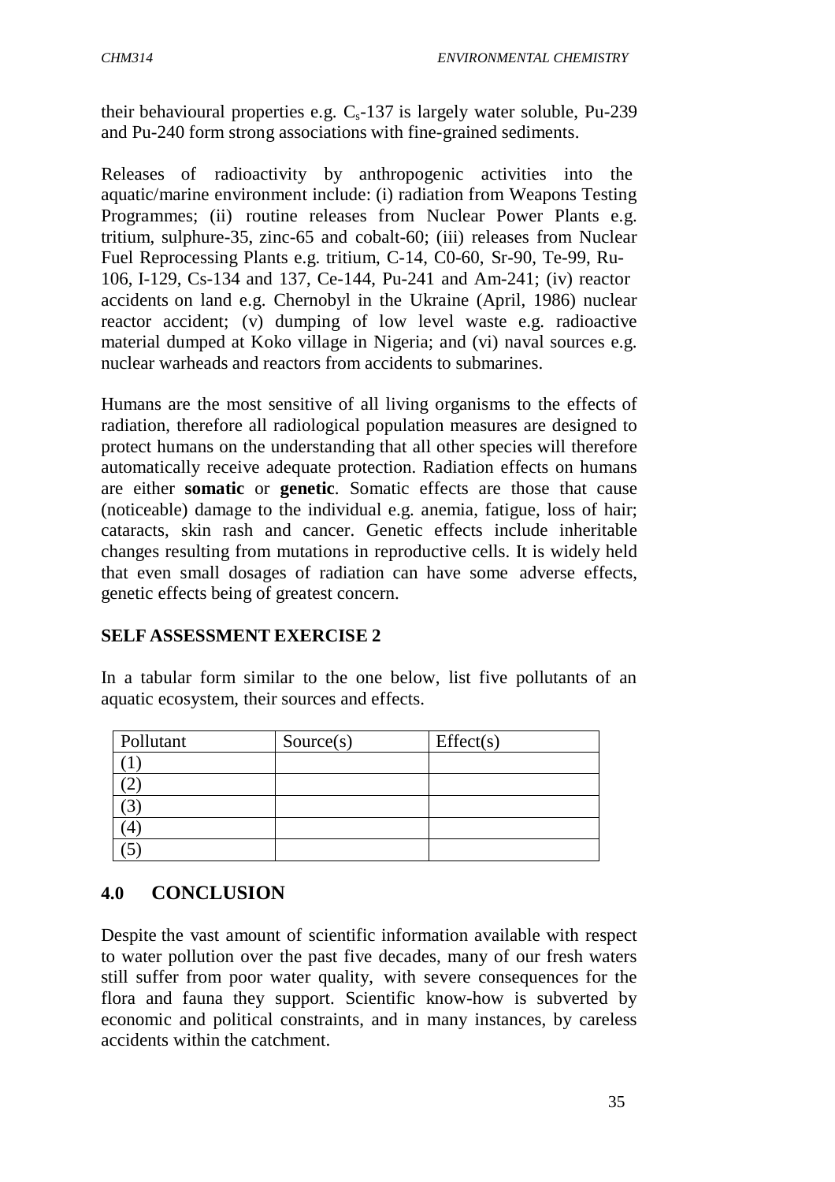their behavioural properties e.g. $C_s$-137 is largely water soluble, Pu-239 and Pu-240 form strong associations with fine-grained sediments.

Releases of radioactivity by anthropogenic activities into the aquatic/marine environment include: (i) radiation from Weapons Testing Programmes; (ii) routine releases from Nuclear Power Plants e.g. tritium, sulphure-35, zinc-65 and cobalt-60; (iii) releases from Nuclear Fuel Reprocessing Plants e.g. tritium, C-14, C0-60, Sr-90, Te-99, Ru-106, I-129, Cs-134 and 137, Ce-144, Pu-241 and Am-241; (iv) reactor accidents on land e.g. Chernobyl in the Ukraine (April, 1986) nuclear reactor accident; (v) dumping of low level waste e.g. radioactive material dumped at Koko village in Nigeria; and (vi) naval sources e.g. nuclear warheads and reactors from accidents to submarines.

Humans are the most sensitive of all living organisms to the effects of radiation, therefore all radiological population measures are designed to protect humans on the understanding that all other species will therefore automatically receive adequate protection. Radiation effects on humans are either **somatic** or **genetic**. Somatic effects are those that cause (noticeable) damage to the individual e.g. anemia, fatigue, loss of hair; cataracts, skin rash and cancer. Genetic effects include inheritable changes resulting from mutations in reproductive cells. It is widely held that even small dosages of radiation can have some adverse effects, genetic effects being of greatest concern.

**SELF ASSESSMENT EXERCISE 2**

In a tabular form similar to the one below, list five pollutants of an aquatic ecosystem, their sources and effects.

| Pollutant | Source(s) | Effect(s) |
|---|---|---|
| (1) | | |
| (2) | | |
| (3) | | |
| (4) | | |
| (5) | | |

## 4.0 CONCLUSION

Despite the vast amount of scientific information available with respect to water pollution over the past five decades, many of our fresh waters still suffer from poor water quality, with severe consequences for the flora and fauna they support. Scientific know-how is subverted by economic and political constraints, and in many instances, by careless accidents within the catchment.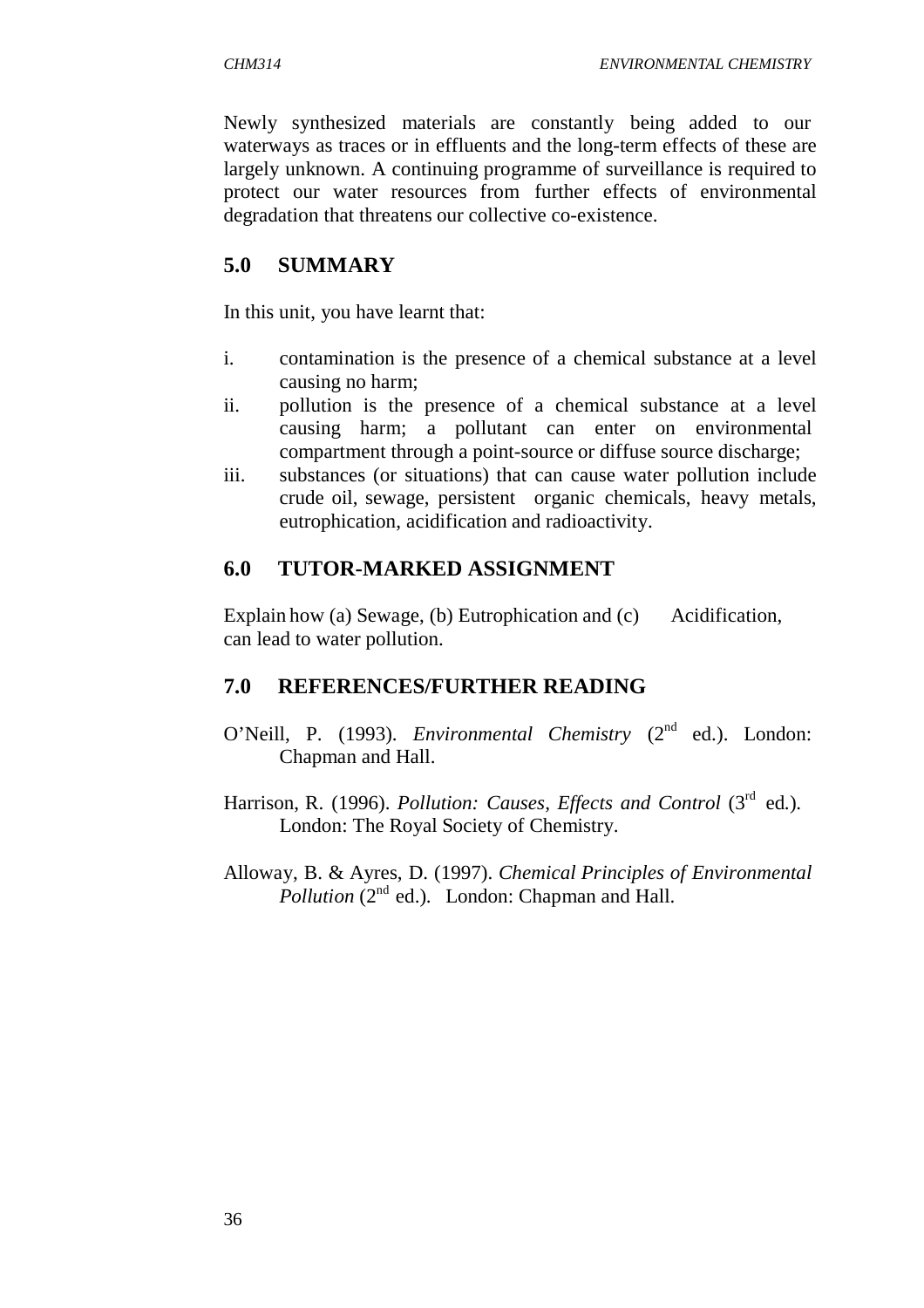Newly synthesized materials are constantly being added to our waterways as traces or in effluents and the long-term effects of these are largely unknown. A continuing programme of surveillance is required to protect our water resources from further effects of environmental degradation that threatens our collective co-existence.

## 5.0 SUMMARY

In this unit, you have learnt that:

i. contamination is the presence of a chemical substance at a level causing no harm;
ii. pollution is the presence of a chemical substance at a level causing harm; a pollutant can enter on environmental compartment through a point-source or diffuse source discharge;
iii. substances (or situations) that can cause water pollution include crude oil, sewage, persistent organic chemicals, heavy metals, eutrophication, acidification and radioactivity.

## 6.0 TUTOR-MARKED ASSIGNMENT

Explain how (a) Sewage, (b) Eutrophication and (c) Acidification, can lead to water pollution.

## 7.0 REFERENCES/FURTHER READING

O'Neill, P. (1993). *Environmental Chemistry* (2nd ed.). London: Chapman and Hall.

Harrison, R. (1996). *Pollution: Causes, Effects and Control* (3rd ed.). London: The Royal Society of Chemistry.

Alloway, B. & Ayres, D. (1997). *Chemical Principles of Environmental Pollution* (2nd ed.). London: Chapman and Hall.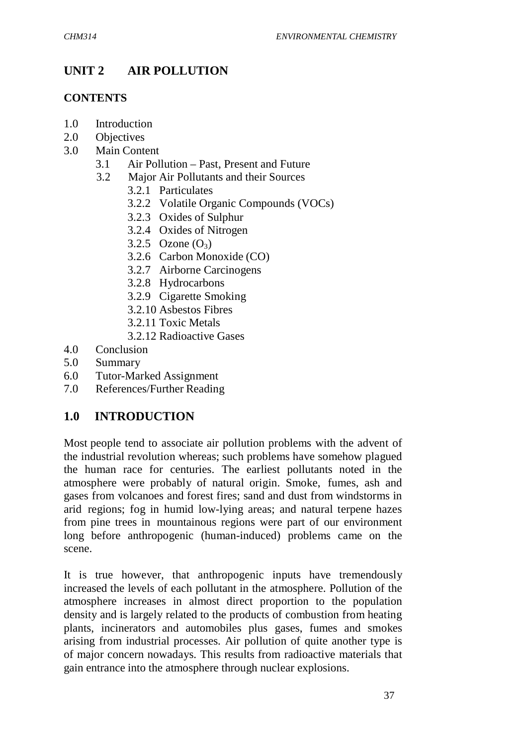# UNIT 2 AIR POLLUTION

**CONTENTS**

- 1.0 Introduction
- 2.0 Objectives
- 3.0 Main Content
  - 3.1 Air Pollution – Past, Present and Future
  - 3.2 Major Air Pollutants and their Sources
    - 3.2.1 Particulates
    - 3.2.2 Volatile Organic Compounds (VOCs)
    - 3.2.3 Oxides of Sulphur
    - 3.2.4 Oxides of Nitrogen
    - 3.2.5 Ozone ($O_3$)
    - 3.2.6 Carbon Monoxide (CO)
    - 3.2.7 Airborne Carcinogens
    - 3.2.8 Hydrocarbons
    - 3.2.9 Cigarette Smoking
    - 3.2.10 Asbestos Fibres
    - 3.2.11 Toxic Metals
    - 3.2.12 Radioactive Gases
- 4.0 Conclusion
- 5.0 Summary
- 6.0 Tutor-Marked Assignment
- 7.0 References/Further Reading

## 1.0 INTRODUCTION

Most people tend to associate air pollution problems with the advent of the industrial revolution whereas; such problems have somehow plagued the human race for centuries. The earliest pollutants noted in the atmosphere were probably of natural origin. Smoke, fumes, ash and gases from volcanoes and forest fires; sand and dust from windstorms in arid regions; fog in humid low-lying areas; and natural terpene hazes from pine trees in mountainous regions were part of our environment long before anthropogenic (human-induced) problems came on the scene.

It is true however, that anthropogenic inputs have tremendously increased the levels of each pollutant in the atmosphere. Pollution of the atmosphere increases in almost direct proportion to the population density and is largely related to the products of combustion from heating plants, incinerators and automobiles plus gases, fumes and smokes arising from industrial processes. Air pollution of quite another type is of major concern nowadays. This results from radioactive materials that gain entrance into the atmosphere through nuclear explosions.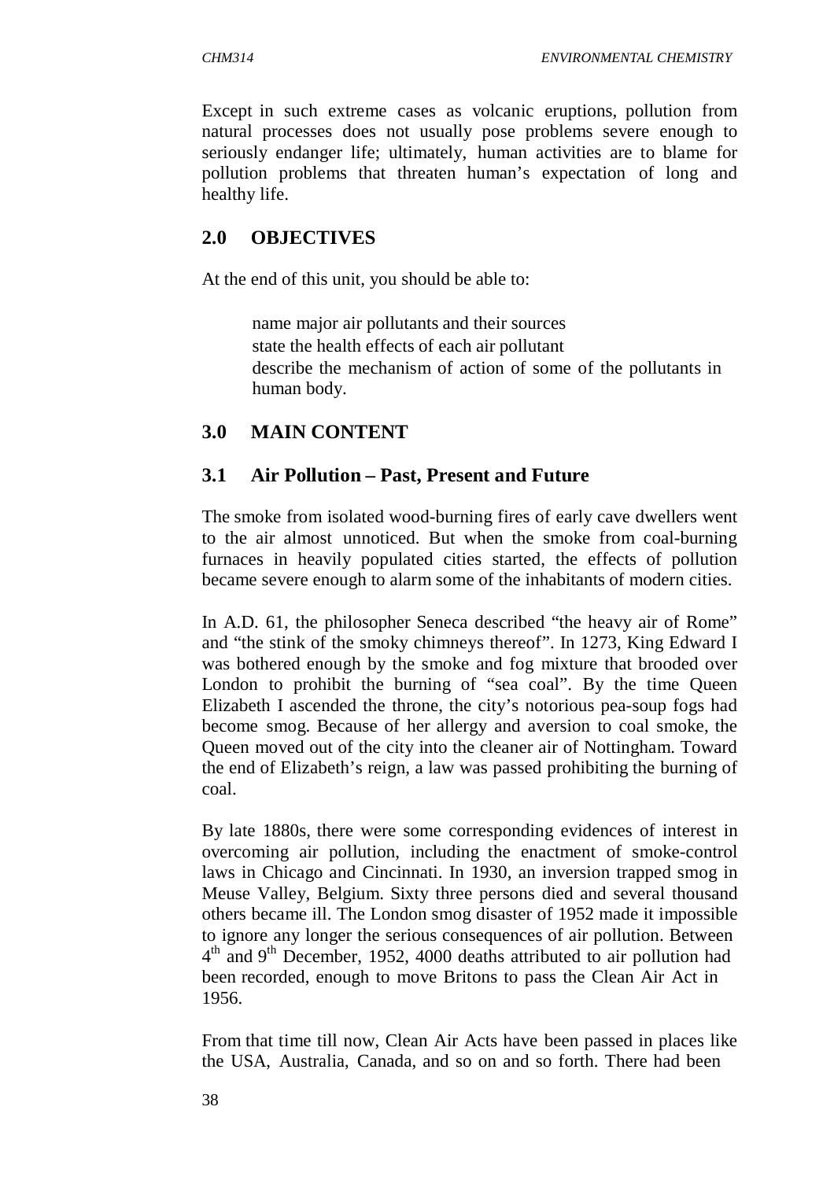Except in such extreme cases as volcanic eruptions, pollution from natural processes does not usually pose problems severe enough to seriously endanger life; ultimately, human activities are to blame for pollution problems that threaten human's expectation of long and healthy life.

## 2.0 OBJECTIVES

At the end of this unit, you should be able to:

- name major air pollutants and their sources
- state the health effects of each air pollutant
- describe the mechanism of action of some of the pollutants in human body.

## 3.0 MAIN CONTENT

### 3.1 Air Pollution – Past, Present and Future

The smoke from isolated wood-burning fires of early cave dwellers went to the air almost unnoticed. But when the smoke from coal-burning furnaces in heavily populated cities started, the effects of pollution became severe enough to alarm some of the inhabitants of modern cities.

In A.D. 61, the philosopher Seneca described "the heavy air of Rome" and "the stink of the smoky chimneys thereof". In 1273, King Edward I was bothered enough by the smoke and fog mixture that brooded over London to prohibit the burning of "sea coal". By the time Queen Elizabeth I ascended the throne, the city's notorious pea-soup fogs had become smog. Because of her allergy and aversion to coal smoke, the Queen moved out of the city into the cleaner air of Nottingham. Toward the end of Elizabeth's reign, a law was passed prohibiting the burning of coal.

By late 1880s, there were some corresponding evidences of interest in overcoming air pollution, including the enactment of smoke-control laws in Chicago and Cincinnati. In 1930, an inversion trapped smog in Meuse Valley, Belgium. Sixty three persons died and several thousand others became ill. The London smog disaster of 1952 made it impossible to ignore any longer the serious consequences of air pollution. Between 4th and 9th December, 1952, 4000 deaths attributed to air pollution had been recorded, enough to move Britons to pass the Clean Air Act in 1956.

From that time till now, Clean Air Acts have been passed in places like the USA, Australia, Canada, and so on and so forth. There had been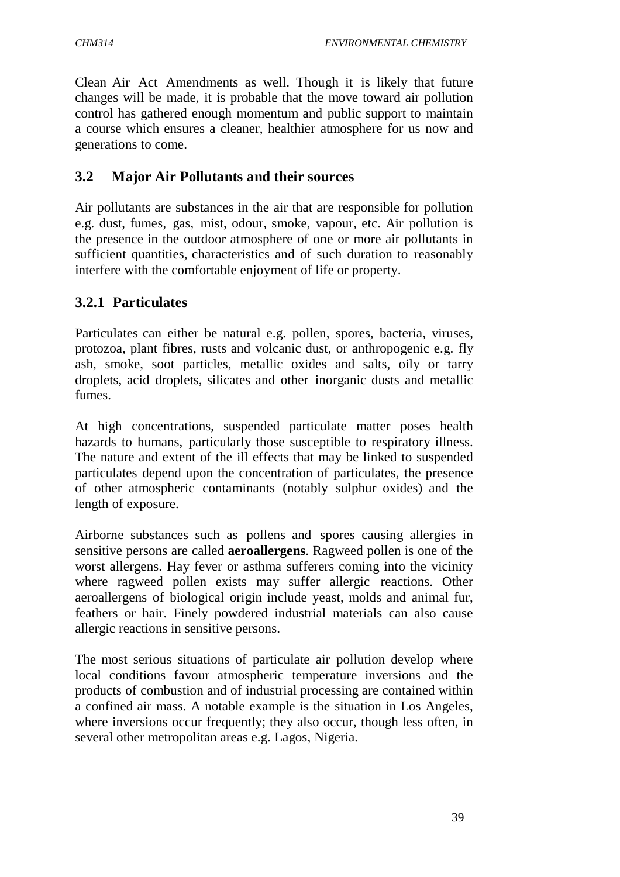Clean Air Act Amendments as well. Though it is likely that future changes will be made, it is probable that the move toward air pollution control has gathered enough momentum and public support to maintain a course which ensures a cleaner, healthier atmosphere for us now and generations to come.

## 3.2 Major Air Pollutants and their sources

Air pollutants are substances in the air that are responsible for pollution e.g. dust, fumes, gas, mist, odour, smoke, vapour, etc. Air pollution is the presence in the outdoor atmosphere of one or more air pollutants in sufficient quantities, characteristics and of such duration to reasonably interfere with the comfortable enjoyment of life or property.

### 3.2.1 Particulates

Particulates can either be natural e.g. pollen, spores, bacteria, viruses, protozoa, plant fibres, rusts and volcanic dust, or anthropogenic e.g. fly ash, smoke, soot particles, metallic oxides and salts, oily or tarry droplets, acid droplets, silicates and other inorganic dusts and metallic fumes.

At high concentrations, suspended particulate matter poses health hazards to humans, particularly those susceptible to respiratory illness. The nature and extent of the ill effects that may be linked to suspended particulates depend upon the concentration of particulates, the presence of other atmospheric contaminants (notably sulphur oxides) and the length of exposure.

Airborne substances such as pollens and spores causing allergies in sensitive persons are called **aeroallergens**. Ragweed pollen is one of the worst allergens. Hay fever or asthma sufferers coming into the vicinity where ragweed pollen exists may suffer allergic reactions. Other aeroallergens of biological origin include yeast, molds and animal fur, feathers or hair. Finely powdered industrial materials can also cause allergic reactions in sensitive persons.

The most serious situations of particulate air pollution develop where local conditions favour atmospheric temperature inversions and the products of combustion and of industrial processing are contained within a confined air mass. A notable example is the situation in Los Angeles, where inversions occur frequently; they also occur, though less often, in several other metropolitan areas e.g. Lagos, Nigeria.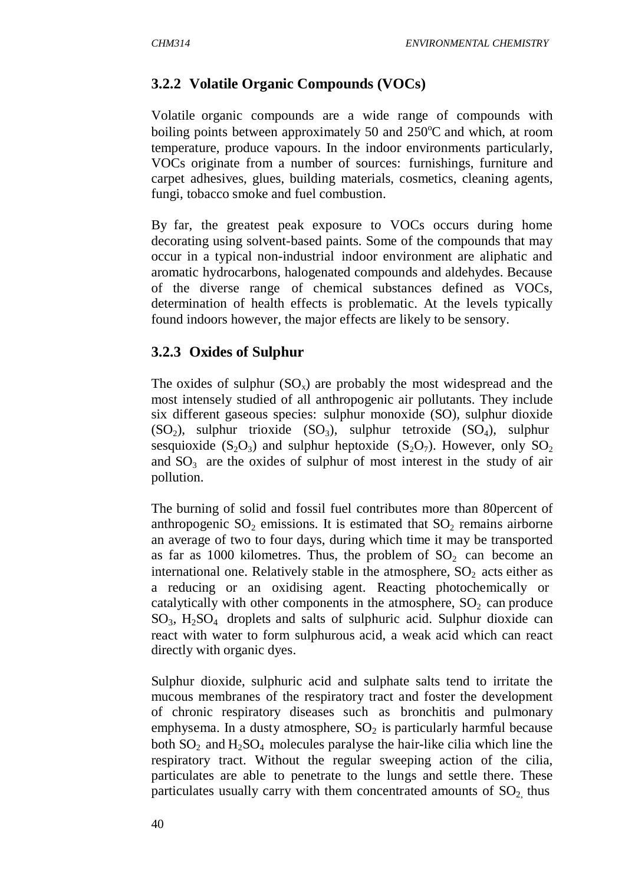### 3.2.2 Volatile Organic Compounds (VOCs)

Volatile organic compounds are a wide range of compounds with boiling points between approximately 50 and 250°C and which, at room temperature, produce vapours. In the indoor environments particularly, VOCs originate from a number of sources: furnishings, furniture and carpet adhesives, glues, building materials, cosmetics, cleaning agents, fungi, tobacco smoke and fuel combustion.

By far, the greatest peak exposure to VOCs occurs during home decorating using solvent-based paints. Some of the compounds that may occur in a typical non-industrial indoor environment are aliphatic and aromatic hydrocarbons, halogenated compounds and aldehydes. Because of the diverse range of chemical substances defined as VOCs, determination of health effects is problematic. At the levels typically found indoors however, the major effects are likely to be sensory.

### 3.2.3 Oxides of Sulphur

The oxides of sulphur ($SO_x$) are probably the most widespread and the most intensely studied of all anthropogenic air pollutants. They include six different gaseous species: sulphur monoxide (SO), sulphur dioxide ($SO_2$), sulphur trioxide ($SO_3$), sulphur tetroxide ($SO_4$), sulphur sesquioxide ($S_2O_3$) and sulphur heptoxide ($S_2O_7$). However, only $SO_2$ and $SO_3$ are the oxides of sulphur of most interest in the study of air pollution.

The burning of solid and fossil fuel contributes more than 80percent of anthropogenic $SO_2$ emissions. It is estimated that $SO_2$ remains airborne an average of two to four days, during which time it may be transported as far as 1000 kilometres. Thus, the problem of $SO_2$ can become an international one. Relatively stable in the atmosphere, $SO_2$ acts either as a reducing or an oxidising agent. Reacting photochemically or catalytically with other components in the atmosphere, $SO_2$ can produce $SO_3$, $H_2SO_4$ droplets and salts of sulphuric acid. Sulphur dioxide can react with water to form sulphurous acid, a weak acid which can react directly with organic dyes.

Sulphur dioxide, sulphuric acid and sulphate salts tend to irritate the mucous membranes of the respiratory tract and foster the development of chronic respiratory diseases such as bronchitis and pulmonary emphysema. In a dusty atmosphere, $SO_2$ is particularly harmful because both $SO_2$ and $H_2SO_4$ molecules paralyse the hair-like cilia which line the respiratory tract. Without the regular sweeping action of the cilia, particulates are able to penetrate to the lungs and settle there. These particulates usually carry with them concentrated amounts of $SO_2$, thus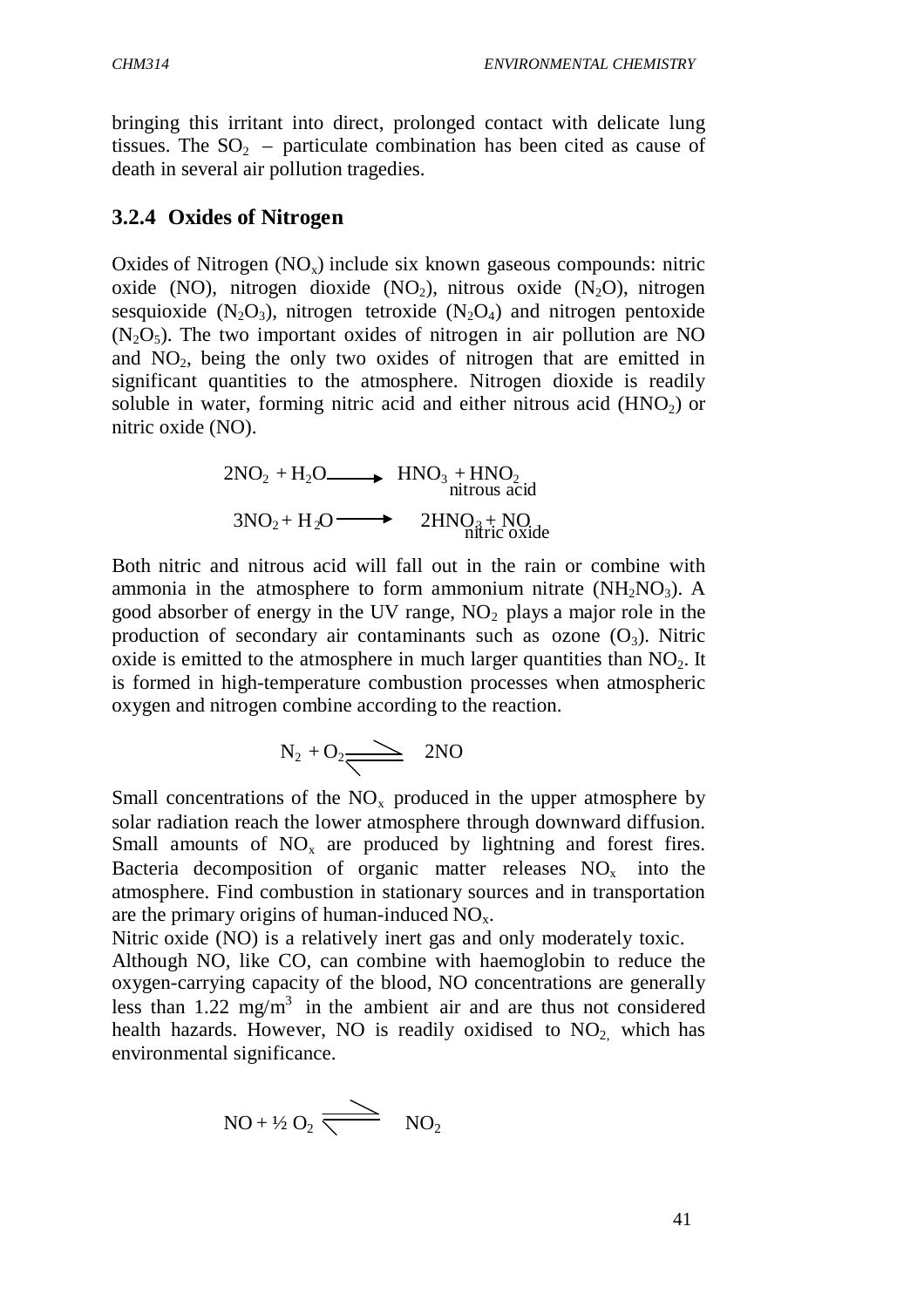bringing this irritant into direct, prolonged contact with delicate lung tissues. The $SO_2$ – particulate combination has been cited as cause of death in several air pollution tragedies.

### 3.2.4 Oxides of Nitrogen

Oxides of Nitrogen ($NO_x$) include six known gaseous compounds: nitric oxide (NO), nitrogen dioxide ($NO_2$), nitrous oxide ($N_2O$), nitrogen sesquioxide ($N_2O_3$), nitrogen tetroxide ($N_2O_4$) and nitrogen pentoxide ($N_2O_5$). The two important oxides of nitrogen in air pollution are NO and $NO_2$, being the only two oxides of nitrogen that are emitted in significant quantities to the atmosphere. Nitrogen dioxide is readily soluble in water, forming nitric acid and either nitrous acid ($HNO_2$) or nitric oxide (NO).

$$2NO_2 + H_2O \longrightarrow HNO_3 + \underset{\text{nitrous acid}}{HNO_2}$$

$$3NO_2 + H_2O \longrightarrow 2HNO_3 + \underset{\text{nitric oxide}}{NO}$$

Both nitric and nitrous acid will fall out in the rain or combine with ammonia in the atmosphere to form ammonium nitrate ($NH_2NO_3$). A good absorber of energy in the UV range, $NO_2$ plays a major role in the production of secondary air contaminants such as ozone ($O_3$). Nitric oxide is emitted to the atmosphere in much larger quantities than $NO_2$. It is formed in high-temperature combustion processes when atmospheric oxygen and nitrogen combine according to the reaction.

$$N_2 + O_2 \rightleftharpoons 2NO$$

Small concentrations of the $NO_x$ produced in the upper atmosphere by solar radiation reach the lower atmosphere through downward diffusion. Small amounts of $NO_x$ are produced by lightning and forest fires. Bacteria decomposition of organic matter releases $NO_x$ into the atmosphere. Find combustion in stationary sources and in transportation are the primary origins of human-induced $NO_x$.

Nitric oxide (NO) is a relatively inert gas and only moderately toxic.

Although NO, like CO, can combine with haemoglobin to reduce the oxygen-carrying capacity of the blood, NO concentrations are generally less than 1.22 $mg/m^3$ in the ambient air and are thus not considered health hazards. However, NO is readily oxidised to $NO_2$, which has environmental significance.

$$NO + ½\, O_2 \rightleftharpoons NO_2$$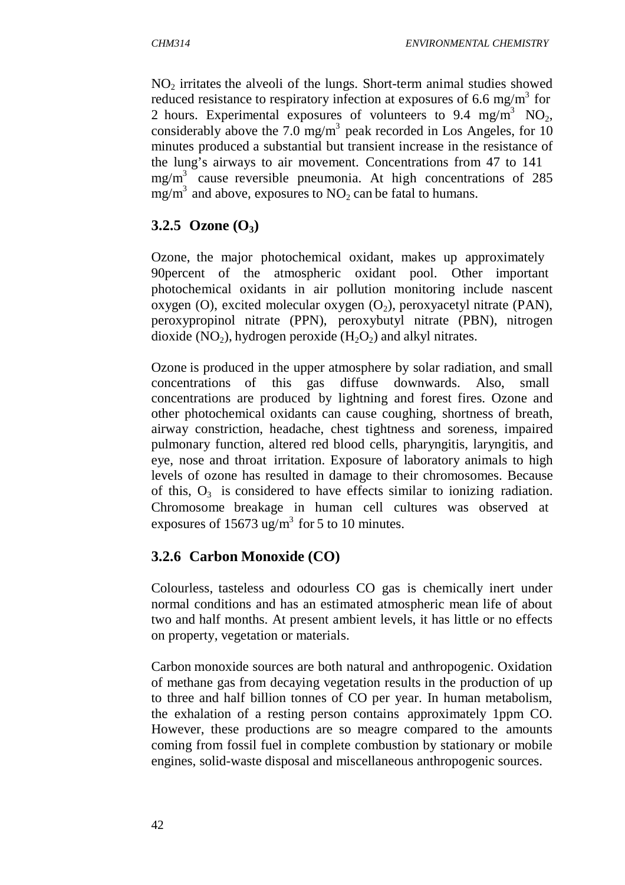$NO_2$ irritates the alveoli of the lungs. Short-term animal studies showed reduced resistance to respiratory infection at exposures of 6.6 mg/$m^3$ for 2 hours. Experimental exposures of volunteers to 9.4 mg/$m^3$ $NO_2$, considerably above the 7.0 mg/$m^3$ peak recorded in Los Angeles, for 10 minutes produced a substantial but transient increase in the resistance of the lung's airways to air movement. Concentrations from 47 to 141 mg/$m^3$ cause reversible pneumonia. At high concentrations of 285 mg/$m^3$ and above, exposures to $NO_2$ can be fatal to humans.

### 3.2.5 Ozone ($O_3$)

Ozone, the major photochemical oxidant, makes up approximately 90percent of the atmospheric oxidant pool. Other important photochemical oxidants in air pollution monitoring include nascent oxygen (O), excited molecular oxygen ($O_2$), peroxyacetyl nitrate (PAN), peroxypropinol nitrate (PPN), peroxybutyl nitrate (PBN), nitrogen dioxide ($NO_2$), hydrogen peroxide ($H_2O_2$) and alkyl nitrates.

Ozone is produced in the upper atmosphere by solar radiation, and small concentrations of this gas diffuse downwards. Also, small concentrations are produced by lightning and forest fires. Ozone and other photochemical oxidants can cause coughing, shortness of breath, airway constriction, headache, chest tightness and soreness, impaired pulmonary function, altered red blood cells, pharyngitis, laryngitis, and eye, nose and throat irritation. Exposure of laboratory animals to high levels of ozone has resulted in damage to their chromosomes. Because of this, $O_3$ is considered to have effects similar to ionizing radiation. Chromosome breakage in human cell cultures was observed at exposures of 15673 ug/$m^3$ for 5 to 10 minutes.

### 3.2.6 Carbon Monoxide (CO)

Colourless, tasteless and odourless CO gas is chemically inert under normal conditions and has an estimated atmospheric mean life of about two and half months. At present ambient levels, it has little or no effects on property, vegetation or materials.

Carbon monoxide sources are both natural and anthropogenic. Oxidation of methane gas from decaying vegetation results in the production of up to three and half billion tonnes of CO per year. In human metabolism, the exhalation of a resting person contains approximately 1ppm CO. However, these productions are so meagre compared to the amounts coming from fossil fuel in complete combustion by stationary or mobile engines, solid-waste disposal and miscellaneous anthropogenic sources.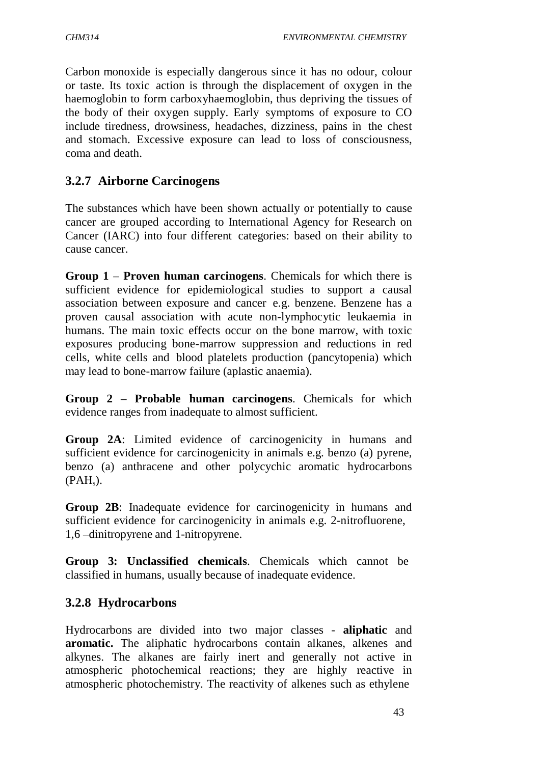Carbon monoxide is especially dangerous since it has no odour, colour or taste. Its toxic action is through the displacement of oxygen in the haemoglobin to form carboxyhaemoglobin, thus depriving the tissues of the body of their oxygen supply. Early symptoms of exposure to CO include tiredness, drowsiness, headaches, dizziness, pains in the chest and stomach. Excessive exposure can lead to loss of consciousness, coma and death.

### 3.2.7 Airborne Carcinogens

The substances which have been shown actually or potentially to cause cancer are grouped according to International Agency for Research on Cancer (IARC) into four different categories: based on their ability to cause cancer.

**Group 1** – **Proven human carcinogens**. Chemicals for which there is sufficient evidence for epidemiological studies to support a causal association between exposure and cancer e.g. benzene. Benzene has a proven causal association with acute non-lymphocytic leukaemia in humans. The main toxic effects occur on the bone marrow, with toxic exposures producing bone-marrow suppression and reductions in red cells, white cells and blood platelets production (pancytopenia) which may lead to bone-marrow failure (aplastic anaemia).

**Group 2** – **Probable human carcinogens**. Chemicals for which evidence ranges from inadequate to almost sufficient.

**Group 2A**: Limited evidence of carcinogenicity in humans and sufficient evidence for carcinogenicity in animals e.g. benzo (a) pyrene, benzo (a) anthracene and other polycychic aromatic hydrocarbons ($PAH_s$).

**Group 2B**: Inadequate evidence for carcinogenicity in humans and sufficient evidence for carcinogenicity in animals e.g. 2-nitrofluorene, 1,6 –dinitropyrene and 1-nitropyrene.

**Group 3: Unclassified chemicals**. Chemicals which cannot be classified in humans, usually because of inadequate evidence.

### 3.2.8 Hydrocarbons

Hydrocarbons are divided into two major classes - **aliphatic** and **aromatic.** The aliphatic hydrocarbons contain alkanes, alkenes and alkynes. The alkanes are fairly inert and generally not active in atmospheric photochemical reactions; they are highly reactive in atmospheric photochemistry. The reactivity of alkenes such as ethylene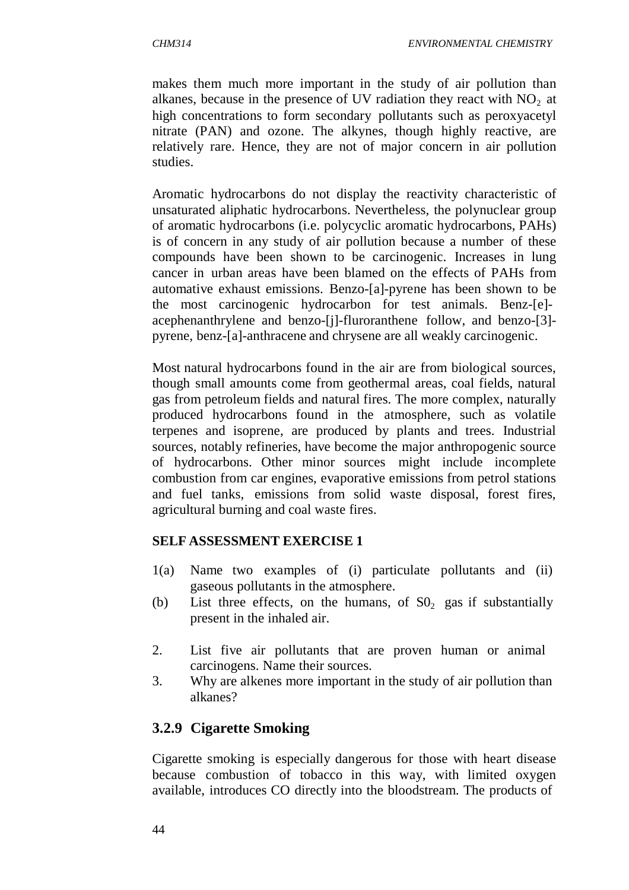makes them much more important in the study of air pollution than alkanes, because in the presence of UV radiation they react with $NO_2$ at high concentrations to form secondary pollutants such as peroxyacetyl nitrate (PAN) and ozone. The alkynes, though highly reactive, are relatively rare. Hence, they are not of major concern in air pollution studies.

Aromatic hydrocarbons do not display the reactivity characteristic of unsaturated aliphatic hydrocarbons. Nevertheless, the polynuclear group of aromatic hydrocarbons (i.e. polycyclic aromatic hydrocarbons, PAHs) is of concern in any study of air pollution because a number of these compounds have been shown to be carcinogenic. Increases in lung cancer in urban areas have been blamed on the effects of PAHs from automative exhaust emissions. Benzo-[a]-pyrene has been shown to be the most carcinogenic hydrocarbon for test animals. Benz-[e]-acephenanthrylene and benzo-[j]-fluroranthene follow, and benzo-[3]-pyrene, benz-[a]-anthracene and chrysene are all weakly carcinogenic.

Most natural hydrocarbons found in the air are from biological sources, though small amounts come from geothermal areas, coal fields, natural gas from petroleum fields and natural fires. The more complex, naturally produced hydrocarbons found in the atmosphere, such as volatile terpenes and isoprene, are produced by plants and trees. Industrial sources, notably refineries, have become the major anthropogenic source of hydrocarbons. Other minor sources might include incomplete combustion from car engines, evaporative emissions from petrol stations and fuel tanks, emissions from solid waste disposal, forest fires, agricultural burning and coal waste fires.

**SELF ASSESSMENT EXERCISE 1**

1(a) Name two examples of (i) particulate pollutants and (ii) gaseous pollutants in the atmosphere.

(b) List three effects, on the humans, of $S0_2$ gas if substantially present in the inhaled air.

2. List five air pollutants that are proven human or animal carcinogens. Name their sources.

3. Why are alkenes more important in the study of air pollution than alkanes?

### 3.2.9 Cigarette Smoking

Cigarette smoking is especially dangerous for those with heart disease because combustion of tobacco in this way, with limited oxygen available, introduces CO directly into the bloodstream. The products of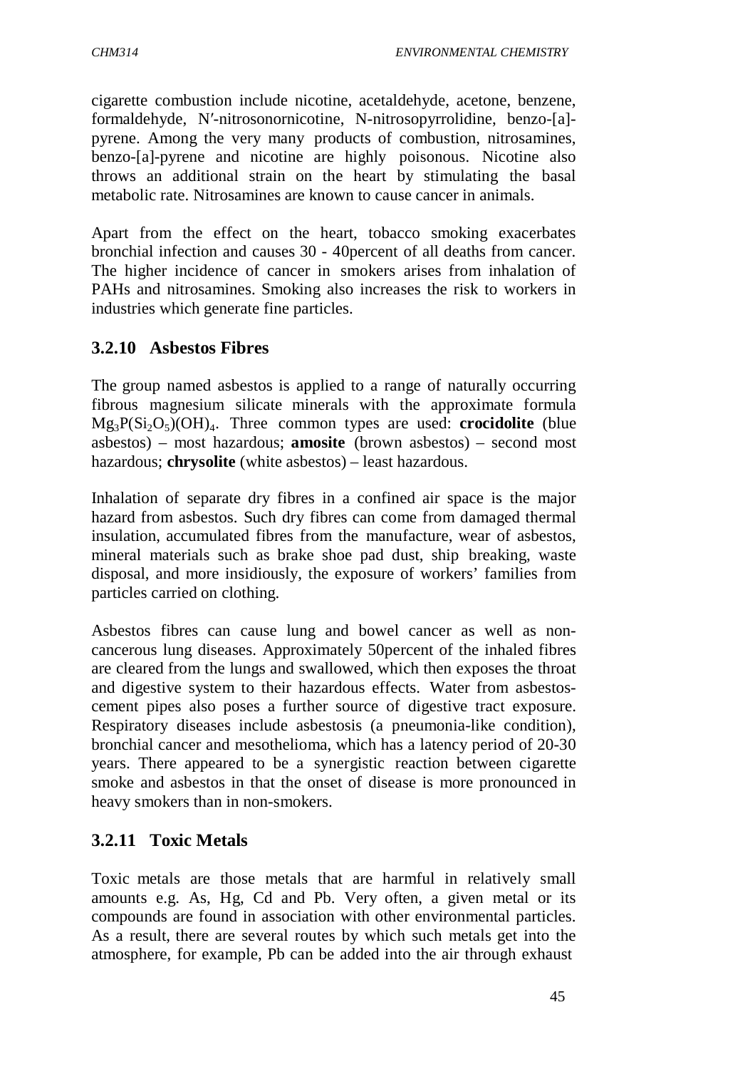cigarette combustion include nicotine, acetaldehyde, acetone, benzene, formaldehyde, N′-nitrosonornicotine, N-nitrosopyrrolidine, benzo-[a]-pyrene. Among the very many products of combustion, nitrosamines, benzo-[a]-pyrene and nicotine are highly poisonous. Nicotine also throws an additional strain on the heart by stimulating the basal metabolic rate. Nitrosamines are known to cause cancer in animals.

Apart from the effect on the heart, tobacco smoking exacerbates bronchial infection and causes 30 - 40percent of all deaths from cancer. The higher incidence of cancer in smokers arises from inhalation of PAHs and nitrosamines. Smoking also increases the risk to workers in industries which generate fine particles.

### 3.2.10 Asbestos Fibres

The group named asbestos is applied to a range of naturally occurring fibrous magnesium silicate minerals with the approximate formula $Mg_3P(Si_2O_5)(OH)_4$. Three common types are used: **crocidolite** (blue asbestos) – most hazardous; **amosite** (brown asbestos) – second most hazardous; **chrysolite** (white asbestos) – least hazardous.

Inhalation of separate dry fibres in a confined air space is the major hazard from asbestos. Such dry fibres can come from damaged thermal insulation, accumulated fibres from the manufacture, wear of asbestos, mineral materials such as brake shoe pad dust, ship breaking, waste disposal, and more insidiously, the exposure of workers' families from particles carried on clothing.

Asbestos fibres can cause lung and bowel cancer as well as non-cancerous lung diseases. Approximately 50percent of the inhaled fibres are cleared from the lungs and swallowed, which then exposes the throat and digestive system to their hazardous effects. Water from asbestos-cement pipes also poses a further source of digestive tract exposure. Respiratory diseases include asbestosis (a pneumonia-like condition), bronchial cancer and mesothelioma, which has a latency period of 20-30 years. There appeared to be a synergistic reaction between cigarette smoke and asbestos in that the onset of disease is more pronounced in heavy smokers than in non-smokers.

### 3.2.11 Toxic Metals

Toxic metals are those metals that are harmful in relatively small amounts e.g. As, Hg, Cd and Pb. Very often, a given metal or its compounds are found in association with other environmental particles. As a result, there are several routes by which such metals get into the atmosphere, for example, Pb can be added into the air through exhaust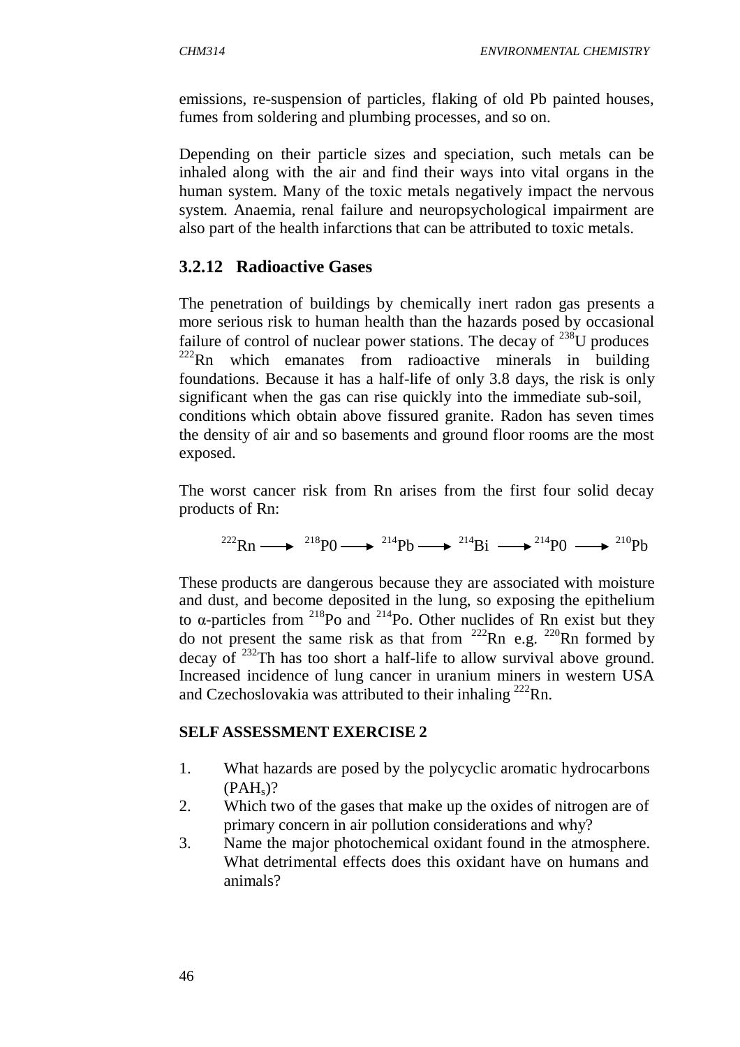emissions, re-suspension of particles, flaking of old Pb painted houses, fumes from soldering and plumbing processes, and so on.

Depending on their particle sizes and speciation, such metals can be inhaled along with the air and find their ways into vital organs in the human system. Many of the toxic metals negatively impact the nervous system. Anaemia, renal failure and neuropsychological impairment are also part of the health infarctions that can be attributed to toxic metals.

### 3.2.12 Radioactive Gases

The penetration of buildings by chemically inert radon gas presents a more serious risk to human health than the hazards posed by occasional failure of control of nuclear power stations. The decay of $^{238}U$ produces $^{222}Rn$ which emanates from radioactive minerals in building foundations. Because it has a half-life of only 3.8 days, the risk is only significant when the gas can rise quickly into the immediate sub-soil, conditions which obtain above fissured granite. Radon has seven times the density of air and so basements and ground floor rooms are the most exposed.

The worst cancer risk from Rn arises from the first four solid decay products of Rn:

$$^{222}Rn \longrightarrow {}^{218}P0 \longrightarrow {}^{214}Pb \longrightarrow {}^{214}Bi \longrightarrow {}^{214}P0 \longrightarrow {}^{210}Pb$$

These products are dangerous because they are associated with moisture and dust, and become deposited in the lung, so exposing the epithelium to α-particles from $^{218}Po$ and $^{214}Po$. Other nuclides of Rn exist but they do not present the same risk as that from $^{222}Rn$ e.g. $^{220}Rn$ formed by decay of $^{232}Th$ has too short a half-life to allow survival above ground. Increased incidence of lung cancer in uranium miners in western USA and Czechoslovakia was attributed to their inhaling $^{222}Rn$.

**SELF ASSESSMENT EXERCISE 2**

1. What hazards are posed by the polycyclic aromatic hydrocarbons ($PAH_s$)?
2. Which two of the gases that make up the oxides of nitrogen are of primary concern in air pollution considerations and why?
3. Name the major photochemical oxidant found in the atmosphere. What detrimental effects does this oxidant have on humans and animals?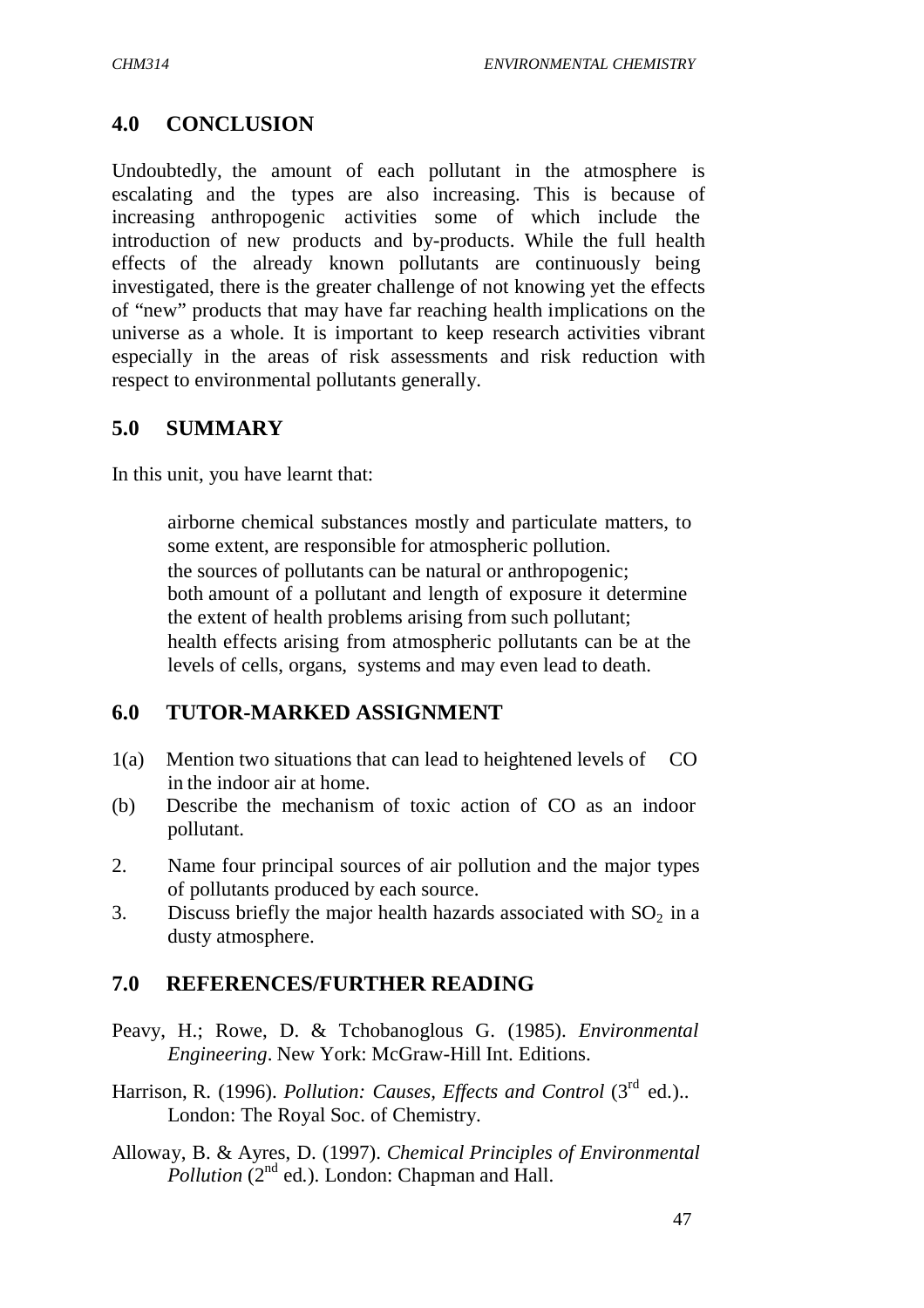## 4.0 CONCLUSION

Undoubtedly, the amount of each pollutant in the atmosphere is escalating and the types are also increasing. This is because of increasing anthropogenic activities some of which include the introduction of new products and by-products. While the full health effects of the already known pollutants are continuously being investigated, there is the greater challenge of not knowing yet the effects of "new" products that may have far reaching health implications on the universe as a whole. It is important to keep research activities vibrant especially in the areas of risk assessments and risk reduction with respect to environmental pollutants generally.

## 5.0 SUMMARY

In this unit, you have learnt that:

- airborne chemical substances mostly and particulate matters, to some extent, are responsible for atmospheric pollution.
- the sources of pollutants can be natural or anthropogenic;
- both amount of a pollutant and length of exposure it determine the extent of health problems arising from such pollutant;
- health effects arising from atmospheric pollutants can be at the levels of cells, organs, systems and may even lead to death.

## 6.0 TUTOR-MARKED ASSIGNMENT

1(a) Mention two situations that can lead to heightened levels of CO in the indoor air at home.

(b) Describe the mechanism of toxic action of CO as an indoor pollutant.

2. Name four principal sources of air pollution and the major types of pollutants produced by each source.
3. Discuss briefly the major health hazards associated with $SO_2$ in a dusty atmosphere.

## 7.0 REFERENCES/FURTHER READING

Peavy, H.; Rowe, D. & Tchobanoglous G. (1985). *Environmental Engineering*. New York: McGraw-Hill Int. Editions.

Harrison, R. (1996). *Pollution: Causes, Effects and Control* (3rd ed.).. London: The Royal Soc. of Chemistry.

Alloway, B. & Ayres, D. (1997). *Chemical Principles of Environmental Pollution* (2nd ed.). London: Chapman and Hall.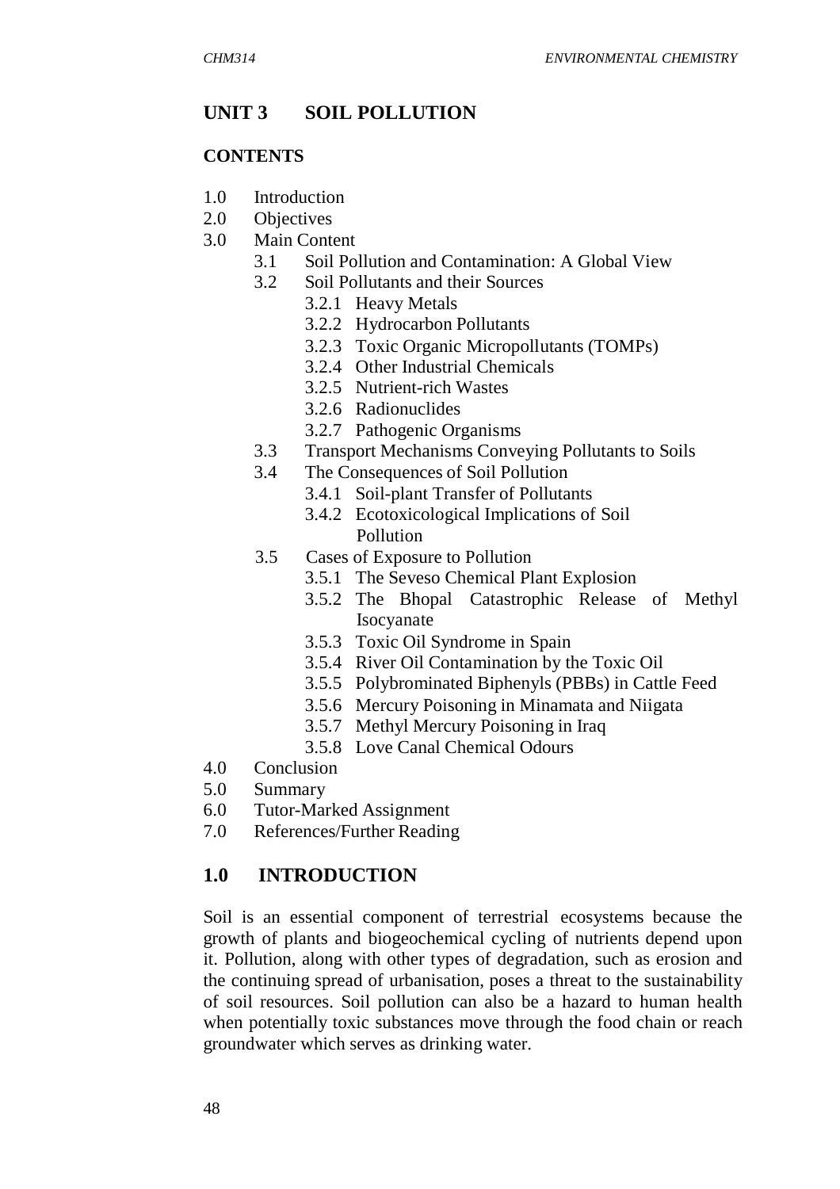# UNIT 3 SOIL POLLUTION

## CONTENTS

- 1.0 Introduction
- 2.0 Objectives
- 3.0 Main Content
  - 3.1 Soil Pollution and Contamination: A Global View
  - 3.2 Soil Pollutants and their Sources
    - 3.2.1 Heavy Metals
    - 3.2.2 Hydrocarbon Pollutants
    - 3.2.3 Toxic Organic Micropollutants (TOMPs)
    - 3.2.4 Other Industrial Chemicals
    - 3.2.5 Nutrient-rich Wastes
    - 3.2.6 Radionuclides
    - 3.2.7 Pathogenic Organisms
  - 3.3 Transport Mechanisms Conveying Pollutants to Soils
  - 3.4 The Consequences of Soil Pollution
    - 3.4.1 Soil-plant Transfer of Pollutants
    - 3.4.2 Ecotoxicological Implications of Soil Pollution
  - 3.5 Cases of Exposure to Pollution
    - 3.5.1 The Seveso Chemical Plant Explosion
    - 3.5.2 The Bhopal Catastrophic Release of Methyl Isocyanate
    - 3.5.3 Toxic Oil Syndrome in Spain
    - 3.5.4 River Oil Contamination by the Toxic Oil
    - 3.5.5 Polybrominated Biphenyls (PBBs) in Cattle Feed
    - 3.5.6 Mercury Poisoning in Minamata and Niigata
    - 3.5.7 Methyl Mercury Poisoning in Iraq
    - 3.5.8 Love Canal Chemical Odours
- 4.0 Conclusion
- 5.0 Summary
- 6.0 Tutor-Marked Assignment
- 7.0 References/Further Reading

## 1.0 INTRODUCTION

Soil is an essential component of terrestrial ecosystems because the growth of plants and biogeochemical cycling of nutrients depend upon it. Pollution, along with other types of degradation, such as erosion and the continuing spread of urbanisation, poses a threat to the sustainability of soil resources. Soil pollution can also be a hazard to human health when potentially toxic substances move through the food chain or reach groundwater which serves as drinking water.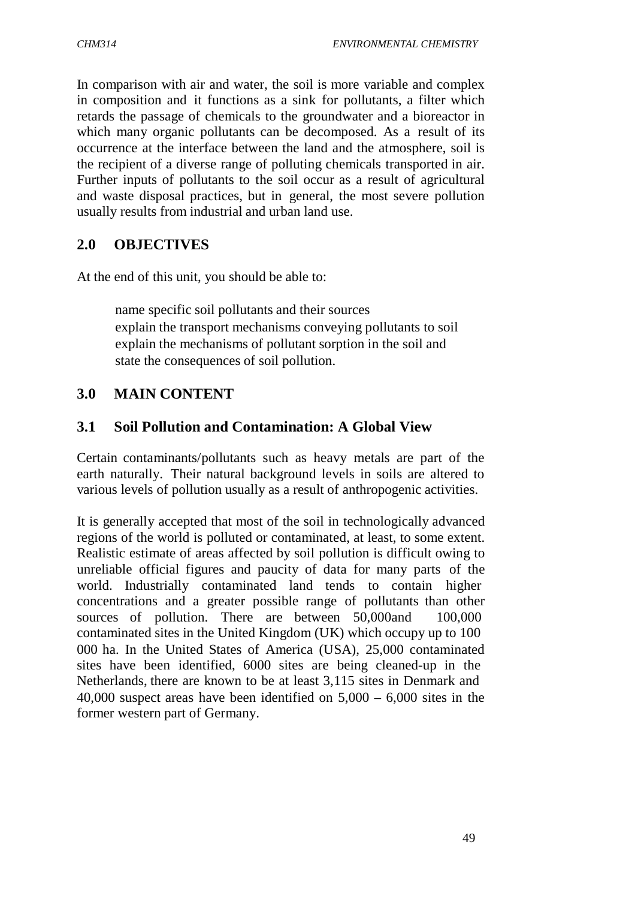In comparison with air and water, the soil is more variable and complex in composition and it functions as a sink for pollutants, a filter which retards the passage of chemicals to the groundwater and a bioreactor in which many organic pollutants can be decomposed. As a result of its occurrence at the interface between the land and the atmosphere, soil is the recipient of a diverse range of polluting chemicals transported in air. Further inputs of pollutants to the soil occur as a result of agricultural and waste disposal practices, but in general, the most severe pollution usually results from industrial and urban land use.

## 2.0 OBJECTIVES

At the end of this unit, you should be able to:

- name specific soil pollutants and their sources
- explain the transport mechanisms conveying pollutants to soil
- explain the mechanisms of pollutant sorption in the soil and
- state the consequences of soil pollution.

## 3.0 MAIN CONTENT

### 3.1 Soil Pollution and Contamination: A Global View

Certain contaminants/pollutants such as heavy metals are part of the earth naturally. Their natural background levels in soils are altered to various levels of pollution usually as a result of anthropogenic activities.

It is generally accepted that most of the soil in technologically advanced regions of the world is polluted or contaminated, at least, to some extent. Realistic estimate of areas affected by soil pollution is difficult owing to unreliable official figures and paucity of data for many parts of the world. Industrially contaminated land tends to contain higher concentrations and a greater possible range of pollutants than other sources of pollution. There are between 50,000and 100,000 contaminated sites in the United Kingdom (UK) which occupy up to 100 000 ha. In the United States of America (USA), 25,000 contaminated sites have been identified, 6000 sites are being cleaned-up in the Netherlands, there are known to be at least 3,115 sites in Denmark and 40,000 suspect areas have been identified on 5,000 – 6,000 sites in the former western part of Germany.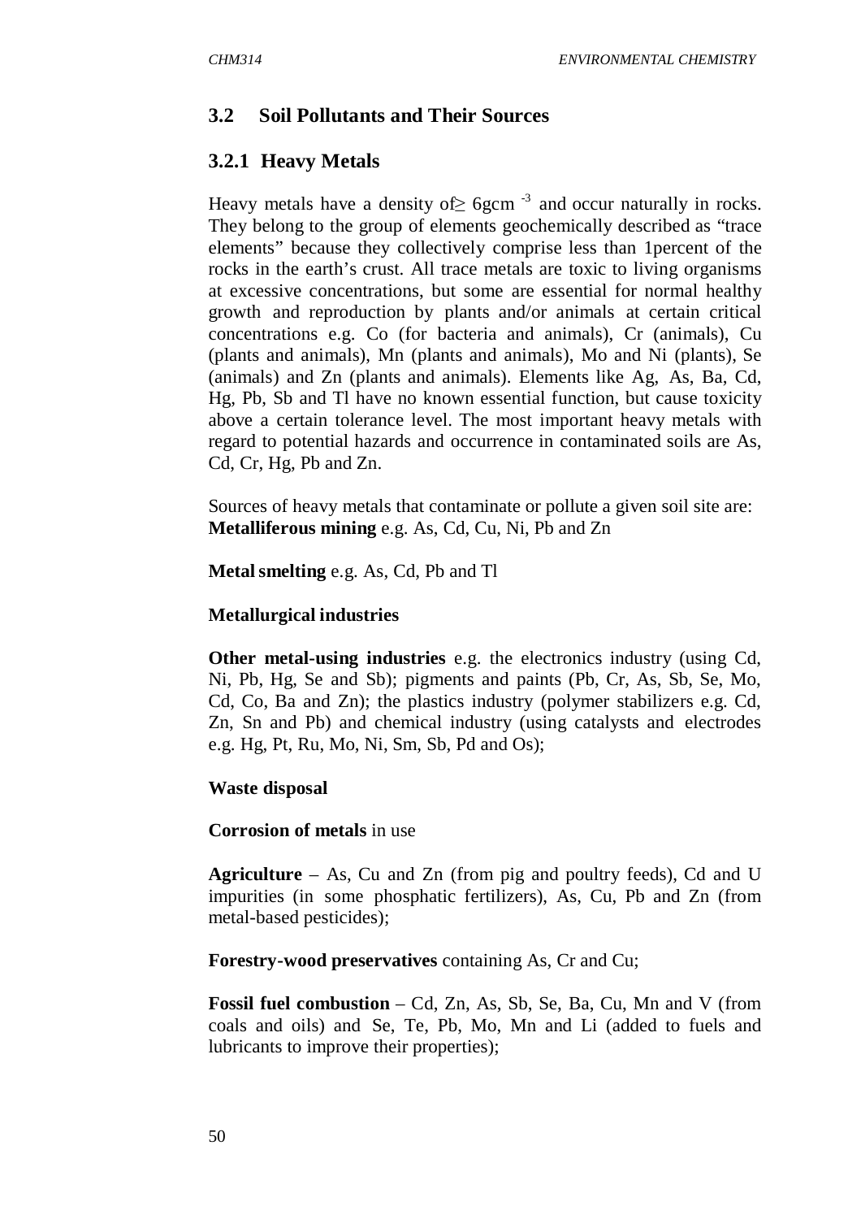## 3.2 Soil Pollutants and Their Sources

### 3.2.1 Heavy Metals

Heavy metals have a density of $\geq$ 6gcm $^{-3}$ and occur naturally in rocks. They belong to the group of elements geochemically described as "trace elements" because they collectively comprise less than 1percent of the rocks in the earth's crust. All trace metals are toxic to living organisms at excessive concentrations, but some are essential for normal healthy growth and reproduction by plants and/or animals at certain critical concentrations e.g. Co (for bacteria and animals), Cr (animals), Cu (plants and animals), Mn (plants and animals), Mo and Ni (plants), Se (animals) and Zn (plants and animals). Elements like Ag, As, Ba, Cd, Hg, Pb, Sb and Tl have no known essential function, but cause toxicity above a certain tolerance level. The most important heavy metals with regard to potential hazards and occurrence in contaminated soils are As, Cd, Cr, Hg, Pb and Zn.

Sources of heavy metals that contaminate or pollute a given soil site are:
**Metalliferous mining** e.g. As, Cd, Cu, Ni, Pb and Zn

**Metal smelting** e.g. As, Cd, Pb and Tl

**Metallurgical industries**

**Other metal-using industries** e.g. the electronics industry (using Cd, Ni, Pb, Hg, Se and Sb); pigments and paints (Pb, Cr, As, Sb, Se, Mo, Cd, Co, Ba and Zn); the plastics industry (polymer stabilizers e.g. Cd, Zn, Sn and Pb) and chemical industry (using catalysts and electrodes e.g. Hg, Pt, Ru, Mo, Ni, Sm, Sb, Pd and Os);

**Waste disposal**

**Corrosion of metals** in use

**Agriculture** – As, Cu and Zn (from pig and poultry feeds), Cd and U impurities (in some phosphatic fertilizers), As, Cu, Pb and Zn (from metal-based pesticides);

**Forestry-wood preservatives** containing As, Cr and Cu;

**Fossil fuel combustion** – Cd, Zn, As, Sb, Se, Ba, Cu, Mn and V (from coals and oils) and Se, Te, Pb, Mo, Mn and Li (added to fuels and lubricants to improve their properties);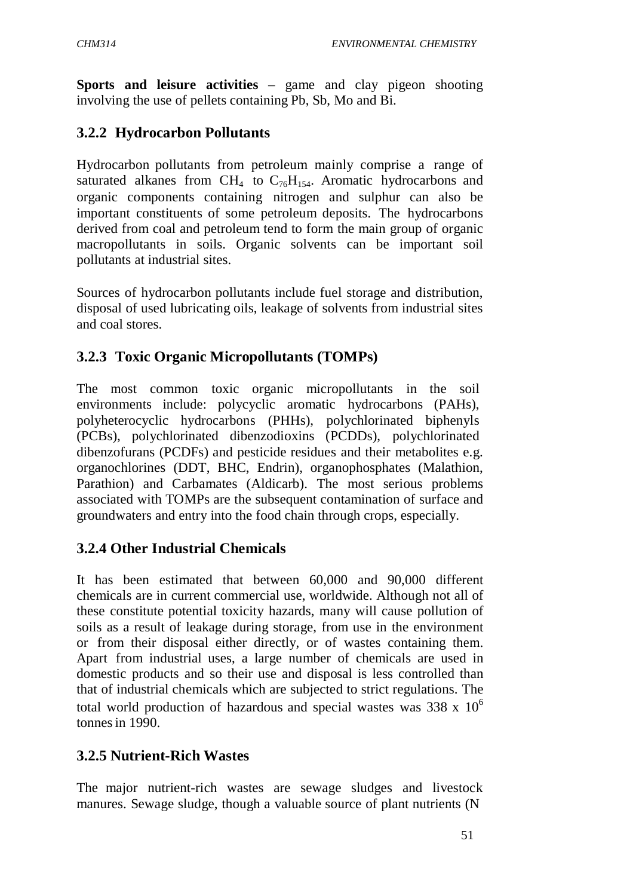**Sports and leisure activities** – game and clay pigeon shooting involving the use of pellets containing Pb, Sb, Mo and Bi.

### 3.2.2 Hydrocarbon Pollutants

Hydrocarbon pollutants from petroleum mainly comprise a range of saturated alkanes from $CH_4$ to $C_{76}H_{154}$. Aromatic hydrocarbons and organic components containing nitrogen and sulphur can also be important constituents of some petroleum deposits. The hydrocarbons derived from coal and petroleum tend to form the main group of organic macropollutants in soils. Organic solvents can be important soil pollutants at industrial sites.

Sources of hydrocarbon pollutants include fuel storage and distribution, disposal of used lubricating oils, leakage of solvents from industrial sites and coal stores.

### 3.2.3 Toxic Organic Micropollutants (TOMPs)

The most common toxic organic micropollutants in the soil environments include: polycyclic aromatic hydrocarbons (PAHs), polyheterocyclic hydrocarbons (PHHs), polychlorinated biphenyls (PCBs), polychlorinated dibenzodioxins (PCDDs), polychlorinated dibenzofurans (PCDFs) and pesticide residues and their metabolites e.g. organochlorines (DDT, BHC, Endrin), organophosphates (Malathion, Parathion) and Carbamates (Aldicarb). The most serious problems associated with TOMPs are the subsequent contamination of surface and groundwaters and entry into the food chain through crops, especially.

### 3.2.4 Other Industrial Chemicals

It has been estimated that between 60,000 and 90,000 different chemicals are in current commercial use, worldwide. Although not all of these constitute potential toxicity hazards, many will cause pollution of soils as a result of leakage during storage, from use in the environment or from their disposal either directly, or of wastes containing them. Apart from industrial uses, a large number of chemicals are used in domestic products and so their use and disposal is less controlled than that of industrial chemicals which are subjected to strict regulations. The total world production of hazardous and special wastes was $338 \times 10^6$ tonnes in 1990.

### 3.2.5 Nutrient-Rich Wastes

The major nutrient-rich wastes are sewage sludges and livestock manures. Sewage sludge, though a valuable source of plant nutrients (N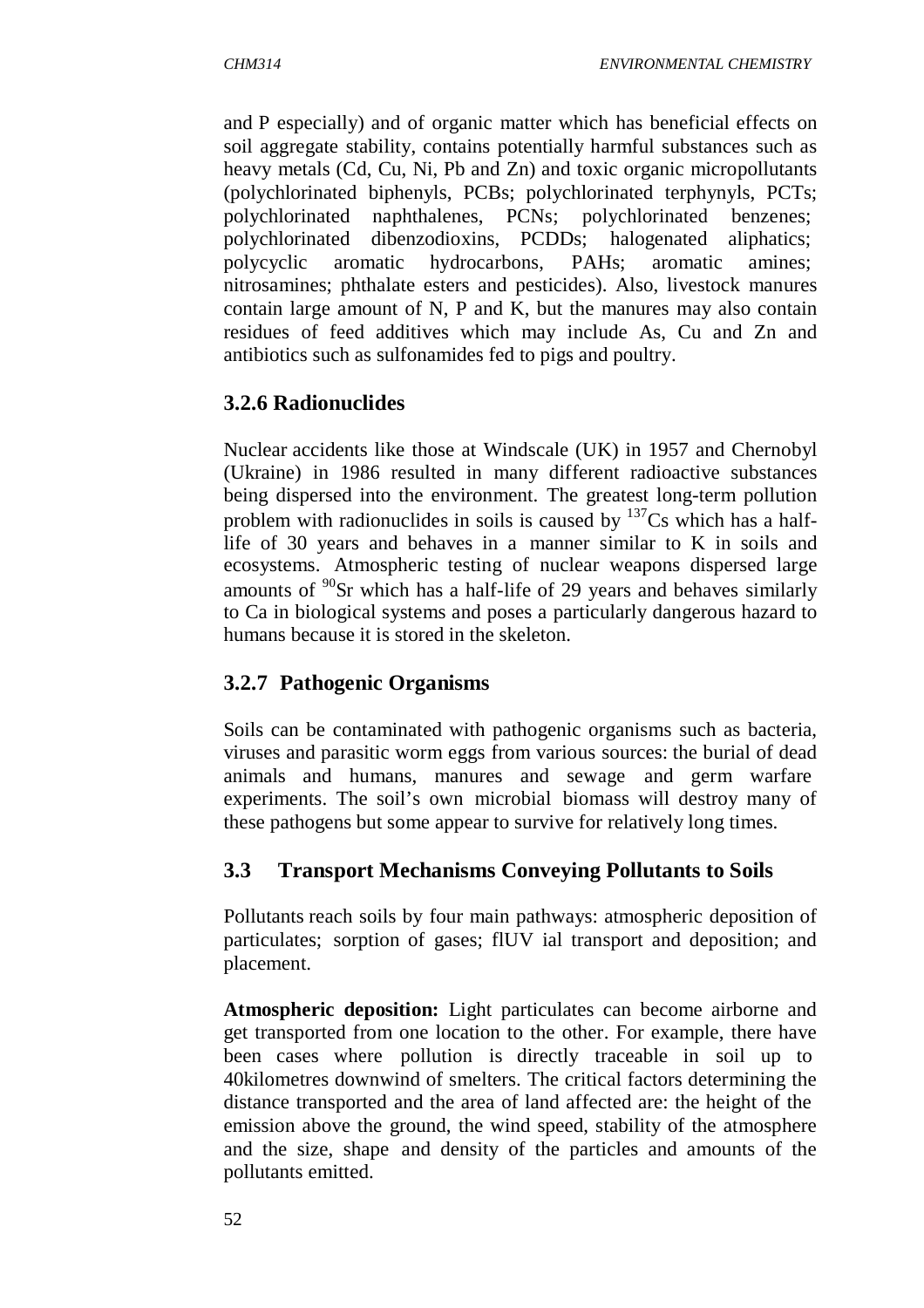and P especially) and of organic matter which has beneficial effects on soil aggregate stability, contains potentially harmful substances such as heavy metals (Cd, Cu, Ni, Pb and Zn) and toxic organic micropollutants (polychlorinated biphenyls, PCBs; polychlorinated terphynyls, PCTs; polychlorinated naphthalenes, PCNs; polychlorinated benzenes; polychlorinated dibenzodioxins, PCDDs; halogenated aliphatics; polycyclic aromatic hydrocarbons, PAHs; aromatic amines; nitrosamines; phthalate esters and pesticides). Also, livestock manures contain large amount of N, P and K, but the manures may also contain residues of feed additives which may include As, Cu and Zn and antibiotics such as sulfonamides fed to pigs and poultry.

### 3.2.6 Radionuclides

Nuclear accidents like those at Windscale (UK) in 1957 and Chernobyl (Ukraine) in 1986 resulted in many different radioactive substances being dispersed into the environment. The greatest long-term pollution problem with radionuclides in soils is caused by $^{137}Cs$ which has a half-life of 30 years and behaves in a manner similar to K in soils and ecosystems. Atmospheric testing of nuclear weapons dispersed large amounts of $^{90}Sr$ which has a half-life of 29 years and behaves similarly to Ca in biological systems and poses a particularly dangerous hazard to humans because it is stored in the skeleton.

### 3.2.7 Pathogenic Organisms

Soils can be contaminated with pathogenic organisms such as bacteria, viruses and parasitic worm eggs from various sources: the burial of dead animals and humans, manures and sewage and germ warfare experiments. The soil's own microbial biomass will destroy many of these pathogens but some appear to survive for relatively long times.

## 3.3 Transport Mechanisms Conveying Pollutants to Soils

Pollutants reach soils by four main pathways: atmospheric deposition of particulates; sorption of gases; flUV ial transport and deposition; and placement.

**Atmospheric deposition:** Light particulates can become airborne and get transported from one location to the other. For example, there have been cases where pollution is directly traceable in soil up to 40kilometres downwind of smelters. The critical factors determining the distance transported and the area of land affected are: the height of the emission above the ground, the wind speed, stability of the atmosphere and the size, shape and density of the particles and amounts of the pollutants emitted.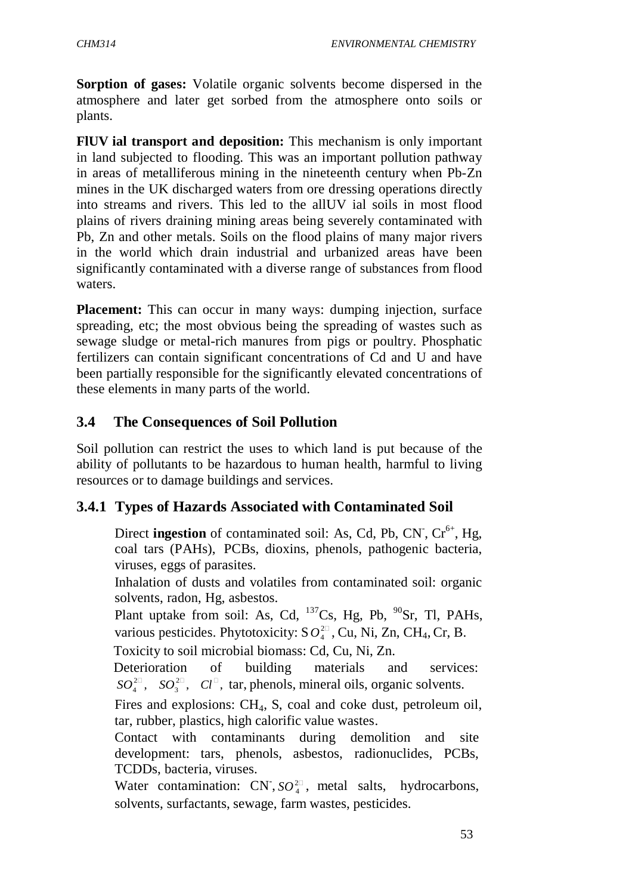**Sorption of gases:** Volatile organic solvents become dispersed in the atmosphere and later get sorbed from the atmosphere onto soils or plants.

**FlUV ial transport and deposition:** This mechanism is only important in land subjected to flooding. This was an important pollution pathway in areas of metalliferous mining in the nineteenth century when Pb-Zn mines in the UK discharged waters from ore dressing operations directly into streams and rivers. This led to the allUV ial soils in most flood plains of rivers draining mining areas being severely contaminated with Pb, Zn and other metals. Soils on the flood plains of many major rivers in the world which drain industrial and urbanized areas have been significantly contaminated with a diverse range of substances from flood waters.

**Placement:** This can occur in many ways: dumping injection, surface spreading, etc; the most obvious being the spreading of wastes such as sewage sludge or metal-rich manures from pigs or poultry. Phosphatic fertilizers can contain significant concentrations of Cd and U and have been partially responsible for the significantly elevated concentrations of these elements in many parts of the world.

## 3.4 The Consequences of Soil Pollution

Soil pollution can restrict the uses to which land is put because of the ability of pollutants to be hazardous to human health, harmful to living resources or to damage buildings and services.

### 3.4.1 Types of Hazards Associated with Contaminated Soil

Direct **ingestion** of contaminated soil: As, Cd, Pb, $CN^-$, $Cr^{6+}$, Hg, coal tars (PAHs), PCBs, dioxins, phenols, pathogenic bacteria, viruses, eggs of parasites.

Inhalation of dusts and volatiles from contaminated soil: organic solvents, radon, Hg, asbestos.

Plant uptake from soil: As, Cd, $^{137}Cs$, Hg, Pb, $^{90}Sr$, Tl, PAHs, various pesticides. Phytotoxicity: $SO_4^{2-}$, Cu, Ni, Zn, $CH_4$, Cr, B.

Toxicity to soil microbial biomass: Cd, Cu, Ni, Zn.

Deterioration of building materials and services: $SO_4^{2-}$, $SO_3^{2-}$, $Cl^-$, tar, phenols, mineral oils, organic solvents.

Fires and explosions: $CH_4$, S, coal and coke dust, petroleum oil, tar, rubber, plastics, high calorific value wastes.

Contact with contaminants during demolition and site development: tars, phenols, asbestos, radionuclides, PCBs, TCDDs, bacteria, viruses.

Water contamination: $CN^-$, $SO_4^{2-}$, metal salts, hydrocarbons, solvents, surfactants, sewage, farm wastes, pesticides.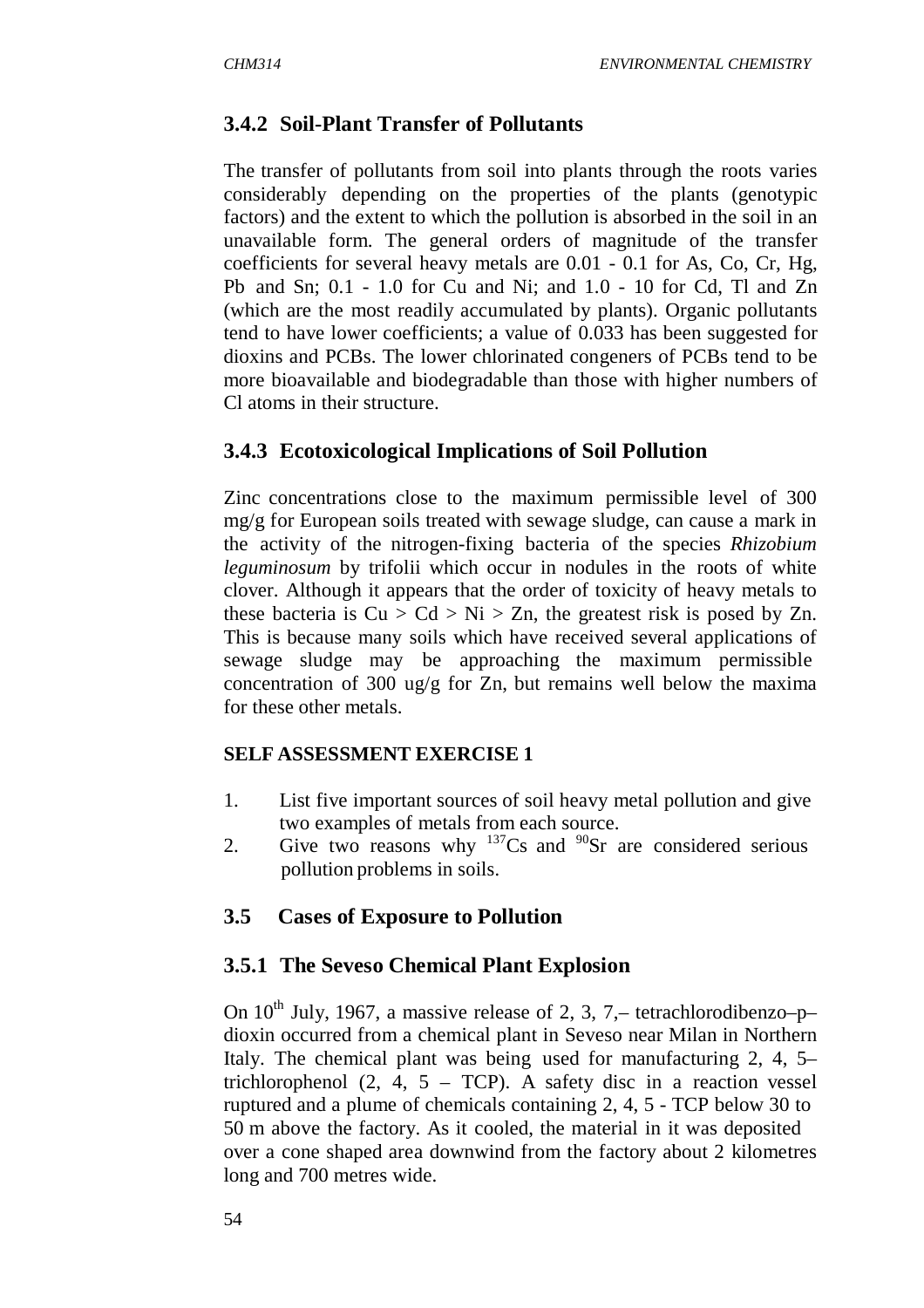### 3.4.2 Soil-Plant Transfer of Pollutants

The transfer of pollutants from soil into plants through the roots varies considerably depending on the properties of the plants (genotypic factors) and the extent to which the pollution is absorbed in the soil in an unavailable form. The general orders of magnitude of the transfer coefficients for several heavy metals are 0.01 - 0.1 for As, Co, Cr, Hg, Pb and Sn; 0.1 - 1.0 for Cu and Ni; and 1.0 - 10 for Cd, Tl and Zn (which are the most readily accumulated by plants). Organic pollutants tend to have lower coefficients; a value of 0.033 has been suggested for dioxins and PCBs. The lower chlorinated congeners of PCBs tend to be more bioavailable and biodegradable than those with higher numbers of Cl atoms in their structure.

### 3.4.3 Ecotoxicological Implications of Soil Pollution

Zinc concentrations close to the maximum permissible level of 300 mg/g for European soils treated with sewage sludge, can cause a mark in the activity of the nitrogen-fixing bacteria of the species *Rhizobium leguminosum* by trifolii which occur in nodules in the roots of white clover. Although it appears that the order of toxicity of heavy metals to these bacteria is Cu > Cd > Ni > Zn, the greatest risk is posed by Zn. This is because many soils which have received several applications of sewage sludge may be approaching the maximum permissible concentration of 300 ug/g for Zn, but remains well below the maxima for these other metals.

#### SELF ASSESSMENT EXERCISE 1

1. List five important sources of soil heavy metal pollution and give two examples of metals from each source.
2. Give two reasons why $^{137}Cs$ and $^{90}Sr$ are considered serious pollution problems in soils.

## 3.5 Cases of Exposure to Pollution

### 3.5.1 The Seveso Chemical Plant Explosion

On 10th July, 1967, a massive release of 2, 3, 7,– tetrachlorodibenzo–p–dioxin occurred from a chemical plant in Seveso near Milan in Northern Italy. The chemical plant was being used for manufacturing 2, 4, 5–trichlorophenol (2, 4, 5 – TCP). A safety disc in a reaction vessel ruptured and a plume of chemicals containing 2, 4, 5 - TCP below 30 to 50 m above the factory. As it cooled, the material in it was deposited over a cone shaped area downwind from the factory about 2 kilometres long and 700 metres wide.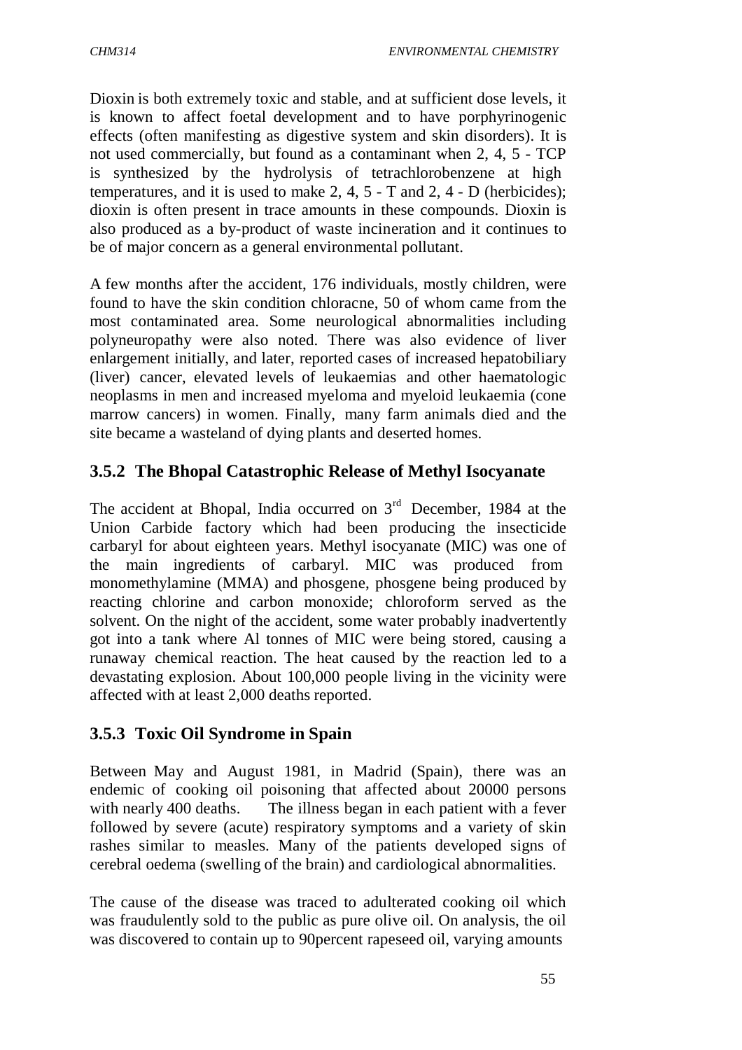Dioxin is both extremely toxic and stable, and at sufficient dose levels, it is known to affect foetal development and to have porphyrinogenic effects (often manifesting as digestive system and skin disorders). It is not used commercially, but found as a contaminant when 2, 4, 5 - TCP is synthesized by the hydrolysis of tetrachlorobenzene at high temperatures, and it is used to make 2, 4, 5 - T and 2, 4 - D (herbicides); dioxin is often present in trace amounts in these compounds. Dioxin is also produced as a by-product of waste incineration and it continues to be of major concern as a general environmental pollutant.

A few months after the accident, 176 individuals, mostly children, were found to have the skin condition chloracne, 50 of whom came from the most contaminated area. Some neurological abnormalities including polyneuropathy were also noted. There was also evidence of liver enlargement initially, and later, reported cases of increased hepatobiliary (liver) cancer, elevated levels of leukaemias and other haematologic neoplasms in men and increased myeloma and myeloid leukaemia (cone marrow cancers) in women. Finally, many farm animals died and the site became a wasteland of dying plants and deserted homes.

### 3.5.2 The Bhopal Catastrophic Release of Methyl Isocyanate

The accident at Bhopal, India occurred on 3rd December, 1984 at the Union Carbide factory which had been producing the insecticide carbaryl for about eighteen years. Methyl isocyanate (MIC) was one of the main ingredients of carbaryl. MIC was produced from monomethylamine (MMA) and phosgene, phosgene being produced by reacting chlorine and carbon monoxide; chloroform served as the solvent. On the night of the accident, some water probably inadvertently got into a tank where Al tonnes of MIC were being stored, causing a runaway chemical reaction. The heat caused by the reaction led to a devastating explosion. About 100,000 people living in the vicinity were affected with at least 2,000 deaths reported.

### 3.5.3 Toxic Oil Syndrome in Spain

Between May and August 1981, in Madrid (Spain), there was an endemic of cooking oil poisoning that affected about 20000 persons with nearly 400 deaths. The illness began in each patient with a fever followed by severe (acute) respiratory symptoms and a variety of skin rashes similar to measles. Many of the patients developed signs of cerebral oedema (swelling of the brain) and cardiological abnormalities.

The cause of the disease was traced to adulterated cooking oil which was fraudulently sold to the public as pure olive oil. On analysis, the oil was discovered to contain up to 90percent rapeseed oil, varying amounts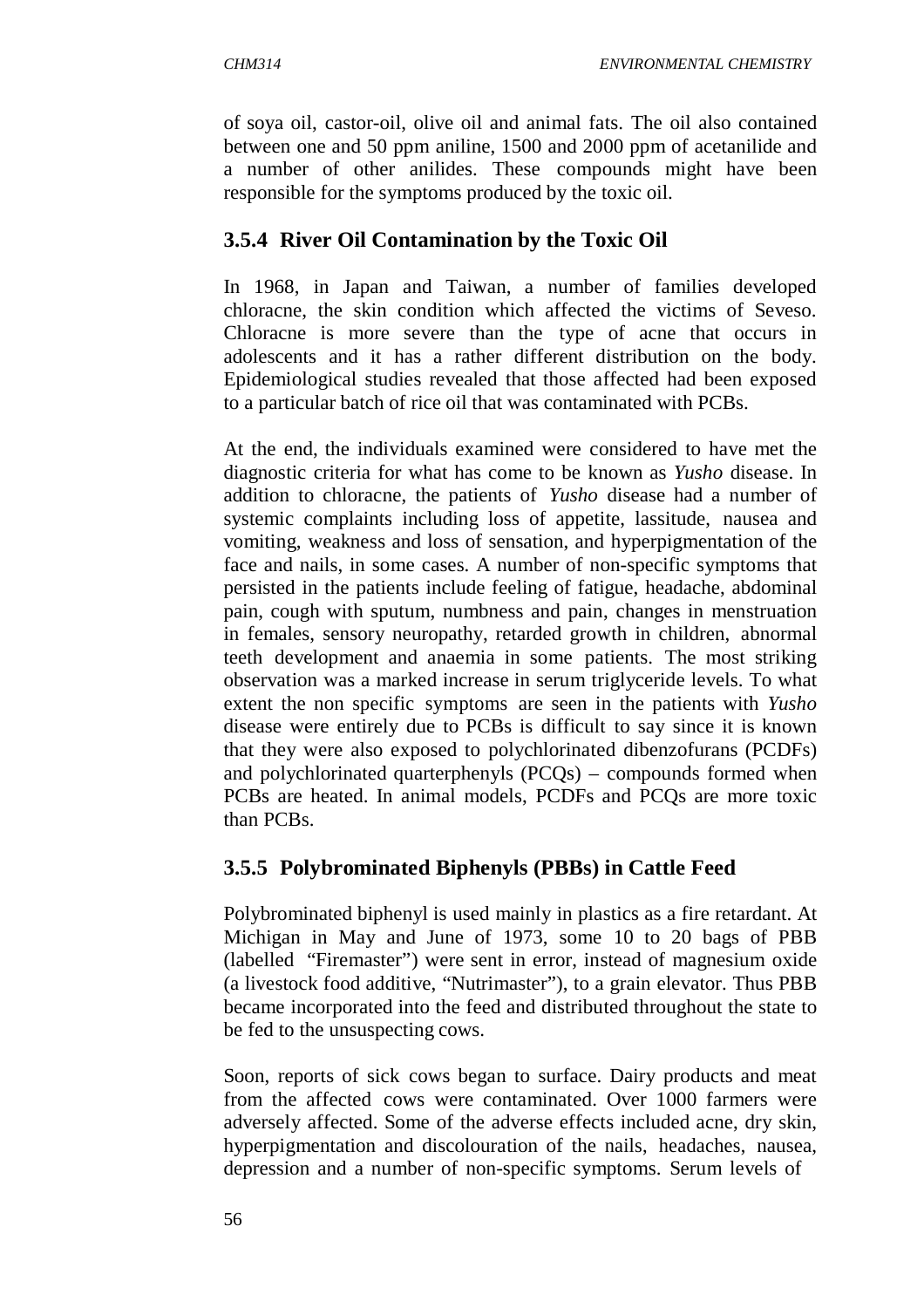of soya oil, castor-oil, olive oil and animal fats. The oil also contained between one and 50 ppm aniline, 1500 and 2000 ppm of acetanilide and a number of other anilides. These compounds might have been responsible for the symptoms produced by the toxic oil.

### 3.5.4 River Oil Contamination by the Toxic Oil

In 1968, in Japan and Taiwan, a number of families developed chloracne, the skin condition which affected the victims of Seveso. Chloracne is more severe than the type of acne that occurs in adolescents and it has a rather different distribution on the body. Epidemiological studies revealed that those affected had been exposed to a particular batch of rice oil that was contaminated with PCBs.

At the end, the individuals examined were considered to have met the diagnostic criteria for what has come to be known as *Yusho* disease. In addition to chloracne, the patients of *Yusho* disease had a number of systemic complaints including loss of appetite, lassitude, nausea and vomiting, weakness and loss of sensation, and hyperpigmentation of the face and nails, in some cases. A number of non-specific symptoms that persisted in the patients include feeling of fatigue, headache, abdominal pain, cough with sputum, numbness and pain, changes in menstruation in females, sensory neuropathy, retarded growth in children, abnormal teeth development and anaemia in some patients. The most striking observation was a marked increase in serum triglyceride levels. To what extent the non specific symptoms are seen in the patients with *Yusho* disease were entirely due to PCBs is difficult to say since it is known that they were also exposed to polychlorinated dibenzofurans (PCDFs) and polychlorinated quarterphenyls (PCQs) – compounds formed when PCBs are heated. In animal models, PCDFs and PCQs are more toxic than PCBs.

### 3.5.5 Polybrominated Biphenyls (PBBs) in Cattle Feed

Polybrominated biphenyl is used mainly in plastics as a fire retardant. At Michigan in May and June of 1973, some 10 to 20 bags of PBB (labelled "Firemaster") were sent in error, instead of magnesium oxide (a livestock food additive, "Nutrimaster"), to a grain elevator. Thus PBB became incorporated into the feed and distributed throughout the state to be fed to the unsuspecting cows.

Soon, reports of sick cows began to surface. Dairy products and meat from the affected cows were contaminated. Over 1000 farmers were adversely affected. Some of the adverse effects included acne, dry skin, hyperpigmentation and discolouration of the nails, headaches, nausea, depression and a number of non-specific symptoms. Serum levels of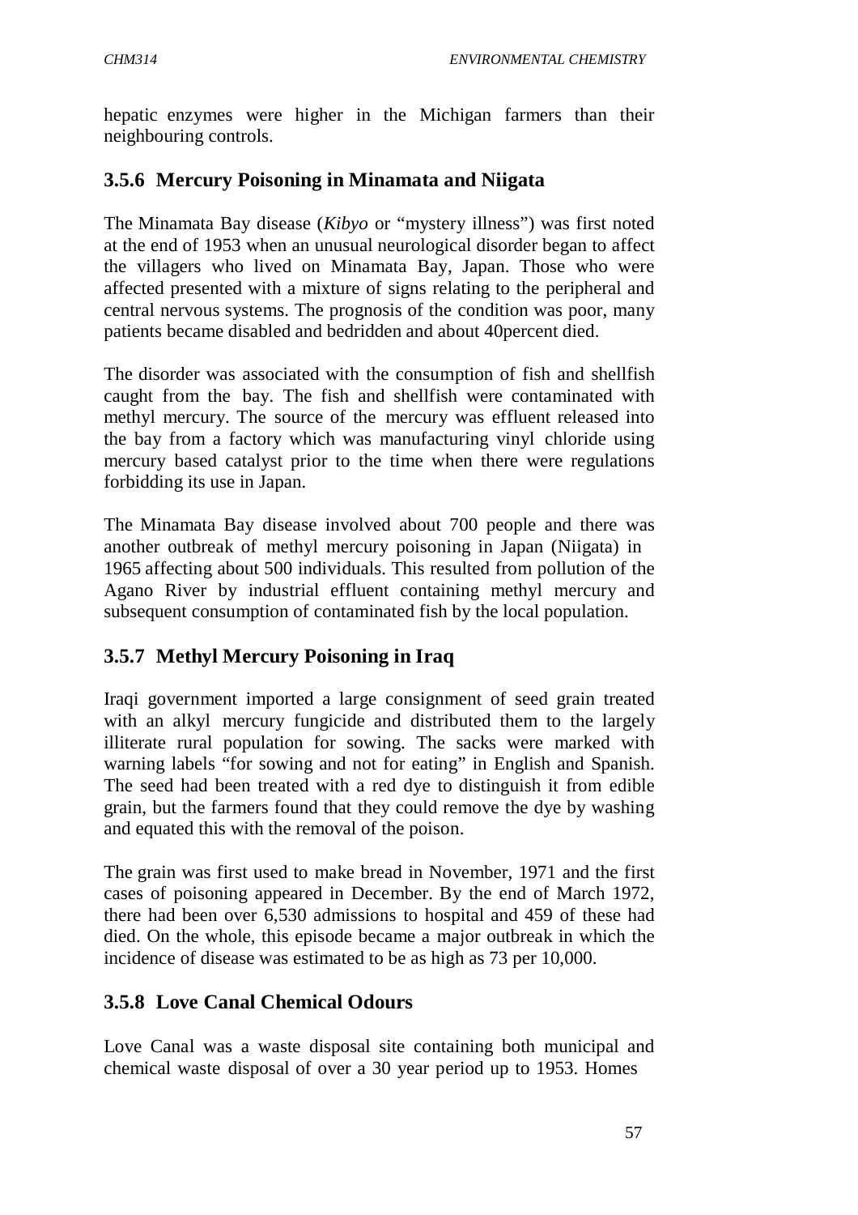hepatic enzymes were higher in the Michigan farmers than their neighbouring controls.

### 3.5.6 Mercury Poisoning in Minamata and Niigata

The Minamata Bay disease (*Kibyo* or "mystery illness") was first noted at the end of 1953 when an unusual neurological disorder began to affect the villagers who lived on Minamata Bay, Japan. Those who were affected presented with a mixture of signs relating to the peripheral and central nervous systems. The prognosis of the condition was poor, many patients became disabled and bedridden and about 40percent died.

The disorder was associated with the consumption of fish and shellfish caught from the bay. The fish and shellfish were contaminated with methyl mercury. The source of the mercury was effluent released into the bay from a factory which was manufacturing vinyl chloride using mercury based catalyst prior to the time when there were regulations forbidding its use in Japan.

The Minamata Bay disease involved about 700 people and there was another outbreak of methyl mercury poisoning in Japan (Niigata) in 1965 affecting about 500 individuals. This resulted from pollution of the Agano River by industrial effluent containing methyl mercury and subsequent consumption of contaminated fish by the local population.

### 3.5.7 Methyl Mercury Poisoning in Iraq

Iraqi government imported a large consignment of seed grain treated with an alkyl mercury fungicide and distributed them to the largely illiterate rural population for sowing. The sacks were marked with warning labels "for sowing and not for eating" in English and Spanish. The seed had been treated with a red dye to distinguish it from edible grain, but the farmers found that they could remove the dye by washing and equated this with the removal of the poison.

The grain was first used to make bread in November, 1971 and the first cases of poisoning appeared in December. By the end of March 1972, there had been over 6,530 admissions to hospital and 459 of these had died. On the whole, this episode became a major outbreak in which the incidence of disease was estimated to be as high as 73 per 10,000.

### 3.5.8 Love Canal Chemical Odours

Love Canal was a waste disposal site containing both municipal and chemical waste disposal of over a 30 year period up to 1953. Homes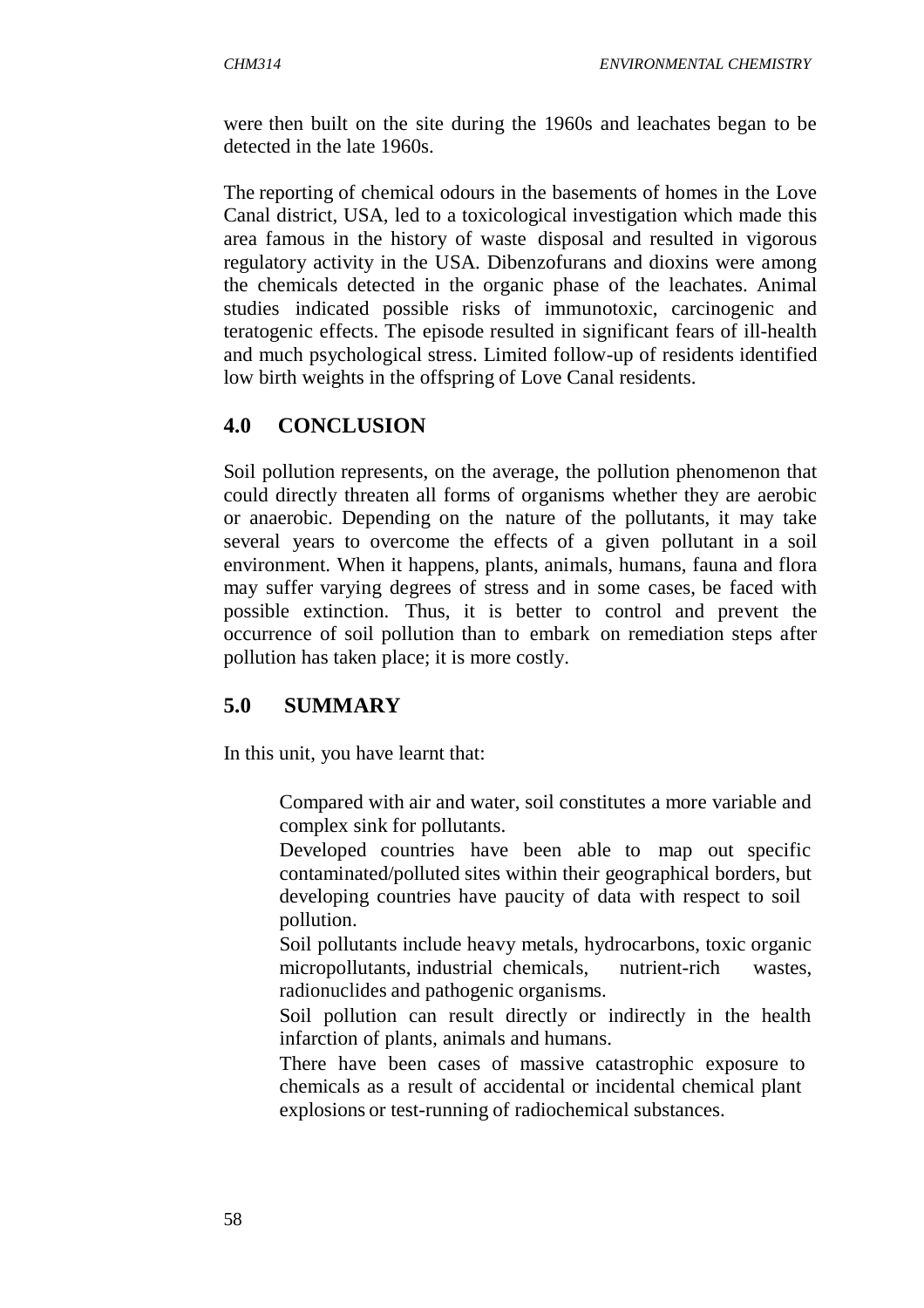were then built on the site during the 1960s and leachates began to be detected in the late 1960s.

The reporting of chemical odours in the basements of homes in the Love Canal district, USA, led to a toxicological investigation which made this area famous in the history of waste disposal and resulted in vigorous regulatory activity in the USA. Dibenzofurans and dioxins were among the chemicals detected in the organic phase of the leachates. Animal studies indicated possible risks of immunotoxic, carcinogenic and teratogenic effects. The episode resulted in significant fears of ill-health and much psychological stress. Limited follow-up of residents identified low birth weights in the offspring of Love Canal residents.

## 4.0 CONCLUSION

Soil pollution represents, on the average, the pollution phenomenon that could directly threaten all forms of organisms whether they are aerobic or anaerobic. Depending on the nature of the pollutants, it may take several years to overcome the effects of a given pollutant in a soil environment. When it happens, plants, animals, humans, fauna and flora may suffer varying degrees of stress and in some cases, be faced with possible extinction. Thus, it is better to control and prevent the occurrence of soil pollution than to embark on remediation steps after pollution has taken place; it is more costly.

## 5.0 SUMMARY

In this unit, you have learnt that:

- Compared with air and water, soil constitutes a more variable and complex sink for pollutants.
- Developed countries have been able to map out specific contaminated/polluted sites within their geographical borders, but developing countries have paucity of data with respect to soil pollution.
- Soil pollutants include heavy metals, hydrocarbons, toxic organic micropollutants, industrial chemicals, nutrient-rich wastes, radionuclides and pathogenic organisms.
- Soil pollution can result directly or indirectly in the health infarction of plants, animals and humans.
- There have been cases of massive catastrophic exposure to chemicals as a result of accidental or incidental chemical plant explosions or test-running of radiochemical substances.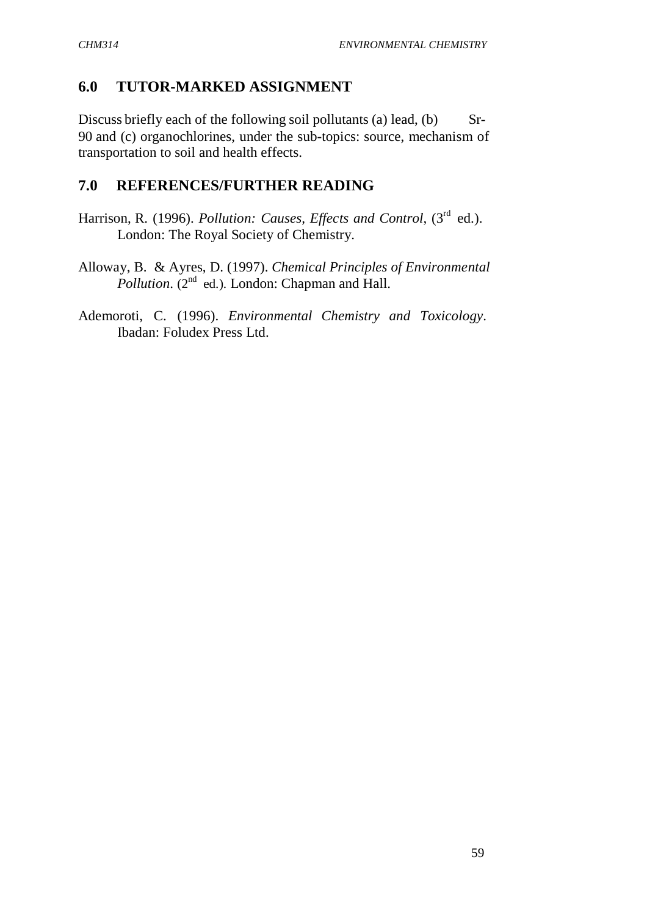## 6.0 TUTOR-MARKED ASSIGNMENT

Discuss briefly each of the following soil pollutants (a) lead, (b) Sr-90 and (c) organochlorines, under the sub-topics: source, mechanism of transportation to soil and health effects.

## 7.0 REFERENCES/FURTHER READING

Harrison, R. (1996). *Pollution: Causes, Effects and Control*, (3rd ed.). London: The Royal Society of Chemistry.

Alloway, B. & Ayres, D. (1997). *Chemical Principles of Environmental Pollution*. (2nd ed.). London: Chapman and Hall.

Ademoroti, C. (1996). *Environmental Chemistry and Toxicology*. Ibadan: Foludex Press Ltd.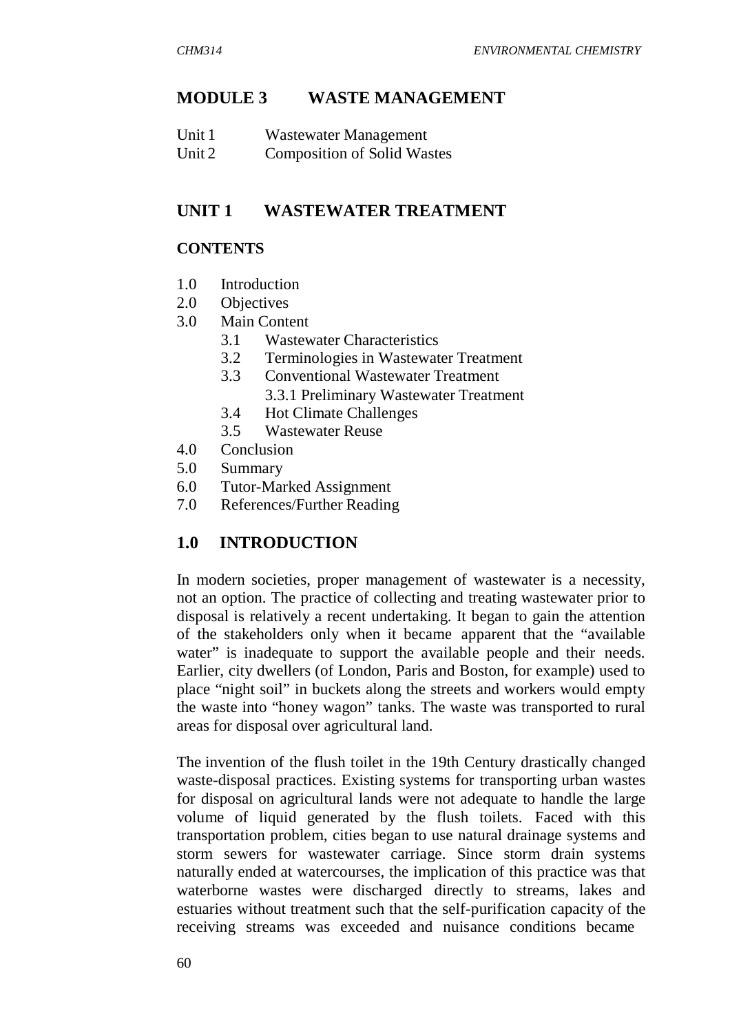## MODULE 3 WASTE MANAGEMENT

Unit 1 Wastewater Management
Unit 2 Composition of Solid Wastes

## UNIT 1 WASTEWATER TREATMENT

### CONTENTS

1.0 Introduction
2.0 Objectives
3.0 Main Content
 3.1 Wastewater Characteristics
 3.2 Terminologies in Wastewater Treatment
 3.3 Conventional Wastewater Treatment
  3.3.1 Preliminary Wastewater Treatment
 3.4 Hot Climate Challenges
 3.5 Wastewater Reuse
4.0 Conclusion
5.0 Summary
6.0 Tutor-Marked Assignment
7.0 References/Further Reading

## 1.0 INTRODUCTION

In modern societies, proper management of wastewater is a necessity, not an option. The practice of collecting and treating wastewater prior to disposal is relatively a recent undertaking. It began to gain the attention of the stakeholders only when it became apparent that the "available water" is inadequate to support the available people and their needs. Earlier, city dwellers (of London, Paris and Boston, for example) used to place "night soil" in buckets along the streets and workers would empty the waste into "honey wagon" tanks. The waste was transported to rural areas for disposal over agricultural land.

The invention of the flush toilet in the 19th Century drastically changed waste-disposal practices. Existing systems for transporting urban wastes for disposal on agricultural lands were not adequate to handle the large volume of liquid generated by the flush toilets. Faced with this transportation problem, cities began to use natural drainage systems and storm sewers for wastewater carriage. Since storm drain systems naturally ended at watercourses, the implication of this practice was that waterborne wastes were discharged directly to streams, lakes and estuaries without treatment such that the self-purification capacity of the receiving streams was exceeded and nuisance conditions became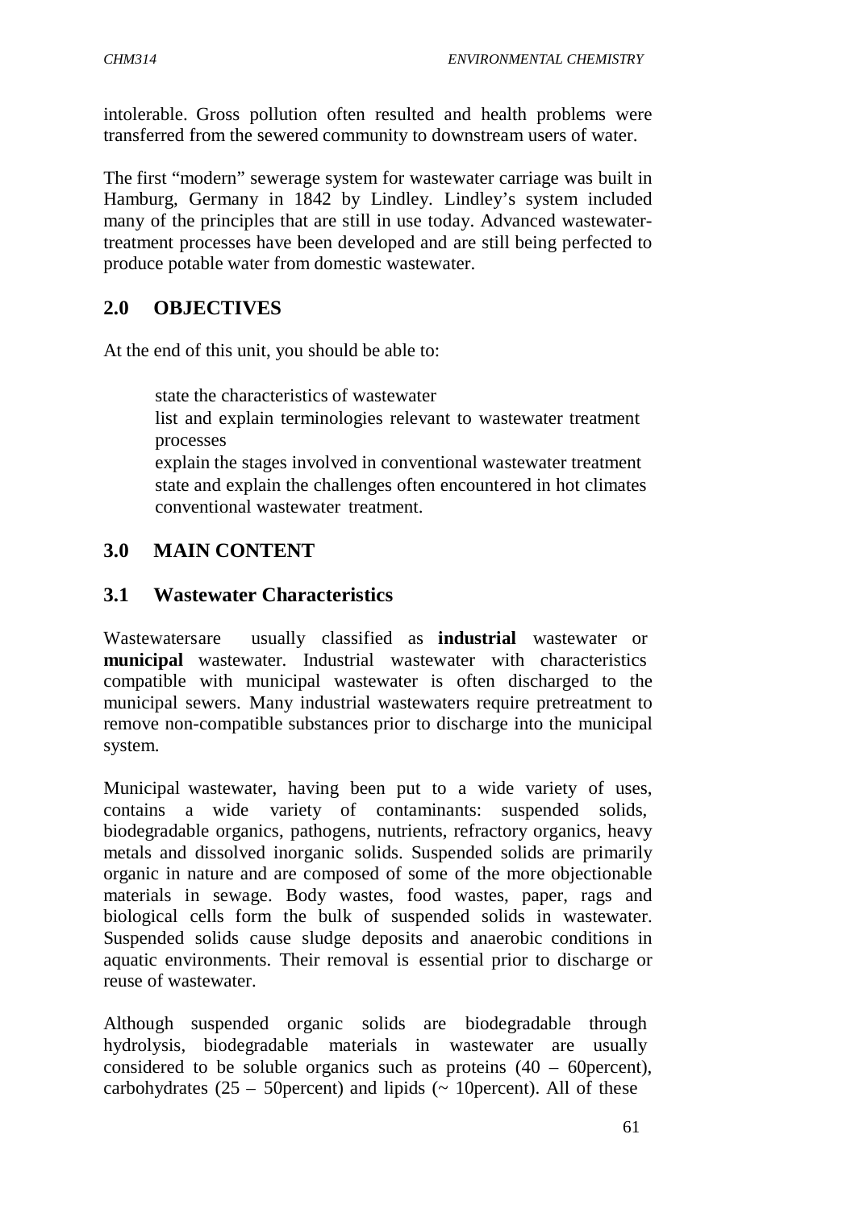intolerable. Gross pollution often resulted and health problems were transferred from the sewered community to downstream users of water.

The first "modern" sewerage system for wastewater carriage was built in Hamburg, Germany in 1842 by Lindley. Lindley's system included many of the principles that are still in use today. Advanced wastewater-treatment processes have been developed and are still being perfected to produce potable water from domestic wastewater.

## 2.0 OBJECTIVES

At the end of this unit, you should be able to:

- state the characteristics of wastewater
- list and explain terminologies relevant to wastewater treatment processes
- explain the stages involved in conventional wastewater treatment
- state and explain the challenges often encountered in hot climates conventional wastewater treatment.

## 3.0 MAIN CONTENT

### 3.1 Wastewater Characteristics

Wastewatersare usually classified as **industrial** wastewater or **municipal** wastewater. Industrial wastewater with characteristics compatible with municipal wastewater is often discharged to the municipal sewers. Many industrial wastewaters require pretreatment to remove non-compatible substances prior to discharge into the municipal system.

Municipal wastewater, having been put to a wide variety of uses, contains a wide variety of contaminants: suspended solids, biodegradable organics, pathogens, nutrients, refractory organics, heavy metals and dissolved inorganic solids. Suspended solids are primarily organic in nature and are composed of some of the more objectionable materials in sewage. Body wastes, food wastes, paper, rags and biological cells form the bulk of suspended solids in wastewater. Suspended solids cause sludge deposits and anaerobic conditions in aquatic environments. Their removal is essential prior to discharge or reuse of wastewater.

Although suspended organic solids are biodegradable through hydrolysis, biodegradable materials in wastewater are usually considered to be soluble organics such as proteins (40 – 60percent), carbohydrates (25 – 50percent) and lipids (~ 10percent). All of these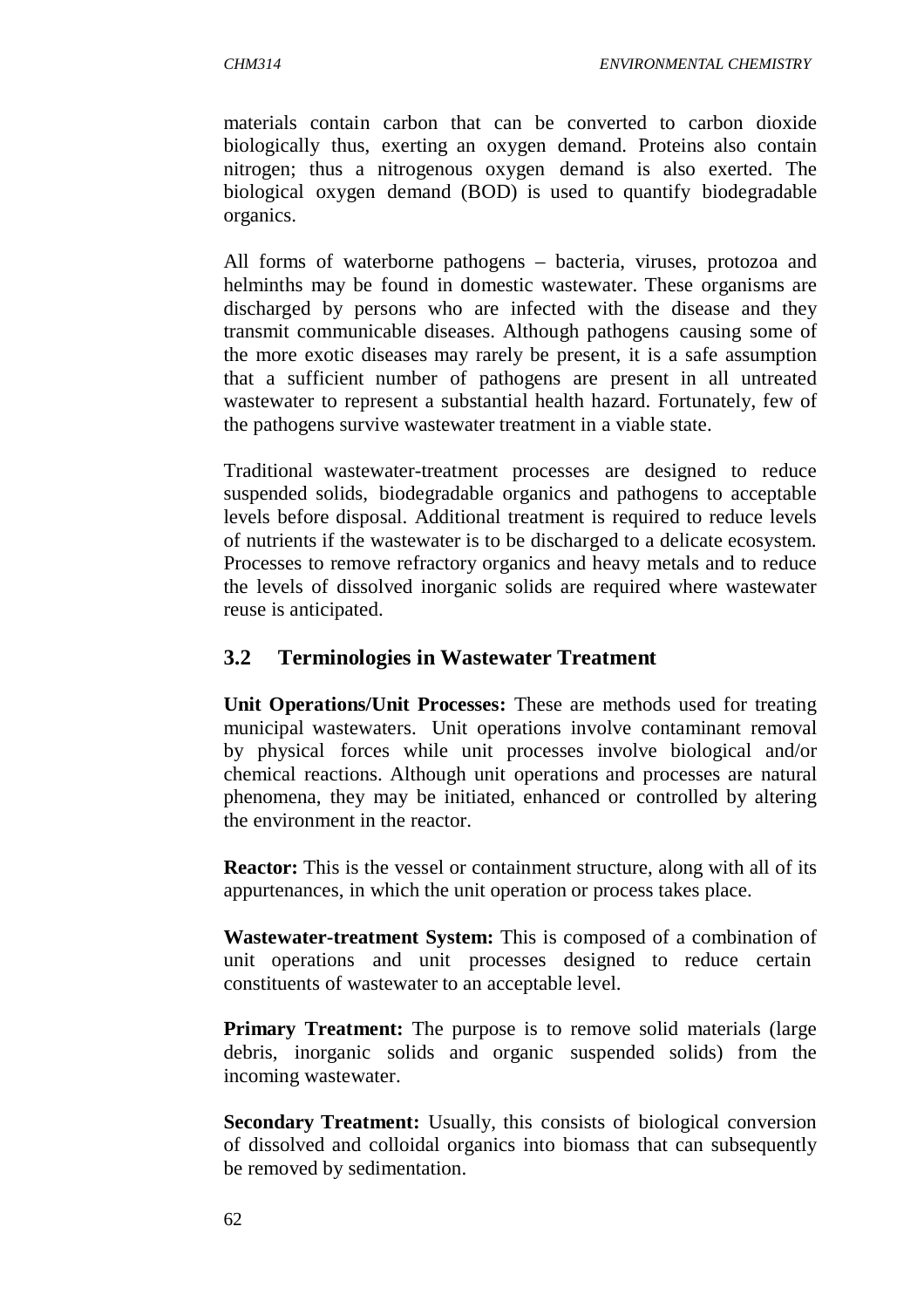materials contain carbon that can be converted to carbon dioxide biologically thus, exerting an oxygen demand. Proteins also contain nitrogen; thus a nitrogenous oxygen demand is also exerted. The biological oxygen demand (BOD) is used to quantify biodegradable organics.

All forms of waterborne pathogens – bacteria, viruses, protozoa and helminths may be found in domestic wastewater. These organisms are discharged by persons who are infected with the disease and they transmit communicable diseases. Although pathogens causing some of the more exotic diseases may rarely be present, it is a safe assumption that a sufficient number of pathogens are present in all untreated wastewater to represent a substantial health hazard. Fortunately, few of the pathogens survive wastewater treatment in a viable state.

Traditional wastewater-treatment processes are designed to reduce suspended solids, biodegradable organics and pathogens to acceptable levels before disposal. Additional treatment is required to reduce levels of nutrients if the wastewater is to be discharged to a delicate ecosystem. Processes to remove refractory organics and heavy metals and to reduce the levels of dissolved inorganic solids are required where wastewater reuse is anticipated.

## 3.2 Terminologies in Wastewater Treatment

**Unit Operations/Unit Processes:** These are methods used for treating municipal wastewaters. Unit operations involve contaminant removal by physical forces while unit processes involve biological and/or chemical reactions. Although unit operations and processes are natural phenomena, they may be initiated, enhanced or controlled by altering the environment in the reactor.

**Reactor:** This is the vessel or containment structure, along with all of its appurtenances, in which the unit operation or process takes place.

**Wastewater-treatment System:** This is composed of a combination of unit operations and unit processes designed to reduce certain constituents of wastewater to an acceptable level.

**Primary Treatment:** The purpose is to remove solid materials (large debris, inorganic solids and organic suspended solids) from the incoming wastewater.

**Secondary Treatment:** Usually, this consists of biological conversion of dissolved and colloidal organics into biomass that can subsequently be removed by sedimentation.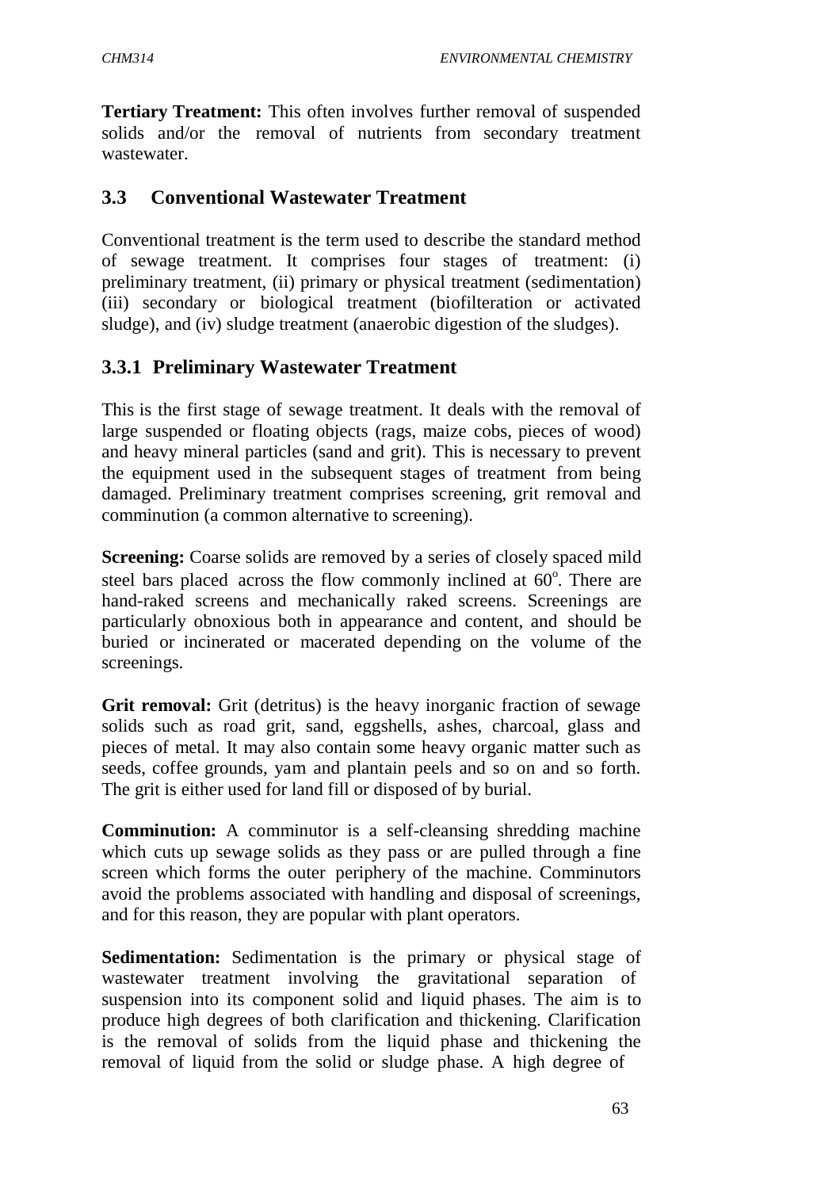**Tertiary Treatment:** This often involves further removal of suspended solids and/or the removal of nutrients from secondary treatment wastewater.

## 3.3 Conventional Wastewater Treatment

Conventional treatment is the term used to describe the standard method of sewage treatment. It comprises four stages of treatment: (i) preliminary treatment, (ii) primary or physical treatment (sedimentation) (iii) secondary or biological treatment (biofilteration or activated sludge), and (iv) sludge treatment (anaerobic digestion of the sludges).

### 3.3.1 Preliminary Wastewater Treatment

This is the first stage of sewage treatment. It deals with the removal of large suspended or floating objects (rags, maize cobs, pieces of wood) and heavy mineral particles (sand and grit). This is necessary to prevent the equipment used in the subsequent stages of treatment from being damaged. Preliminary treatment comprises screening, grit removal and comminution (a common alternative to screening).

**Screening:** Coarse solids are removed by a series of closely spaced mild steel bars placed across the flow commonly inclined at $60^o$. There are hand-raked screens and mechanically raked screens. Screenings are particularly obnoxious both in appearance and content, and should be buried or incinerated or macerated depending on the volume of the screenings.

**Grit removal:** Grit (detritus) is the heavy inorganic fraction of sewage solids such as road grit, sand, eggshells, ashes, charcoal, glass and pieces of metal. It may also contain some heavy organic matter such as seeds, coffee grounds, yam and plantain peels and so on and so forth. The grit is either used for land fill or disposed of by burial.

**Comminution:** A comminutor is a self-cleansing shredding machine which cuts up sewage solids as they pass or are pulled through a fine screen which forms the outer periphery of the machine. Comminutors avoid the problems associated with handling and disposal of screenings, and for this reason, they are popular with plant operators.

**Sedimentation:** Sedimentation is the primary or physical stage of wastewater treatment involving the gravitational separation of suspension into its component solid and liquid phases. The aim is to produce high degrees of both clarification and thickening. Clarification is the removal of solids from the liquid phase and thickening the removal of liquid from the solid or sludge phase. A high degree of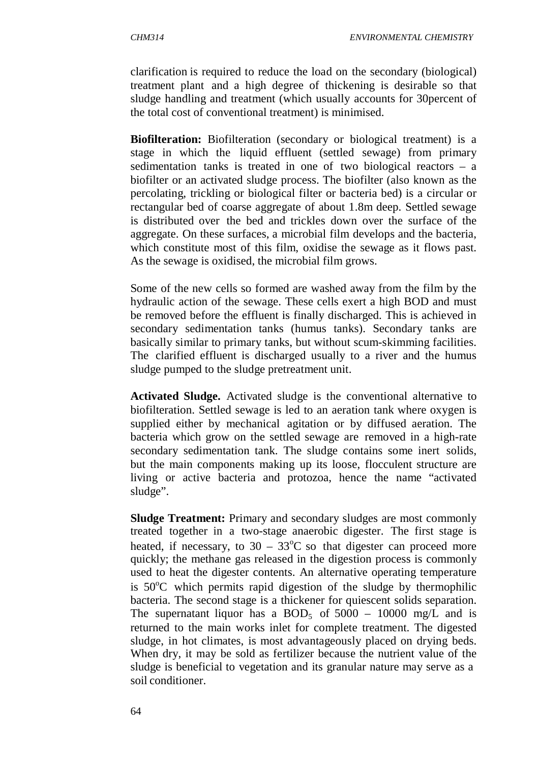clarification is required to reduce the load on the secondary (biological) treatment plant and a high degree of thickening is desirable so that sludge handling and treatment (which usually accounts for 30percent of the total cost of conventional treatment) is minimised.

**Biofilteration:** Biofilteration (secondary or biological treatment) is a stage in which the liquid effluent (settled sewage) from primary sedimentation tanks is treated in one of two biological reactors – a biofilter or an activated sludge process. The biofilter (also known as the percolating, trickling or biological filter or bacteria bed) is a circular or rectangular bed of coarse aggregate of about 1.8m deep. Settled sewage is distributed over the bed and trickles down over the surface of the aggregate. On these surfaces, a microbial film develops and the bacteria, which constitute most of this film, oxidise the sewage as it flows past. As the sewage is oxidised, the microbial film grows.

Some of the new cells so formed are washed away from the film by the hydraulic action of the sewage. These cells exert a high BOD and must be removed before the effluent is finally discharged. This is achieved in secondary sedimentation tanks (humus tanks). Secondary tanks are basically similar to primary tanks, but without scum-skimming facilities. The clarified effluent is discharged usually to a river and the humus sludge pumped to the sludge pretreatment unit.

**Activated Sludge.** Activated sludge is the conventional alternative to biofilteration. Settled sewage is led to an aeration tank where oxygen is supplied either by mechanical agitation or by diffused aeration. The bacteria which grow on the settled sewage are removed in a high-rate secondary sedimentation tank. The sludge contains some inert solids, but the main components making up its loose, flocculent structure are living or active bacteria and protozoa, hence the name "activated sludge".

**Sludge Treatment:** Primary and secondary sludges are most commonly treated together in a two-stage anaerobic digester. The first stage is heated, if necessary, to 30 – 33$^{o}$C so that digester can proceed more quickly; the methane gas released in the digestion process is commonly used to heat the digester contents. An alternative operating temperature is 50$^{o}$C which permits rapid digestion of the sludge by thermophilic bacteria. The second stage is a thickener for quiescent solids separation. The supernatant liquor has a $BOD_5$ of 5000 – 10000 mg/L and is returned to the main works inlet for complete treatment. The digested sludge, in hot climates, is most advantageously placed on drying beds. When dry, it may be sold as fertilizer because the nutrient value of the sludge is beneficial to vegetation and its granular nature may serve as a soil conditioner.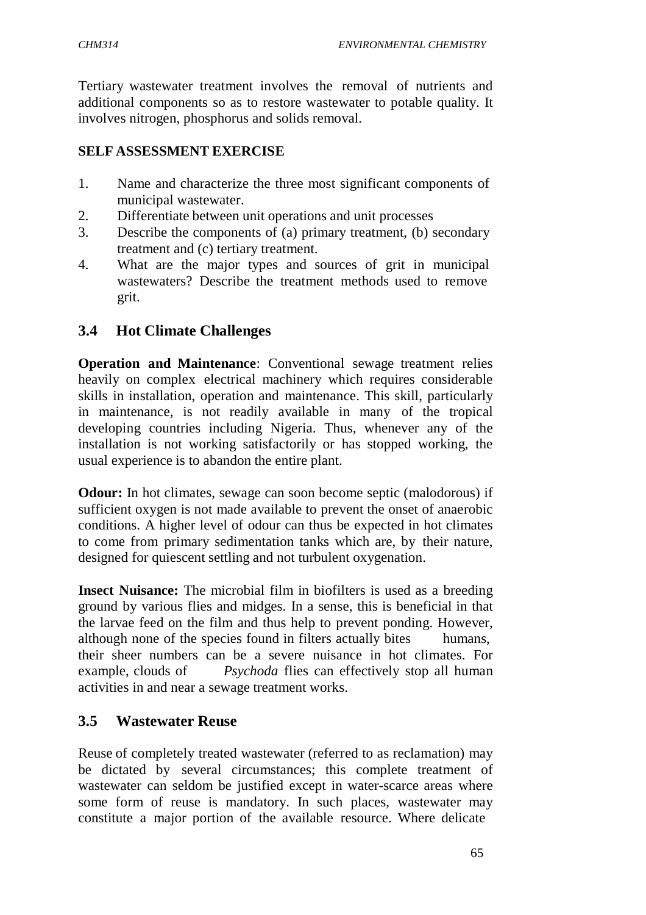Tertiary wastewater treatment involves the removal of nutrients and additional components so as to restore wastewater to potable quality. It involves nitrogen, phosphorus and solids removal.

**SELF ASSESSMENT EXERCISE**

1. Name and characterize the three most significant components of municipal wastewater.
2. Differentiate between unit operations and unit processes
3. Describe the components of (a) primary treatment, (b) secondary treatment and (c) tertiary treatment.
4. What are the major types and sources of grit in municipal wastewaters? Describe the treatment methods used to remove grit.

## 3.4 Hot Climate Challenges

**Operation and Maintenance**: Conventional sewage treatment relies heavily on complex electrical machinery which requires considerable skills in installation, operation and maintenance. This skill, particularly in maintenance, is not readily available in many of the tropical developing countries including Nigeria. Thus, whenever any of the installation is not working satisfactorily or has stopped working, the usual experience is to abandon the entire plant.

**Odour:** In hot climates, sewage can soon become septic (malodorous) if sufficient oxygen is not made available to prevent the onset of anaerobic conditions. A higher level of odour can thus be expected in hot climates to come from primary sedimentation tanks which are, by their nature, designed for quiescent settling and not turbulent oxygenation.

**Insect Nuisance:** The microbial film in biofilters is used as a breeding ground by various flies and midges. In a sense, this is beneficial in that the larvae feed on the film and thus help to prevent ponding. However, although none of the species found in filters actually bites humans, their sheer numbers can be a severe nuisance in hot climates. For example, clouds of *Psychoda* flies can effectively stop all human activities in and near a sewage treatment works.

## 3.5 Wastewater Reuse

Reuse of completely treated wastewater (referred to as reclamation) may be dictated by several circumstances; this complete treatment of wastewater can seldom be justified except in water-scarce areas where some form of reuse is mandatory. In such places, wastewater may constitute a major portion of the available resource. Where delicate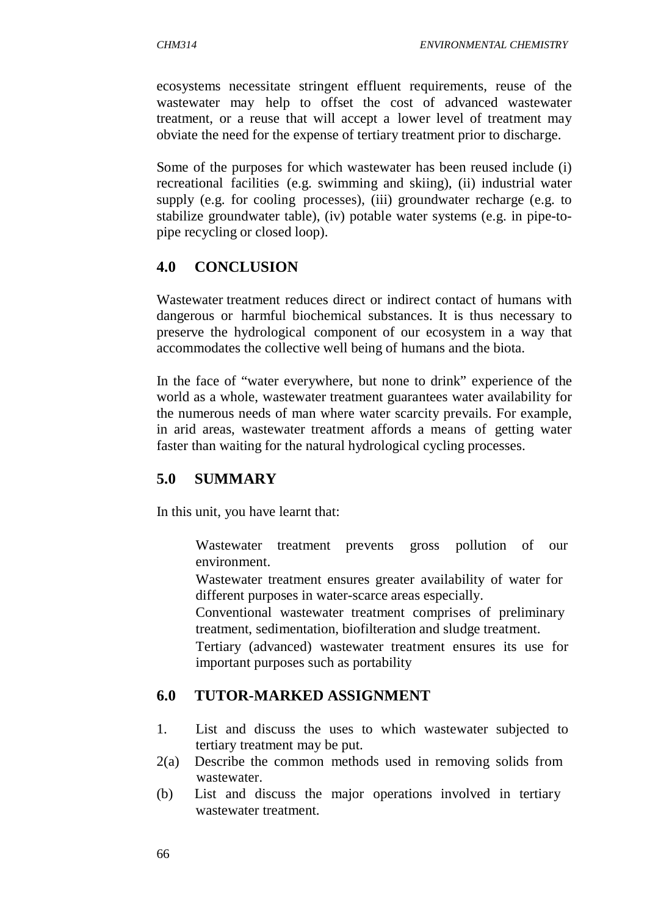ecosystems necessitate stringent effluent requirements, reuse of the wastewater may help to offset the cost of advanced wastewater treatment, or a reuse that will accept a lower level of treatment may obviate the need for the expense of tertiary treatment prior to discharge.

Some of the purposes for which wastewater has been reused include (i) recreational facilities (e.g. swimming and skiing), (ii) industrial water supply (e.g. for cooling processes), (iii) groundwater recharge (e.g. to stabilize groundwater table), (iv) potable water systems (e.g. in pipe-to-pipe recycling or closed loop).

## 4.0 CONCLUSION

Wastewater treatment reduces direct or indirect contact of humans with dangerous or harmful biochemical substances. It is thus necessary to preserve the hydrological component of our ecosystem in a way that accommodates the collective well being of humans and the biota.

In the face of "water everywhere, but none to drink" experience of the world as a whole, wastewater treatment guarantees water availability for the numerous needs of man where water scarcity prevails. For example, in arid areas, wastewater treatment affords a means of getting water faster than waiting for the natural hydrological cycling processes.

## 5.0 SUMMARY

In this unit, you have learnt that:

- Wastewater treatment prevents gross pollution of our environment.
- Wastewater treatment ensures greater availability of water for different purposes in water-scarce areas especially.
- Conventional wastewater treatment comprises of preliminary treatment, sedimentation, biofilteration and sludge treatment.
- Tertiary (advanced) wastewater treatment ensures its use for important purposes such as portability

## 6.0 TUTOR-MARKED ASSIGNMENT

1. List and discuss the uses to which wastewater subjected to tertiary treatment may be put.

2(a) Describe the common methods used in removing solids from wastewater.

(b) List and discuss the major operations involved in tertiary wastewater treatment.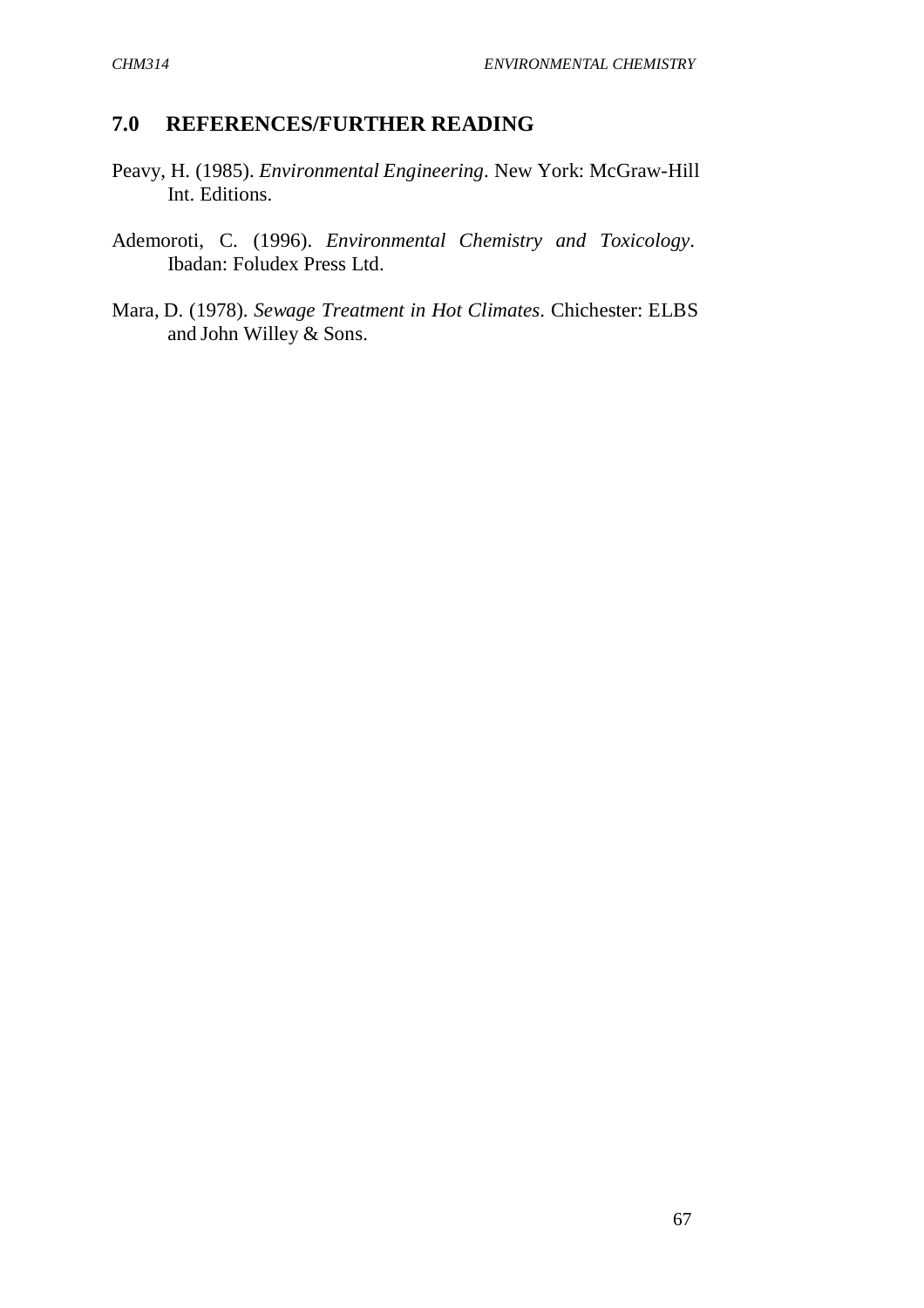## 7.0 REFERENCES/FURTHER READING

Peavy, H. (1985). *Environmental Engineering*. New York: McGraw-Hill Int. Editions.

Ademoroti, C. (1996). *Environmental Chemistry and Toxicology*. Ibadan: Foludex Press Ltd.

Mara, D. (1978). *Sewage Treatment in Hot Climates*. Chichester: ELBS and John Willey & Sons.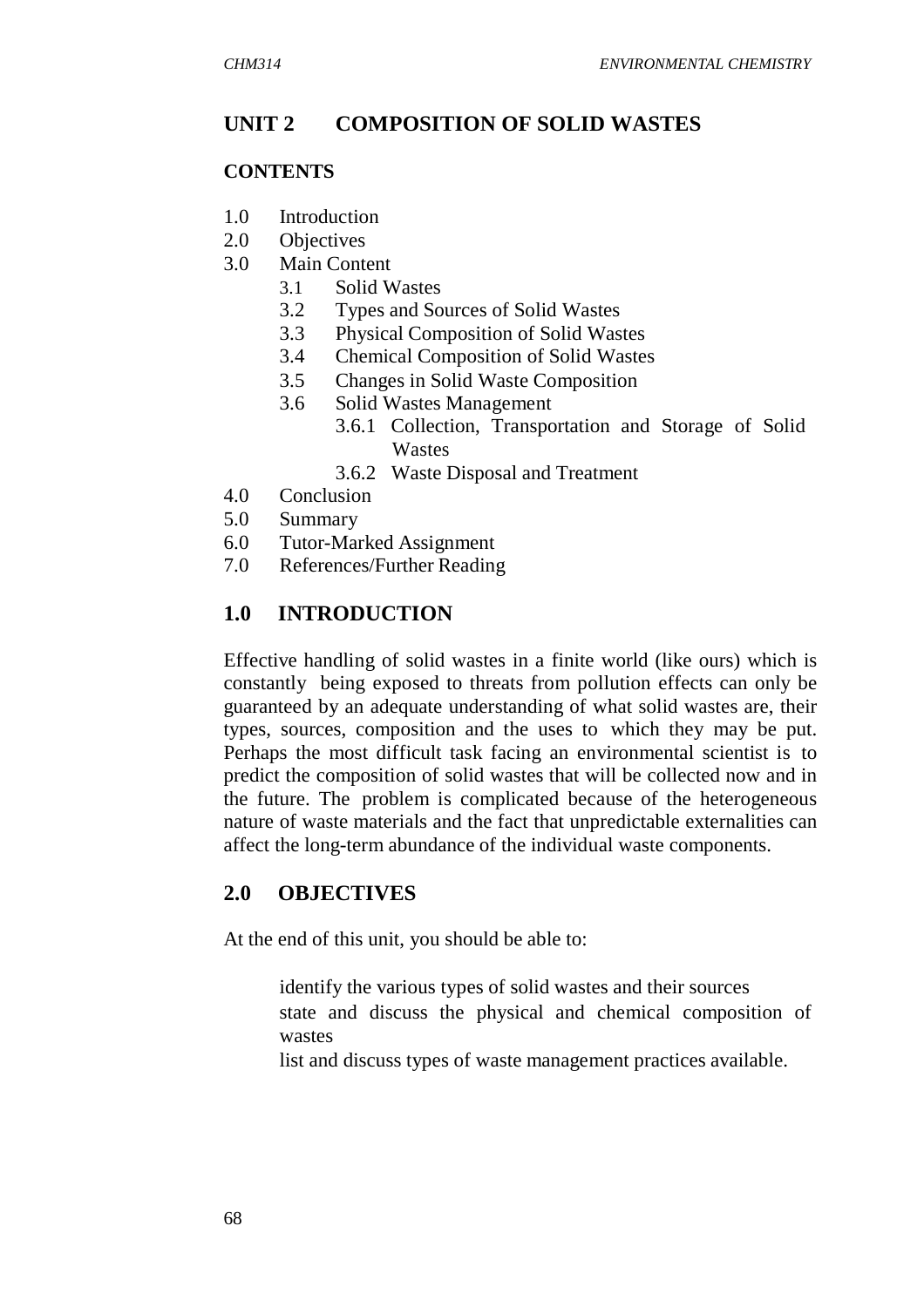## UNIT 2 COMPOSITION OF SOLID WASTES

### CONTENTS

1.0 Introduction
2.0 Objectives
3.0 Main Content
 3.1 Solid Wastes
 3.2 Types and Sources of Solid Wastes
 3.3 Physical Composition of Solid Wastes
 3.4 Chemical Composition of Solid Wastes
 3.5 Changes in Solid Waste Composition
 3.6 Solid Wastes Management
  3.6.1 Collection, Transportation and Storage of Solid Wastes
  3.6.2 Waste Disposal and Treatment
4.0 Conclusion
5.0 Summary
6.0 Tutor-Marked Assignment
7.0 References/Further Reading

## 1.0 INTRODUCTION

Effective handling of solid wastes in a finite world (like ours) which is constantly being exposed to threats from pollution effects can only be guaranteed by an adequate understanding of what solid wastes are, their types, sources, composition and the uses to which they may be put. Perhaps the most difficult task facing an environmental scientist is to predict the composition of solid wastes that will be collected now and in the future. The problem is complicated because of the heterogeneous nature of waste materials and the fact that unpredictable externalities can affect the long-term abundance of the individual waste components.

## 2.0 OBJECTIVES

At the end of this unit, you should be able to:

- identify the various types of solid wastes and their sources
- state and discuss the physical and chemical composition of wastes
- list and discuss types of waste management practices available.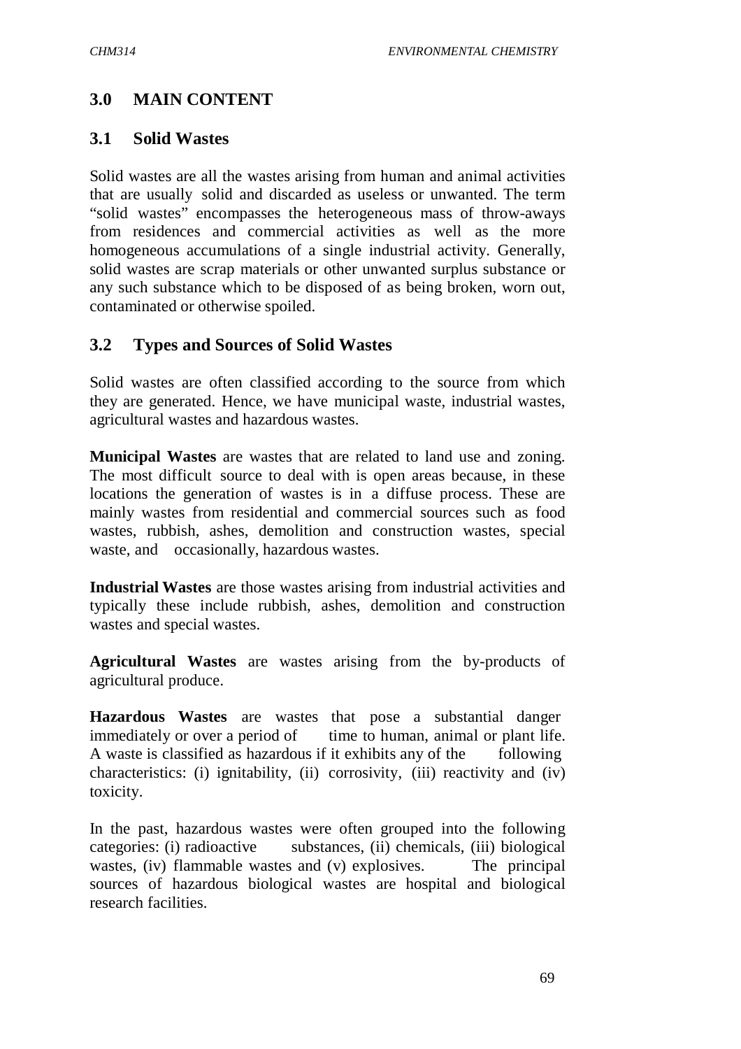## 3.0 MAIN CONTENT

### 3.1 Solid Wastes

Solid wastes are all the wastes arising from human and animal activities that are usually solid and discarded as useless or unwanted. The term "solid wastes" encompasses the heterogeneous mass of throw-aways from residences and commercial activities as well as the more homogeneous accumulations of a single industrial activity. Generally, solid wastes are scrap materials or other unwanted surplus substance or any such substance which to be disposed of as being broken, worn out, contaminated or otherwise spoiled.

### 3.2 Types and Sources of Solid Wastes

Solid wastes are often classified according to the source from which they are generated. Hence, we have municipal waste, industrial wastes, agricultural wastes and hazardous wastes.

**Municipal Wastes** are wastes that are related to land use and zoning. The most difficult source to deal with is open areas because, in these locations the generation of wastes is in a diffuse process. These are mainly wastes from residential and commercial sources such as food wastes, rubbish, ashes, demolition and construction wastes, special waste, and occasionally, hazardous wastes.

**Industrial Wastes** are those wastes arising from industrial activities and typically these include rubbish, ashes, demolition and construction wastes and special wastes.

**Agricultural Wastes** are wastes arising from the by-products of agricultural produce.

**Hazardous Wastes** are wastes that pose a substantial danger immediately or over a period of time to human, animal or plant life. A waste is classified as hazardous if it exhibits any of the following characteristics: (i) ignitability, (ii) corrosivity, (iii) reactivity and (iv) toxicity.

In the past, hazardous wastes were often grouped into the following categories: (i) radioactive substances, (ii) chemicals, (iii) biological wastes, (iv) flammable wastes and (v) explosives. The principal sources of hazardous biological wastes are hospital and biological research facilities.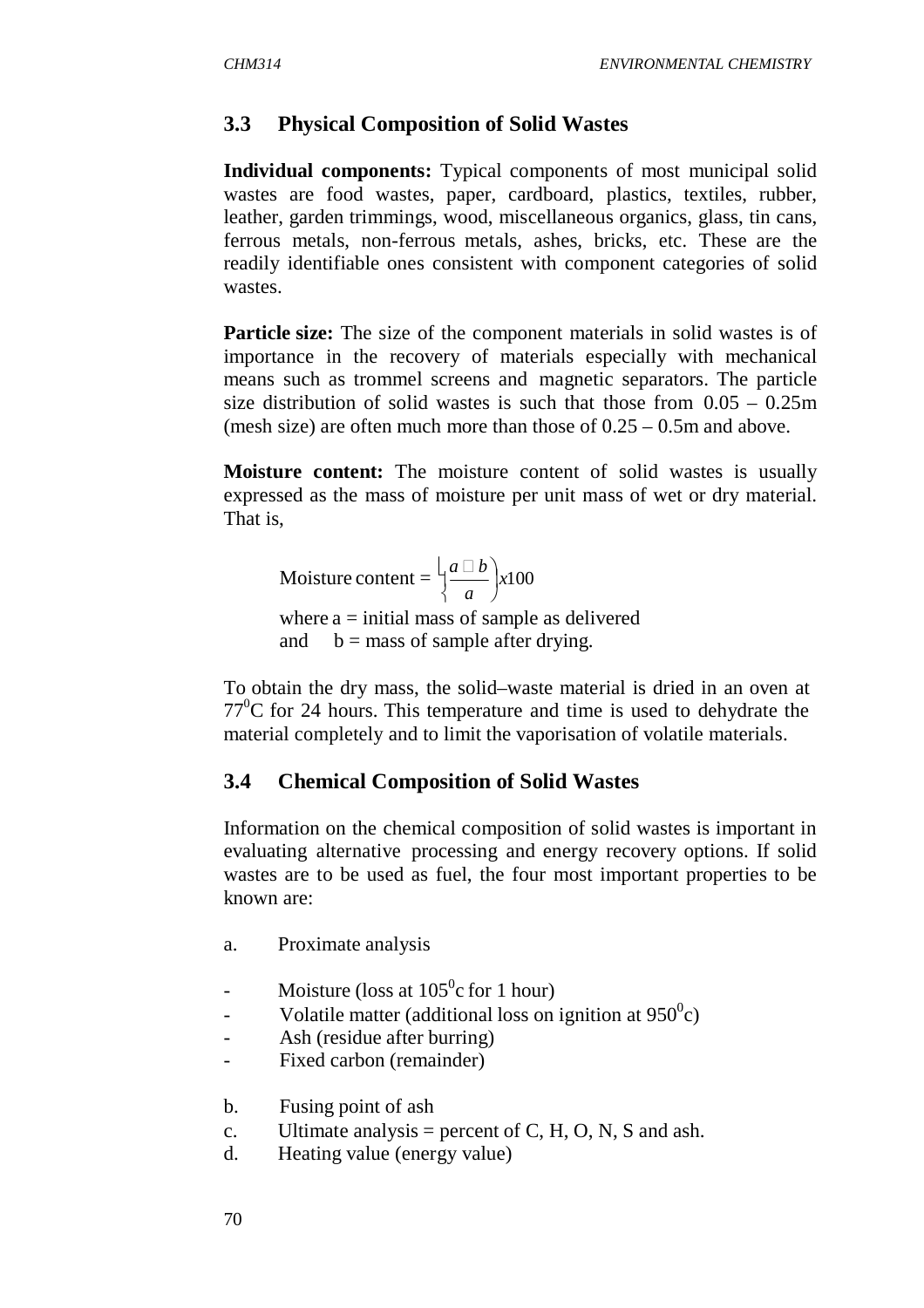## 3.3 Physical Composition of Solid Wastes

**Individual components:** Typical components of most municipal solid wastes are food wastes, paper, cardboard, plastics, textiles, rubber, leather, garden trimmings, wood, miscellaneous organics, glass, tin cans, ferrous metals, non-ferrous metals, ashes, bricks, etc. These are the readily identifiable ones consistent with component categories of solid wastes.

**Particle size:** The size of the component materials in solid wastes is of importance in the recovery of materials especially with mechanical means such as trommel screens and magnetic separators. The particle size distribution of solid wastes is such that those from 0.05 – 0.25m (mesh size) are often much more than those of 0.25 – 0.5m and above.

**Moisture content:** The moisture content of solid wastes is usually expressed as the mass of moisture per unit mass of wet or dry material. That is,

$$\text{Moisture content} = \left(\frac{a - b}{a}\right) x 100$$

where a = initial mass of sample as delivered
and b = mass of sample after drying.

To obtain the dry mass, the solid–waste material is dried in an oven at $77^0$C for 24 hours. This temperature and time is used to dehydrate the material completely and to limit the vaporisation of volatile materials.

## 3.4 Chemical Composition of Solid Wastes

Information on the chemical composition of solid wastes is important in evaluating alternative processing and energy recovery options. If solid wastes are to be used as fuel, the four most important properties to be known are:

a. Proximate analysis

- Moisture (loss at $105^0$c for 1 hour)
- Volatile matter (additional loss on ignition at $950^0$c)
- Ash (residue after burring)
- Fixed carbon (remainder)

b. Fusing point of ash
c. Ultimate analysis = percent of C, H, O, N, S and ash.
d. Heating value (energy value)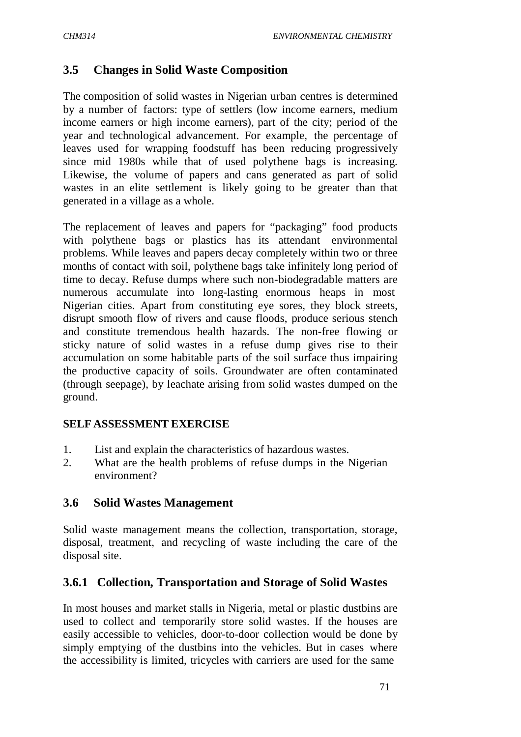## 3.5 Changes in Solid Waste Composition

The composition of solid wastes in Nigerian urban centres is determined by a number of factors: type of settlers (low income earners, medium income earners or high income earners), part of the city; period of the year and technological advancement. For example, the percentage of leaves used for wrapping foodstuff has been reducing progressively since mid 1980s while that of used polythene bags is increasing. Likewise, the volume of papers and cans generated as part of solid wastes in an elite settlement is likely going to be greater than that generated in a village as a whole.

The replacement of leaves and papers for "packaging" food products with polythene bags or plastics has its attendant environmental problems. While leaves and papers decay completely within two or three months of contact with soil, polythene bags take infinitely long period of time to decay. Refuse dumps where such non-biodegradable matters are numerous accumulate into long-lasting enormous heaps in most Nigerian cities. Apart from constituting eye sores, they block streets, disrupt smooth flow of rivers and cause floods, produce serious stench and constitute tremendous health hazards. The non-free flowing or sticky nature of solid wastes in a refuse dump gives rise to their accumulation on some habitable parts of the soil surface thus impairing the productive capacity of soils. Groundwater are often contaminated (through seepage), by leachate arising from solid wastes dumped on the ground.

**SELF ASSESSMENT EXERCISE**

1. List and explain the characteristics of hazardous wastes.
2. What are the health problems of refuse dumps in the Nigerian environment?

## 3.6 Solid Wastes Management

Solid waste management means the collection, transportation, storage, disposal, treatment, and recycling of waste including the care of the disposal site.

### 3.6.1 Collection, Transportation and Storage of Solid Wastes

In most houses and market stalls in Nigeria, metal or plastic dustbins are used to collect and temporarily store solid wastes. If the houses are easily accessible to vehicles, door-to-door collection would be done by simply emptying of the dustbins into the vehicles. But in cases where the accessibility is limited, tricycles with carriers are used for the same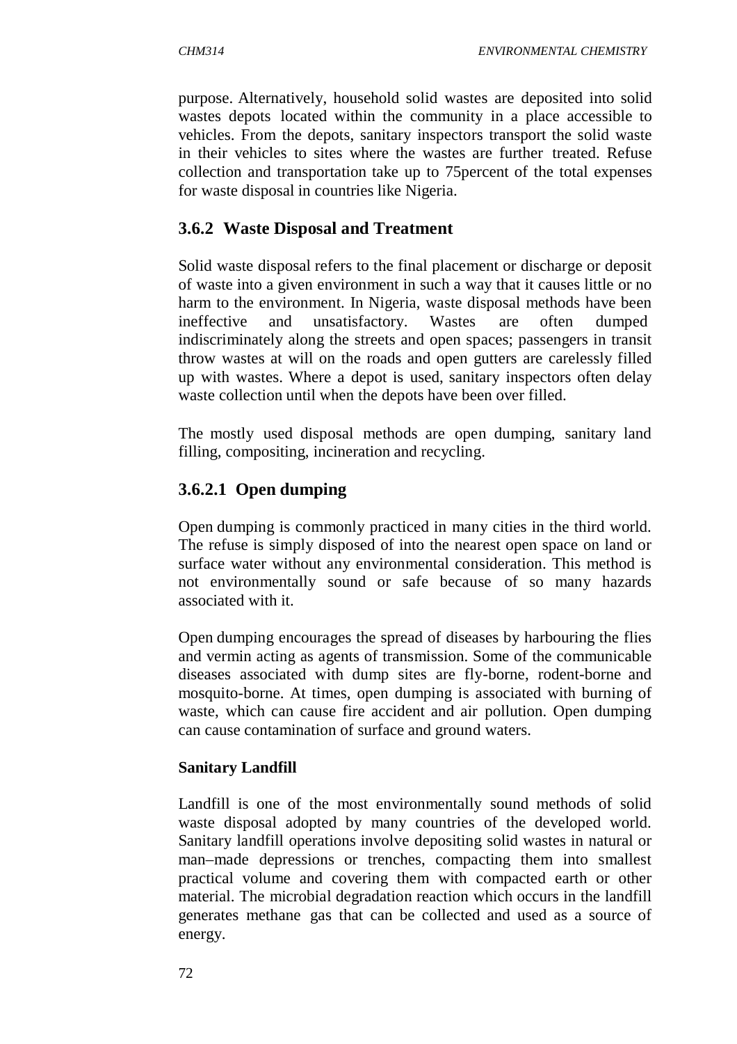purpose. Alternatively, household solid wastes are deposited into solid wastes depots located within the community in a place accessible to vehicles. From the depots, sanitary inspectors transport the solid waste in their vehicles to sites where the wastes are further treated. Refuse collection and transportation take up to 75percent of the total expenses for waste disposal in countries like Nigeria.

### 3.6.2 Waste Disposal and Treatment

Solid waste disposal refers to the final placement or discharge or deposit of waste into a given environment in such a way that it causes little or no harm to the environment. In Nigeria, waste disposal methods have been ineffective and unsatisfactory. Wastes are often dumped indiscriminately along the streets and open spaces; passengers in transit throw wastes at will on the roads and open gutters are carelessly filled up with wastes. Where a depot is used, sanitary inspectors often delay waste collection until when the depots have been over filled.

The mostly used disposal methods are open dumping, sanitary land filling, compositing, incineration and recycling.

#### 3.6.2.1 Open dumping

Open dumping is commonly practiced in many cities in the third world. The refuse is simply disposed of into the nearest open space on land or surface water without any environmental consideration. This method is not environmentally sound or safe because of so many hazards associated with it.

Open dumping encourages the spread of diseases by harbouring the flies and vermin acting as agents of transmission. Some of the communicable diseases associated with dump sites are fly-borne, rodent-borne and mosquito-borne. At times, open dumping is associated with burning of waste, which can cause fire accident and air pollution. Open dumping can cause contamination of surface and ground waters.

**Sanitary Landfill**

Landfill is one of the most environmentally sound methods of solid waste disposal adopted by many countries of the developed world. Sanitary landfill operations involve depositing solid wastes in natural or man–made depressions or trenches, compacting them into smallest practical volume and covering them with compacted earth or other material. The microbial degradation reaction which occurs in the landfill generates methane gas that can be collected and used as a source of energy.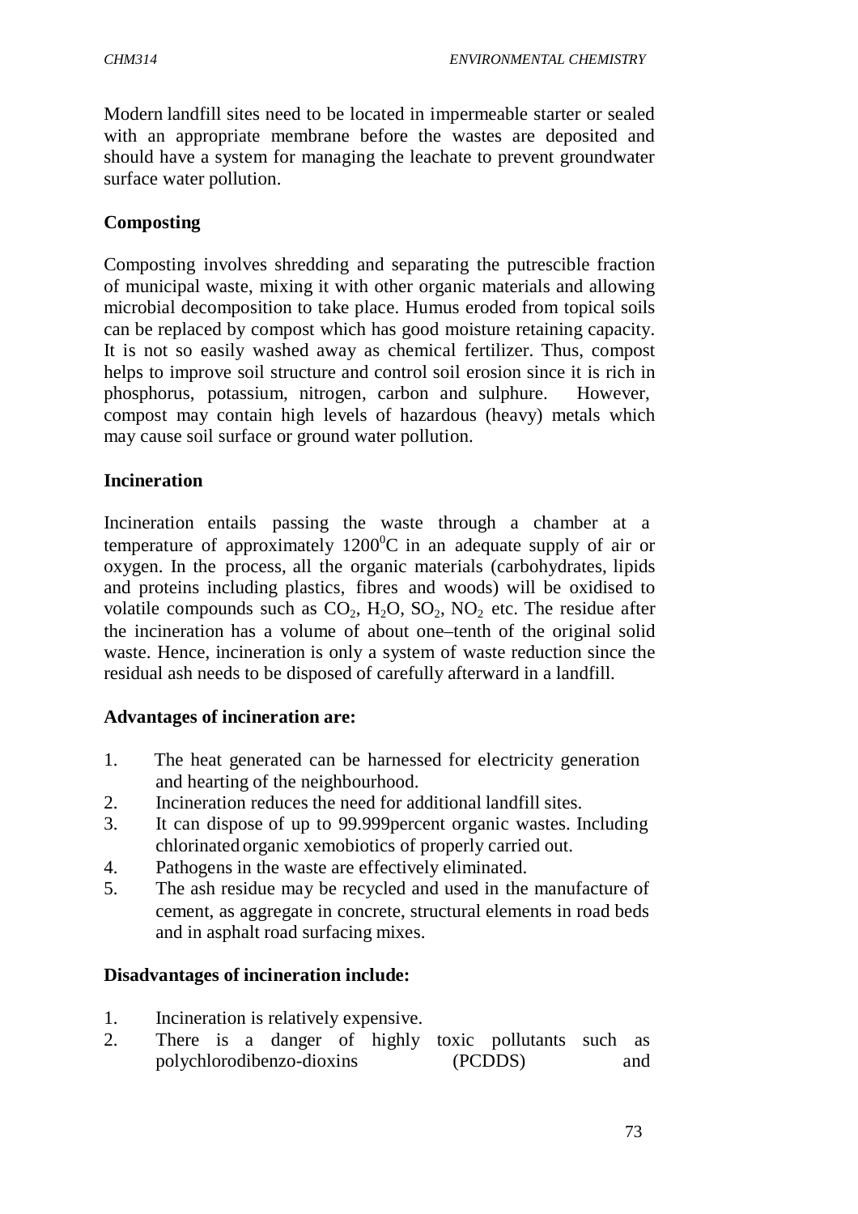Modern landfill sites need to be located in impermeable starter or sealed with an appropriate membrane before the wastes are deposited and should have a system for managing the leachate to prevent groundwater surface water pollution.

**Composting**

Composting involves shredding and separating the putrescible fraction of municipal waste, mixing it with other organic materials and allowing microbial decomposition to take place. Humus eroded from topical soils can be replaced by compost which has good moisture retaining capacity. It is not so easily washed away as chemical fertilizer. Thus, compost helps to improve soil structure and control soil erosion since it is rich in phosphorus, potassium, nitrogen, carbon and sulphure. However, compost may contain high levels of hazardous (heavy) metals which may cause soil surface or ground water pollution.

**Incineration**

Incineration entails passing the waste through a chamber at a temperature of approximately $1200^0$C in an adequate supply of air or oxygen. In the process, all the organic materials (carbohydrates, lipids and proteins including plastics, fibres and woods) will be oxidised to volatile compounds such as $CO_2$, $H_2O$, $SO_2$, $NO_2$ etc. The residue after the incineration has a volume of about one–tenth of the original solid waste. Hence, incineration is only a system of waste reduction since the residual ash needs to be disposed of carefully afterward in a landfill.

**Advantages of incineration are:**

1. The heat generated can be harnessed for electricity generation and hearting of the neighbourhood.
2. Incineration reduces the need for additional landfill sites.
3. It can dispose of up to 99.999percent organic wastes. Including chlorinated organic xemobiotics of properly carried out.
4. Pathogens in the waste are effectively eliminated.
5. The ash residue may be recycled and used in the manufacture of cement, as aggregate in concrete, structural elements in road beds and in asphalt road surfacing mixes.

**Disadvantages of incineration include:**

1. Incineration is relatively expensive.
2. There is a danger of highly toxic pollutants such as polychlorodibenzo-dioxins (PCDDS) and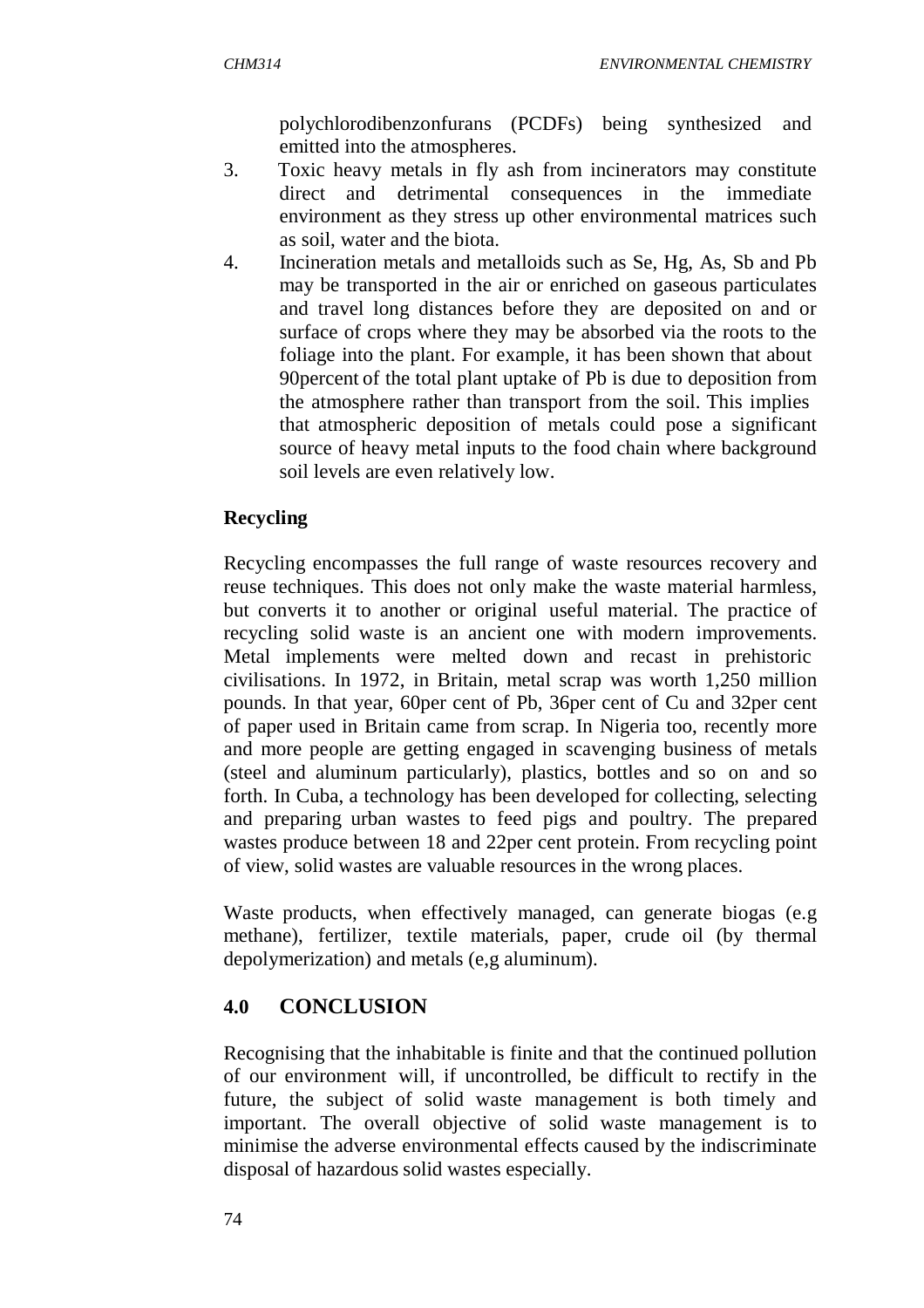polychlorodibenzonfurans (PCDFs) being synthesized and emitted into the atmospheres.

3. Toxic heavy metals in fly ash from incinerators may constitute direct and detrimental consequences in the immediate environment as they stress up other environmental matrices such as soil, water and the biota.
4. Incineration metals and metalloids such as Se, Hg, As, Sb and Pb may be transported in the air or enriched on gaseous particulates and travel long distances before they are deposited on and or surface of crops where they may be absorbed via the roots to the foliage into the plant. For example, it has been shown that about 90percent of the total plant uptake of Pb is due to deposition from the atmosphere rather than transport from the soil. This implies that atmospheric deposition of metals could pose a significant source of heavy metal inputs to the food chain where background soil levels are even relatively low.

**Recycling**

Recycling encompasses the full range of waste resources recovery and reuse techniques. This does not only make the waste material harmless, but converts it to another or original useful material. The practice of recycling solid waste is an ancient one with modern improvements. Metal implements were melted down and recast in prehistoric civilisations. In 1972, in Britain, metal scrap was worth 1,250 million pounds. In that year, 60per cent of Pb, 36per cent of Cu and 32per cent of paper used in Britain came from scrap. In Nigeria too, recently more and more people are getting engaged in scavenging business of metals (steel and aluminum particularly), plastics, bottles and so on and so forth. In Cuba, a technology has been developed for collecting, selecting and preparing urban wastes to feed pigs and poultry. The prepared wastes produce between 18 and 22per cent protein. From recycling point of view, solid wastes are valuable resources in the wrong places.

Waste products, when effectively managed, can generate biogas (e.g methane), fertilizer, textile materials, paper, crude oil (by thermal depolymerization) and metals (e,g aluminum).

## 4.0 CONCLUSION

Recognising that the inhabitable is finite and that the continued pollution of our environment will, if uncontrolled, be difficult to rectify in the future, the subject of solid waste management is both timely and important. The overall objective of solid waste management is to minimise the adverse environmental effects caused by the indiscriminate disposal of hazardous solid wastes especially.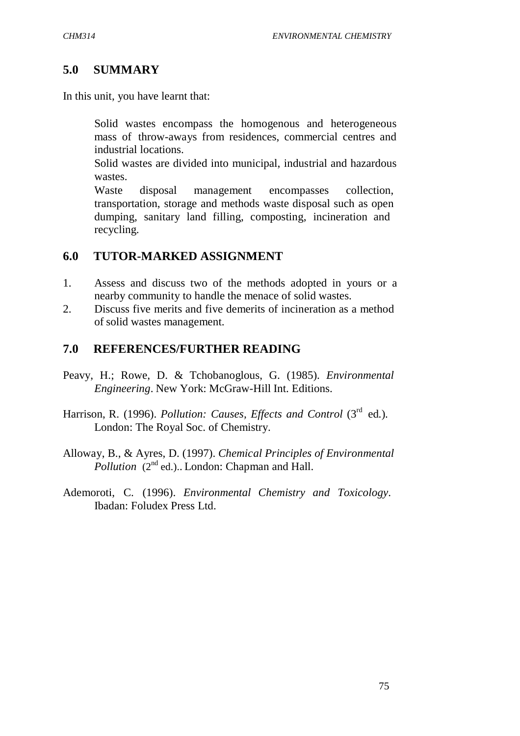## 5.0 SUMMARY

In this unit, you have learnt that:

- Solid wastes encompass the homogenous and heterogeneous mass of throw-aways from residences, commercial centres and industrial locations.
- Solid wastes are divided into municipal, industrial and hazardous wastes.
- Waste disposal management encompasses collection, transportation, storage and methods waste disposal such as open dumping, sanitary land filling, composting, incineration and recycling.

## 6.0 TUTOR-MARKED ASSIGNMENT

1. Assess and discuss two of the methods adopted in yours or a nearby community to handle the menace of solid wastes.
2. Discuss five merits and five demerits of incineration as a method of solid wastes management.

## 7.0 REFERENCES/FURTHER READING

Peavy, H.; Rowe, D. & Tchobanoglous, G. (1985). *Environmental Engineering*. New York: McGraw-Hill Int. Editions.

Harrison, R. (1996). *Pollution: Causes, Effects and Control* (3rd ed.). London: The Royal Soc. of Chemistry.

Alloway, B., & Ayres, D. (1997). *Chemical Principles of Environmental Pollution* (2nd ed.).. London: Chapman and Hall.

Ademoroti, C. (1996). *Environmental Chemistry and Toxicology*. Ibadan: Foludex Press Ltd.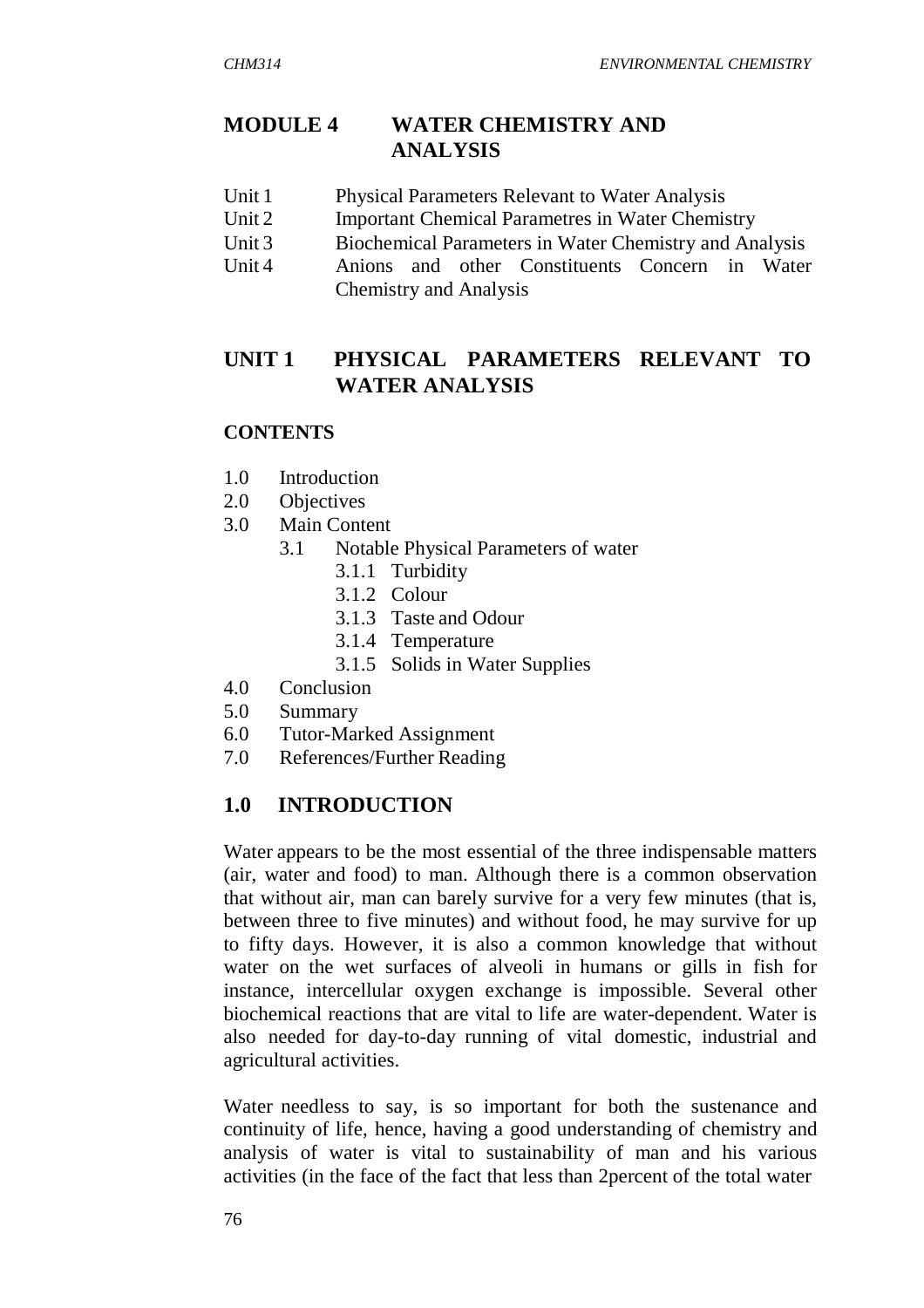# MODULE 4 WATER CHEMISTRY AND ANALYSIS

- Unit 1 Physical Parameters Relevant to Water Analysis
- Unit 2 Important Chemical Parametres in Water Chemistry
- Unit 3 Biochemical Parameters in Water Chemistry and Analysis
- Unit 4 Anions and other Constituents Concern in Water Chemistry and Analysis

## UNIT 1 PHYSICAL PARAMETERS RELEVANT TO WATER ANALYSIS

### CONTENTS

- 1.0 Introduction
- 2.0 Objectives
- 3.0 Main Content
  - 3.1 Notable Physical Parameters of water
    - 3.1.1 Turbidity
    - 3.1.2 Colour
    - 3.1.3 Taste and Odour
    - 3.1.4 Temperature
    - 3.1.5 Solids in Water Supplies
- 4.0 Conclusion
- 5.0 Summary
- 6.0 Tutor-Marked Assignment
- 7.0 References/Further Reading

## 1.0 INTRODUCTION

Water appears to be the most essential of the three indispensable matters (air, water and food) to man. Although there is a common observation that without air, man can barely survive for a very few minutes (that is, between three to five minutes) and without food, he may survive for up to fifty days. However, it is also a common knowledge that without water on the wet surfaces of alveoli in humans or gills in fish for instance, intercellular oxygen exchange is impossible. Several other biochemical reactions that are vital to life are water-dependent. Water is also needed for day-to-day running of vital domestic, industrial and agricultural activities.

Water needless to say, is so important for both the sustenance and continuity of life, hence, having a good understanding of chemistry and analysis of water is vital to sustainability of man and his various activities (in the face of the fact that less than 2percent of the total water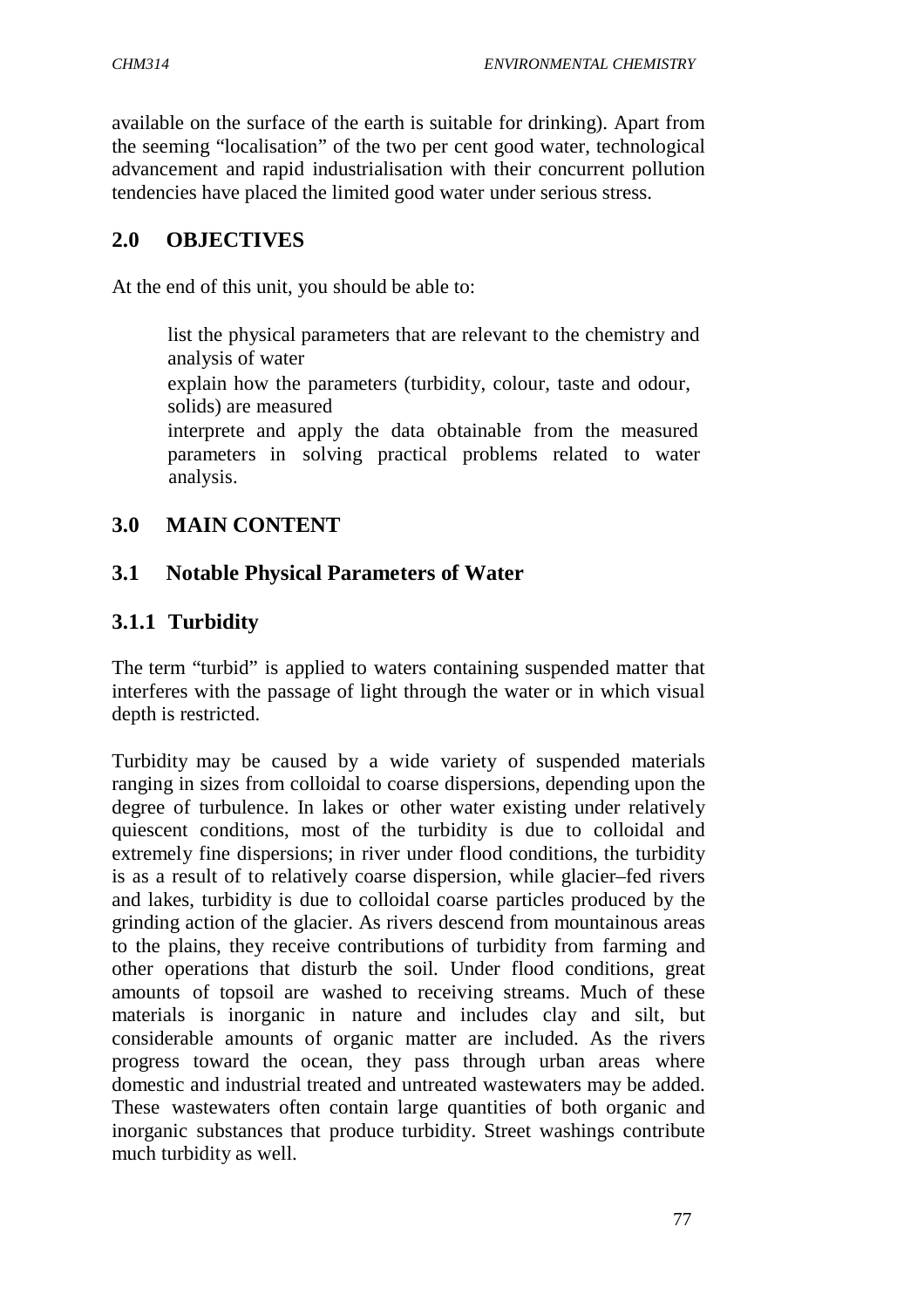available on the surface of the earth is suitable for drinking). Apart from the seeming "localisation" of the two per cent good water, technological advancement and rapid industrialisation with their concurrent pollution tendencies have placed the limited good water under serious stress.

## 2.0 OBJECTIVES

At the end of this unit, you should be able to:

- list the physical parameters that are relevant to the chemistry and analysis of water
- explain how the parameters (turbidity, colour, taste and odour, solids) are measured
- interprete and apply the data obtainable from the measured parameters in solving practical problems related to water analysis.

## 3.0 MAIN CONTENT

### 3.1 Notable Physical Parameters of Water

#### 3.1.1 Turbidity

The term "turbid" is applied to waters containing suspended matter that interferes with the passage of light through the water or in which visual depth is restricted.

Turbidity may be caused by a wide variety of suspended materials ranging in sizes from colloidal to coarse dispersions, depending upon the degree of turbulence. In lakes or other water existing under relatively quiescent conditions, most of the turbidity is due to colloidal and extremely fine dispersions; in river under flood conditions, the turbidity is as a result of to relatively coarse dispersion, while glacier–fed rivers and lakes, turbidity is due to colloidal coarse particles produced by the grinding action of the glacier. As rivers descend from mountainous areas to the plains, they receive contributions of turbidity from farming and other operations that disturb the soil. Under flood conditions, great amounts of topsoil are washed to receiving streams. Much of these materials is inorganic in nature and includes clay and silt, but considerable amounts of organic matter are included. As the rivers progress toward the ocean, they pass through urban areas where domestic and industrial treated and untreated wastewaters may be added. These wastewaters often contain large quantities of both organic and inorganic substances that produce turbidity. Street washings contribute much turbidity as well.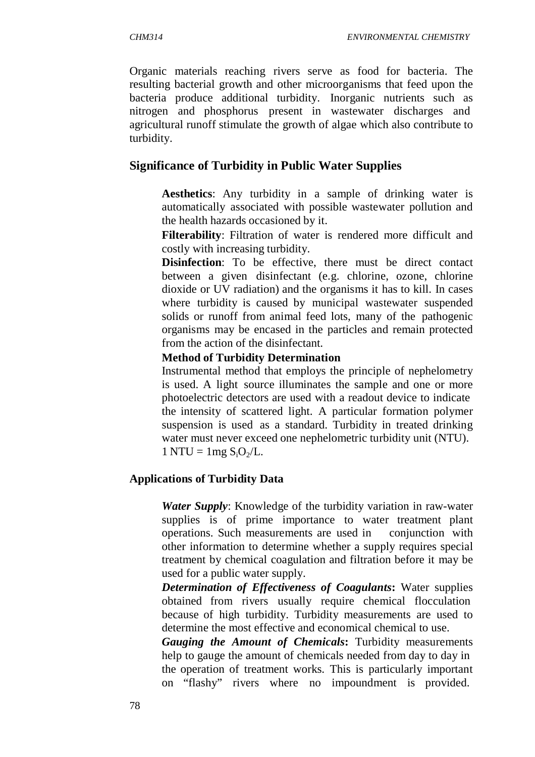Organic materials reaching rivers serve as food for bacteria. The resulting bacterial growth and other microorganisms that feed upon the bacteria produce additional turbidity. Inorganic nutrients such as nitrogen and phosphorus present in wastewater discharges and agricultural runoff stimulate the growth of algae which also contribute to turbidity.

## Significance of Turbidity in Public Water Supplies

**Aesthetics**: Any turbidity in a sample of drinking water is automatically associated with possible wastewater pollution and the health hazards occasioned by it.

**Filterability**: Filtration of water is rendered more difficult and costly with increasing turbidity.

**Disinfection**: To be effective, there must be direct contact between a given disinfectant (e.g. chlorine, ozone, chlorine dioxide or UV radiation) and the organisms it has to kill. In cases where turbidity is caused by municipal wastewater suspended solids or runoff from animal feed lots, many of the pathogenic organisms may be encased in the particles and remain protected from the action of the disinfectant.

**Method of Turbidity Determination**

Instrumental method that employs the principle of nephelometry is used. A light source illuminates the sample and one or more photoelectric detectors are used with a readout device to indicate the intensity of scattered light. A particular formation polymer suspension is used as a standard. Turbidity in treated drinking water must never exceed one nephelometric turbidity unit (NTU). 1 NTU = 1mg $S_iO_2$/L.

### Applications of Turbidity Data

***Water Supply***: Knowledge of the turbidity variation in raw-water supplies is of prime importance to water treatment plant operations. Such measurements are used in conjunction with other information to determine whether a supply requires special treatment by chemical coagulation and filtration before it may be used for a public water supply.

***Determination of Effectiveness of Coagulants*****:** Water supplies obtained from rivers usually require chemical flocculation because of high turbidity. Turbidity measurements are used to determine the most effective and economical chemical to use.

***Gauging the Amount of Chemicals*****:** Turbidity measurements help to gauge the amount of chemicals needed from day to day in the operation of treatment works. This is particularly important on "flashy" rivers where no impoundment is provided.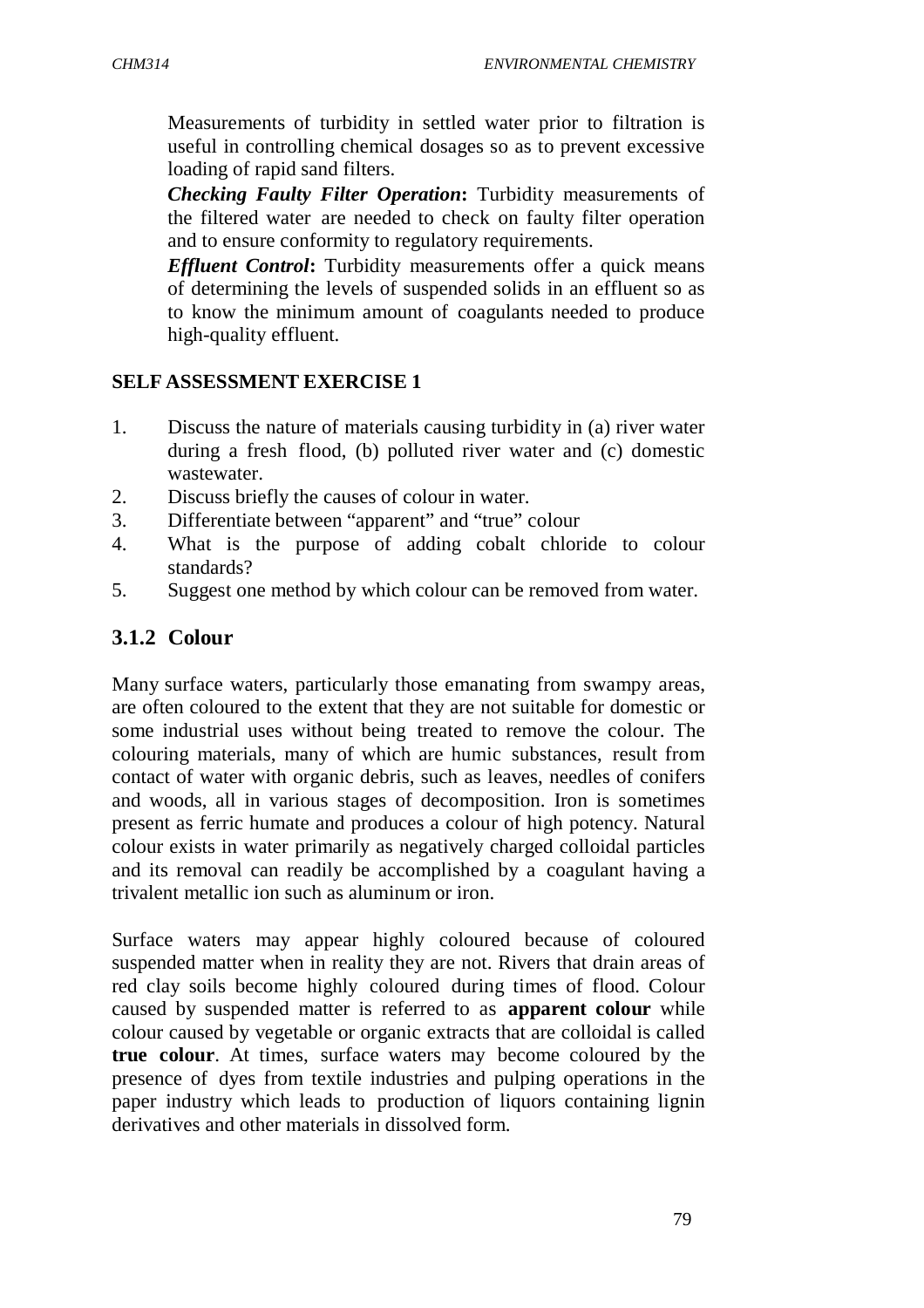Measurements of turbidity in settled water prior to filtration is useful in controlling chemical dosages so as to prevent excessive loading of rapid sand filters.

***Checking Faulty Filter Operation*****:** Turbidity measurements of the filtered water are needed to check on faulty filter operation and to ensure conformity to regulatory requirements.

***Effluent Control*****:** Turbidity measurements offer a quick means of determining the levels of suspended solids in an effluent so as to know the minimum amount of coagulants needed to produce high-quality effluent.

**SELF ASSESSMENT EXERCISE 1**

1. Discuss the nature of materials causing turbidity in (a) river water during a fresh flood, (b) polluted river water and (c) domestic wastewater.
2. Discuss briefly the causes of colour in water.
3. Differentiate between "apparent" and "true" colour
4. What is the purpose of adding cobalt chloride to colour standards?
5. Suggest one method by which colour can be removed from water.

### 3.1.2 Colour

Many surface waters, particularly those emanating from swampy areas, are often coloured to the extent that they are not suitable for domestic or some industrial uses without being treated to remove the colour. The colouring materials, many of which are humic substances, result from contact of water with organic debris, such as leaves, needles of conifers and woods, all in various stages of decomposition. Iron is sometimes present as ferric humate and produces a colour of high potency. Natural colour exists in water primarily as negatively charged colloidal particles and its removal can readily be accomplished by a coagulant having a trivalent metallic ion such as aluminum or iron.

Surface waters may appear highly coloured because of coloured suspended matter when in reality they are not. Rivers that drain areas of red clay soils become highly coloured during times of flood. Colour caused by suspended matter is referred to as **apparent colour** while colour caused by vegetable or organic extracts that are colloidal is called **true colour**. At times, surface waters may become coloured by the presence of dyes from textile industries and pulping operations in the paper industry which leads to production of liquors containing lignin derivatives and other materials in dissolved form.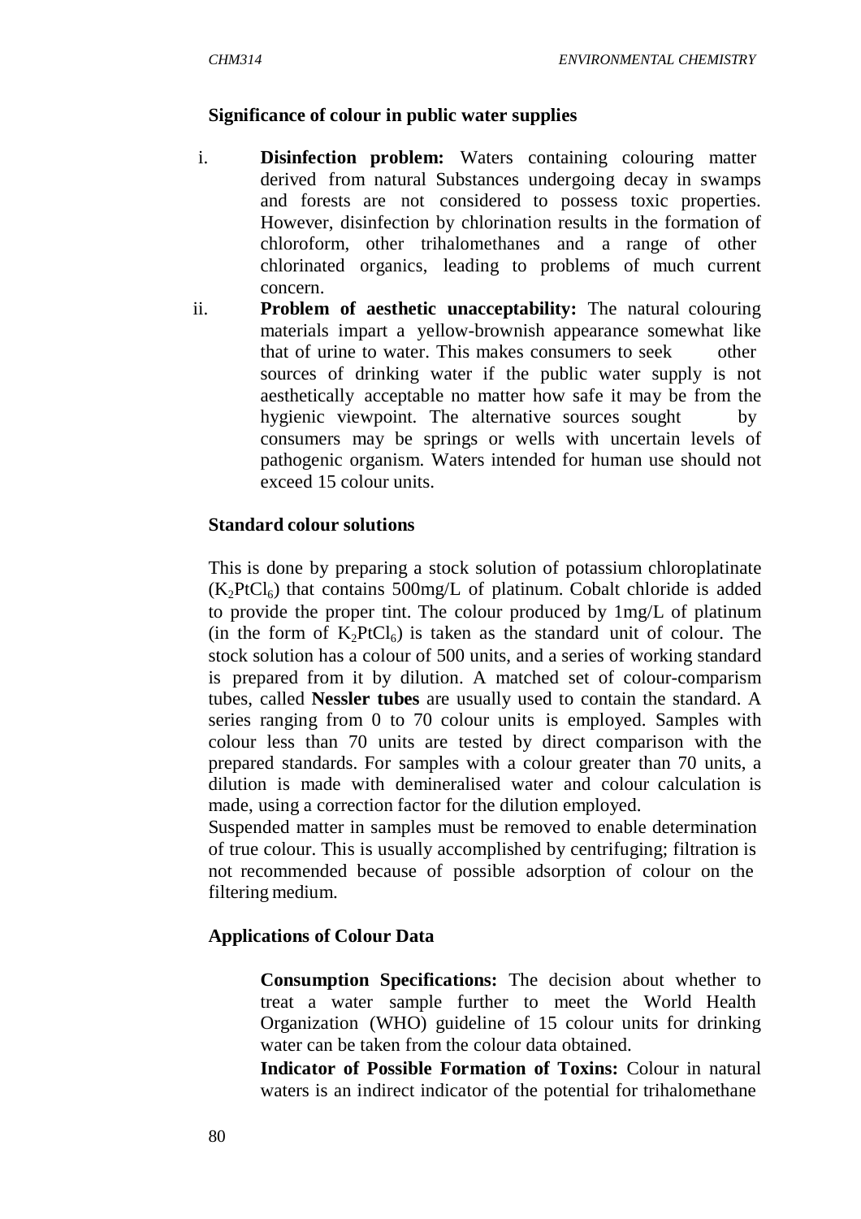**Significance of colour in public water supplies**

i. **Disinfection problem:** Waters containing colouring matter derived from natural Substances undergoing decay in swamps and forests are not considered to possess toxic properties. However, disinfection by chlorination results in the formation of chloroform, other trihalomethanes and a range of other chlorinated organics, leading to problems of much current concern.

ii. **Problem of aesthetic unacceptability:** The natural colouring materials impart a yellow-brownish appearance somewhat like that of urine to water. This makes consumers to seek other sources of drinking water if the public water supply is not aesthetically acceptable no matter how safe it may be from the hygienic viewpoint. The alternative sources sought by consumers may be springs or wells with uncertain levels of pathogenic organism. Waters intended for human use should not exceed 15 colour units.

**Standard colour solutions**

This is done by preparing a stock solution of potassium chloroplatinate ($K_2PtCl_6$) that contains 500mg/L of platinum. Cobalt chloride is added to provide the proper tint. The colour produced by 1mg/L of platinum (in the form of $K_2PtCl_6$) is taken as the standard unit of colour. The stock solution has a colour of 500 units, and a series of working standard is prepared from it by dilution. A matched set of colour-comparism tubes, called **Nessler tubes** are usually used to contain the standard. A series ranging from 0 to 70 colour units is employed. Samples with colour less than 70 units are tested by direct comparison with the prepared standards. For samples with a colour greater than 70 units, a dilution is made with demineralised water and colour calculation is made, using a correction factor for the dilution employed.

Suspended matter in samples must be removed to enable determination of true colour. This is usually accomplished by centrifuging; filtration is not recommended because of possible adsorption of colour on the filtering medium.

**Applications of Colour Data**

**Consumption Specifications:** The decision about whether to treat a water sample further to meet the World Health Organization (WHO) guideline of 15 colour units for drinking water can be taken from the colour data obtained.

**Indicator of Possible Formation of Toxins:** Colour in natural waters is an indirect indicator of the potential for trihalomethane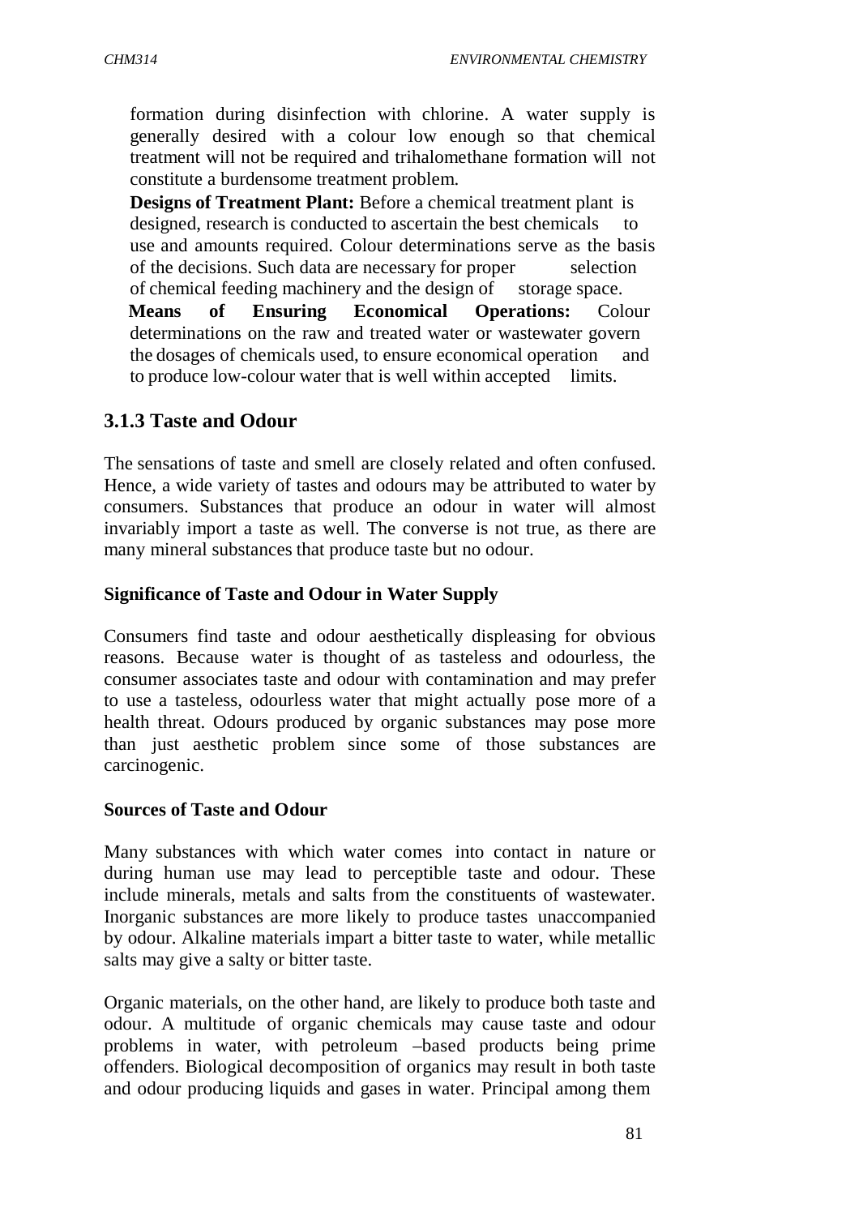formation during disinfection with chlorine. A water supply is generally desired with a colour low enough so that chemical treatment will not be required and trihalomethane formation will not constitute a burdensome treatment problem.

**Designs of Treatment Plant:** Before a chemical treatment plant is designed, research is conducted to ascertain the best chemicals to use and amounts required. Colour determinations serve as the basis of the decisions. Such data are necessary for proper selection of chemical feeding machinery and the design of storage space.

**Means of Ensuring Economical Operations:** Colour determinations on the raw and treated water or wastewater govern the dosages of chemicals used, to ensure economical operation and to produce low-colour water that is well within accepted limits.

### 3.1.3 Taste and Odour

The sensations of taste and smell are closely related and often confused. Hence, a wide variety of tastes and odours may be attributed to water by consumers. Substances that produce an odour in water will almost invariably import a taste as well. The converse is not true, as there are many mineral substances that produce taste but no odour.

#### Significance of Taste and Odour in Water Supply

Consumers find taste and odour aesthetically displeasing for obvious reasons. Because water is thought of as tasteless and odourless, the consumer associates taste and odour with contamination and may prefer to use a tasteless, odourless water that might actually pose more of a health threat. Odours produced by organic substances may pose more than just aesthetic problem since some of those substances are carcinogenic.

#### Sources of Taste and Odour

Many substances with which water comes into contact in nature or during human use may lead to perceptible taste and odour. These include minerals, metals and salts from the constituents of wastewater. Inorganic substances are more likely to produce tastes unaccompanied by odour. Alkaline materials impart a bitter taste to water, while metallic salts may give a salty or bitter taste.

Organic materials, on the other hand, are likely to produce both taste and odour. A multitude of organic chemicals may cause taste and odour problems in water, with petroleum –based products being prime offenders. Biological decomposition of organics may result in both taste and odour producing liquids and gases in water. Principal among them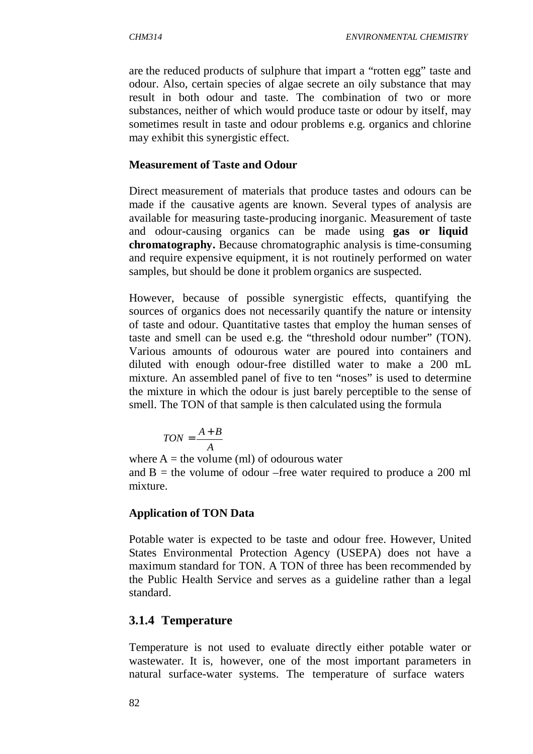are the reduced products of sulphure that impart a "rotten egg" taste and odour. Also, certain species of algae secrete an oily substance that may result in both odour and taste. The combination of two or more substances, neither of which would produce taste or odour by itself, may sometimes result in taste and odour problems e.g. organics and chlorine may exhibit this synergistic effect.

**Measurement of Taste and Odour**

Direct measurement of materials that produce tastes and odours can be made if the causative agents are known. Several types of analysis are available for measuring taste-producing inorganic. Measurement of taste and odour-causing organics can be made using **gas or liquid chromatography.** Because chromatographic analysis is time-consuming and require expensive equipment, it is not routinely performed on water samples, but should be done it problem organics are suspected.

However, because of possible synergistic effects, quantifying the sources of organics does not necessarily quantify the nature or intensity of taste and odour. Quantitative tastes that employ the human senses of taste and smell can be used e.g. the "threshold odour number" (TON). Various amounts of odourous water are poured into containers and diluted with enough odour-free distilled water to make a 200 mL mixture. An assembled panel of five to ten "noses" is used to determine the mixture in which the odour is just barely perceptible to the sense of smell. The TON of that sample is then calculated using the formula

$$TON = \frac{A + B}{A}$$

where A = the volume (ml) of odourous water
and B = the volume of odour –free water required to produce a 200 ml mixture.

**Application of TON Data**

Potable water is expected to be taste and odour free. However, United States Environmental Protection Agency (USEPA) does not have a maximum standard for TON. A TON of three has been recommended by the Public Health Service and serves as a guideline rather than a legal standard.

### 3.1.4 Temperature

Temperature is not used to evaluate directly either potable water or wastewater. It is, however, one of the most important parameters in natural surface-water systems. The temperature of surface waters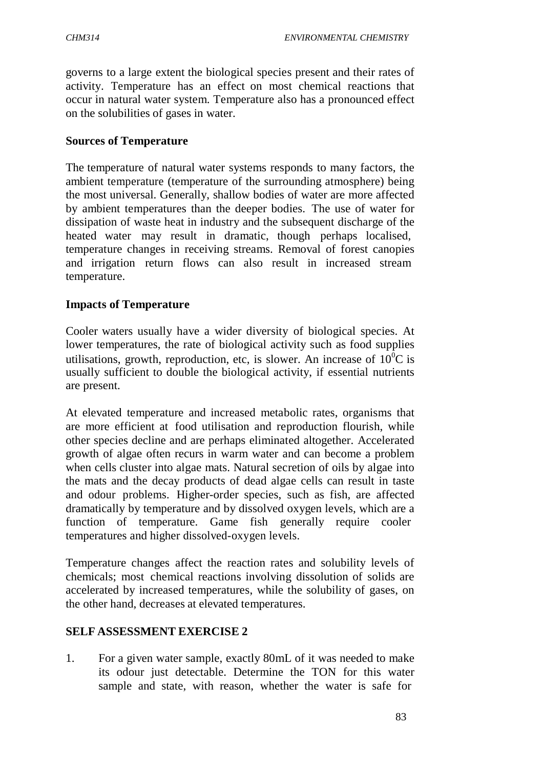governs to a large extent the biological species present and their rates of activity. Temperature has an effect on most chemical reactions that occur in natural water system. Temperature also has a pronounced effect on the solubilities of gases in water.

**Sources of Temperature**

The temperature of natural water systems responds to many factors, the ambient temperature (temperature of the surrounding atmosphere) being the most universal. Generally, shallow bodies of water are more affected by ambient temperatures than the deeper bodies. The use of water for dissipation of waste heat in industry and the subsequent discharge of the heated water may result in dramatic, though perhaps localised, temperature changes in receiving streams. Removal of forest canopies and irrigation return flows can also result in increased stream temperature.

**Impacts of Temperature**

Cooler waters usually have a wider diversity of biological species. At lower temperatures, the rate of biological activity such as food supplies utilisations, growth, reproduction, etc, is slower. An increase of $10^0$C is usually sufficient to double the biological activity, if essential nutrients are present.

At elevated temperature and increased metabolic rates, organisms that are more efficient at food utilisation and reproduction flourish, while other species decline and are perhaps eliminated altogether. Accelerated growth of algae often recurs in warm water and can become a problem when cells cluster into algae mats. Natural secretion of oils by algae into the mats and the decay products of dead algae cells can result in taste and odour problems. Higher-order species, such as fish, are affected dramatically by temperature and by dissolved oxygen levels, which are a function of temperature. Game fish generally require cooler temperatures and higher dissolved-oxygen levels.

Temperature changes affect the reaction rates and solubility levels of chemicals; most chemical reactions involving dissolution of solids are accelerated by increased temperatures, while the solubility of gases, on the other hand, decreases at elevated temperatures.

**SELF ASSESSMENT EXERCISE 2**

1. For a given water sample, exactly 80mL of it was needed to make its odour just detectable. Determine the TON for this water sample and state, with reason, whether the water is safe for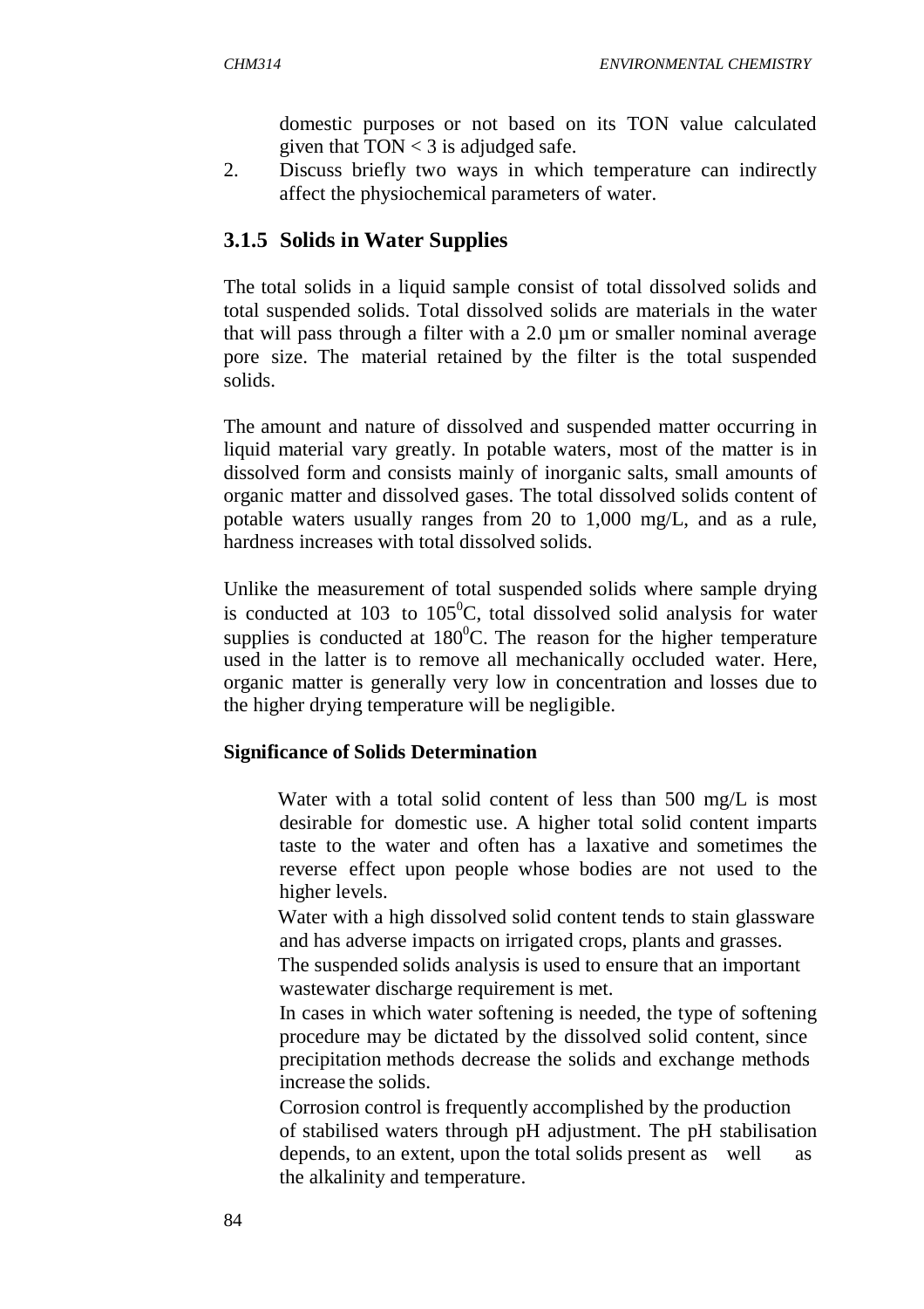domestic purposes or not based on its TON value calculated given that TON < 3 is adjudged safe.

2. Discuss briefly two ways in which temperature can indirectly affect the physiochemical parameters of water.

### 3.1.5 Solids in Water Supplies

The total solids in a liquid sample consist of total dissolved solids and total suspended solids. Total dissolved solids are materials in the water that will pass through a filter with a 2.0 µm or smaller nominal average pore size. The material retained by the filter is the total suspended solids.

The amount and nature of dissolved and suspended matter occurring in liquid material vary greatly. In potable waters, most of the matter is in dissolved form and consists mainly of inorganic salts, small amounts of organic matter and dissolved gases. The total dissolved solids content of potable waters usually ranges from 20 to 1,000 mg/L, and as a rule, hardness increases with total dissolved solids.

Unlike the measurement of total suspended solids where sample drying is conducted at 103 to 105$^0$C, total dissolved solid analysis for water supplies is conducted at 180$^0$C. The reason for the higher temperature used in the latter is to remove all mechanically occluded water. Here, organic matter is generally very low in concentration and losses due to the higher drying temperature will be negligible.

**Significance of Solids Determination**

- Water with a total solid content of less than 500 mg/L is most desirable for domestic use. A higher total solid content imparts taste to the water and often has a laxative and sometimes the reverse effect upon people whose bodies are not used to the higher levels.
- Water with a high dissolved solid content tends to stain glassware and has adverse impacts on irrigated crops, plants and grasses.
- The suspended solids analysis is used to ensure that an important wastewater discharge requirement is met.
- In cases in which water softening is needed, the type of softening procedure may be dictated by the dissolved solid content, since precipitation methods decrease the solids and exchange methods increase the solids.
- Corrosion control is frequently accomplished by the production of stabilised waters through pH adjustment. The pH stabilisation depends, to an extent, upon the total solids present as well as the alkalinity and temperature.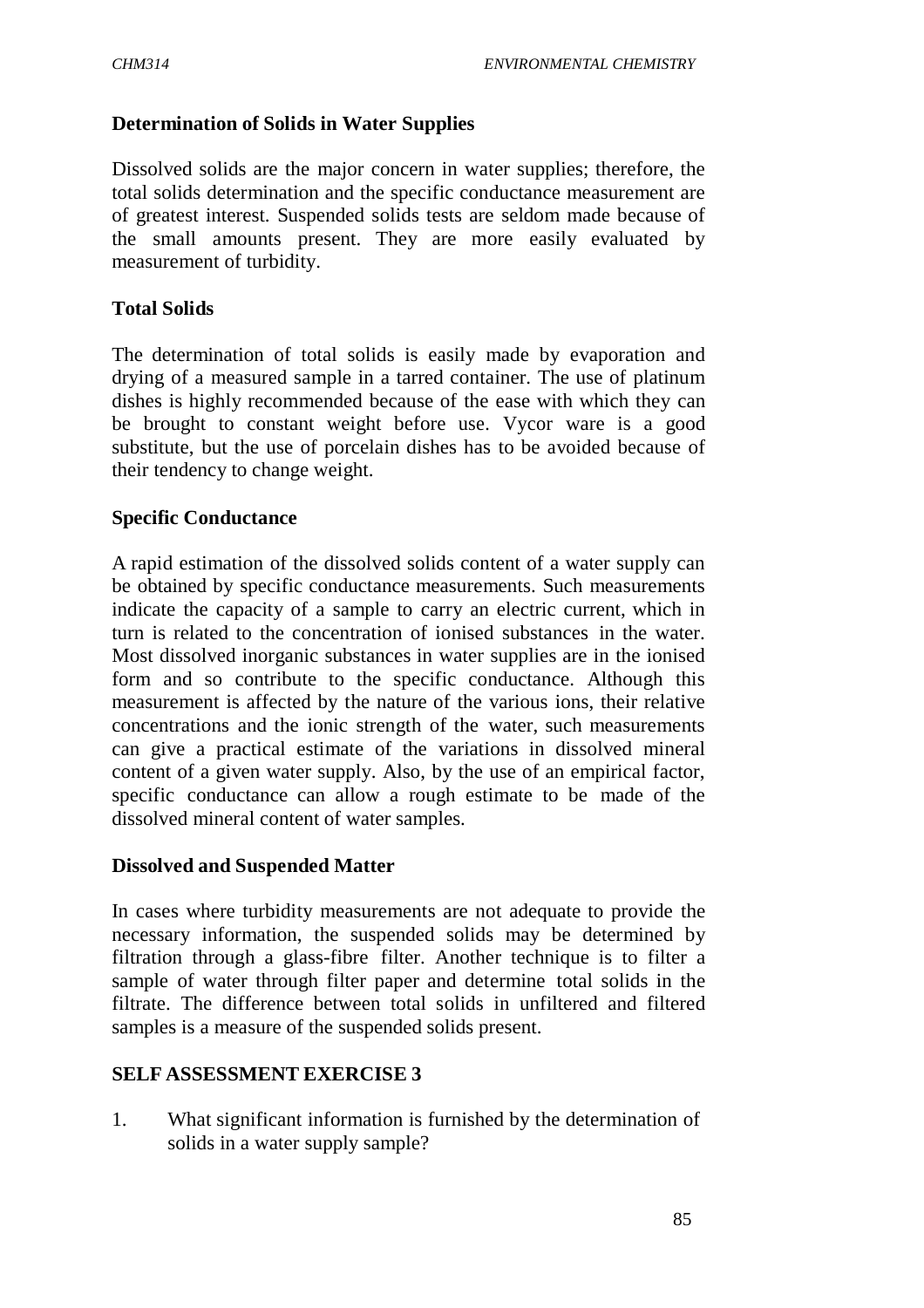### Determination of Solids in Water Supplies

Dissolved solids are the major concern in water supplies; therefore, the total solids determination and the specific conductance measurement are of greatest interest. Suspended solids tests are seldom made because of the small amounts present. They are more easily evaluated by measurement of turbidity.

### Total Solids

The determination of total solids is easily made by evaporation and drying of a measured sample in a tarred container. The use of platinum dishes is highly recommended because of the ease with which they can be brought to constant weight before use. Vycor ware is a good substitute, but the use of porcelain dishes has to be avoided because of their tendency to change weight.

### Specific Conductance

A rapid estimation of the dissolved solids content of a water supply can be obtained by specific conductance measurements. Such measurements indicate the capacity of a sample to carry an electric current, which in turn is related to the concentration of ionised substances in the water. Most dissolved inorganic substances in water supplies are in the ionised form and so contribute to the specific conductance. Although this measurement is affected by the nature of the various ions, their relative concentrations and the ionic strength of the water, such measurements can give a practical estimate of the variations in dissolved mineral content of a given water supply. Also, by the use of an empirical factor, specific conductance can allow a rough estimate to be made of the dissolved mineral content of water samples.

### Dissolved and Suspended Matter

In cases where turbidity measurements are not adequate to provide the necessary information, the suspended solids may be determined by filtration through a glass-fibre filter. Another technique is to filter a sample of water through filter paper and determine total solids in the filtrate. The difference between total solids in unfiltered and filtered samples is a measure of the suspended solids present.

### SELF ASSESSMENT EXERCISE 3

1. What significant information is furnished by the determination of solids in a water supply sample?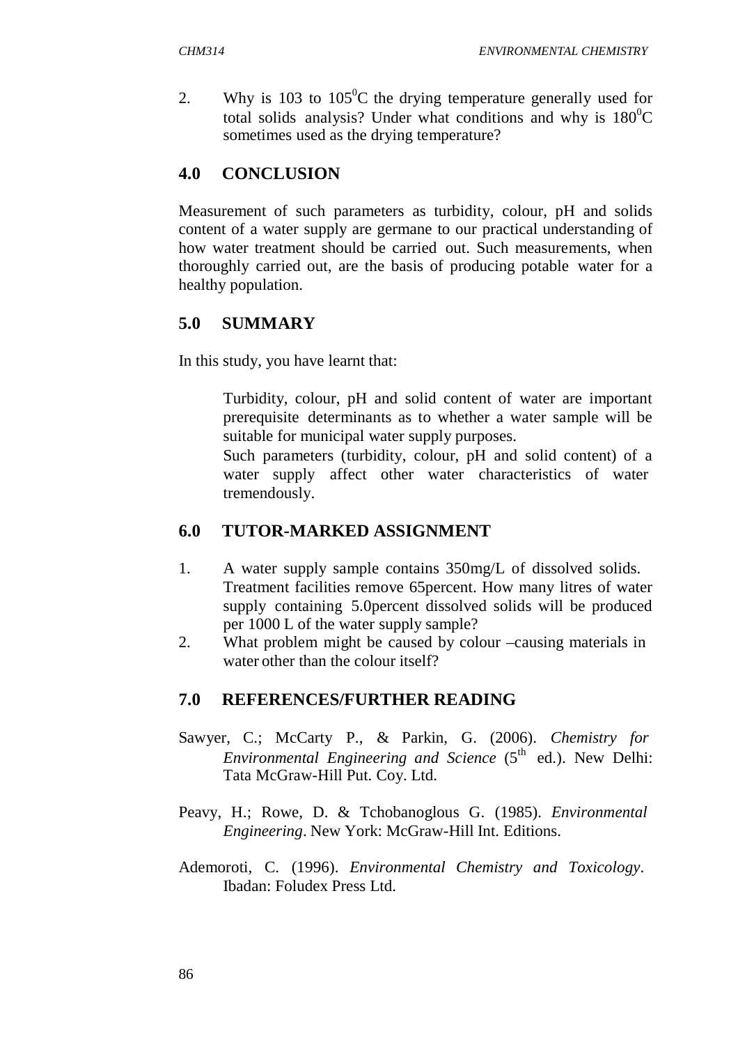2. Why is 103 to 105$^0$C the drying temperature generally used for total solids analysis? Under what conditions and why is 180$^0$C sometimes used as the drying temperature?

## 4.0 CONCLUSION

Measurement of such parameters as turbidity, colour, pH and solids content of a water supply are germane to our practical understanding of how water treatment should be carried out. Such measurements, when thoroughly carried out, are the basis of producing potable water for a healthy population.

## 5.0 SUMMARY

In this study, you have learnt that:

- Turbidity, colour, pH and solid content of water are important prerequisite determinants as to whether a water sample will be suitable for municipal water supply purposes.
- Such parameters (turbidity, colour, pH and solid content) of a water supply affect other water characteristics of water tremendously.

## 6.0 TUTOR-MARKED ASSIGNMENT

1. A water supply sample contains 350mg/L of dissolved solids. Treatment facilities remove 65percent. How many litres of water supply containing 5.0percent dissolved solids will be produced per 1000 L of the water supply sample?
2. What problem might be caused by colour –causing materials in water other than the colour itself?

## 7.0 REFERENCES/FURTHER READING

Sawyer, C.; McCarty P., & Parkin, G. (2006). *Chemistry for Environmental Engineering and Science* (5$^{th}$ ed.). New Delhi: Tata McGraw-Hill Put. Coy. Ltd.

Peavy, H.; Rowe, D. & Tchobanoglous G. (1985). *Environmental Engineering*. New York: McGraw-Hill Int. Editions.

Ademoroti, C. (1996). *Environmental Chemistry and Toxicology*. Ibadan: Foludex Press Ltd.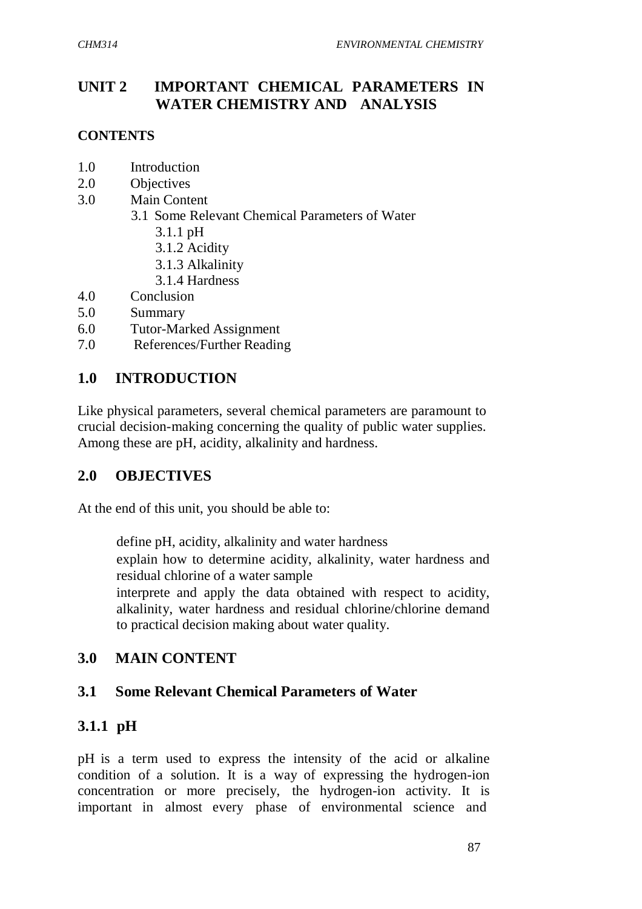# UNIT 2 IMPORTANT CHEMICAL PARAMETERS IN WATER CHEMISTRY AND ANALYSIS

**CONTENTS**

- 1.0 Introduction
- 2.0 Objectives
- 3.0 Main Content
  - 3.1 Some Relevant Chemical Parameters of Water
    - 3.1.1 pH
    - 3.1.2 Acidity
    - 3.1.3 Alkalinity
    - 3.1.4 Hardness
- 4.0 Conclusion
- 5.0 Summary
- 6.0 Tutor-Marked Assignment
- 7.0 References/Further Reading

## 1.0 INTRODUCTION

Like physical parameters, several chemical parameters are paramount to crucial decision-making concerning the quality of public water supplies. Among these are pH, acidity, alkalinity and hardness.

## 2.0 OBJECTIVES

At the end of this unit, you should be able to:

- define pH, acidity, alkalinity and water hardness
- explain how to determine acidity, alkalinity, water hardness and residual chlorine of a water sample
- interprete and apply the data obtained with respect to acidity, alkalinity, water hardness and residual chlorine/chlorine demand to practical decision making about water quality.

## 3.0 MAIN CONTENT

### 3.1 Some Relevant Chemical Parameters of Water

### 3.1.1 pH

pH is a term used to express the intensity of the acid or alkaline condition of a solution. It is a way of expressing the hydrogen-ion concentration or more precisely, the hydrogen-ion activity. It is important in almost every phase of environmental science and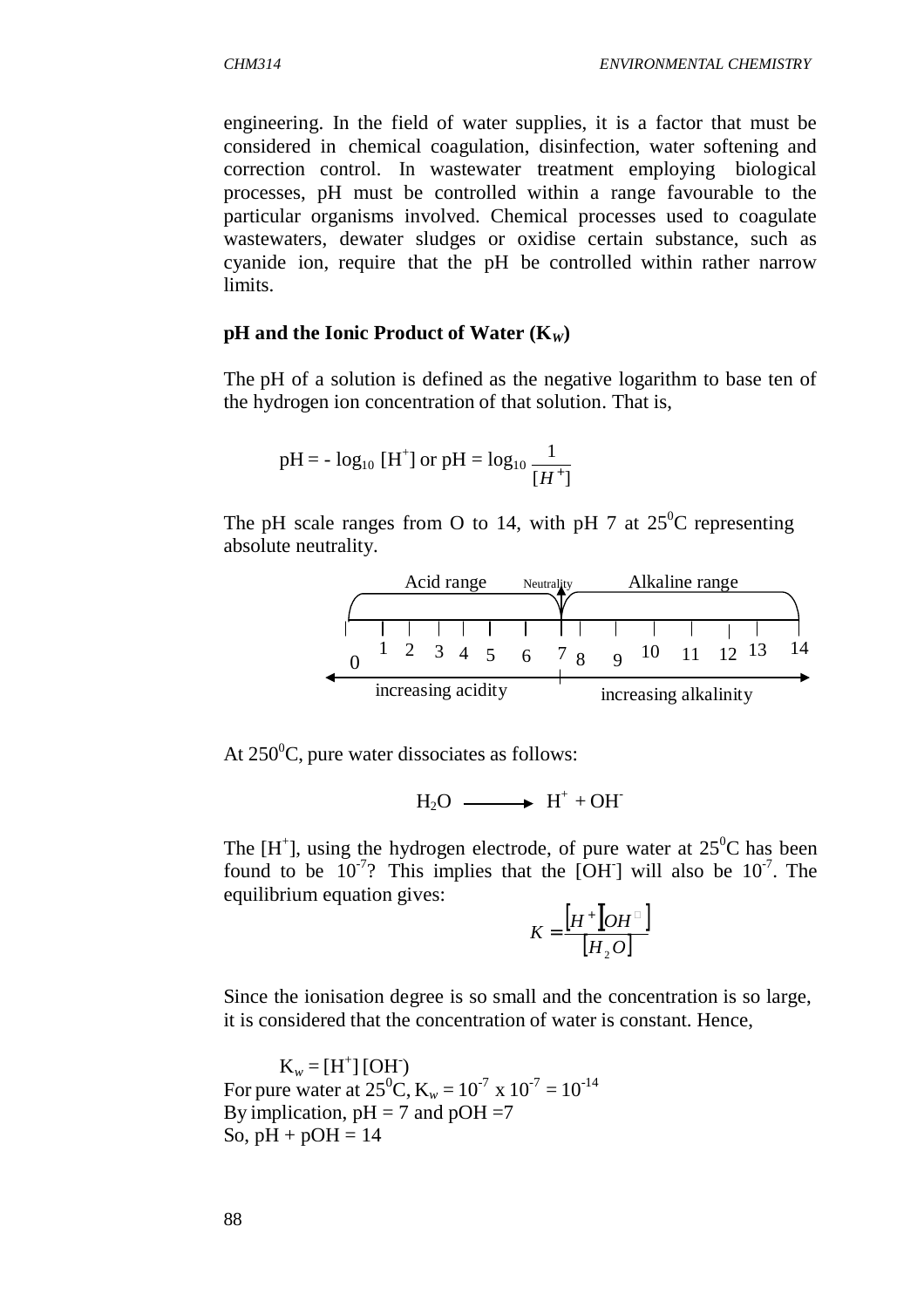engineering. In the field of water supplies, it is a factor that must be considered in chemical coagulation, disinfection, water softening and correction control. In wastewater treatment employing biological processes, pH must be controlled within a range favourable to the particular organisms involved. Chemical processes used to coagulate wastewaters, dewater sludges or oxidise certain substance, such as cyanide ion, require that the pH be controlled within rather narrow limits.

**pH and the Ionic Product of Water ($K_w$)**

The pH of a solution is defined as the negative logarithm to base ten of the hydrogen ion concentration of that solution. That is,

$$pH = -\log_{10} [H^+] \text{ or } pH = \log_{10} \frac{1}{[H^+]}$$

The pH scale ranges from O to 14, with pH 7 at $25^0C$ representing absolute neutrality.

Acid range — Neutrality — Alkaline range

0 1 2 3 4 5 6 7 8 9 10 11 12 13 14

increasing acidity — increasing alkalinity

At $250^0C$, pure water dissociates as follows:

$$H_2O \longrightarrow H^+ + OH^-$$

The $[H^+]$, using the hydrogen electrode, of pure water at $25^0C$ has been found to be $10^{-7}$? This implies that the $[OH^-]$ will also be $10^{-7}$. The equilibrium equation gives:

$$K = \frac{[H^+][OH^-]}{[H_2O]}$$

Since the ionisation degree is so small and the concentration is so large, it is considered that the concentration of water is constant. Hence,

$K_w = [H^+][OH^-]$

For pure water at $25^0C$, $K_w = 10^{-7} \times 10^{-7} = 10^{-14}$

By implication, pH = 7 and pOH =7

So, pH + pOH = 14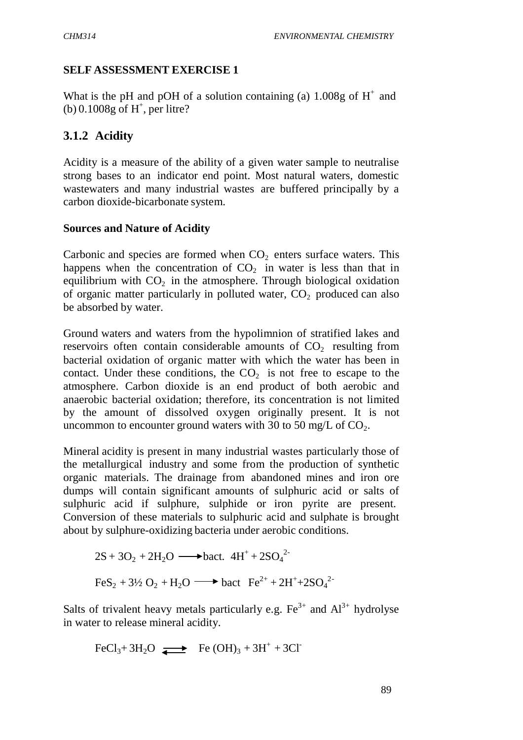**SELF ASSESSMENT EXERCISE 1**

What is the pH and pOH of a solution containing (a) 1.008g of $H^+$ and (b) 0.1008g of $H^+$, per litre?

### 3.1.2 Acidity

Acidity is a measure of the ability of a given water sample to neutralise strong bases to an indicator end point. Most natural waters, domestic wastewaters and many industrial wastes are buffered principally by a carbon dioxide-bicarbonate system.

**Sources and Nature of Acidity**

Carbonic and species are formed when $CO_2$ enters surface waters. This happens when the concentration of $CO_2$ in water is less than that in equilibrium with $CO_2$ in the atmosphere. Through biological oxidation of organic matter particularly in polluted water, $CO_2$ produced can also be absorbed by water.

Ground waters and waters from the hypolimnion of stratified lakes and reservoirs often contain considerable amounts of $CO_2$ resulting from bacterial oxidation of organic matter with which the water has been in contact. Under these conditions, the $CO_2$ is not free to escape to the atmosphere. Carbon dioxide is an end product of both aerobic and anaerobic bacterial oxidation; therefore, its concentration is not limited by the amount of dissolved oxygen originally present. It is not uncommon to encounter ground waters with 30 to 50 mg/L of $CO_2$.

Mineral acidity is present in many industrial wastes particularly those of the metallurgical industry and some from the production of synthetic organic materials. The drainage from abandoned mines and iron ore dumps will contain significant amounts of sulphuric acid or salts of sulphuric acid if sulphure, sulphide or iron pyrite are present. Conversion of these materials to sulphuric acid and sulphate is brought about by sulphure-oxidizing bacteria under aerobic conditions.

$$2S + 3O_2 + 2H_2O \xrightarrow{\text{bact.}} 4H^+ + 2SO_4^{2-}$$

$$FeS_2 + 3\tfrac{1}{2}\,O_2 + H_2O \xrightarrow{\text{bact}} Fe^{2+} + 2H^+ + 2SO_4^{2-}$$

Salts of trivalent heavy metals particularly e.g. $Fe^{3+}$ and $Al^{3+}$ hydrolyse in water to release mineral acidity.

$$FeCl_3 + 3H_2O \rightleftharpoons Fe(OH)_3 + 3H^+ + 3Cl^-$$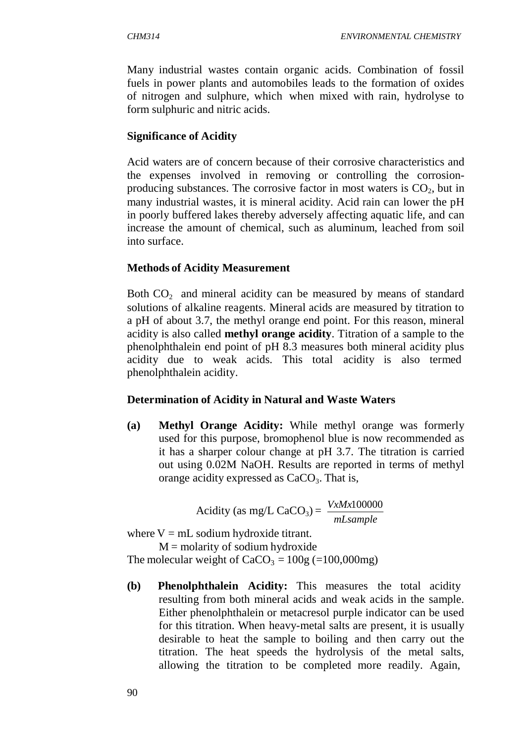Many industrial wastes contain organic acids. Combination of fossil fuels in power plants and automobiles leads to the formation of oxides of nitrogen and sulphure, which when mixed with rain, hydrolyse to form sulphuric and nitric acids.

**Significance of Acidity**

Acid waters are of concern because of their corrosive characteristics and the expenses involved in removing or controlling the corrosion-producing substances. The corrosive factor in most waters is $CO_2$, but in many industrial wastes, it is mineral acidity. Acid rain can lower the pH in poorly buffered lakes thereby adversely affecting aquatic life, and can increase the amount of chemical, such as aluminum, leached from soil into surface.

**Methods of Acidity Measurement**

Both $CO_2$ and mineral acidity can be measured by means of standard solutions of alkaline reagents. Mineral acids are measured by titration to a pH of about 3.7, the methyl orange end point. For this reason, mineral acidity is also called **methyl orange acidity**. Titration of a sample to the phenolphthalein end point of pH 8.3 measures both mineral acidity plus acidity due to weak acids. This total acidity is also termed phenolphthalein acidity.

**Determination of Acidity in Natural and Waste Waters**

**(a) Methyl Orange Acidity:** While methyl orange was formerly used for this purpose, bromophenol blue is now recommended as it has a sharper colour change at pH 3.7. The titration is carried out using 0.02M NaOH. Results are reported in terms of methyl orange acidity expressed as $CaCO_3$. That is,

$$\text{Acidity (as mg/L } CaCO_3) = \frac{V x M x 100000}{mL sample}$$

where V = mL sodium hydroxide titrant.

M = molarity of sodium hydroxide

The molecular weight of $CaCO_3$ = 100g (=100,000mg)

**(b) Phenolphthalein Acidity:** This measures the total acidity resulting from both mineral acids and weak acids in the sample. Either phenolphthalein or metacresol purple indicator can be used for this titration. When heavy-metal salts are present, it is usually desirable to heat the sample to boiling and then carry out the titration. The heat speeds the hydrolysis of the metal salts, allowing the titration to be completed more readily. Again,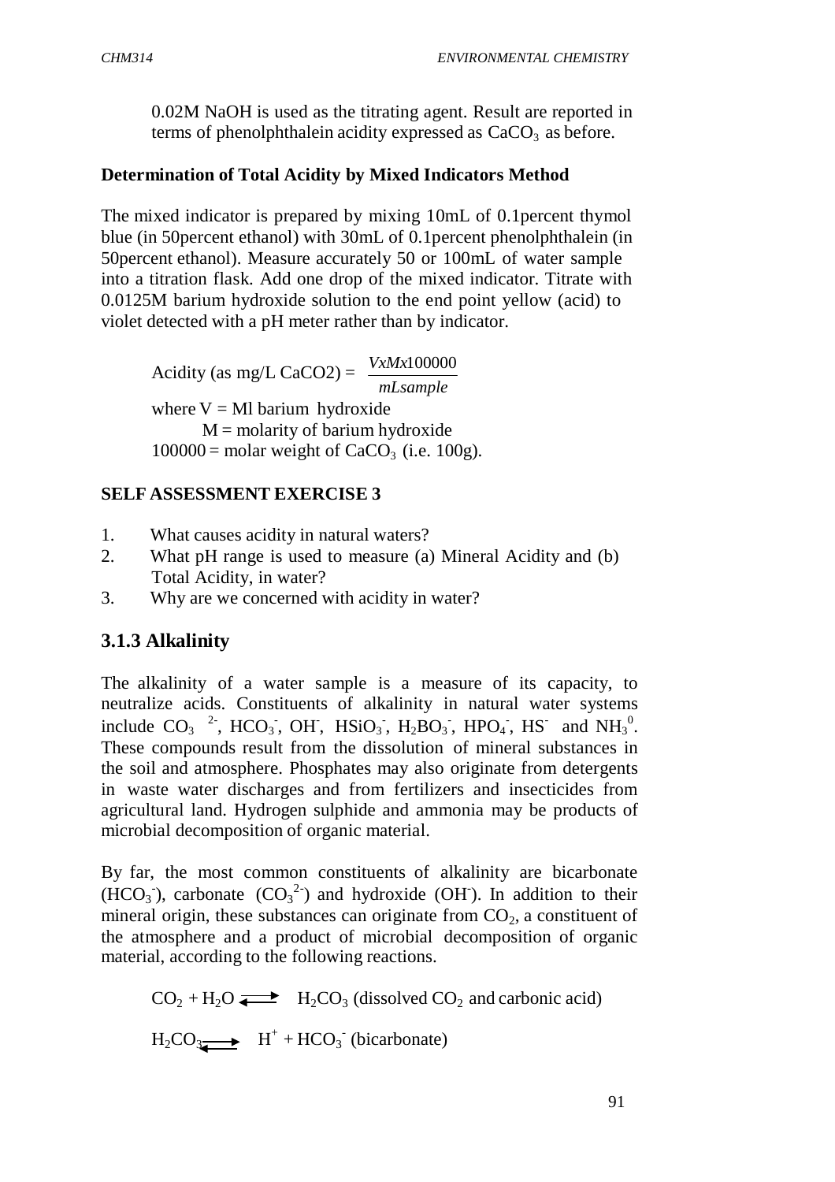0.02M NaOH is used as the titrating agent. Result are reported in terms of phenolphthalein acidity expressed as $CaCO_3$ as before.

**Determination of Total Acidity by Mixed Indicators Method**

The mixed indicator is prepared by mixing 10mL of 0.1percent thymol blue (in 50percent ethanol) with 30mL of 0.1percent phenolphthalein (in 50percent ethanol). Measure accurately 50 or 100mL of water sample into a titration flask. Add one drop of the mixed indicator. Titrate with 0.0125M barium hydroxide solution to the end point yellow (acid) to violet detected with a pH meter rather than by indicator.

$$\text{Acidity (as mg/L CaCO2)} = \frac{VxMx100000}{mLsample}$$

where V = Ml barium hydroxide
M = molarity of barium hydroxide
100000 = molar weight of $CaCO_3$ (i.e. 100g).

**SELF ASSESSMENT EXERCISE 3**

1. What causes acidity in natural waters?
2. What pH range is used to measure (a) Mineral Acidity and (b) Total Acidity, in water?
3. Why are we concerned with acidity in water?

### 3.1.3 Alkalinity

The alkalinity of a water sample is a measure of its capacity, to neutralize acids. Constituents of alkalinity in natural water systems include $CO_3^{2-}$, $HCO_3^-$, $OH^-$, $HSiO_3^-$, $H_2BO_3^-$, $HPO_4^-$, $HS^-$ and $NH_3^0$. These compounds result from the dissolution of mineral substances in the soil and atmosphere. Phosphates may also originate from detergents in waste water discharges and from fertilizers and insecticides from agricultural land. Hydrogen sulphide and ammonia may be products of microbial decomposition of organic material.

By far, the most common constituents of alkalinity are bicarbonate ($HCO_3^-$), carbonate ($CO_3^{2-}$) and hydroxide ($OH^-$). In addition to their mineral origin, these substances can originate from $CO_2$, a constituent of the atmosphere and a product of microbial decomposition of organic material, according to the following reactions.

$$CO_2 + H_2O \rightleftharpoons H_2CO_3 \text{ (dissolved } CO_2 \text{ and carbonic acid)}$$

$$H_2CO_3 \rightleftharpoons H^+ + HCO_3^- \text{ (bicarbonate)}$$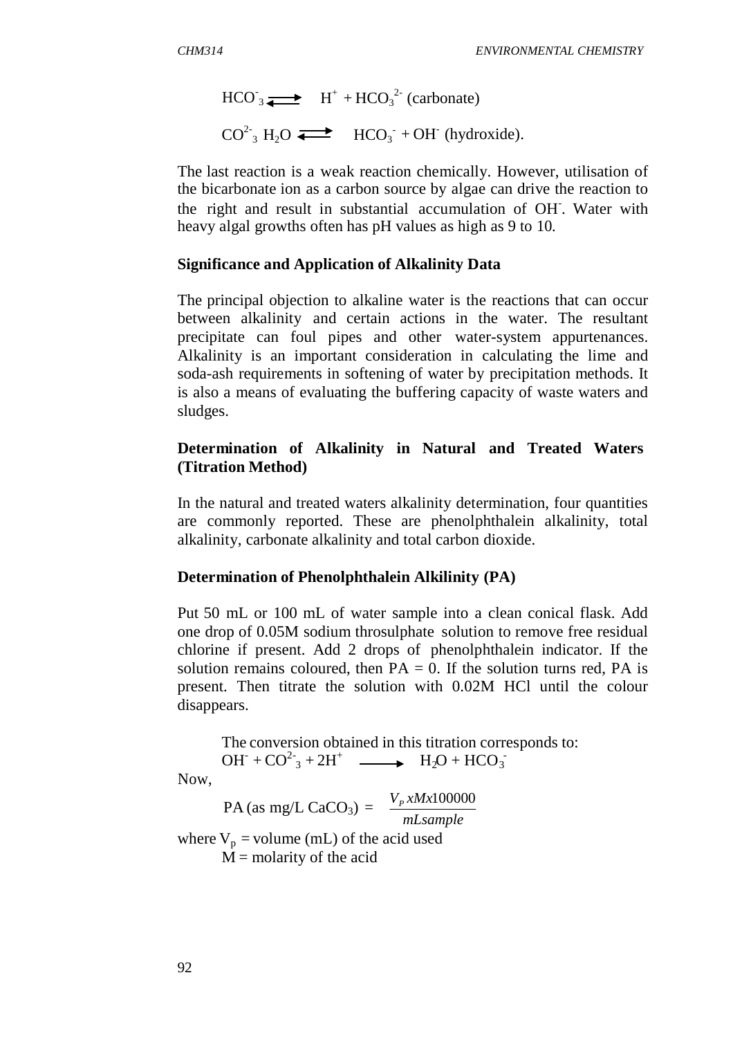$$HCO^-_3 \rightleftharpoons H^+ + HCO_3^{2-} \text{ (carbonate)}$$

$$CO^{2-}_3\ H_2O \rightleftharpoons HCO_3^- + OH^- \text{ (hydroxide).}$$

The last reaction is a weak reaction chemically. However, utilisation of the bicarbonate ion as a carbon source by algae can drive the reaction to the right and result in substantial accumulation of $OH^-$. Water with heavy algal growths often has pH values as high as 9 to 10.

### Significance and Application of Alkalinity Data

The principal objection to alkaline water is the reactions that can occur between alkalinity and certain actions in the water. The resultant precipitate can foul pipes and other water-system appurtenances. Alkalinity is an important consideration in calculating the lime and soda-ash requirements in softening of water by precipitation methods. It is also a means of evaluating the buffering capacity of waste waters and sludges.

### Determination of Alkalinity in Natural and Treated Waters (Titration Method)

In the natural and treated waters alkalinity determination, four quantities are commonly reported. These are phenolphthalein alkalinity, total alkalinity, carbonate alkalinity and total carbon dioxide.

### Determination of Phenolphthalein Alkilinity (PA)

Put 50 mL or 100 mL of water sample into a clean conical flask. Add one drop of 0.05M sodium throsulphate solution to remove free residual chlorine if present. Add 2 drops of phenolphthalein indicator. If the solution remains coloured, then PA = 0. If the solution turns red, PA is present. Then titrate the solution with 0.02M HCl until the colour disappears.

The conversion obtained in this titration corresponds to:

$$OH^- + CO^{2-}_3 + 2H^+ \longrightarrow H_2O + HCO_3^-$$

Now,

$$\text{PA (as mg/L } CaCO_3) = \frac{V_P x M x 100000}{mL sample}$$

where $V_p$ = volume (mL) of the acid used

M = molarity of the acid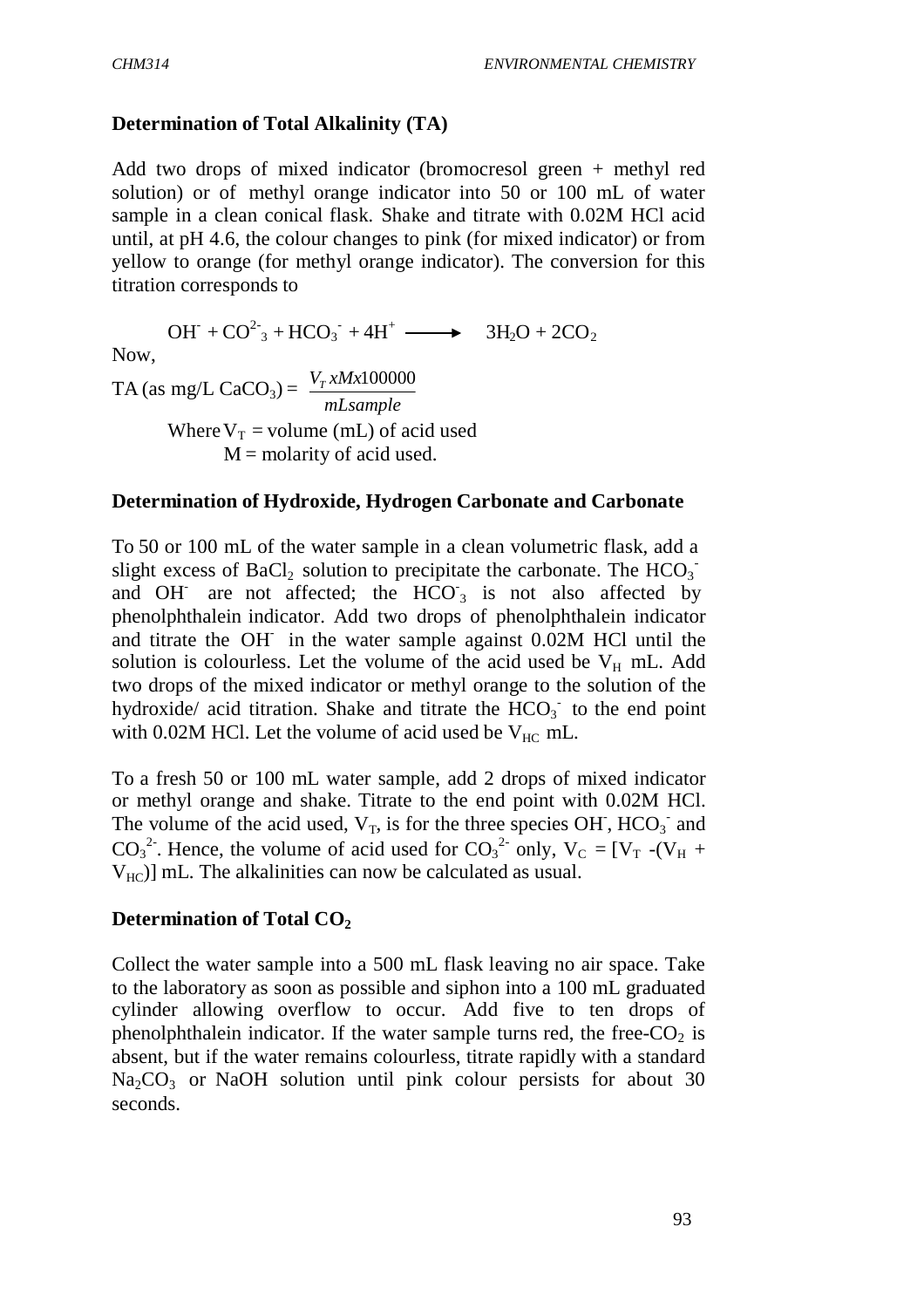### Determination of Total Alkalinity (TA)

Add two drops of mixed indicator (bromocresol green + methyl red solution) or of methyl orange indicator into 50 or 100 mL of water sample in a clean conical flask. Shake and titrate with 0.02M HCl acid until, at pH 4.6, the colour changes to pink (for mixed indicator) or from yellow to orange (for methyl orange indicator). The conversion for this titration corresponds to

$$OH^- + CO_3^{2-} + HCO_3^- + 4H^+ \longrightarrow 3H_2O + 2CO_2$$

Now,

$$\text{TA (as mg/L } CaCO_3) = \frac{V_T \, x M x 100000}{mL sample}$$

Where $V_T$ = volume (mL) of acid used
$M$ = molarity of acid used.

### Determination of Hydroxide, Hydrogen Carbonate and Carbonate

To 50 or 100 mL of the water sample in a clean volumetric flask, add a slight excess of $BaCl_2$ solution to precipitate the carbonate. The $HCO_3^-$ and $OH^-$ are not affected; the $HCO_3^-$ is not also affected by phenolphthalein indicator. Add two drops of phenolphthalein indicator and titrate the $OH^-$ in the water sample against 0.02M HCl until the solution is colourless. Let the volume of the acid used be $V_H$ mL. Add two drops of the mixed indicator or methyl orange to the solution of the hydroxide/ acid titration. Shake and titrate the $HCO_3^-$ to the end point with 0.02M HCl. Let the volume of acid used be $V_{HC}$ mL.

To a fresh 50 or 100 mL water sample, add 2 drops of mixed indicator or methyl orange and shake. Titrate to the end point with 0.02M HCl. The volume of the acid used, $V_T$, is for the three species $OH^-$, $HCO_3^-$ and $CO_3^{2-}$. Hence, the volume of acid used for $CO_3^{2-}$ only, $V_C = [V_T - (V_H + V_{HC})]$ mL. The alkalinities can now be calculated as usual.

### Determination of Total $CO_2$

Collect the water sample into a 500 mL flask leaving no air space. Take to the laboratory as soon as possible and siphon into a 100 mL graduated cylinder allowing overflow to occur. Add five to ten drops of phenolphthalein indicator. If the water sample turns red, the free-$CO_2$ is absent, but if the water remains colourless, titrate rapidly with a standard $Na_2CO_3$ or NaOH solution until pink colour persists for about 30 seconds.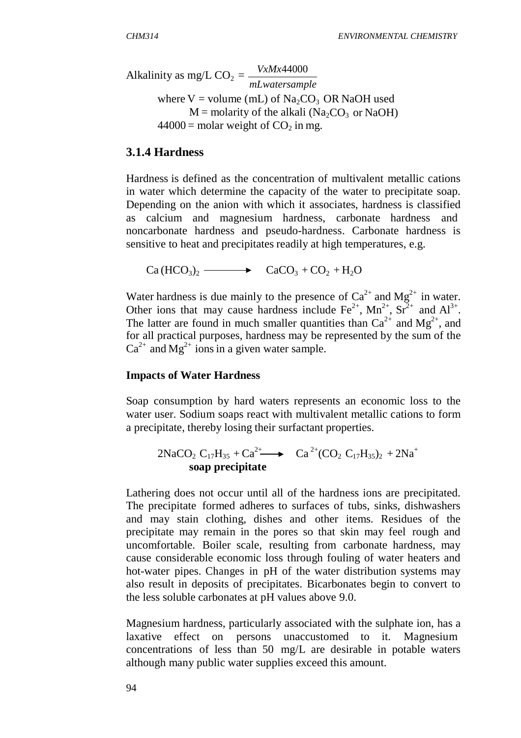$$\text{Alkalinity as mg/L } CO_2 = \frac{VxMx44000}{mLwatersample}$$

where V = volume (mL) of $Na_2CO_3$ OR NaOH used
M = molarity of the alkali ($Na_2CO_3$ or NaOH)
44000 = molar weight of $CO_2$ in mg.

### 3.1.4 Hardness

Hardness is defined as the concentration of multivalent metallic cations in water which determine the capacity of the water to precipitate soap. Depending on the anion with which it associates, hardness is classified as calcium and magnesium hardness, carbonate hardness and noncarbonate hardness and pseudo-hardness. Carbonate hardness is sensitive to heat and precipitates readily at high temperatures, e.g.

$$Ca(HCO_3)_2 \longrightarrow CaCO_3 + CO_2 + H_2O$$

Water hardness is due mainly to the presence of $Ca^{2+}$ and $Mg^{2+}$ in water. Other ions that may cause hardness include $Fe^{2+}$, $Mn^{2+}$, $Sr^{2+}$ and $Al^{3+}$. The latter are found in much smaller quantities than $Ca^{2+}$ and $Mg^{2+}$, and for all practical purposes, hardness may be represented by the sum of the $Ca^{2+}$ and $Mg^{2+}$ ions in a given water sample.

**Impacts of Water Hardness**

Soap consumption by hard waters represents an economic loss to the water user. Sodium soaps react with multivalent metallic cations to form a precipitate, thereby losing their surfactant properties.

$$2NaCO_2\ C_{17}H_{35} + Ca^{2+} \longrightarrow Ca^{2+}(CO_2\ C_{17}H_{35})_2 + 2Na^+$$

**soap precipitate**

Lathering does not occur until all of the hardness ions are precipitated. The precipitate formed adheres to surfaces of tubs, sinks, dishwashers and may stain clothing, dishes and other items. Residues of the precipitate may remain in the pores so that skin may feel rough and uncomfortable. Boiler scale, resulting from carbonate hardness, may cause considerable economic loss through fouling of water heaters and hot-water pipes. Changes in pH of the water distribution systems may also result in deposits of precipitates. Bicarbonates begin to convert to the less soluble carbonates at pH values above 9.0.

Magnesium hardness, particularly associated with the sulphate ion, has a laxative effect on persons unaccustomed to it. Magnesium concentrations of less than 50 mg/L are desirable in potable waters although many public water supplies exceed this amount.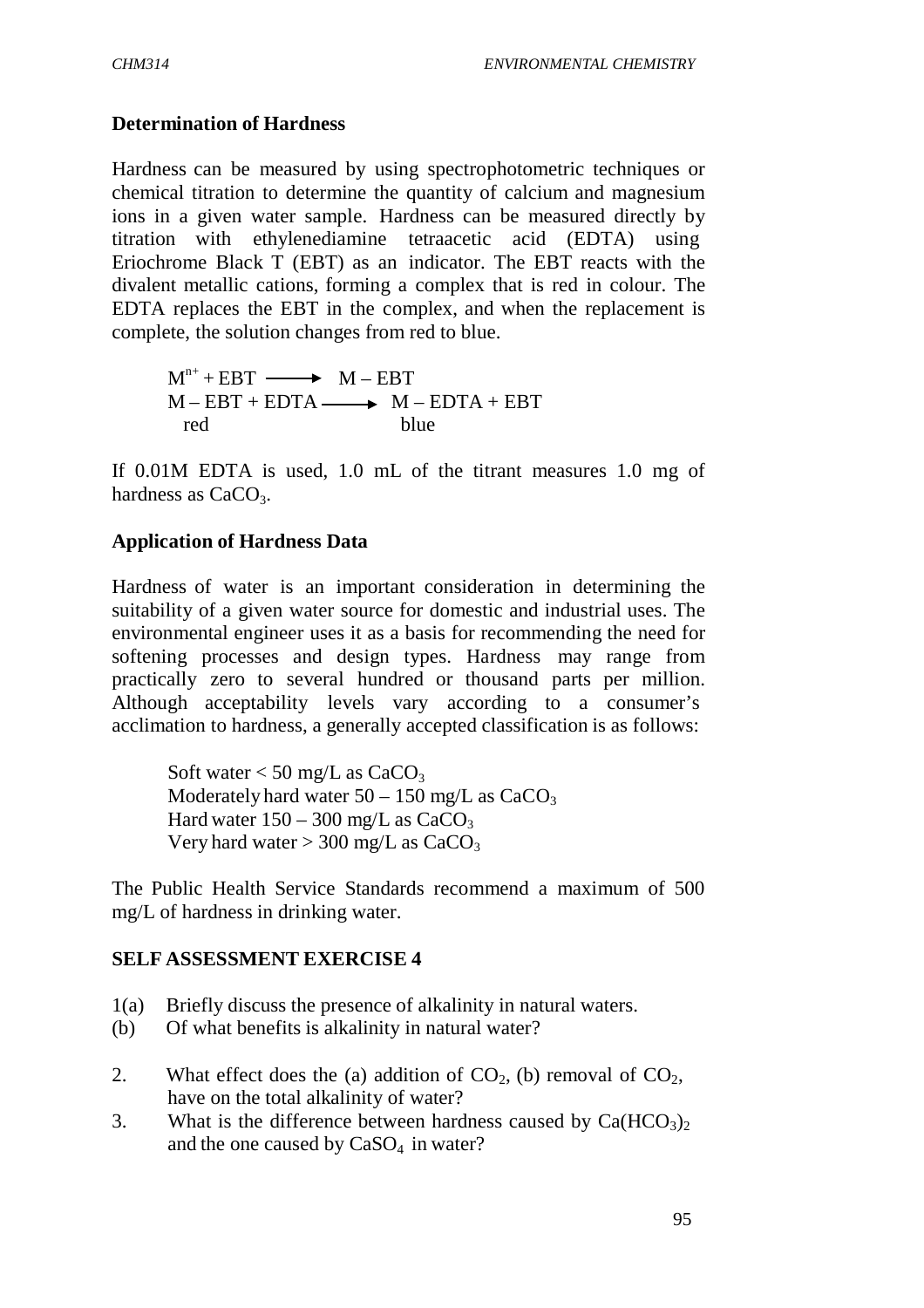## Determination of Hardness

Hardness can be measured by using spectrophotometric techniques or chemical titration to determine the quantity of calcium and magnesium ions in a given water sample. Hardness can be measured directly by titration with ethylenediamine tetraacetic acid (EDTA) using Eriochrome Black T (EBT) as an indicator. The EBT reacts with the divalent metallic cations, forming a complex that is red in colour. The EDTA replaces the EBT in the complex, and when the replacement is complete, the solution changes from red to blue.

$$M^{n+} + EBT \longrightarrow M - EBT$$

$$\underset{\text{red}}{M - EBT} + EDTA \longrightarrow \underset{\text{blue}}{M - EDTA + EBT}$$

If 0.01M EDTA is used, 1.0 mL of the titrant measures 1.0 mg of hardness as $CaCO_3$.

## Application of Hardness Data

Hardness of water is an important consideration in determining the suitability of a given water source for domestic and industrial uses. The environmental engineer uses it as a basis for recommending the need for softening processes and design types. Hardness may range from practically zero to several hundred or thousand parts per million. Although acceptability levels vary according to a consumer's acclimation to hardness, a generally accepted classification is as follows:

Soft water < 50 mg/L as $CaCO_3$
Moderately hard water 50 – 150 mg/L as $CaCO_3$
Hard water 150 – 300 mg/L as $CaCO_3$
Very hard water > 300 mg/L as $CaCO_3$

The Public Health Service Standards recommend a maximum of 500 mg/L of hardness in drinking water.

## SELF ASSESSMENT EXERCISE 4

1(a) Briefly discuss the presence of alkalinity in natural waters.
(b) Of what benefits is alkalinity in natural water?

2. What effect does the (a) addition of $CO_2$, (b) removal of $CO_2$, have on the total alkalinity of water?
3. What is the difference between hardness caused by $Ca(HCO_3)_2$ and the one caused by $CaSO_4$ in water?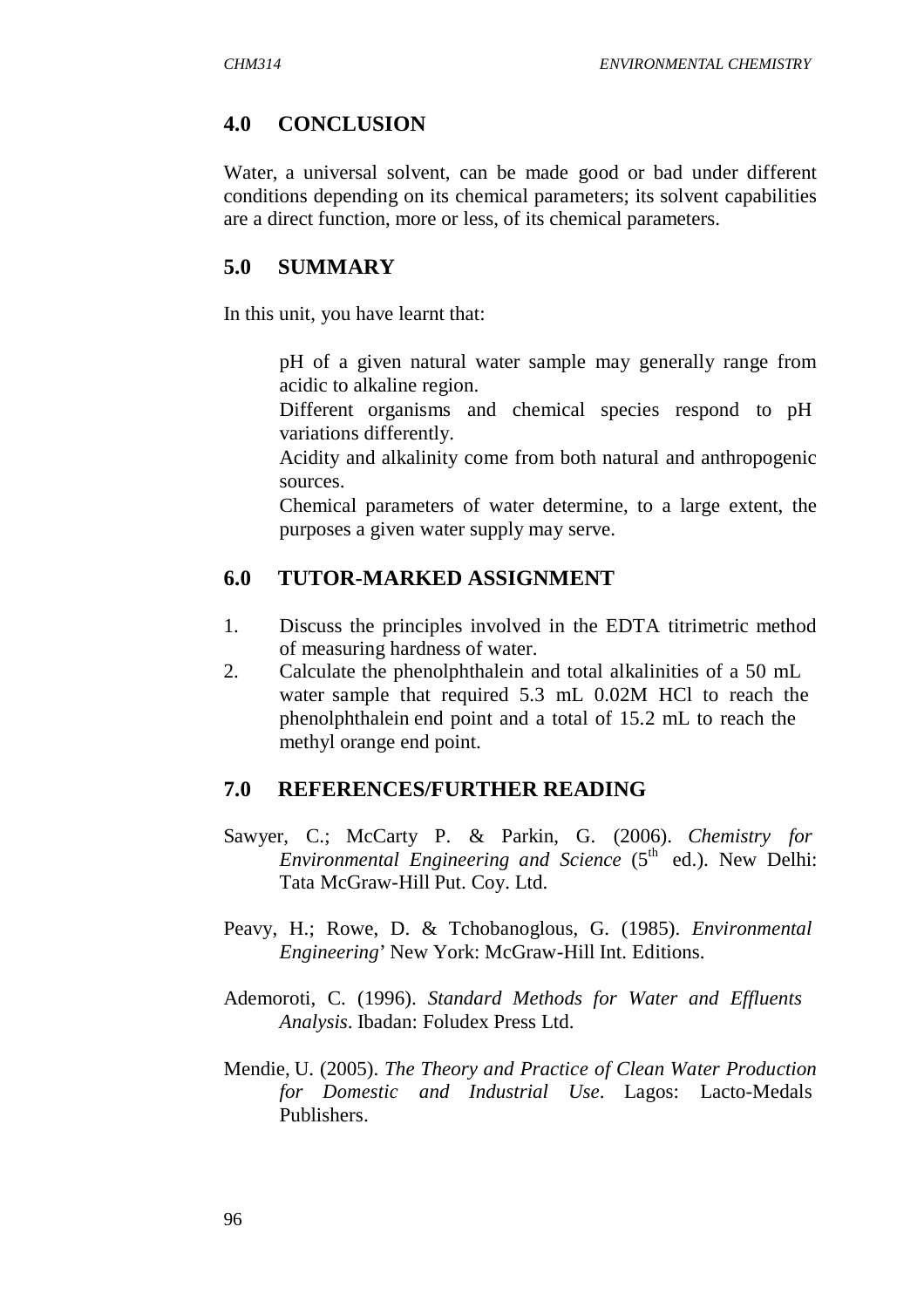## 4.0 CONCLUSION

Water, a universal solvent, can be made good or bad under different conditions depending on its chemical parameters; its solvent capabilities are a direct function, more or less, of its chemical parameters.

## 5.0 SUMMARY

In this unit, you have learnt that:

- pH of a given natural water sample may generally range from acidic to alkaline region.
- Different organisms and chemical species respond to pH variations differently.
- Acidity and alkalinity come from both natural and anthropogenic sources.
- Chemical parameters of water determine, to a large extent, the purposes a given water supply may serve.

## 6.0 TUTOR-MARKED ASSIGNMENT

1. Discuss the principles involved in the EDTA titrimetric method of measuring hardness of water.
2. Calculate the phenolphthalein and total alkalinities of a 50 mL water sample that required 5.3 mL 0.02M HCl to reach the phenolphthalein end point and a total of 15.2 mL to reach the methyl orange end point.

## 7.0 REFERENCES/FURTHER READING

Sawyer, C.; McCarty P. & Parkin, G. (2006). *Chemistry for Environmental Engineering and Science* (5th ed.). New Delhi: Tata McGraw-Hill Put. Coy. Ltd.

Peavy, H.; Rowe, D. & Tchobanoglous, G. (1985). *Environmental Engineering*' New York: McGraw-Hill Int. Editions.

Ademoroti, C. (1996). *Standard Methods for Water and Effluents Analysis*. Ibadan: Foludex Press Ltd.

Mendie, U. (2005). *The Theory and Practice of Clean Water Production for Domestic and Industrial Use*. Lagos: Lacto-Medals Publishers.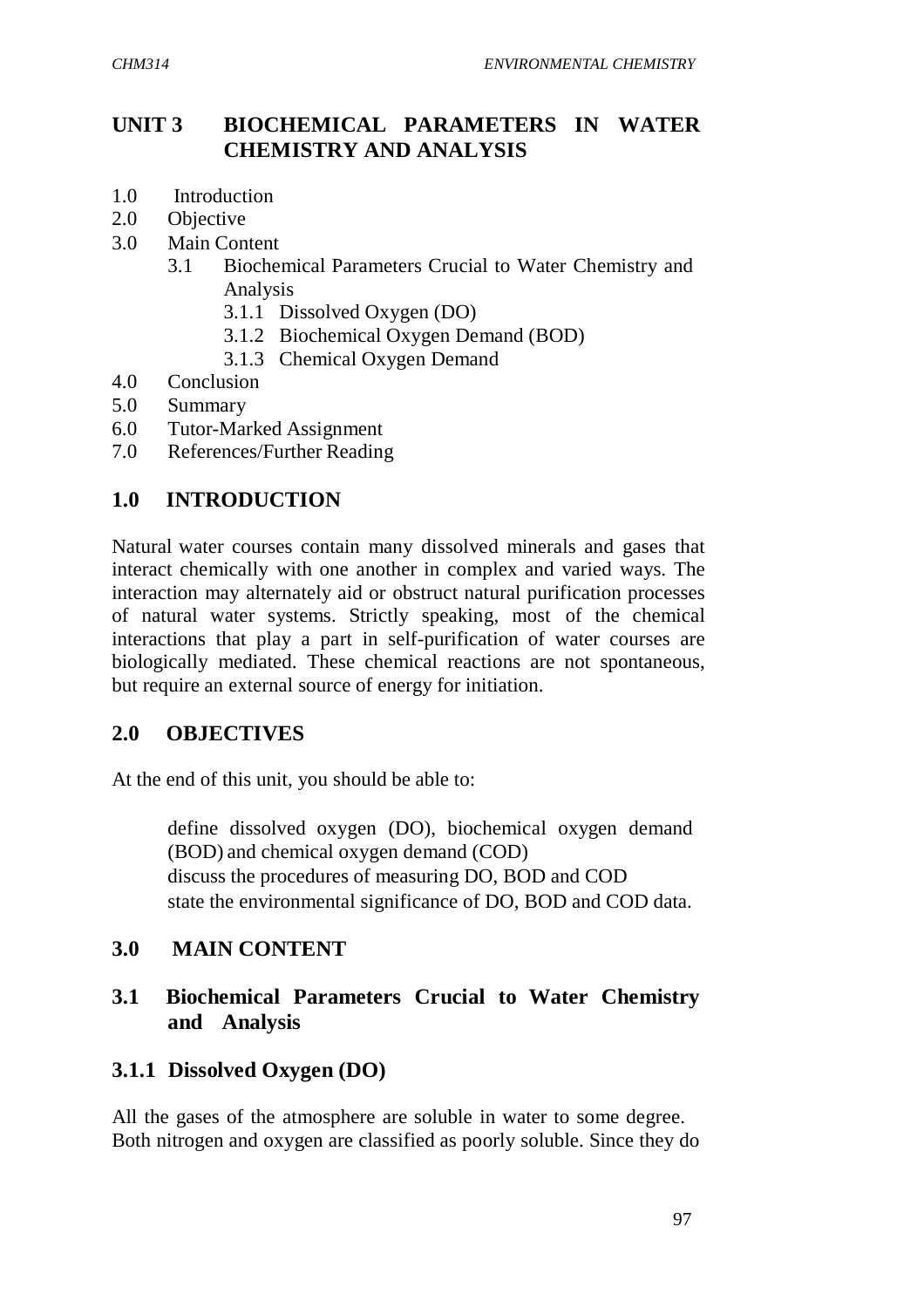# UNIT 3 BIOCHEMICAL PARAMETERS IN WATER CHEMISTRY AND ANALYSIS

1.0 Introduction
2.0 Objective
3.0 Main Content
 3.1 Biochemical Parameters Crucial to Water Chemistry and Analysis
  3.1.1 Dissolved Oxygen (DO)
  3.1.2 Biochemical Oxygen Demand (BOD)
  3.1.3 Chemical Oxygen Demand
4.0 Conclusion
5.0 Summary
6.0 Tutor-Marked Assignment
7.0 References/Further Reading

## 1.0 INTRODUCTION

Natural water courses contain many dissolved minerals and gases that interact chemically with one another in complex and varied ways. The interaction may alternately aid or obstruct natural purification processes of natural water systems. Strictly speaking, most of the chemical interactions that play a part in self-purification of water courses are biologically mediated. These chemical reactions are not spontaneous, but require an external source of energy for initiation.

## 2.0 OBJECTIVES

At the end of this unit, you should be able to:

- define dissolved oxygen (DO), biochemical oxygen demand (BOD) and chemical oxygen demand (COD)
- discuss the procedures of measuring DO, BOD and COD
- state the environmental significance of DO, BOD and COD data.

## 3.0 MAIN CONTENT

### 3.1 Biochemical Parameters Crucial to Water Chemistry and Analysis

#### 3.1.1 Dissolved Oxygen (DO)

All the gases of the atmosphere are soluble in water to some degree. Both nitrogen and oxygen are classified as poorly soluble. Since they do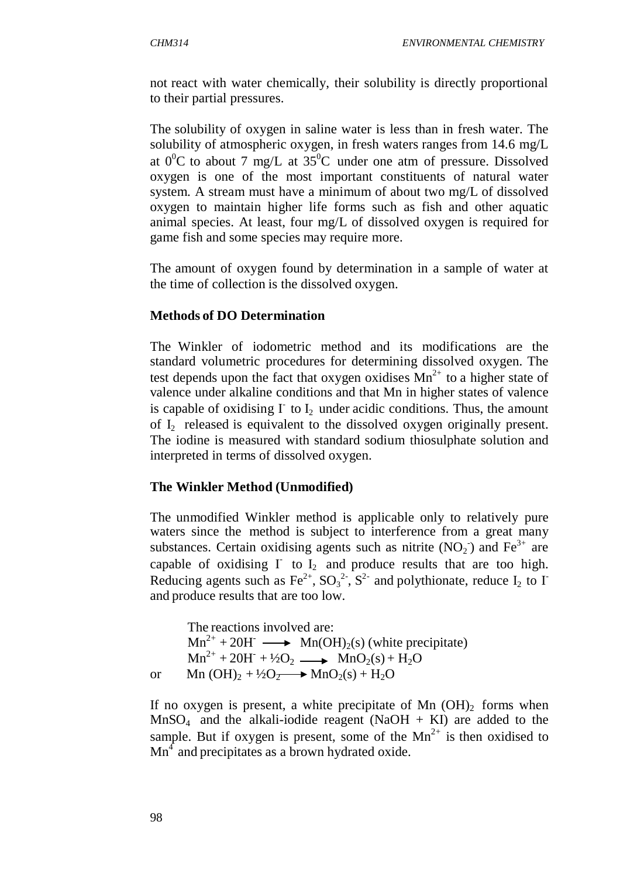not react with water chemically, their solubility is directly proportional to their partial pressures.

The solubility of oxygen in saline water is less than in fresh water. The solubility of atmospheric oxygen, in fresh waters ranges from 14.6 mg/L at $0^0C$ to about 7 mg/L at $35^0C$ under one atm of pressure. Dissolved oxygen is one of the most important constituents of natural water system. A stream must have a minimum of about two mg/L of dissolved oxygen to maintain higher life forms such as fish and other aquatic animal species. At least, four mg/L of dissolved oxygen is required for game fish and some species may require more.

The amount of oxygen found by determination in a sample of water at the time of collection is the dissolved oxygen.

**Methods of DO Determination**

The Winkler of iodometric method and its modifications are the standard volumetric procedures for determining dissolved oxygen. The test depends upon the fact that oxygen oxidises $Mn^{2+}$ to a higher state of valence under alkaline conditions and that Mn in higher states of valence is capable of oxidising $I^-$ to $I_2$ under acidic conditions. Thus, the amount of $I_2$ released is equivalent to the dissolved oxygen originally present. The iodine is measured with standard sodium thiosulphate solution and interpreted in terms of dissolved oxygen.

**The Winkler Method (Unmodified)**

The unmodified Winkler method is applicable only to relatively pure waters since the method is subject to interference from a great many substances. Certain oxidising agents such as nitrite ($NO_2^-$) and $Fe^{3+}$ are capable of oxidising $I^-$ to $I_2$ and produce results that are too high. Reducing agents such as $Fe^{2+}$, $SO_3^{2-}$, $S^{2-}$ and polythionate, reduce $I_2$ to $I^-$ and produce results that are too low.

The reactions involved are:

$$Mn^{2+} + 2OH^- \longrightarrow Mn(OH)_2(s) \text{ (white precipitate)}$$

$$Mn^{2+} + 2OH^- + ½O_2 \longrightarrow MnO_2(s) + H_2O$$

or

$$Mn(OH)_2 + ½O_2 \longrightarrow MnO_2(s) + H_2O$$

If no oxygen is present, a white precipitate of $Mn(OH)_2$ forms when $MnSO_4$ and the alkali-iodide reagent (NaOH + KI) are added to the sample. But if oxygen is present, some of the $Mn^{2+}$ is then oxidised to $Mn^4$ and precipitates as a brown hydrated oxide.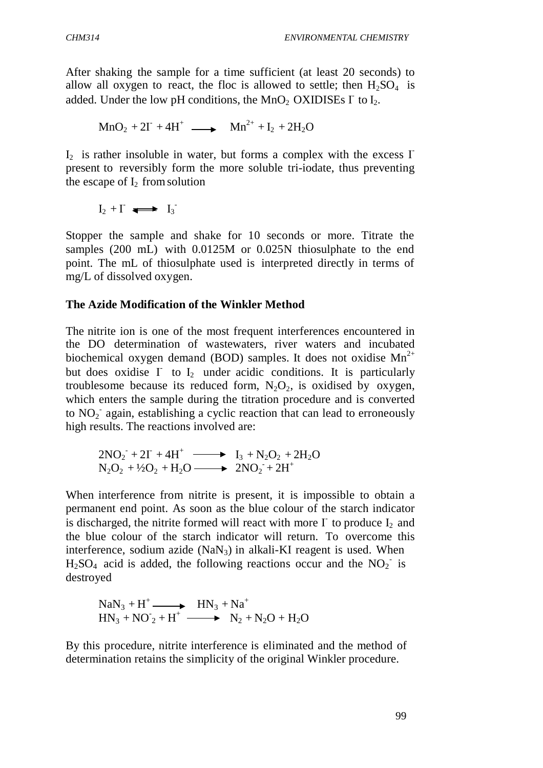After shaking the sample for a time sufficient (at least 20 seconds) to allow all oxygen to react, the floc is allowed to settle; then $H_2SO_4$ is added. Under the low pH conditions, the $MnO_2$ OXIDISEs $I^-$ to $I_2$.

$$MnO_2 + 2I^- + 4H^+ \longrightarrow Mn^{2+} + I_2 + 2H_2O$$

$I_2$ is rather insoluble in water, but forms a complex with the excess $I^-$ present to reversibly form the more soluble tri-iodate, thus preventing the escape of $I_2$ from solution

$$I_2 + I^- \rightleftharpoons I_3^-$$

Stopper the sample and shake for 10 seconds or more. Titrate the samples (200 mL) with 0.0125M or 0.025N thiosulphate to the end point. The mL of thiosulphate used is interpreted directly in terms of mg/L of dissolved oxygen.

**The Azide Modification of the Winkler Method**

The nitrite ion is one of the most frequent interferences encountered in the DO determination of wastewaters, river waters and incubated biochemical oxygen demand (BOD) samples. It does not oxidise $Mn^{2+}$ but does oxidise $I^-$ to $I_2$ under acidic conditions. It is particularly troublesome because its reduced form, $N_2O_2$, is oxidised by oxygen, which enters the sample during the titration procedure and is converted to $NO_2^-$ again, establishing a cyclic reaction that can lead to erroneously high results. The reactions involved are:

$$2NO_2^- + 2I^- + 4H^+ \longrightarrow I_3 + N_2O_2 + 2H_2O$$
$$N_2O_2 + ½O_2 + H_2O \longrightarrow 2NO_2^- + 2H^+$$

When interference from nitrite is present, it is impossible to obtain a permanent end point. As soon as the blue colour of the starch indicator is discharged, the nitrite formed will react with more $I^-$ to produce $I_2$ and the blue colour of the starch indicator will return. To overcome this interference, sodium azide ($NaN_3$) in alkali-KI reagent is used. When $H_2SO_4$ acid is added, the following reactions occur and the $NO_2^-$ is destroyed

$$NaN_3 + H^+ \longrightarrow HN_3 + Na^+$$
$$HN_3 + NO_2^- + H^+ \longrightarrow N_2 + N_2O + H_2O$$

By this procedure, nitrite interference is eliminated and the method of determination retains the simplicity of the original Winkler procedure.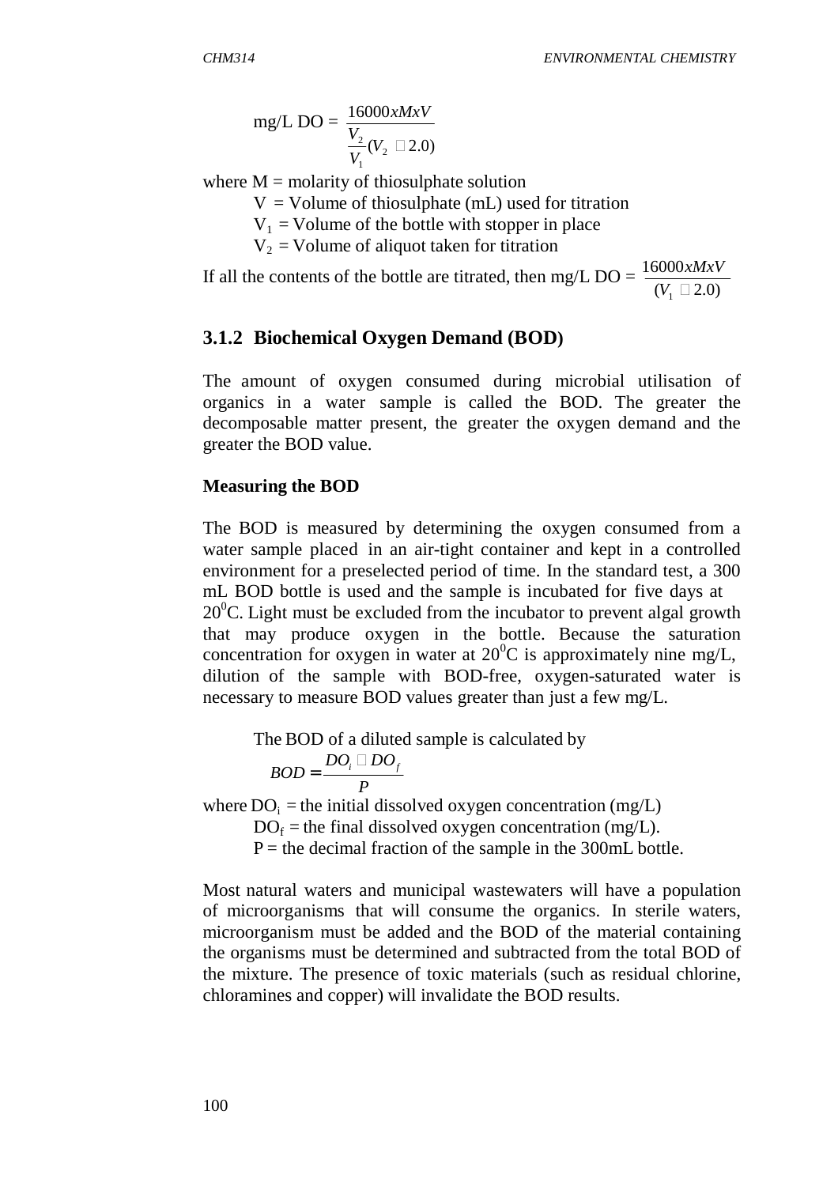$$\text{mg/L DO} = \frac{16000 x M x V}{\frac{V_2}{V_1}(V_2 - 2.0)}$$

where M = molarity of thiosulphate solution

V = Volume of thiosulphate (mL) used for titration

$V_1$ = Volume of the bottle with stopper in place

$V_2$ = Volume of aliquot taken for titration

If all the contents of the bottle are titrated, then mg/L DO = $\frac{16000 x M x V}{(V_1 - 2.0)}$

## 3.1.2 Biochemical Oxygen Demand (BOD)

The amount of oxygen consumed during microbial utilisation of organics in a water sample is called the BOD. The greater the decomposable matter present, the greater the oxygen demand and the greater the BOD value.

**Measuring the BOD**

The BOD is measured by determining the oxygen consumed from a water sample placed in an air-tight container and kept in a controlled environment for a preselected period of time. In the standard test, a 300 mL BOD bottle is used and the sample is incubated for five days at $20^0$C. Light must be excluded from the incubator to prevent algal growth that may produce oxygen in the bottle. Because the saturation concentration for oxygen in water at $20^0$C is approximately nine mg/L, dilution of the sample with BOD-free, oxygen-saturated water is necessary to measure BOD values greater than just a few mg/L.

The BOD of a diluted sample is calculated by

$$BOD = \frac{DO_i - DO_f}{P}$$

where $DO_i$ = the initial dissolved oxygen concentration (mg/L)

$DO_f$ = the final dissolved oxygen concentration (mg/L).

P = the decimal fraction of the sample in the 300mL bottle.

Most natural waters and municipal wastewaters will have a population of microorganisms that will consume the organics. In sterile waters, microorganism must be added and the BOD of the material containing the organisms must be determined and subtracted from the total BOD of the mixture. The presence of toxic materials (such as residual chlorine, chloramines and copper) will invalidate the BOD results.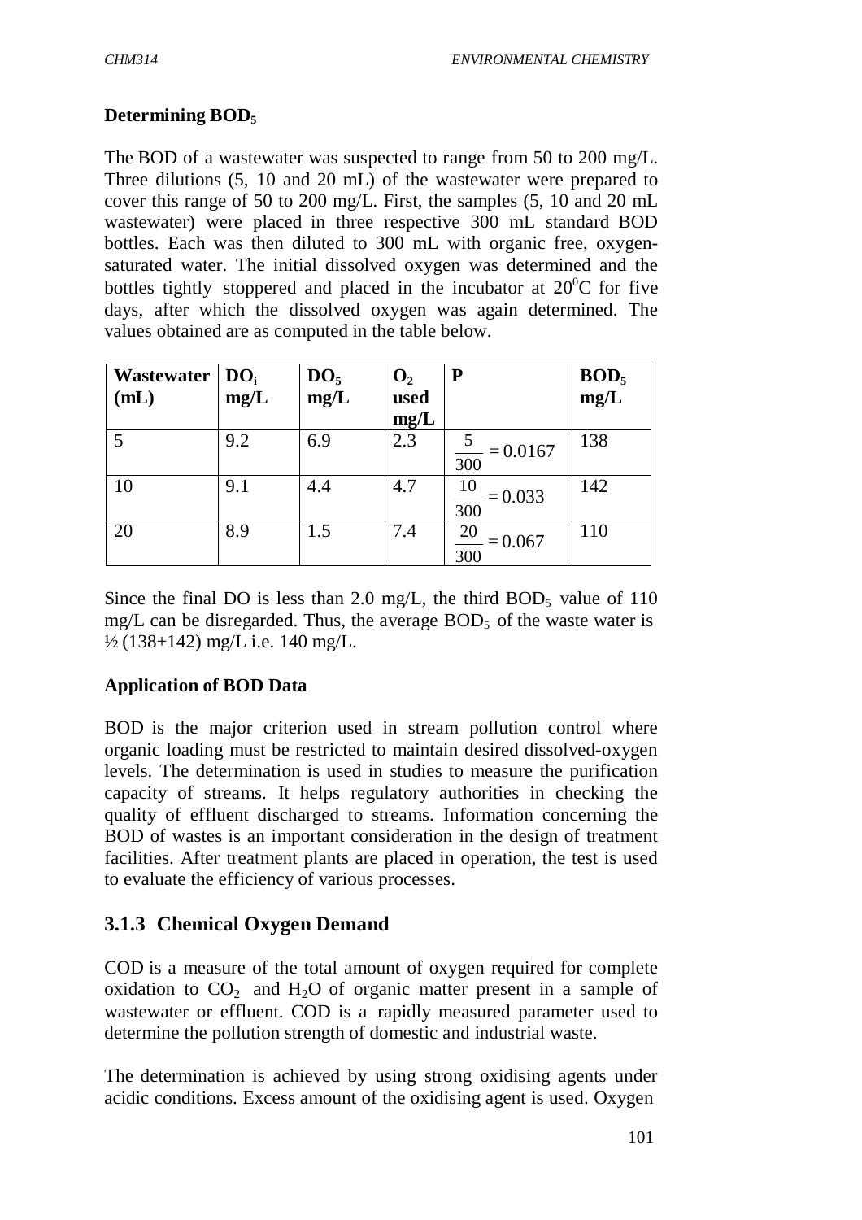**Determining $BOD_5$**

The BOD of a wastewater was suspected to range from 50 to 200 mg/L. Three dilutions (5, 10 and 20 mL) of the wastewater were prepared to cover this range of 50 to 200 mg/L. First, the samples (5, 10 and 20 mL wastewater) were placed in three respective 300 mL standard BOD bottles. Each was then diluted to 300 mL with organic free, oxygen-saturated water. The initial dissolved oxygen was determined and the bottles tightly stoppered and placed in the incubator at $20^0$C for five days, after which the dissolved oxygen was again determined. The values obtained are as computed in the table below.

| Wastewater (mL) | $DO_i$ mg/L | $DO_5$ mg/L | $O_2$ used mg/L | P | $BOD_5$ mg/L |
|---|---|---|---|---|---|
| 5 | 9.2 | 6.9 | 2.3 | $\frac{5}{300} = 0.0167$ | 138 |
| 10 | 9.1 | 4.4 | 4.7 | $\frac{10}{300} = 0.033$ | 142 |
| 20 | 8.9 | 1.5 | 7.4 | $\frac{20}{300} = 0.067$ | 110 |

Since the final DO is less than 2.0 mg/L, the third $BOD_5$ value of 110 mg/L can be disregarded. Thus, the average $BOD_5$ of the waste water is ½ (138+142) mg/L i.e. 140 mg/L.

**Application of BOD Data**

BOD is the major criterion used in stream pollution control where organic loading must be restricted to maintain desired dissolved-oxygen levels. The determination is used in studies to measure the purification capacity of streams. It helps regulatory authorities in checking the quality of effluent discharged to streams. Information concerning the BOD of wastes is an important consideration in the design of treatment facilities. After treatment plants are placed in operation, the test is used to evaluate the efficiency of various processes.

### 3.1.3 Chemical Oxygen Demand

COD is a measure of the total amount of oxygen required for complete oxidation to $CO_2$ and $H_2O$ of organic matter present in a sample of wastewater or effluent. COD is a rapidly measured parameter used to determine the pollution strength of domestic and industrial waste.

The determination is achieved by using strong oxidising agents under acidic conditions. Excess amount of the oxidising agent is used. Oxygen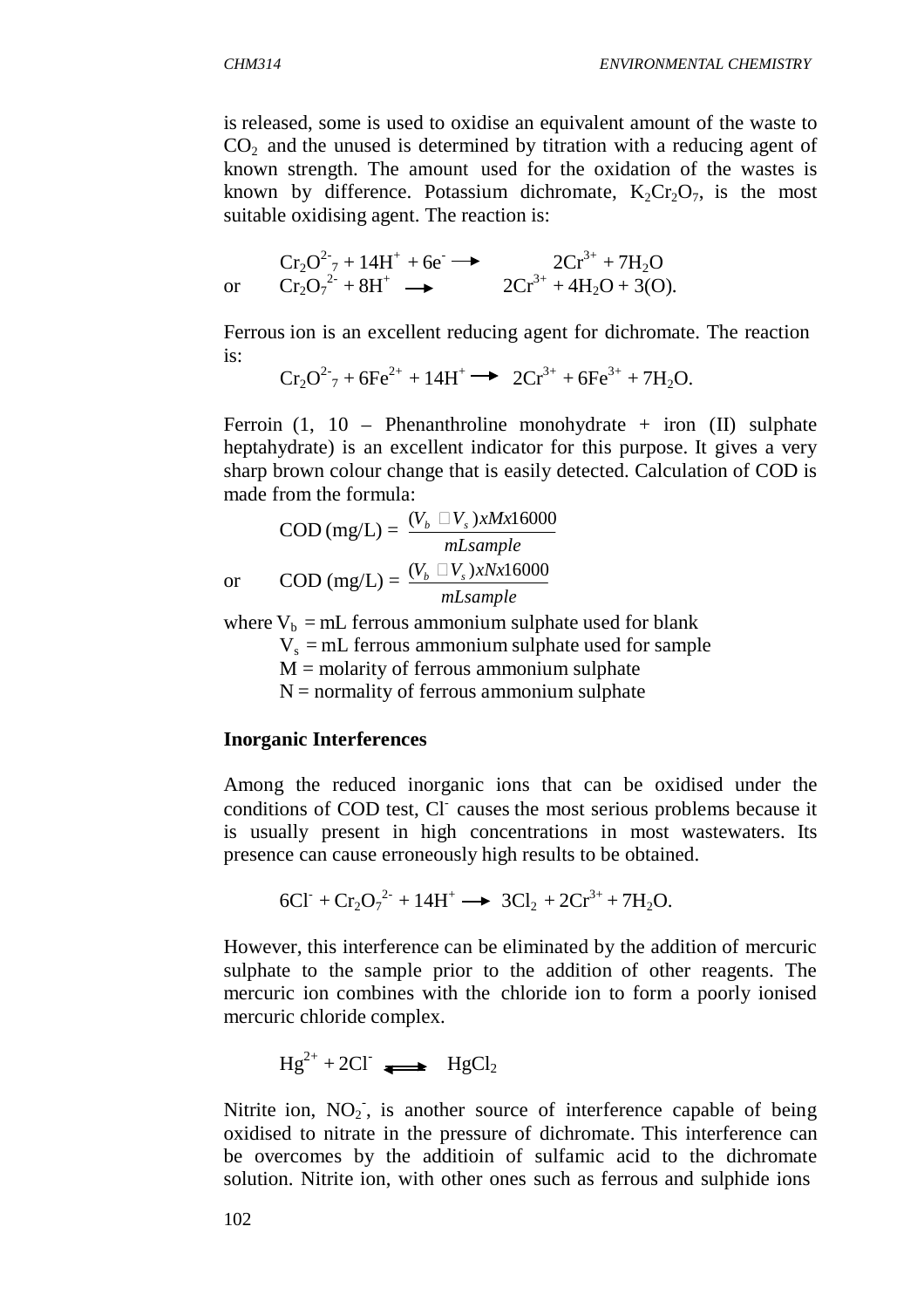is released, some is used to oxidise an equivalent amount of the waste to $CO_2$ and the unused is determined by titration with a reducing agent of known strength. The amount used for the oxidation of the wastes is known by difference. Potassium dichromate, $K_2Cr_2O_7$, is the most suitable oxidising agent. The reaction is:

$$Cr_2O^{2-}{}_7 + 14H^+ + 6e^- \longrightarrow 2Cr^{3+} + 7H_2O$$

or

$$Cr_2O_7^{2-} + 8H^+ \longrightarrow 2Cr^{3+} + 4H_2O + 3(O).$$

Ferrous ion is an excellent reducing agent for dichromate. The reaction is:

$$Cr_2O^{2-}{}_7 + 6Fe^{2+} + 14H^+ \longrightarrow 2Cr^{3+} + 6Fe^{3+} + 7H_2O.$$

Ferroin (1, 10 – Phenanthroline monohydrate + iron (II) sulphate heptahydrate) is an excellent indicator for this purpose. It gives a very sharp brown colour change that is easily detected. Calculation of COD is made from the formula:

$$\text{COD (mg/L)} = \frac{(V_b - V_s) x M x 16000}{mL sample}$$

or

$$\text{COD (mg/L)} = \frac{(V_b - V_s) x N x 16000}{mL sample}$$

where $V_b$ = mL ferrous ammonium sulphate used for blank
$V_s$ = mL ferrous ammonium sulphate used for sample
M = molarity of ferrous ammonium sulphate
N = normality of ferrous ammonium sulphate

**Inorganic Interferences**

Among the reduced inorganic ions that can be oxidised under the conditions of COD test, $Cl^-$ causes the most serious problems because it is usually present in high concentrations in most wastewaters. Its presence can cause erroneously high results to be obtained.

$$6Cl^- + Cr_2O_7^{2-} + 14H^+ \longrightarrow 3Cl_2 + 2Cr^{3+} + 7H_2O.$$

However, this interference can be eliminated by the addition of mercuric sulphate to the sample prior to the addition of other reagents. The mercuric ion combines with the chloride ion to form a poorly ionised mercuric chloride complex.

$$Hg^{2+} + 2Cl^- \rightleftharpoons HgCl_2$$

Nitrite ion, $NO_2^-$, is another source of interference capable of being oxidised to nitrate in the pressure of dichromate. This interference can be overcomes by the additioin of sulfamic acid to the dichromate solution. Nitrite ion, with other ones such as ferrous and sulphide ions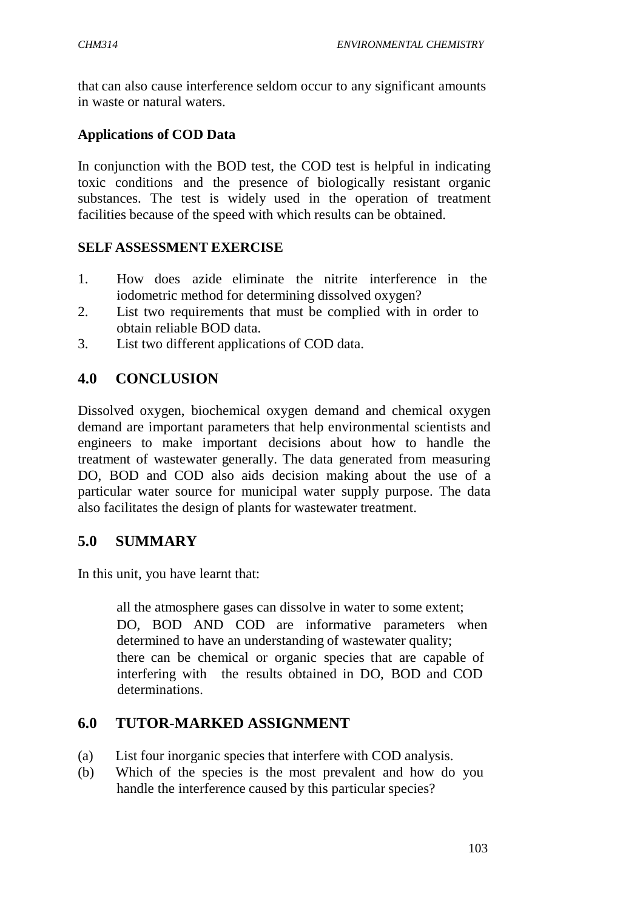that can also cause interference seldom occur to any significant amounts in waste or natural waters.

**Applications of COD Data**

In conjunction with the BOD test, the COD test is helpful in indicating toxic conditions and the presence of biologically resistant organic substances. The test is widely used in the operation of treatment facilities because of the speed with which results can be obtained.

**SELF ASSESSMENT EXERCISE**

1. How does azide eliminate the nitrite interference in the iodometric method for determining dissolved oxygen?
2. List two requirements that must be complied with in order to obtain reliable BOD data.
3. List two different applications of COD data.

## 4.0 CONCLUSION

Dissolved oxygen, biochemical oxygen demand and chemical oxygen demand are important parameters that help environmental scientists and engineers to make important decisions about how to handle the treatment of wastewater generally. The data generated from measuring DO, BOD and COD also aids decision making about the use of a particular water source for municipal water supply purpose. The data also facilitates the design of plants for wastewater treatment.

## 5.0 SUMMARY

In this unit, you have learnt that:

- all the atmosphere gases can dissolve in water to some extent;
- DO, BOD AND COD are informative parameters when determined to have an understanding of wastewater quality;
- there can be chemical or organic species that are capable of interfering with the results obtained in DO, BOD and COD determinations.

## 6.0 TUTOR-MARKED ASSIGNMENT

(a) List four inorganic species that interfere with COD analysis.
(b) Which of the species is the most prevalent and how do you handle the interference caused by this particular species?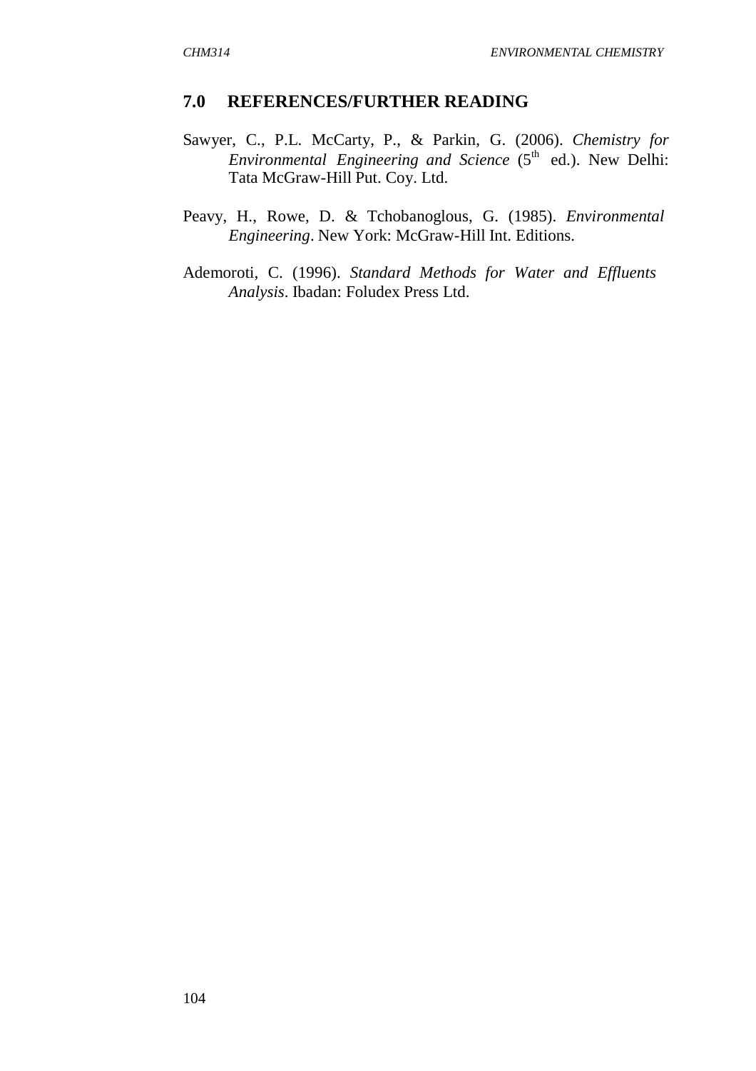## 7.0 REFERENCES/FURTHER READING

Sawyer, C., P.L. McCarty, P., & Parkin, G. (2006). *Chemistry for Environmental Engineering and Science* (5th ed.). New Delhi: Tata McGraw-Hill Put. Coy. Ltd.

Peavy, H., Rowe, D. & Tchobanoglous, G. (1985). *Environmental Engineering*. New York: McGraw-Hill Int. Editions.

Ademoroti, C. (1996). *Standard Methods for Water and Effluents Analysis*. Ibadan: Foludex Press Ltd.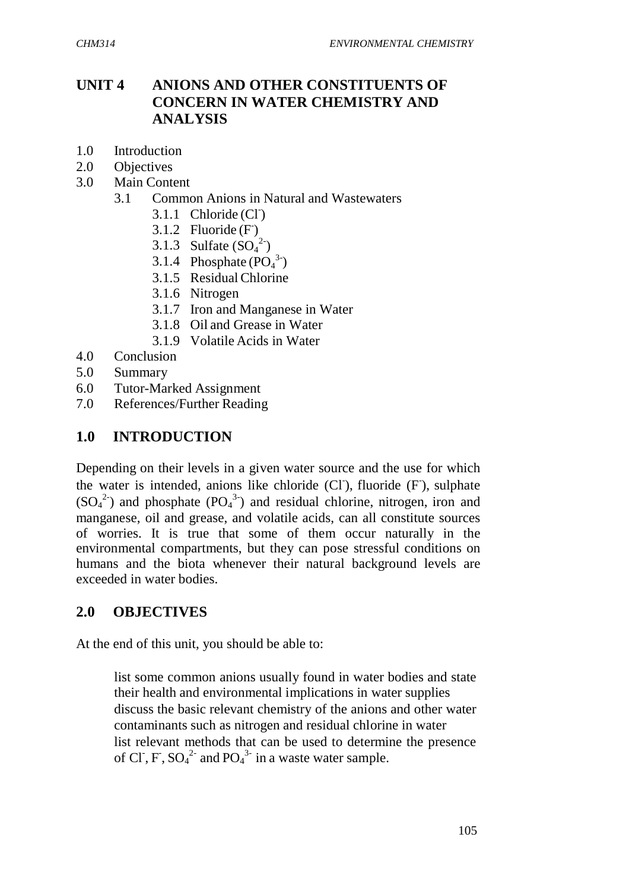## UNIT 4 ANIONS AND OTHER CONSTITUENTS OF CONCERN IN WATER CHEMISTRY AND ANALYSIS

1.0 Introduction
2.0 Objectives
3.0 Main Content
   3.1 Common Anions in Natural and Wastewaters
      3.1.1 Chloride ($Cl^-$)
      3.1.2 Fluoride ($F^-$)
      3.1.3 Sulfate ($SO_4^{2-}$)
      3.1.4 Phosphate ($PO_4^{3-}$)
      3.1.5 Residual Chlorine
      3.1.6 Nitrogen
      3.1.7 Iron and Manganese in Water
      3.1.8 Oil and Grease in Water
      3.1.9 Volatile Acids in Water
4.0 Conclusion
5.0 Summary
6.0 Tutor-Marked Assignment
7.0 References/Further Reading

## 1.0 INTRODUCTION

Depending on their levels in a given water source and the use for which the water is intended, anions like chloride ($Cl^-$), fluoride ($F^-$), sulphate ($SO_4^{2-}$) and phosphate ($PO_4^{3-}$) and residual chlorine, nitrogen, iron and manganese, oil and grease, and volatile acids, can all constitute sources of worries. It is true that some of them occur naturally in the environmental compartments, but they can pose stressful conditions on humans and the biota whenever their natural background levels are exceeded in water bodies.

## 2.0 OBJECTIVES

At the end of this unit, you should be able to:

- list some common anions usually found in water bodies and state their health and environmental implications in water supplies
- discuss the basic relevant chemistry of the anions and other water contaminants such as nitrogen and residual chlorine in water
- list relevant methods that can be used to determine the presence of $Cl^-$, $F^-$, $SO_4^{2-}$ and $PO_4^{3-}$ in a waste water sample.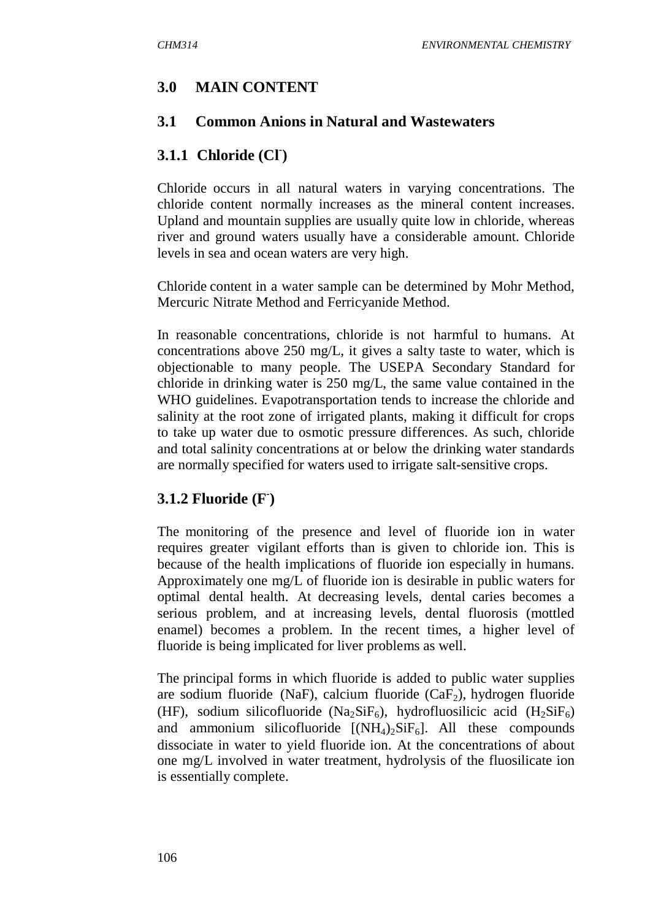## 3.0 MAIN CONTENT

### 3.1 Common Anions in Natural and Wastewaters

#### 3.1.1 Chloride ($Cl^-$)

Chloride occurs in all natural waters in varying concentrations. The chloride content normally increases as the mineral content increases. Upland and mountain supplies are usually quite low in chloride, whereas river and ground waters usually have a considerable amount. Chloride levels in sea and ocean waters are very high.

Chloride content in a water sample can be determined by Mohr Method, Mercuric Nitrate Method and Ferricyanide Method.

In reasonable concentrations, chloride is not harmful to humans. At concentrations above 250 mg/L, it gives a salty taste to water, which is objectionable to many people. The USEPA Secondary Standard for chloride in drinking water is 250 mg/L, the same value contained in the WHO guidelines. Evapotransportation tends to increase the chloride and salinity at the root zone of irrigated plants, making it difficult for crops to take up water due to osmotic pressure differences. As such, chloride and total salinity concentrations at or below the drinking water standards are normally specified for waters used to irrigate salt-sensitive crops.

#### 3.1.2 Fluoride ($F^-$)

The monitoring of the presence and level of fluoride ion in water requires greater vigilant efforts than is given to chloride ion. This is because of the health implications of fluoride ion especially in humans. Approximately one mg/L of fluoride ion is desirable in public waters for optimal dental health. At decreasing levels, dental caries becomes a serious problem, and at increasing levels, dental fluorosis (mottled enamel) becomes a problem. In the recent times, a higher level of fluoride is being implicated for liver problems as well.

The principal forms in which fluoride is added to public water supplies are sodium fluoride (NaF), calcium fluoride ($CaF_2$), hydrogen fluoride (HF), sodium silicofluoride ($Na_2SiF_6$), hydrofluosilicic acid ($H_2SiF_6$) and ammonium silicofluoride [$(NH_4)_2SiF_6$]. All these compounds dissociate in water to yield fluoride ion. At the concentrations of about one mg/L involved in water treatment, hydrolysis of the fluosilicate ion is essentially complete.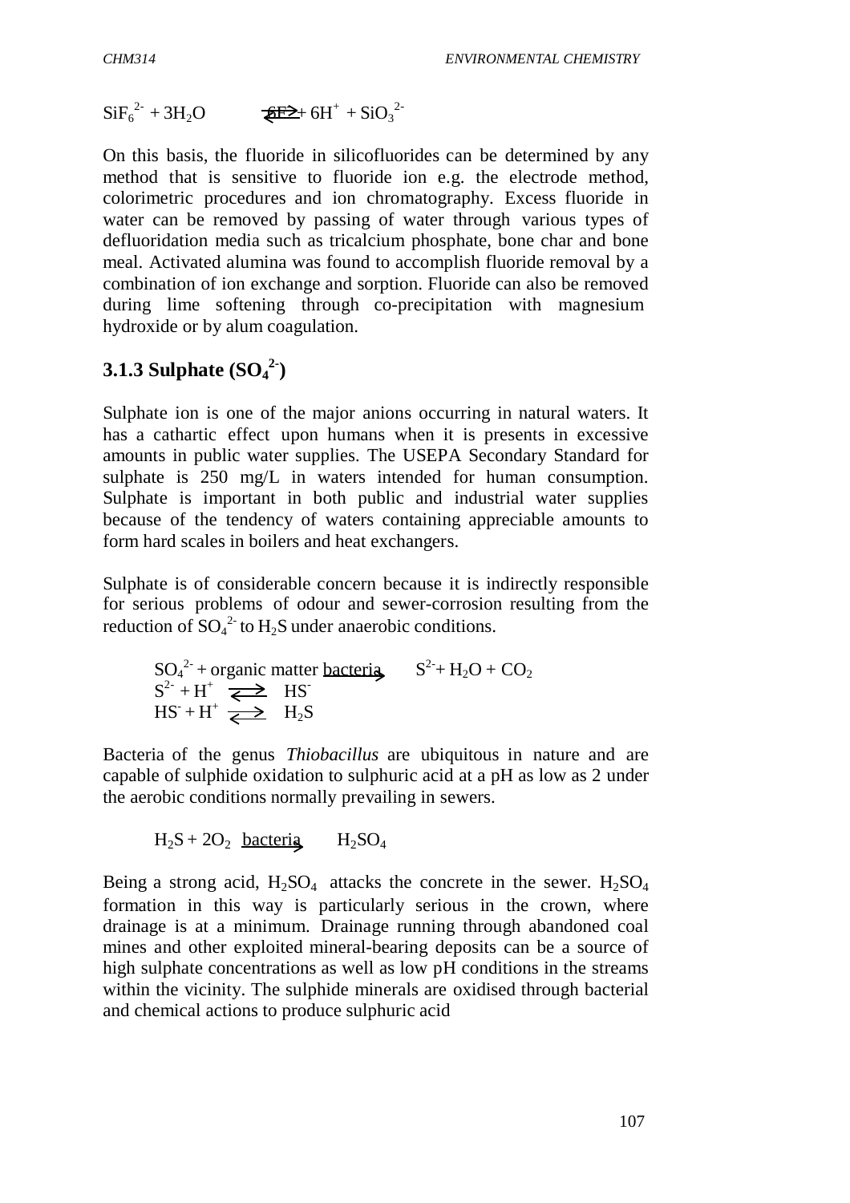$$SiF_6^{2-} + 3H_2O \rightleftharpoons 6F^- + 6H^+ + SiO_3^{2-}$$

On this basis, the fluoride in silicofluorides can be determined by any method that is sensitive to fluoride ion e.g. the electrode method, colorimetric procedures and ion chromatography. Excess fluoride in water can be removed by passing of water through various types of defluoridation media such as tricalcium phosphate, bone char and bone meal. Activated alumina was found to accomplish fluoride removal by a combination of ion exchange and sorption. Fluoride can also be removed during lime softening through co-precipitation with magnesium hydroxide or by alum coagulation.

### 3.1.3 Sulphate ($SO_4^{2-}$)

Sulphate ion is one of the major anions occurring in natural waters. It has a cathartic effect upon humans when it is presents in excessive amounts in public water supplies. The USEPA Secondary Standard for sulphate is 250 mg/L in waters intended for human consumption. Sulphate is important in both public and industrial water supplies because of the tendency of waters containing appreciable amounts to form hard scales in boilers and heat exchangers.

Sulphate is of considerable concern because it is indirectly responsible for serious problems of odour and sewer-corrosion resulting from the reduction of $SO_4^{2-}$ to $H_2S$ under anaerobic conditions.

$$SO_4^{2-} + \text{organic matter} \xrightarrow{\text{bacteria}} S^{2-} + H_2O + CO_2$$

$$S^{2-} + H^+ \rightleftharpoons HS^-$$

$$HS^- + H^+ \rightleftharpoons H_2S$$

Bacteria of the genus *Thiobacillus* are ubiquitous in nature and are capable of sulphide oxidation to sulphuric acid at a pH as low as 2 under the aerobic conditions normally prevailing in sewers.

$$H_2S + 2O_2 \xrightarrow{\text{bacteria}} H_2SO_4$$

Being a strong acid, $H_2SO_4$ attacks the concrete in the sewer. $H_2SO_4$ formation in this way is particularly serious in the crown, where drainage is at a minimum. Drainage running through abandoned coal mines and other exploited mineral-bearing deposits can be a source of high sulphate concentrations as well as low pH conditions in the streams within the vicinity. The sulphide minerals are oxidised through bacterial and chemical actions to produce sulphuric acid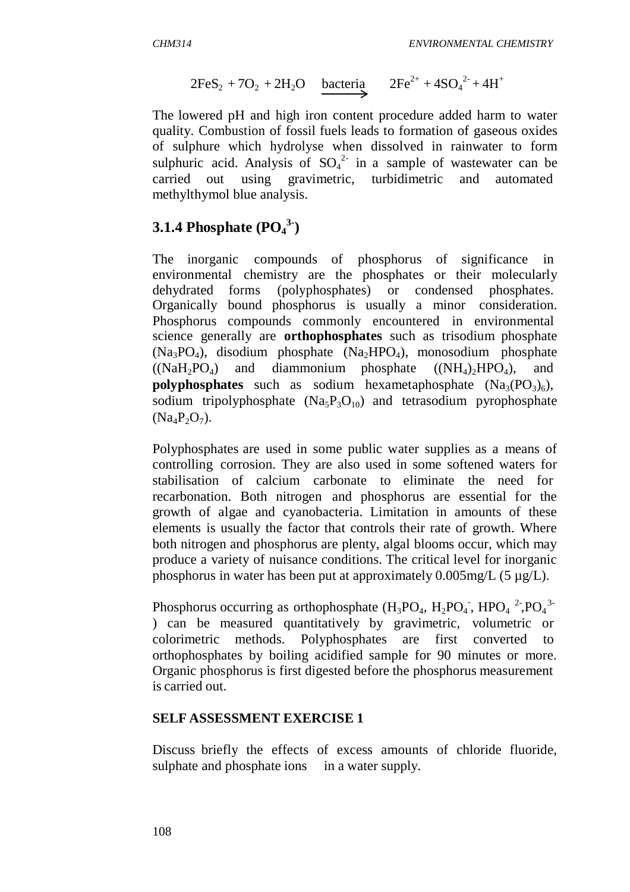$$2FeS_2 + 7O_2 + 2H_2O \xrightarrow{\text{bacteria}} 2Fe^{2+} + 4SO_4^{2-} + 4H^+$$

The lowered pH and high iron content procedure added harm to water quality. Combustion of fossil fuels leads to formation of gaseous oxides of sulphure which hydrolyse when dissolved in rainwater to form sulphuric acid. Analysis of $SO_4^{2-}$ in a sample of wastewater can be carried out using gravimetric, turbidimetric and automated methylthymol blue analysis.

### 3.1.4 Phosphate ($PO_4^{3-}$)

The inorganic compounds of phosphorus of significance in environmental chemistry are the phosphates or their molecularly dehydrated forms (polyphosphates) or condensed phosphates. Organically bound phosphorus is usually a minor consideration. Phosphorus compounds commonly encountered in environmental science generally are **orthophosphates** such as trisodium phosphate ($Na_3PO_4$), disodium phosphate ($Na_2HPO_4$), monosodium phosphate (($NaH_2PO_4$) and diammonium phosphate (($(NH_4)_2HPO_4$), and **polyphosphates** such as sodium hexametaphosphate ($Na_3(PO_3)_6$), sodium tripolyphosphate ($Na_5P_3O_{10}$) and tetrasodium pyrophosphate ($Na_4P_2O_7$).

Polyphosphates are used in some public water supplies as a means of controlling corrosion. They are also used in some softened waters for stabilisation of calcium carbonate to eliminate the need for recarbonation. Both nitrogen and phosphorus are essential for the growth of algae and cyanobacteria. Limitation in amounts of these elements is usually the factor that controls their rate of growth. Where both nitrogen and phosphorus are plenty, algal blooms occur, which may produce a variety of nuisance conditions. The critical level for inorganic phosphorus in water has been put at approximately 0.005mg/L (5 µg/L).

Phosphorus occurring as orthophosphate ($H_3PO_4$, $H_2PO_4^-$, $HPO_4^{2-}$,$PO_4^{3-}$) can be measured quantitatively by gravimetric, volumetric or colorimetric methods. Polyphosphates are first converted to orthophosphates by boiling acidified sample for 90 minutes or more. Organic phosphorus is first digested before the phosphorus measurement is carried out.

#### SELF ASSESSMENT EXERCISE 1

Discuss briefly the effects of excess amounts of chloride fluoride, sulphate and phosphate ions in a water supply.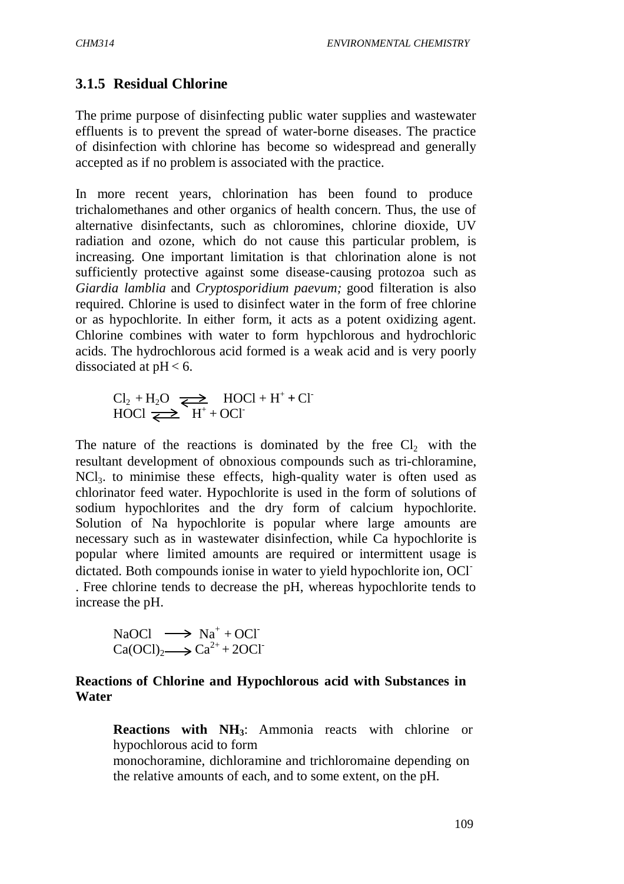### 3.1.5 Residual Chlorine

The prime purpose of disinfecting public water supplies and wastewater effluents is to prevent the spread of water-borne diseases. The practice of disinfection with chlorine has become so widespread and generally accepted as if no problem is associated with the practice.

In more recent years, chlorination has been found to produce trichalomethanes and other organics of health concern. Thus, the use of alternative disinfectants, such as chloromines, chlorine dioxide, UV radiation and ozone, which do not cause this particular problem, is increasing. One important limitation is that chlorination alone is not sufficiently protective against some disease-causing protozoa such as *Giardia lamblia* and *Cryptosporidium paevum;* good filteration is also required. Chlorine is used to disinfect water in the form of free chlorine or as hypochlorite. In either form, it acts as a potent oxidizing agent. Chlorine combines with water to form hypchlorous and hydrochloric acids. The hydrochlorous acid formed is a weak acid and is very poorly dissociated at pH < 6.

$$Cl_2 + H_2O \rightleftharpoons HOCl + H^+ + Cl^-$$
$$HOCl \rightleftharpoons H^+ + OCl^-$$

The nature of the reactions is dominated by the free $Cl_2$ with the resultant development of obnoxious compounds such as tri-chloramine, $NCl_3$. to minimise these effects, high-quality water is often used as chlorinator feed water. Hypochlorite is used in the form of solutions of sodium hypochlorites and the dry form of calcium hypochlorite. Solution of Na hypochlorite is popular where large amounts are necessary such as in wastewater disinfection, while Ca hypochlorite is popular where limited amounts are required or intermittent usage is dictated. Both compounds ionise in water to yield hypochlorite ion, $OCl^-$. Free chlorine tends to decrease the pH, whereas hypochlorite tends to increase the pH.

$$NaOCl \longrightarrow Na^+ + OCl^-$$
$$Ca(OCl)_2 \longrightarrow Ca^{2+} + 2OCl^-$$

**Reactions of Chlorine and Hypochlorous acid with Substances in Water**

**Reactions with $NH_3$**: Ammonia reacts with chlorine or hypochlorous acid to form monochoramine, dichloramine and trichloromaine depending on the relative amounts of each, and to some extent, on the pH.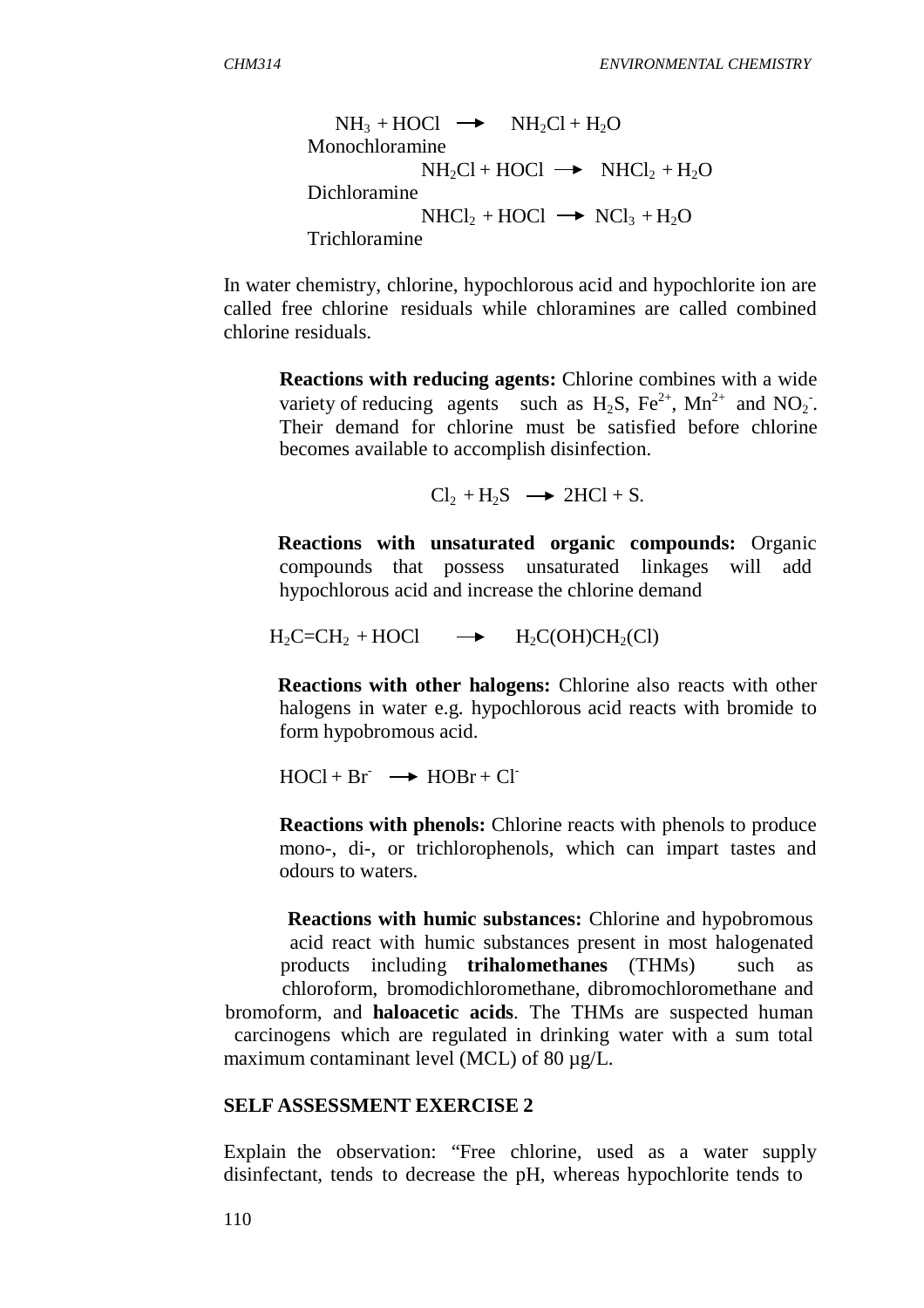$$NH_3 + HOCl \rightarrow NH_2Cl + H_2O$$

Monochloramine

$$NH_2Cl + HOCl \rightarrow NHCl_2 + H_2O$$

Dichloramine

$$NHCl_2 + HOCl \rightarrow NCl_3 + H_2O$$

Trichloramine

In water chemistry, chlorine, hypochlorous acid and hypochlorite ion are called free chlorine residuals while chloramines are called combined chlorine residuals.

**Reactions with reducing agents:** Chlorine combines with a wide variety of reducing agents such as $H_2S$, $Fe^{2+}$, $Mn^{2+}$ and $NO_2^-$. Their demand for chlorine must be satisfied before chlorine becomes available to accomplish disinfection.

$$Cl_2 + H_2S \rightarrow 2HCl + S.$$

**Reactions with unsaturated organic compounds:** Organic compounds that possess unsaturated linkages will add hypochlorous acid and increase the chlorine demand

$$H_2C{=}CH_2 + HOCl \rightarrow H_2C(OH)CH_2(Cl)$$

**Reactions with other halogens:** Chlorine also reacts with other halogens in water e.g. hypochlorous acid reacts with bromide to form hypobromous acid.

$$HOCl + Br^- \rightarrow HOBr + Cl^-$$

**Reactions with phenols:** Chlorine reacts with phenols to produce mono-, di-, or trichlorophenols, which can impart tastes and odours to waters.

**Reactions with humic substances:** Chlorine and hypobromous acid react with humic substances present in most halogenated products including **trihalomethanes** (THMs) such as chloroform, bromodichloromethane, dibromochloromethane and bromoform, and **haloacetic acids**. The THMs are suspected human carcinogens which are regulated in drinking water with a sum total maximum contaminant level (MCL) of 80 µg/L.

**SELF ASSESSMENT EXERCISE 2**

Explain the observation: "Free chlorine, used as a water supply disinfectant, tends to decrease the pH, whereas hypochlorite tends to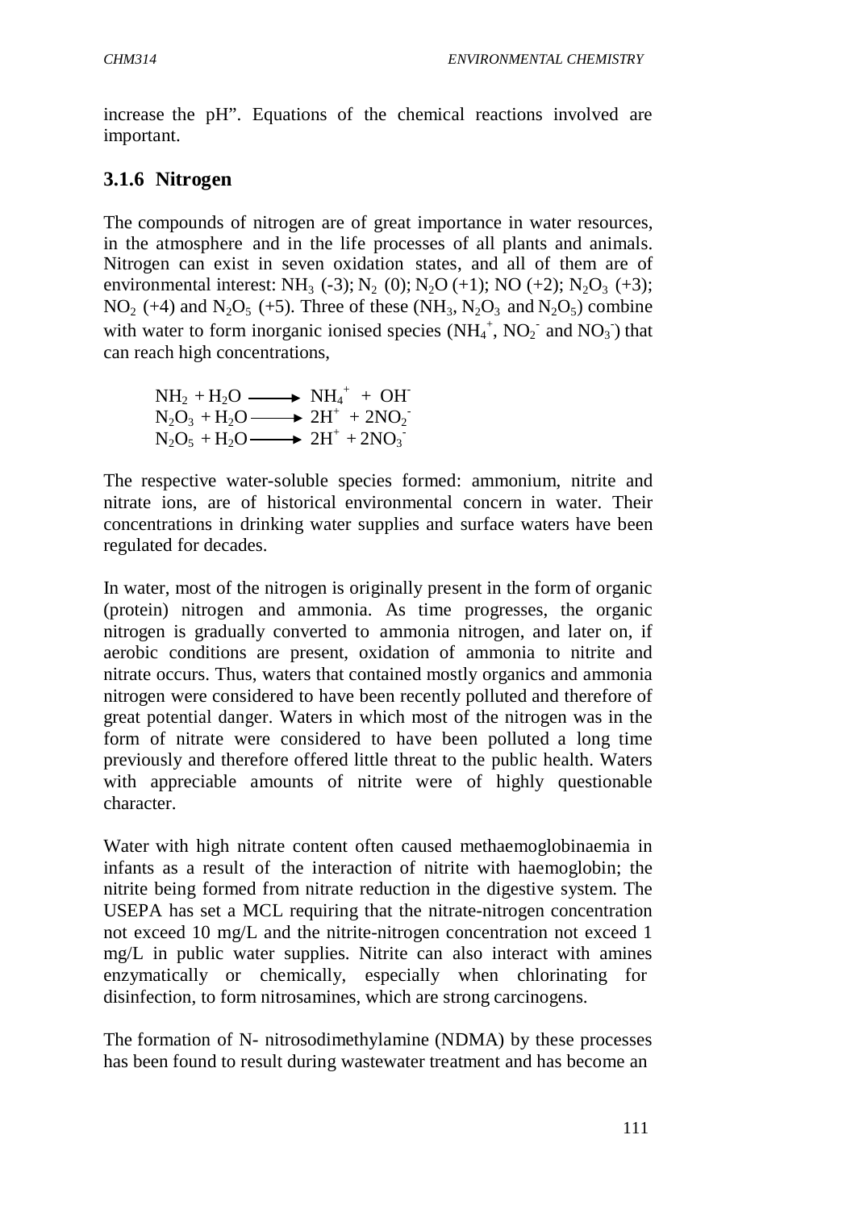increase the pH". Equations of the chemical reactions involved are important.

### 3.1.6 Nitrogen

The compounds of nitrogen are of great importance in water resources, in the atmosphere and in the life processes of all plants and animals. Nitrogen can exist in seven oxidation states, and all of them are of environmental interest: $NH_3$ (-3); $N_2$ (0); $N_2O$ (+1); NO (+2); $N_2O_3$ (+3); $NO_2$ (+4) and $N_2O_5$ (+5). Three of these ($NH_3$, $N_2O_3$ and $N_2O_5$) combine with water to form inorganic ionised species ($NH_4^+$, $NO_2^-$ and $NO_3^-$) that can reach high concentrations,

$$NH_2 + H_2O \longrightarrow NH_4^+ + OH^-$$
$$N_2O_3 + H_2O \longrightarrow 2H^+ + 2NO_2^-$$
$$N_2O_5 + H_2O \longrightarrow 2H^+ + 2NO_3^-$$

The respective water-soluble species formed: ammonium, nitrite and nitrate ions, are of historical environmental concern in water. Their concentrations in drinking water supplies and surface waters have been regulated for decades.

In water, most of the nitrogen is originally present in the form of organic (protein) nitrogen and ammonia. As time progresses, the organic nitrogen is gradually converted to ammonia nitrogen, and later on, if aerobic conditions are present, oxidation of ammonia to nitrite and nitrate occurs. Thus, waters that contained mostly organics and ammonia nitrogen were considered to have been recently polluted and therefore of great potential danger. Waters in which most of the nitrogen was in the form of nitrate were considered to have been polluted a long time previously and therefore offered little threat to the public health. Waters with appreciable amounts of nitrite were of highly questionable character.

Water with high nitrate content often caused methaemoglobinaemia in infants as a result of the interaction of nitrite with haemoglobin; the nitrite being formed from nitrate reduction in the digestive system. The USEPA has set a MCL requiring that the nitrate-nitrogen concentration not exceed 10 mg/L and the nitrite-nitrogen concentration not exceed 1 mg/L in public water supplies. Nitrite can also interact with amines enzymatically or chemically, especially when chlorinating for disinfection, to form nitrosamines, which are strong carcinogens.

The formation of N- nitrosodimethylamine (NDMA) by these processes has been found to result during wastewater treatment and has become an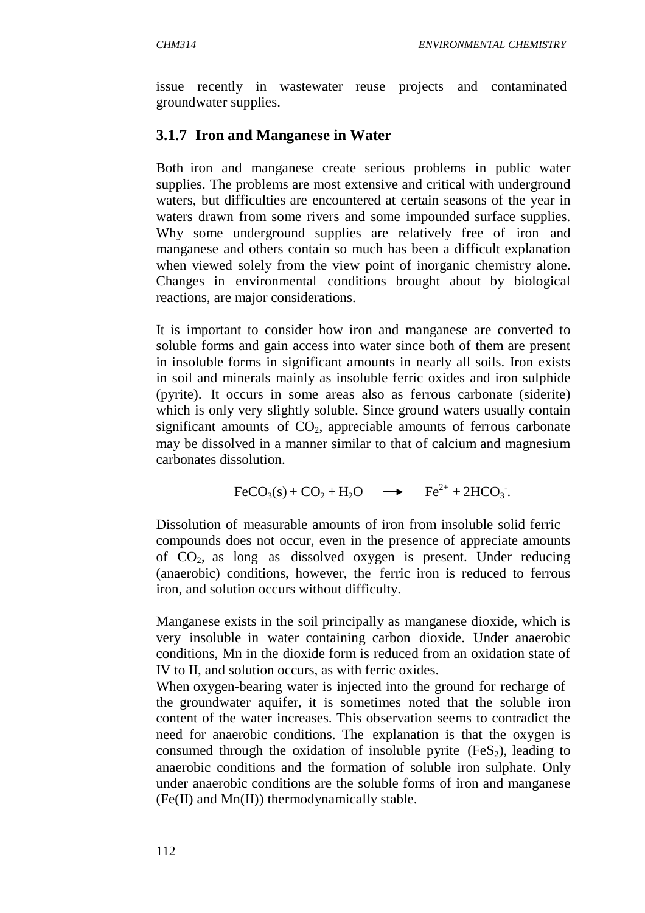issue recently in wastewater reuse projects and contaminated groundwater supplies.

### 3.1.7 Iron and Manganese in Water

Both iron and manganese create serious problems in public water supplies. The problems are most extensive and critical with underground waters, but difficulties are encountered at certain seasons of the year in waters drawn from some rivers and some impounded surface supplies. Why some underground supplies are relatively free of iron and manganese and others contain so much has been a difficult explanation when viewed solely from the view point of inorganic chemistry alone. Changes in environmental conditions brought about by biological reactions, are major considerations.

It is important to consider how iron and manganese are converted to soluble forms and gain access into water since both of them are present in insoluble forms in significant amounts in nearly all soils. Iron exists in soil and minerals mainly as insoluble ferric oxides and iron sulphide (pyrite). It occurs in some areas also as ferrous carbonate (siderite) which is only very slightly soluble. Since ground waters usually contain significant amounts of $CO_2$, appreciable amounts of ferrous carbonate may be dissolved in a manner similar to that of calcium and magnesium carbonates dissolution.

$$FeCO_3(s) + CO_2 + H_2O \longrightarrow Fe^{2+} + 2HCO_3^-.$$

Dissolution of measurable amounts of iron from insoluble solid ferric compounds does not occur, even in the presence of appreciate amounts of $CO_2$, as long as dissolved oxygen is present. Under reducing (anaerobic) conditions, however, the ferric iron is reduced to ferrous iron, and solution occurs without difficulty.

Manganese exists in the soil principally as manganese dioxide, which is very insoluble in water containing carbon dioxide. Under anaerobic conditions, Mn in the dioxide form is reduced from an oxidation state of IV to II, and solution occurs, as with ferric oxides.

When oxygen-bearing water is injected into the ground for recharge of the groundwater aquifer, it is sometimes noted that the soluble iron content of the water increases. This observation seems to contradict the need for anaerobic conditions. The explanation is that the oxygen is consumed through the oxidation of insoluble pyrite ($FeS_2$), leading to anaerobic conditions and the formation of soluble iron sulphate. Only under anaerobic conditions are the soluble forms of iron and manganese (Fe(II) and Mn(II)) thermodynamically stable.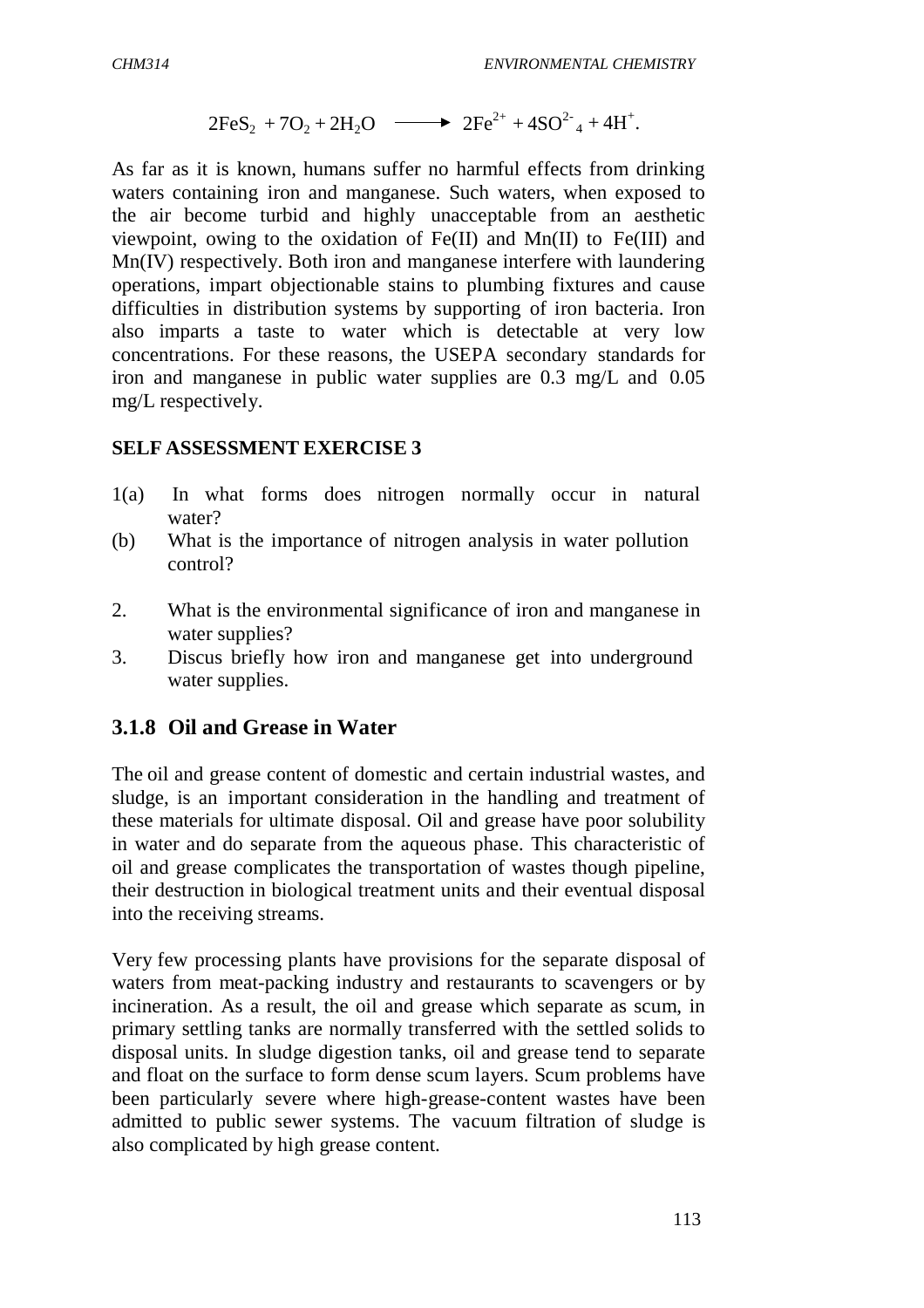$$2FeS_2 + 7O_2 + 2H_2O \longrightarrow 2Fe^{2+} + 4SO^{2-}_4 + 4H^+.$$

As far as it is known, humans suffer no harmful effects from drinking waters containing iron and manganese. Such waters, when exposed to the air become turbid and highly unacceptable from an aesthetic viewpoint, owing to the oxidation of Fe(II) and Mn(II) to Fe(III) and Mn(IV) respectively. Both iron and manganese interfere with laundering operations, impart objectionable stains to plumbing fixtures and cause difficulties in distribution systems by supporting of iron bacteria. Iron also imparts a taste to water which is detectable at very low concentrations. For these reasons, the USEPA secondary standards for iron and manganese in public water supplies are 0.3 mg/L and 0.05 mg/L respectively.

**SELF ASSESSMENT EXERCISE 3**

1(a) In what forms does nitrogen normally occur in natural water?

(b) What is the importance of nitrogen analysis in water pollution control?

2. What is the environmental significance of iron and manganese in water supplies?

3. Discus briefly how iron and manganese get into underground water supplies.

### 3.1.8 Oil and Grease in Water

The oil and grease content of domestic and certain industrial wastes, and sludge, is an important consideration in the handling and treatment of these materials for ultimate disposal. Oil and grease have poor solubility in water and do separate from the aqueous phase. This characteristic of oil and grease complicates the transportation of wastes though pipeline, their destruction in biological treatment units and their eventual disposal into the receiving streams.

Very few processing plants have provisions for the separate disposal of waters from meat-packing industry and restaurants to scavengers or by incineration. As a result, the oil and grease which separate as scum, in primary settling tanks are normally transferred with the settled solids to disposal units. In sludge digestion tanks, oil and grease tend to separate and float on the surface to form dense scum layers. Scum problems have been particularly severe where high-grease-content wastes have been admitted to public sewer systems. The vacuum filtration of sludge is also complicated by high grease content.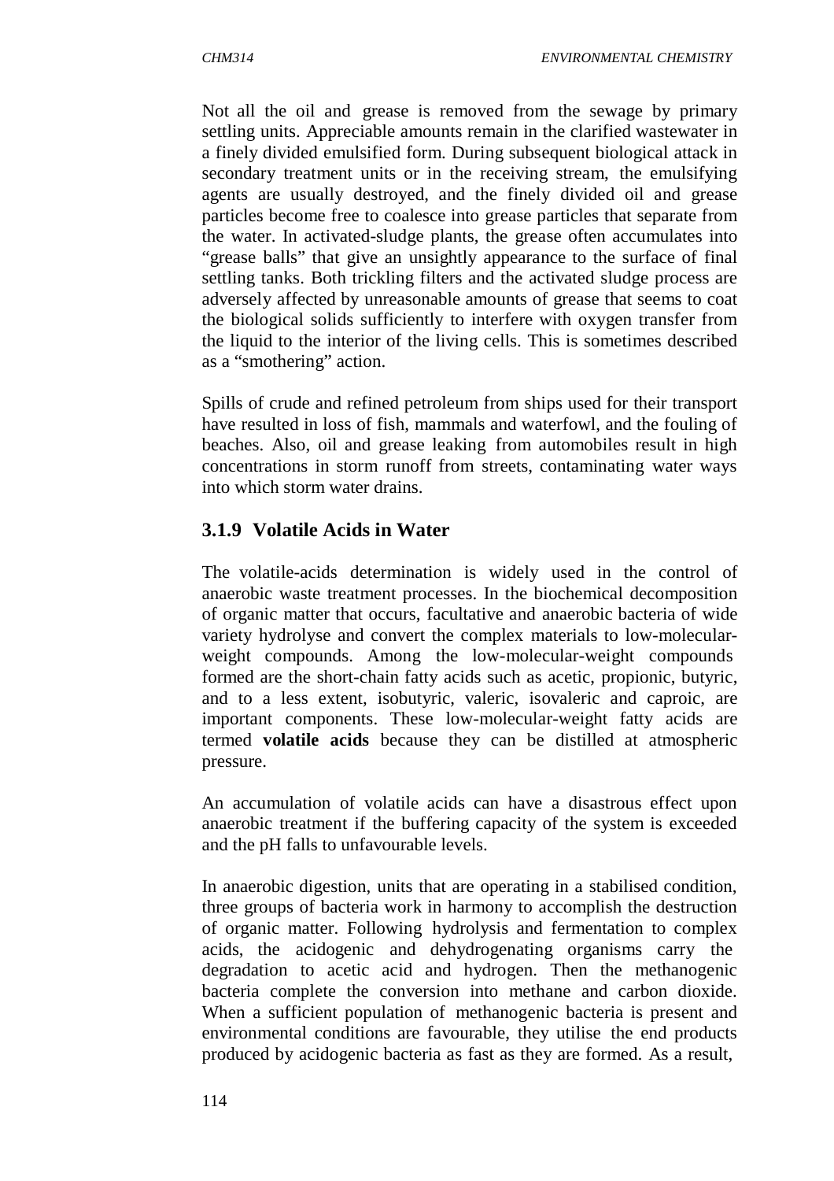Not all the oil and grease is removed from the sewage by primary settling units. Appreciable amounts remain in the clarified wastewater in a finely divided emulsified form. During subsequent biological attack in secondary treatment units or in the receiving stream, the emulsifying agents are usually destroyed, and the finely divided oil and grease particles become free to coalesce into grease particles that separate from the water. In activated-sludge plants, the grease often accumulates into "grease balls" that give an unsightly appearance to the surface of final settling tanks. Both trickling filters and the activated sludge process are adversely affected by unreasonable amounts of grease that seems to coat the biological solids sufficiently to interfere with oxygen transfer from the liquid to the interior of the living cells. This is sometimes described as a "smothering" action.

Spills of crude and refined petroleum from ships used for their transport have resulted in loss of fish, mammals and waterfowl, and the fouling of beaches. Also, oil and grease leaking from automobiles result in high concentrations in storm runoff from streets, contaminating water ways into which storm water drains.

### 3.1.9 Volatile Acids in Water

The volatile-acids determination is widely used in the control of anaerobic waste treatment processes. In the biochemical decomposition of organic matter that occurs, facultative and anaerobic bacteria of wide variety hydrolyse and convert the complex materials to low-molecular-weight compounds. Among the low-molecular-weight compounds formed are the short-chain fatty acids such as acetic, propionic, butyric, and to a less extent, isobutyric, valeric, isovaleric and caproic, are important components. These low-molecular-weight fatty acids are termed **volatile acids** because they can be distilled at atmospheric pressure.

An accumulation of volatile acids can have a disastrous effect upon anaerobic treatment if the buffering capacity of the system is exceeded and the pH falls to unfavourable levels.

In anaerobic digestion, units that are operating in a stabilised condition, three groups of bacteria work in harmony to accomplish the destruction of organic matter. Following hydrolysis and fermentation to complex acids, the acidogenic and dehydrogenating organisms carry the degradation to acetic acid and hydrogen. Then the methanogenic bacteria complete the conversion into methane and carbon dioxide. When a sufficient population of methanogenic bacteria is present and environmental conditions are favourable, they utilise the end products produced by acidogenic bacteria as fast as they are formed. As a result,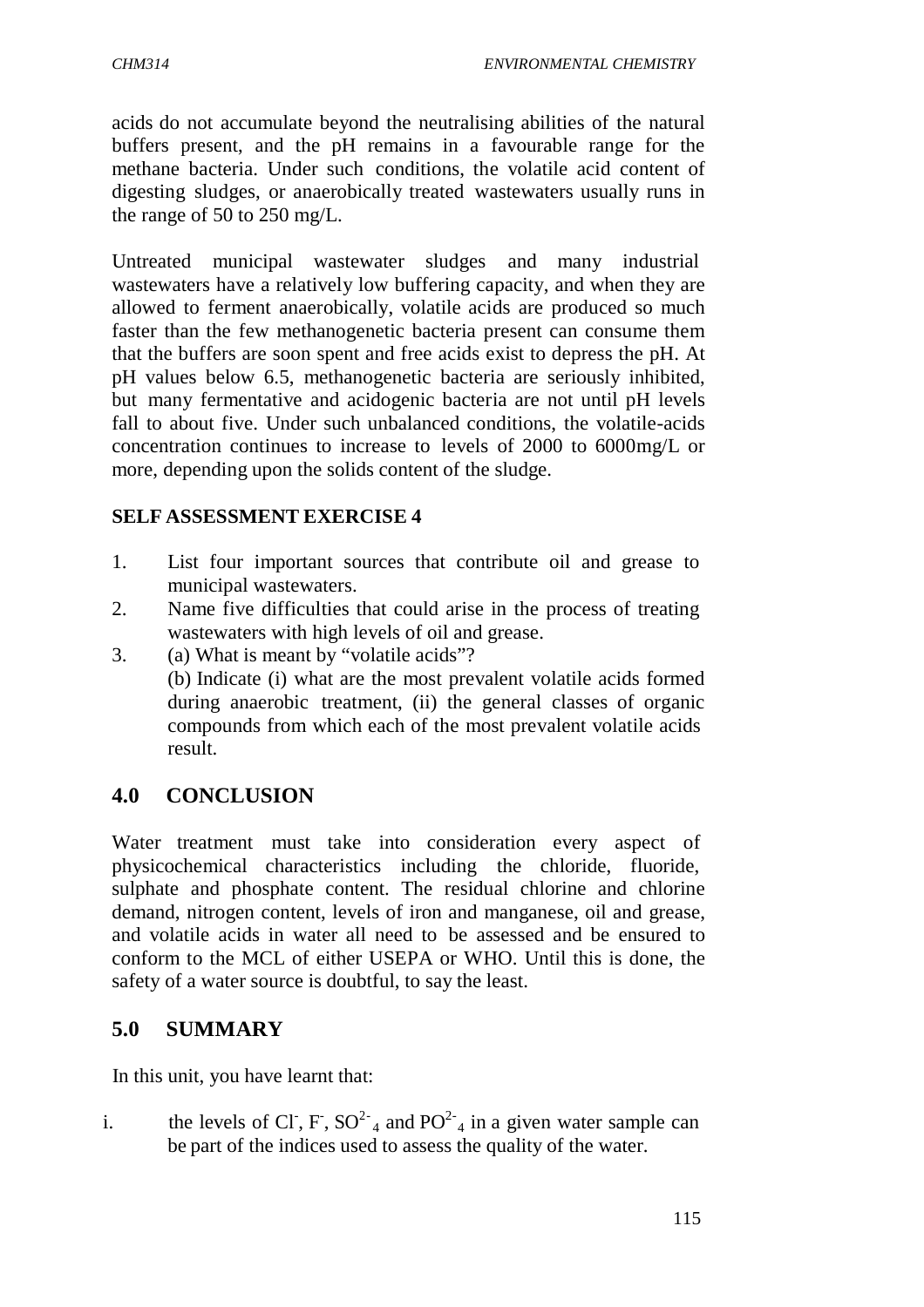acids do not accumulate beyond the neutralising abilities of the natural buffers present, and the pH remains in a favourable range for the methane bacteria. Under such conditions, the volatile acid content of digesting sludges, or anaerobically treated wastewaters usually runs in the range of 50 to 250 mg/L.

Untreated municipal wastewater sludges and many industrial wastewaters have a relatively low buffering capacity, and when they are allowed to ferment anaerobically, volatile acids are produced so much faster than the few methanogenetic bacteria present can consume them that the buffers are soon spent and free acids exist to depress the pH. At pH values below 6.5, methanogenetic bacteria are seriously inhibited, but many fermentative and acidogenic bacteria are not until pH levels fall to about five. Under such unbalanced conditions, the volatile-acids concentration continues to increase to levels of 2000 to 6000mg/L or more, depending upon the solids content of the sludge.

**SELF ASSESSMENT EXERCISE 4**

1. List four important sources that contribute oil and grease to municipal wastewaters.
2. Name five difficulties that could arise in the process of treating wastewaters with high levels of oil and grease.
3. (a) What is meant by "volatile acids"?
   (b) Indicate (i) what are the most prevalent volatile acids formed during anaerobic treatment, (ii) the general classes of organic compounds from which each of the most prevalent volatile acids result.

## 4.0 CONCLUSION

Water treatment must take into consideration every aspect of physicochemical characteristics including the chloride, fluoride, sulphate and phosphate content. The residual chlorine and chlorine demand, nitrogen content, levels of iron and manganese, oil and grease, and volatile acids in water all need to be assessed and be ensured to conform to the MCL of either USEPA or WHO. Until this is done, the safety of a water source is doubtful, to say the least.

## 5.0 SUMMARY

In this unit, you have learnt that:

i. the levels of $Cl^-$, $F^-$, $SO^{2-}_4$ and $PO^{2-}_4$ in a given water sample can be part of the indices used to assess the quality of the water.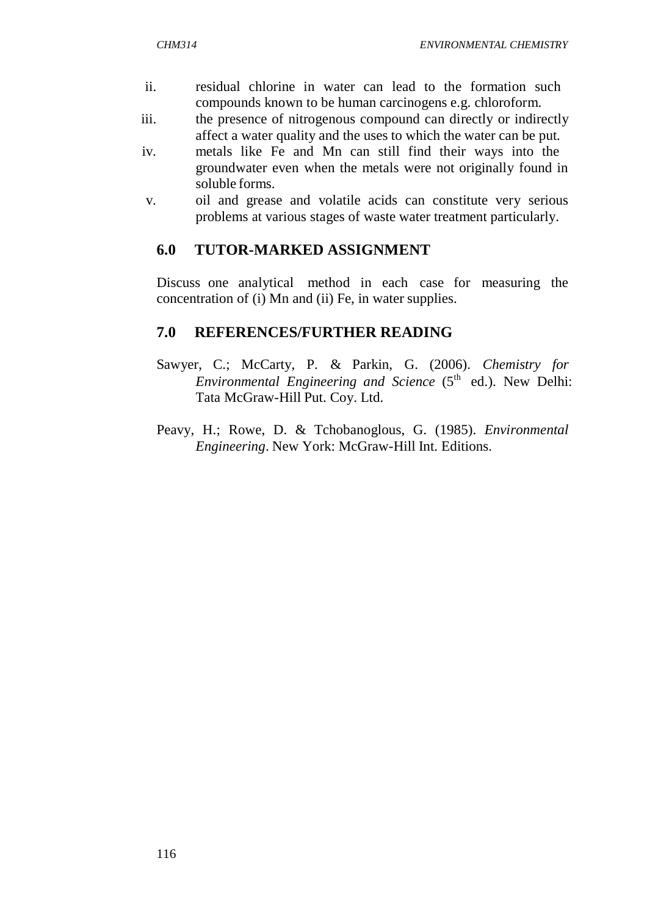ii. residual chlorine in water can lead to the formation such compounds known to be human carcinogens e.g. chloroform.

iii. the presence of nitrogenous compound can directly or indirectly affect a water quality and the uses to which the water can be put.

iv. metals like Fe and Mn can still find their ways into the groundwater even when the metals were not originally found in soluble forms.

v. oil and grease and volatile acids can constitute very serious problems at various stages of waste water treatment particularly.

## 6.0 TUTOR-MARKED ASSIGNMENT

Discuss one analytical method in each case for measuring the concentration of (i) Mn and (ii) Fe, in water supplies.

## 7.0 REFERENCES/FURTHER READING

Sawyer, C.; McCarty, P. & Parkin, G. (2006). *Chemistry for Environmental Engineering and Science* ($5^{th}$ ed.). New Delhi: Tata McGraw-Hill Put. Coy. Ltd.

Peavy, H.; Rowe, D. & Tchobanoglous, G. (1985). *Environmental Engineering*. New York: McGraw-Hill Int. Editions.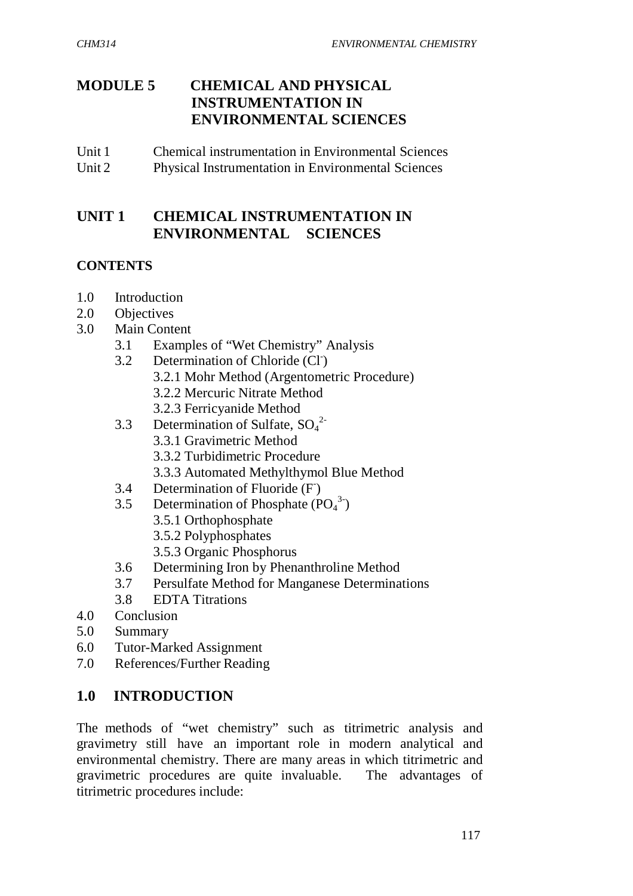# MODULE 5 CHEMICAL AND PHYSICAL INSTRUMENTATION IN ENVIRONMENTAL SCIENCES

Unit 1 Chemical instrumentation in Environmental Sciences
Unit 2 Physical Instrumentation in Environmental Sciences

## UNIT 1 CHEMICAL INSTRUMENTATION IN ENVIRONMENTAL SCIENCES

**CONTENTS**

- 1.0 Introduction
- 2.0 Objectives
- 3.0 Main Content
  - 3.1 Examples of "Wet Chemistry" Analysis
  - 3.2 Determination of Chloride ($Cl^-$)
    - 3.2.1 Mohr Method (Argentometric Procedure)
    - 3.2.2 Mercuric Nitrate Method
    - 3.2.3 Ferricyanide Method
  - 3.3 Determination of Sulfate, $SO_4^{2-}$
    - 3.3.1 Gravimetric Method
    - 3.3.2 Turbidimetric Procedure
    - 3.3.3 Automated Methylthymol Blue Method
  - 3.4 Determination of Fluoride ($F^-$)
  - 3.5 Determination of Phosphate ($PO_4^{3-}$)
    - 3.5.1 Orthophosphate
    - 3.5.2 Polyphosphates
    - 3.5.3 Organic Phosphorus
  - 3.6 Determining Iron by Phenanthroline Method
  - 3.7 Persulfate Method for Manganese Determinations
  - 3.8 EDTA Titrations
- 4.0 Conclusion
- 5.0 Summary
- 6.0 Tutor-Marked Assignment
- 7.0 References/Further Reading

## 1.0 INTRODUCTION

The methods of "wet chemistry" such as titrimetric analysis and gravimetry still have an important role in modern analytical and environmental chemistry. There are many areas in which titrimetric and gravimetric procedures are quite invaluable. The advantages of titrimetric procedures include: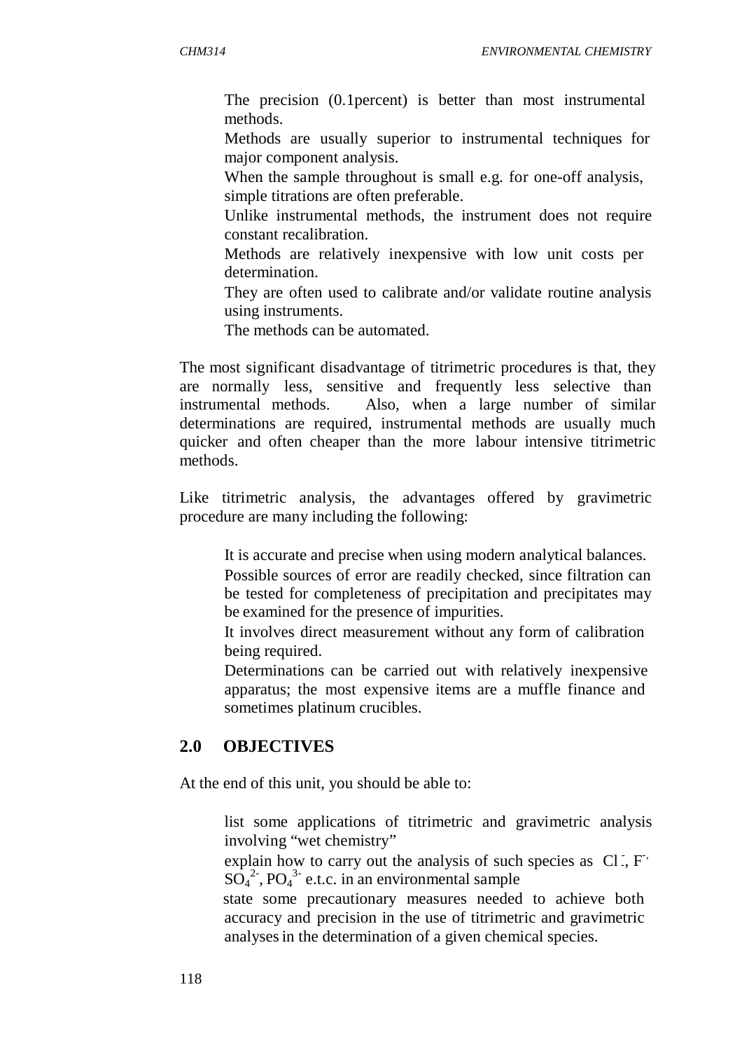- The precision (0.1percent) is better than most instrumental methods.
- Methods are usually superior to instrumental techniques for major component analysis.
- When the sample throughout is small e.g. for one-off analysis, simple titrations are often preferable.
- Unlike instrumental methods, the instrument does not require constant recalibration.
- Methods are relatively inexpensive with low unit costs per determination.
- They are often used to calibrate and/or validate routine analysis using instruments.
- The methods can be automated.

The most significant disadvantage of titrimetric procedures is that, they are normally less, sensitive and frequently less selective than instrumental methods. Also, when a large number of similar determinations are required, instrumental methods are usually much quicker and often cheaper than the more labour intensive titrimetric methods.

Like titrimetric analysis, the advantages offered by gravimetric procedure are many including the following:

- It is accurate and precise when using modern analytical balances.
- Possible sources of error are readily checked, since filtration can be tested for completeness of precipitation and precipitates may be examined for the presence of impurities.
- It involves direct measurement without any form of calibration being required.
- Determinations can be carried out with relatively inexpensive apparatus; the most expensive items are a muffle finance and sometimes platinum crucibles.

## 2.0 OBJECTIVES

At the end of this unit, you should be able to:

- list some applications of titrimetric and gravimetric analysis involving "wet chemistry"
- explain how to carry out the analysis of such species as $Cl^-$, $F^-$, $SO_4^{2-}$, $PO_4^{3-}$ e.t.c. in an environmental sample
- state some precautionary measures needed to achieve both accuracy and precision in the use of titrimetric and gravimetric analyses in the determination of a given chemical species.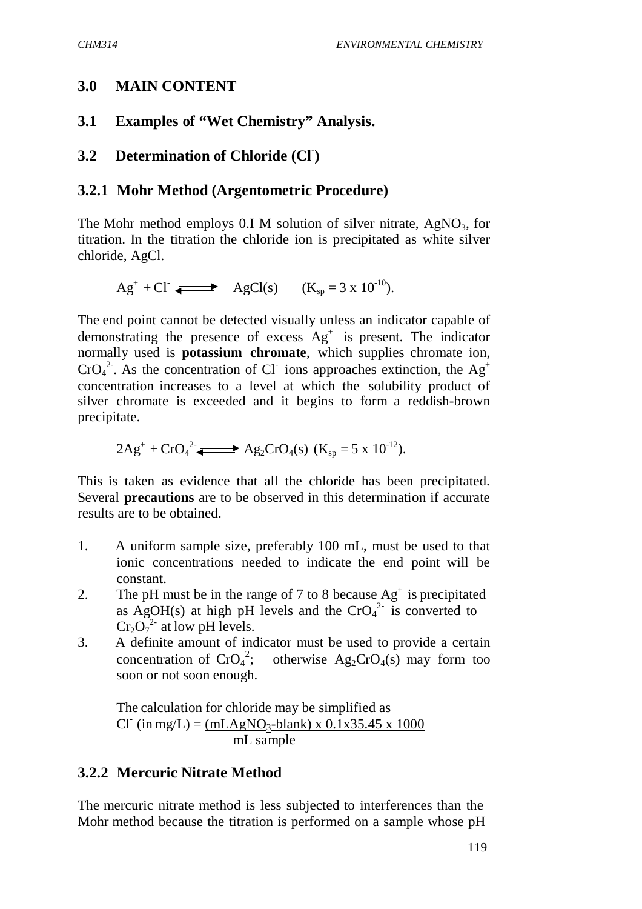## 3.0 MAIN CONTENT

## 3.1 Examples of "Wet Chemistry" Analysis.

## 3.2 Determination of Chloride ($Cl^-$)

### 3.2.1 Mohr Method (Argentometric Procedure)

The Mohr method employs 0.I M solution of silver nitrate, $AgNO_3$, for titration. In the titration the chloride ion is precipitated as white silver chloride, AgCl.

$$Ag^+ + Cl^- \rightleftharpoons AgCl(s) \quad (K_{sp} = 3 \times 10^{-10}).$$

The end point cannot be detected visually unless an indicator capable of demonstrating the presence of excess $Ag^+$ is present. The indicator normally used is **potassium chromate**, which supplies chromate ion, $CrO_4^{2-}$. As the concentration of $Cl^-$ ions approaches extinction, the $Ag^+$ concentration increases to a level at which the solubility product of silver chromate is exceeded and it begins to form a reddish-brown precipitate.

$$2Ag^+ + CrO_4^{2-} \rightleftharpoons Ag_2CrO_4(s) \; (K_{sp} = 5 \times 10^{-12}).$$

This is taken as evidence that all the chloride has been precipitated. Several **precautions** are to be observed in this determination if accurate results are to be obtained.

1. A uniform sample size, preferably 100 mL, must be used to that ionic concentrations needed to indicate the end point will be constant.
2. The pH must be in the range of 7 to 8 because $Ag^+$ is precipitated as $AgOH(s)$ at high pH levels and the $CrO_4^{2-}$ is converted to $Cr_2O_7^{2-}$ at low pH levels.
3. A definite amount of indicator must be used to provide a certain concentration of $CrO_4^{2}$; otherwise $Ag_2CrO_4(s)$ may form too soon or not soon enough.

   The calculation for chloride may be simplified as

$$Cl^- \text{ (in mg/L)} = \frac{(\text{mLAgNO}_3\text{-blank}) \times 0.1 \times 35.45 \times 1000}{\text{mL sample}}$$

### 3.2.2 Mercuric Nitrate Method

The mercuric nitrate method is less subjected to interferences than the Mohr method because the titration is performed on a sample whose pH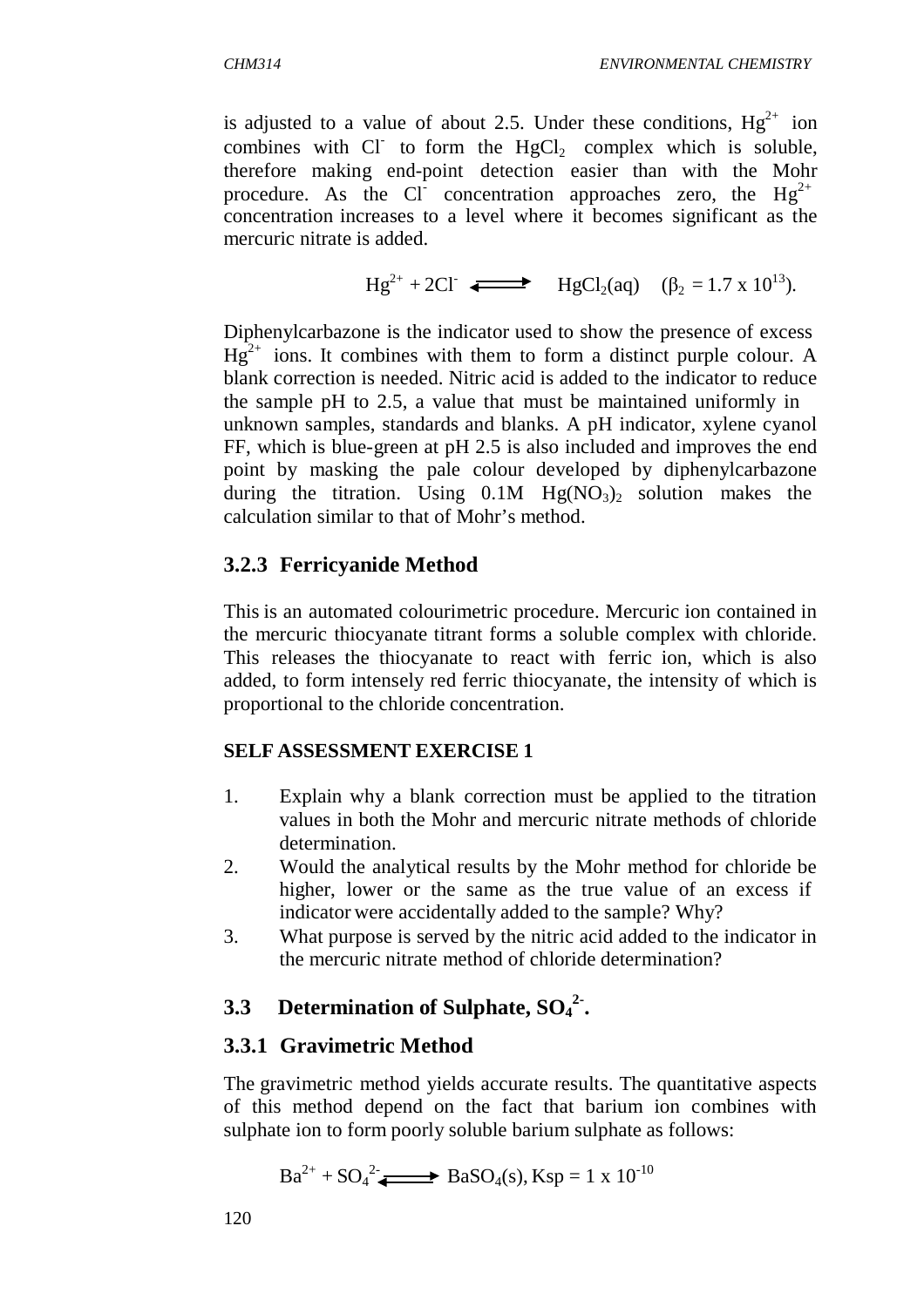is adjusted to a value of about 2.5. Under these conditions, $Hg^{2+}$ ion combines with $Cl^-$ to form the $HgCl_2$ complex which is soluble, therefore making end-point detection easier than with the Mohr procedure. As the $Cl^-$ concentration approaches zero, the $Hg^{2+}$ concentration increases to a level where it becomes significant as the mercuric nitrate is added.

$$Hg^{2+} + 2Cl^- \rightleftharpoons HgCl_2(aq) \quad (\beta_2 = 1.7 \times 10^{13}).$$

Diphenylcarbazone is the indicator used to show the presence of excess $Hg^{2+}$ ions. It combines with them to form a distinct purple colour. A blank correction is needed. Nitric acid is added to the indicator to reduce the sample pH to 2.5, a value that must be maintained uniformly in unknown samples, standards and blanks. A pH indicator, xylene cyanol FF, which is blue-green at pH 2.5 is also included and improves the end point by masking the pale colour developed by diphenylcarbazone during the titration. Using 0.1M $Hg(NO_3)_2$ solution makes the calculation similar to that of Mohr's method.

### 3.2.3 Ferricyanide Method

This is an automated colourimetric procedure. Mercuric ion contained in the mercuric thiocyanate titrant forms a soluble complex with chloride. This releases the thiocyanate to react with ferric ion, which is also added, to form intensely red ferric thiocyanate, the intensity of which is proportional to the chloride concentration.

**SELF ASSESSMENT EXERCISE 1**

1. Explain why a blank correction must be applied to the titration values in both the Mohr and mercuric nitrate methods of chloride determination.
2. Would the analytical results by the Mohr method for chloride be higher, lower or the same as the true value of an excess if indicator were accidentally added to the sample? Why?
3. What purpose is served by the nitric acid added to the indicator in the mercuric nitrate method of chloride determination?

## 3.3 Determination of Sulphate, $SO_4^{2-}$.

### 3.3.1 Gravimetric Method

The gravimetric method yields accurate results. The quantitative aspects of this method depend on the fact that barium ion combines with sulphate ion to form poorly soluble barium sulphate as follows:

$$Ba^{2+} + SO_4^{2-} \rightleftharpoons BaSO_4(s), Ksp = 1 \times 10^{-10}$$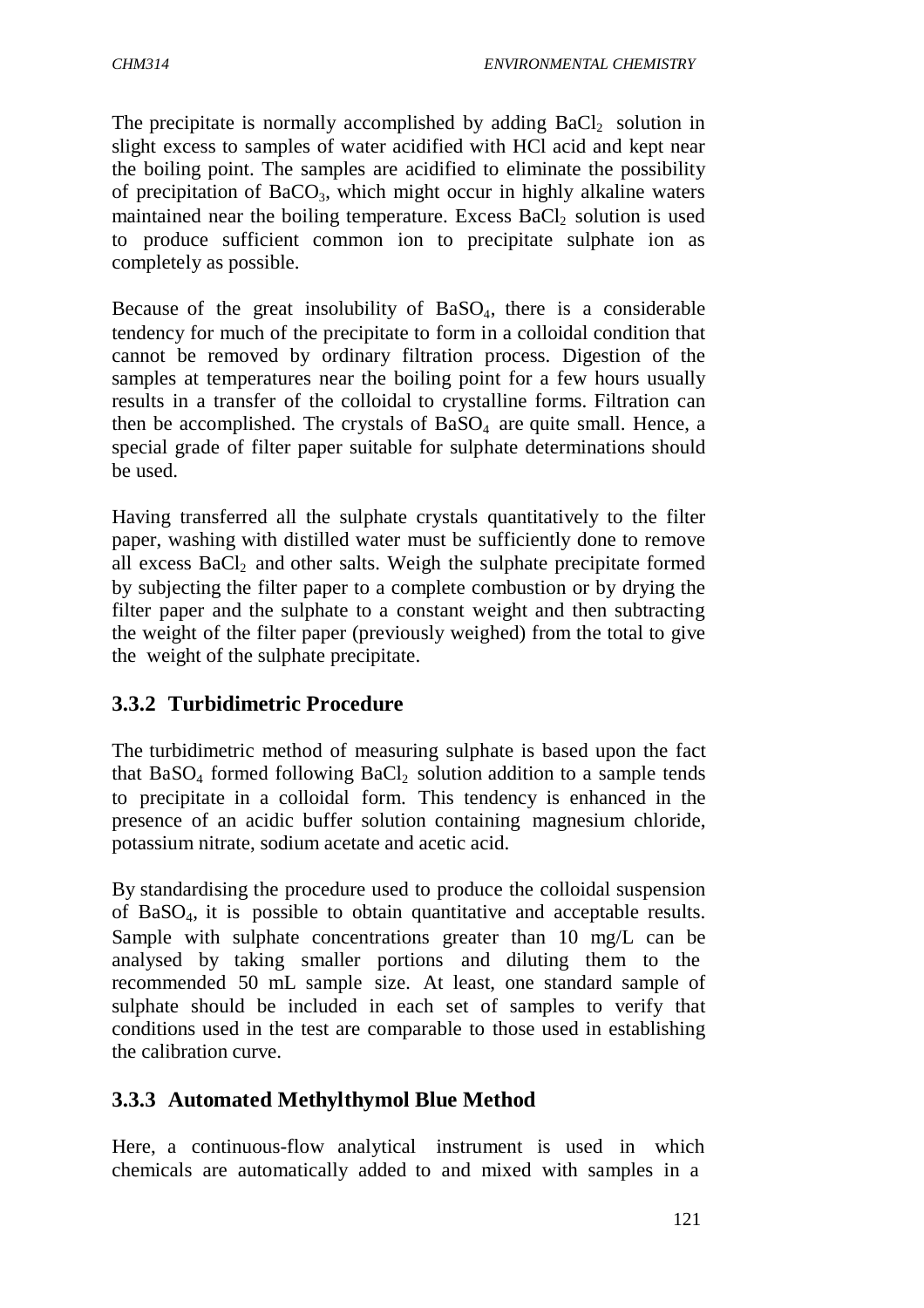The precipitate is normally accomplished by adding $BaCl_2$ solution in slight excess to samples of water acidified with HCl acid and kept near the boiling point. The samples are acidified to eliminate the possibility of precipitation of $BaCO_3$, which might occur in highly alkaline waters maintained near the boiling temperature. Excess $BaCl_2$ solution is used to produce sufficient common ion to precipitate sulphate ion as completely as possible.

Because of the great insolubility of $BaSO_4$, there is a considerable tendency for much of the precipitate to form in a colloidal condition that cannot be removed by ordinary filtration process. Digestion of the samples at temperatures near the boiling point for a few hours usually results in a transfer of the colloidal to crystalline forms. Filtration can then be accomplished. The crystals of $BaSO_4$ are quite small. Hence, a special grade of filter paper suitable for sulphate determinations should be used.

Having transferred all the sulphate crystals quantitatively to the filter paper, washing with distilled water must be sufficiently done to remove all excess $BaCl_2$ and other salts. Weigh the sulphate precipitate formed by subjecting the filter paper to a complete combustion or by drying the filter paper and the sulphate to a constant weight and then subtracting the weight of the filter paper (previously weighed) from the total to give the weight of the sulphate precipitate.

### 3.3.2 Turbidimetric Procedure

The turbidimetric method of measuring sulphate is based upon the fact that $BaSO_4$ formed following $BaCl_2$ solution addition to a sample tends to precipitate in a colloidal form. This tendency is enhanced in the presence of an acidic buffer solution containing magnesium chloride, potassium nitrate, sodium acetate and acetic acid.

By standardising the procedure used to produce the colloidal suspension of $BaSO_4$, it is possible to obtain quantitative and acceptable results. Sample with sulphate concentrations greater than 10 mg/L can be analysed by taking smaller portions and diluting them to the recommended 50 mL sample size. At least, one standard sample of sulphate should be included in each set of samples to verify that conditions used in the test are comparable to those used in establishing the calibration curve.

### 3.3.3 Automated Methylthymol Blue Method

Here, a continuous-flow analytical instrument is used in which chemicals are automatically added to and mixed with samples in a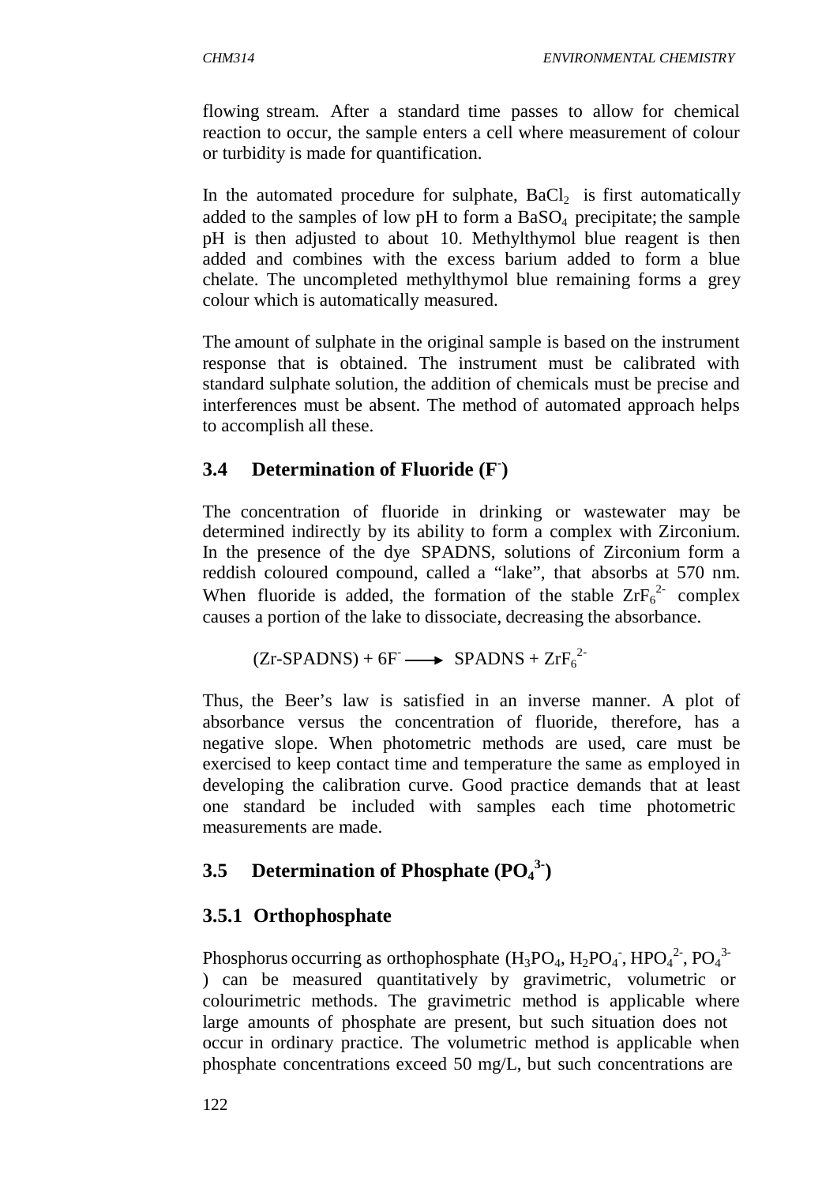flowing stream. After a standard time passes to allow for chemical reaction to occur, the sample enters a cell where measurement of colour or turbidity is made for quantification.

In the automated procedure for sulphate, $BaCl_2$ is first automatically added to the samples of low pH to form a $BaSO_4$ precipitate; the sample pH is then adjusted to about 10. Methylthymol blue reagent is then added and combines with the excess barium added to form a blue chelate. The uncompleted methylthymol blue remaining forms a grey colour which is automatically measured.

The amount of sulphate in the original sample is based on the instrument response that is obtained. The instrument must be calibrated with standard sulphate solution, the addition of chemicals must be precise and interferences must be absent. The method of automated approach helps to accomplish all these.

## 3.4 Determination of Fluoride ($F^-$)

The concentration of fluoride in drinking or wastewater may be determined indirectly by its ability to form a complex with Zirconium. In the presence of the dye SPADNS, solutions of Zirconium form a reddish coloured compound, called a "lake", that absorbs at 570 nm. When fluoride is added, the formation of the stable $ZrF_6^{2-}$ complex causes a portion of the lake to dissociate, decreasing the absorbance.

$$(\text{Zr-SPADNS}) + 6F^- \longrightarrow \text{SPADNS} + ZrF_6^{2-}$$

Thus, the Beer's law is satisfied in an inverse manner. A plot of absorbance versus the concentration of fluoride, therefore, has a negative slope. When photometric methods are used, care must be exercised to keep contact time and temperature the same as employed in developing the calibration curve. Good practice demands that at least one standard be included with samples each time photometric measurements are made.

## 3.5 Determination of Phosphate ($PO_4^{3-}$)

### 3.5.1 Orthophosphate

Phosphorus occurring as orthophosphate ($H_3PO_4$, $H_2PO_4^-$, $HPO_4^{2-}$, $PO_4^{3-}$) can be measured quantitatively by gravimetric, volumetric or colourimetric methods. The gravimetric method is applicable where large amounts of phosphate are present, but such situation does not occur in ordinary practice. The volumetric method is applicable when phosphate concentrations exceed 50 mg/L, but such concentrations are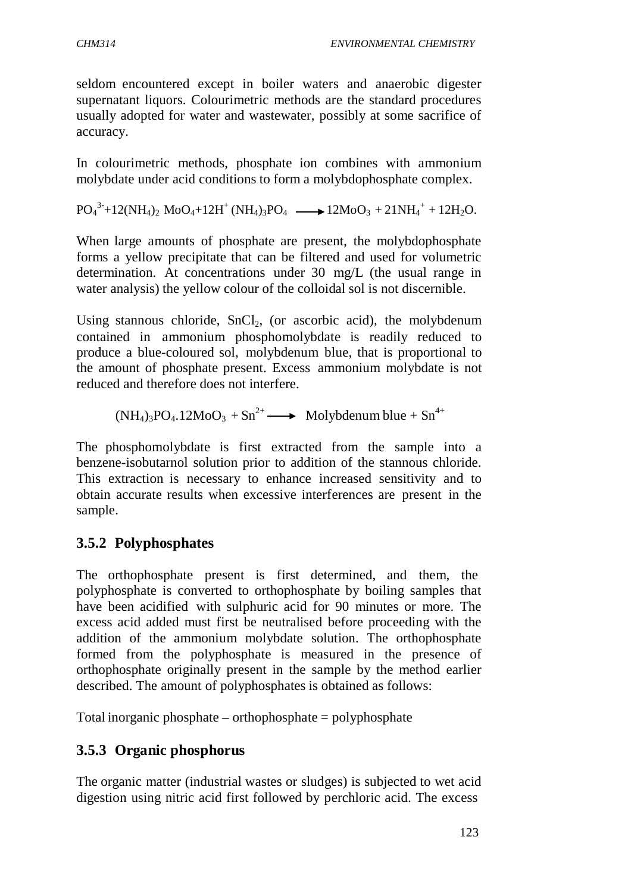seldom encountered except in boiler waters and anaerobic digester supernatant liquors. Colourimetric methods are the standard procedures usually adopted for water and wastewater, possibly at some sacrifice of accuracy.

In colourimetric methods, phosphate ion combines with ammonium molybdate under acid conditions to form a molybdophosphate complex.

$$PO_4^{3-} + 12(NH_4)_2\ MoO_4 + 12H^+\ (NH_4)_3PO_4 \longrightarrow 12MoO_3 + 21NH_4^+ + 12H_2O.$$

When large amounts of phosphate are present, the molybdophosphate forms a yellow precipitate that can be filtered and used for volumetric determination. At concentrations under 30 mg/L (the usual range in water analysis) the yellow colour of the colloidal sol is not discernible.

Using stannous chloride, $SnCl_2$, (or ascorbic acid), the molybdenum contained in ammonium phosphomolybdate is readily reduced to produce a blue-coloured sol, molybdenum blue, that is proportional to the amount of phosphate present. Excess ammonium molybdate is not reduced and therefore does not interfere.

$$(NH_4)_3PO_4.12MoO_3 + Sn^{2+} \longrightarrow \text{Molybdenum blue} + Sn^{4+}$$

The phosphomolybdate is first extracted from the sample into a benzene-isobutarnol solution prior to addition of the stannous chloride. This extraction is necessary to enhance increased sensitivity and to obtain accurate results when excessive interferences are present in the sample.

### 3.5.2 Polyphosphates

The orthophosphate present is first determined, and them, the polyphosphate is converted to orthophosphate by boiling samples that have been acidified with sulphuric acid for 90 minutes or more. The excess acid added must first be neutralised before proceeding with the addition of the ammonium molybdate solution. The orthophosphate formed from the polyphosphate is measured in the presence of orthophosphate originally present in the sample by the method earlier described. The amount of polyphosphates is obtained as follows:

Total inorganic phosphate – orthophosphate = polyphosphate

### 3.5.3 Organic phosphorus

The organic matter (industrial wastes or sludges) is subjected to wet acid digestion using nitric acid first followed by perchloric acid. The excess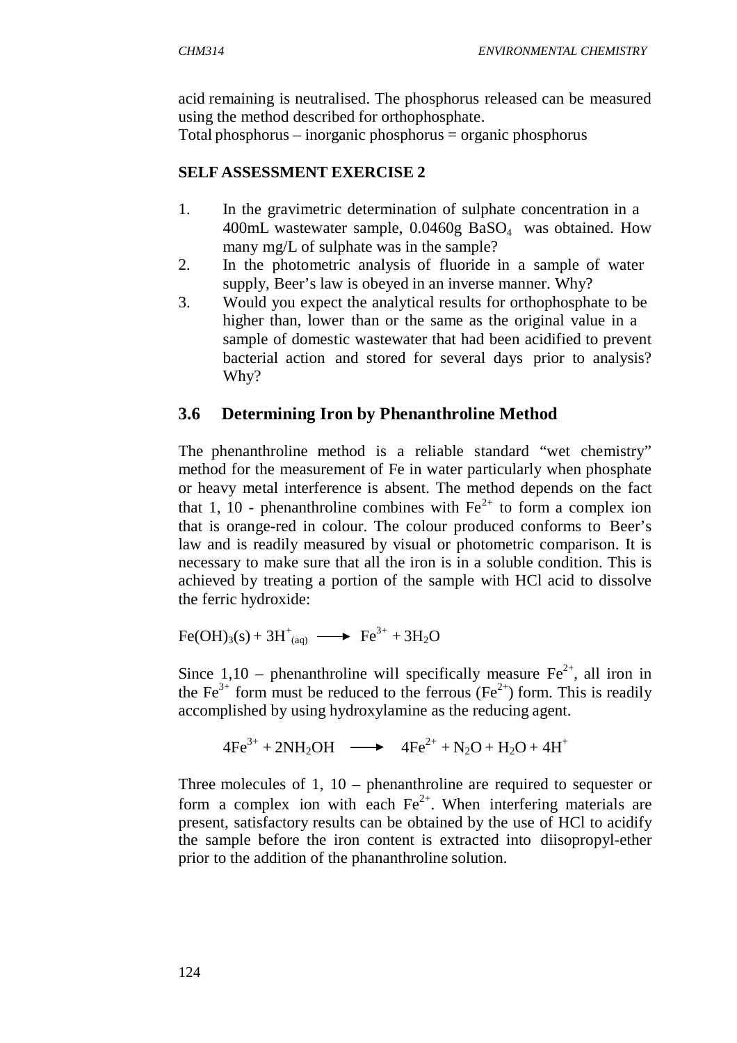acid remaining is neutralised. The phosphorus released can be measured using the method described for orthophosphate.

Total phosphorus – inorganic phosphorus = organic phosphorus

**SELF ASSESSMENT EXERCISE 2**

1. In the gravimetric determination of sulphate concentration in a 400mL wastewater sample, 0.0460g $BaSO_4$ was obtained. How many mg/L of sulphate was in the sample?
2. In the photometric analysis of fluoride in a sample of water supply, Beer's law is obeyed in an inverse manner. Why?
3. Would you expect the analytical results for orthophosphate to be higher than, lower than or the same as the original value in a sample of domestic wastewater that had been acidified to prevent bacterial action and stored for several days prior to analysis? Why?

## 3.6 Determining Iron by Phenanthroline Method

The phenanthroline method is a reliable standard "wet chemistry" method for the measurement of Fe in water particularly when phosphate or heavy metal interference is absent. The method depends on the fact that 1, 10 - phenanthroline combines with $Fe^{2+}$ to form a complex ion that is orange-red in colour. The colour produced conforms to Beer's law and is readily measured by visual or photometric comparison. It is necessary to make sure that all the iron is in a soluble condition. This is achieved by treating a portion of the sample with HCl acid to dissolve the ferric hydroxide:

$$Fe(OH)_3(s) + 3H^+_{(aq)} \longrightarrow Fe^{3+} + 3H_2O$$

Since 1,10 – phenanthroline will specifically measure $Fe^{2+}$, all iron in the $Fe^{3+}$ form must be reduced to the ferrous ($Fe^{2+}$) form. This is readily accomplished by using hydroxylamine as the reducing agent.

$$4Fe^{3+} + 2NH_2OH \longrightarrow 4Fe^{2+} + N_2O + H_2O + 4H^+$$

Three molecules of 1, 10 – phenanthroline are required to sequester or form a complex ion with each $Fe^{2+}$. When interfering materials are present, satisfactory results can be obtained by the use of HCl to acidify the sample before the iron content is extracted into diisopropyl-ether prior to the addition of the phananthroline solution.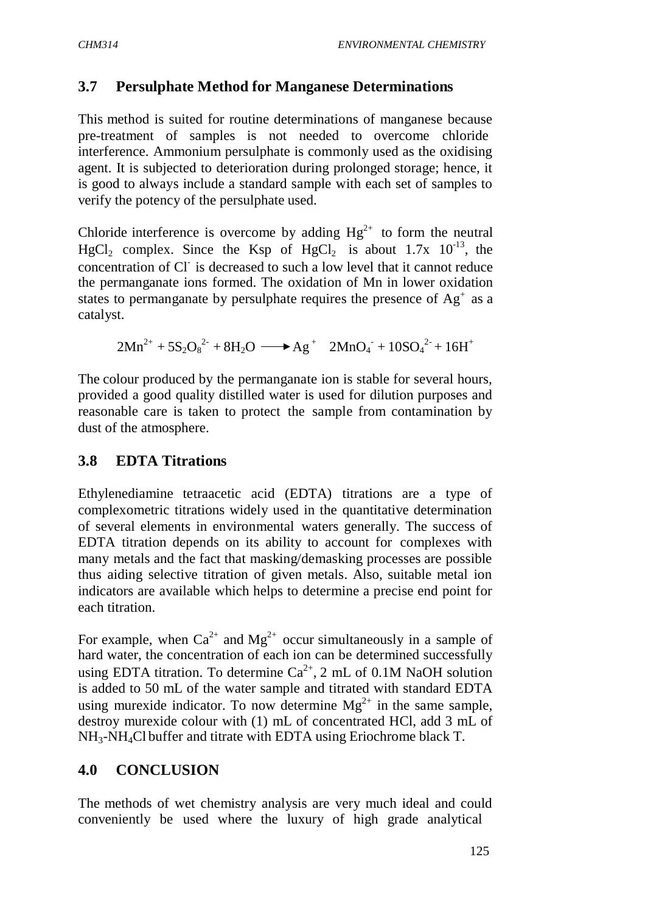## 3.7 Persulphate Method for Manganese Determinations

This method is suited for routine determinations of manganese because pre-treatment of samples is not needed to overcome chloride interference. Ammonium persulphate is commonly used as the oxidising agent. It is subjected to deterioration during prolonged storage; hence, it is good to always include a standard sample with each set of samples to verify the potency of the persulphate used.

Chloride interference is overcome by adding $Hg^{2+}$ to form the neutral $HgCl_2$ complex. Since the Ksp of $HgCl_2$ is about 1.7x $10^{-13}$, the concentration of $Cl^-$ is decreased to such a low level that it cannot reduce the permanganate ions formed. The oxidation of Mn in lower oxidation states to permanganate by persulphate requires the presence of $Ag^+$ as a catalyst.

$$2Mn^{2+} + 5S_2O_8^{2-} + 8H_2O \xrightarrow{Ag^+} 2MnO_4^- + 10SO_4^{2-} + 16H^+$$

The colour produced by the permanganate ion is stable for several hours, provided a good quality distilled water is used for dilution purposes and reasonable care is taken to protect the sample from contamination by dust of the atmosphere.

## 3.8 EDTA Titrations

Ethylenediamine tetraacetic acid (EDTA) titrations are a type of complexometric titrations widely used in the quantitative determination of several elements in environmental waters generally. The success of EDTA titration depends on its ability to account for complexes with many metals and the fact that masking/demasking processes are possible thus aiding selective titration of given metals. Also, suitable metal ion indicators are available which helps to determine a precise end point for each titration.

For example, when $Ca^{2+}$ and $Mg^{2+}$ occur simultaneously in a sample of hard water, the concentration of each ion can be determined successfully using EDTA titration. To determine $Ca^{2+}$, 2 mL of 0.1M NaOH solution is added to 50 mL of the water sample and titrated with standard EDTA using murexide indicator. To now determine $Mg^{2+}$ in the same sample, destroy murexide colour with (1) mL of concentrated HCl, add 3 mL of $NH_3$-$NH_4Cl$ buffer and titrate with EDTA using Eriochrome black T.

## 4.0 CONCLUSION

The methods of wet chemistry analysis are very much ideal and could conveniently be used where the luxury of high grade analytical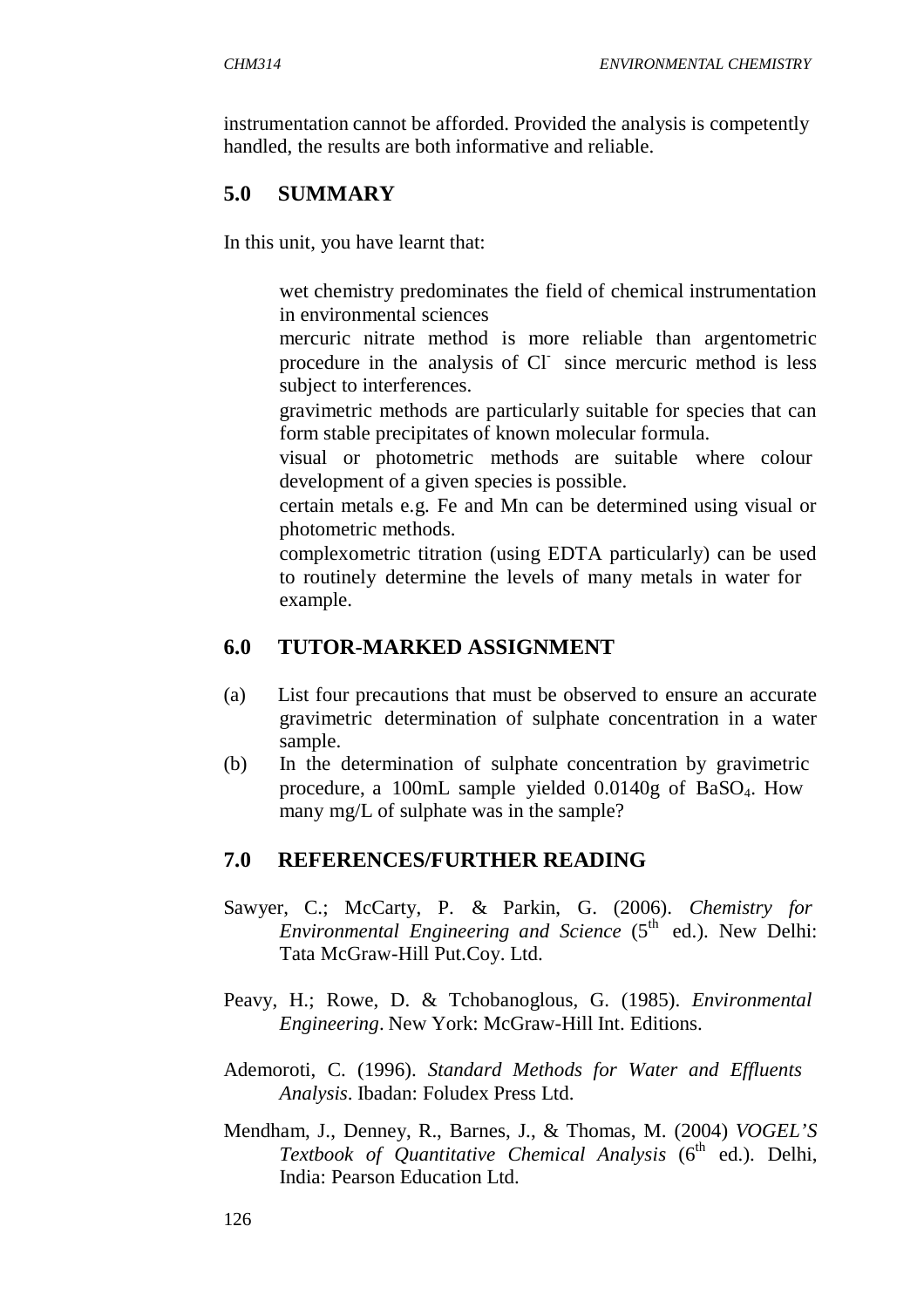instrumentation cannot be afforded. Provided the analysis is competently handled, the results are both informative and reliable.

## 5.0 SUMMARY

In this unit, you have learnt that:

- wet chemistry predominates the field of chemical instrumentation in environmental sciences
- mercuric nitrate method is more reliable than argentometric procedure in the analysis of $Cl^-$ since mercuric method is less subject to interferences.
- gravimetric methods are particularly suitable for species that can form stable precipitates of known molecular formula.
- visual or photometric methods are suitable where colour development of a given species is possible.
- certain metals e.g. Fe and Mn can be determined using visual or photometric methods.
- complexometric titration (using EDTA particularly) can be used to routinely determine the levels of many metals in water for example.

## 6.0 TUTOR-MARKED ASSIGNMENT

(a) List four precautions that must be observed to ensure an accurate gravimetric determination of sulphate concentration in a water sample.

(b) In the determination of sulphate concentration by gravimetric procedure, a 100mL sample yielded 0.0140g of $BaSO_4$. How many mg/L of sulphate was in the sample?

## 7.0 REFERENCES/FURTHER READING

Sawyer, C.; McCarty, P. & Parkin, G. (2006). *Chemistry for Environmental Engineering and Science* (5th ed.). New Delhi: Tata McGraw-Hill Put.Coy. Ltd.

Peavy, H.; Rowe, D. & Tchobanoglous, G. (1985). *Environmental Engineering*. New York: McGraw-Hill Int. Editions.

Ademoroti, C. (1996). *Standard Methods for Water and Effluents Analysis*. Ibadan: Foludex Press Ltd.

Mendham, J., Denney, R., Barnes, J., & Thomas, M. (2004) *VOGEL'S Textbook of Quantitative Chemical Analysis* (6th ed.). Delhi, India: Pearson Education Ltd.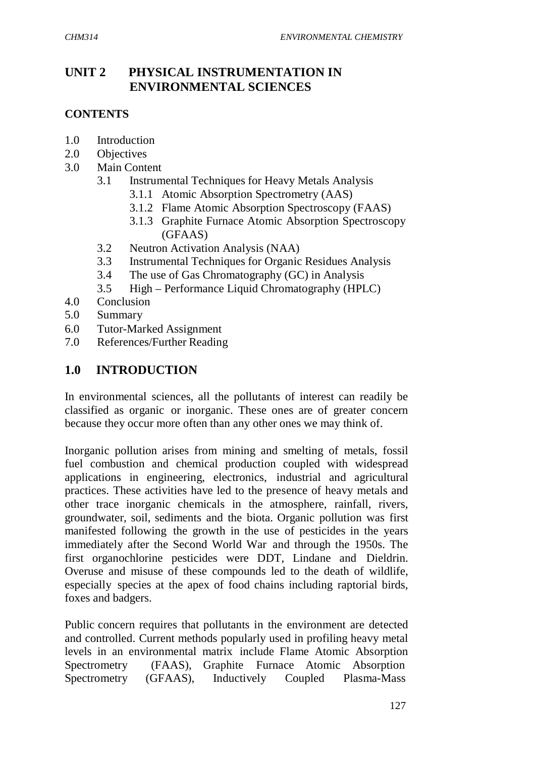# UNIT 2 PHYSICAL INSTRUMENTATION IN ENVIRONMENTAL SCIENCES

## CONTENTS

- 1.0 Introduction
- 2.0 Objectives
- 3.0 Main Content
  - 3.1 Instrumental Techniques for Heavy Metals Analysis
    - 3.1.1 Atomic Absorption Spectrometry (AAS)
    - 3.1.2 Flame Atomic Absorption Spectroscopy (FAAS)
    - 3.1.3 Graphite Furnace Atomic Absorption Spectroscopy (GFAAS)
  - 3.2 Neutron Activation Analysis (NAA)
  - 3.3 Instrumental Techniques for Organic Residues Analysis
  - 3.4 The use of Gas Chromatography (GC) in Analysis
  - 3.5 High – Performance Liquid Chromatography (HPLC)
- 4.0 Conclusion
- 5.0 Summary
- 6.0 Tutor-Marked Assignment
- 7.0 References/Further Reading

## 1.0 INTRODUCTION

In environmental sciences, all the pollutants of interest can readily be classified as organic or inorganic. These ones are of greater concern because they occur more often than any other ones we may think of.

Inorganic pollution arises from mining and smelting of metals, fossil fuel combustion and chemical production coupled with widespread applications in engineering, electronics, industrial and agricultural practices. These activities have led to the presence of heavy metals and other trace inorganic chemicals in the atmosphere, rainfall, rivers, groundwater, soil, sediments and the biota. Organic pollution was first manifested following the growth in the use of pesticides in the years immediately after the Second World War and through the 1950s. The first organochlorine pesticides were DDT, Lindane and Dieldrin. Overuse and misuse of these compounds led to the death of wildlife, especially species at the apex of food chains including raptorial birds, foxes and badgers.

Public concern requires that pollutants in the environment are detected and controlled. Current methods popularly used in profiling heavy metal levels in an environmental matrix include Flame Atomic Absorption Spectrometry (FAAS), Graphite Furnace Atomic Absorption Spectrometry (GFAAS), Inductively Coupled Plasma-Mass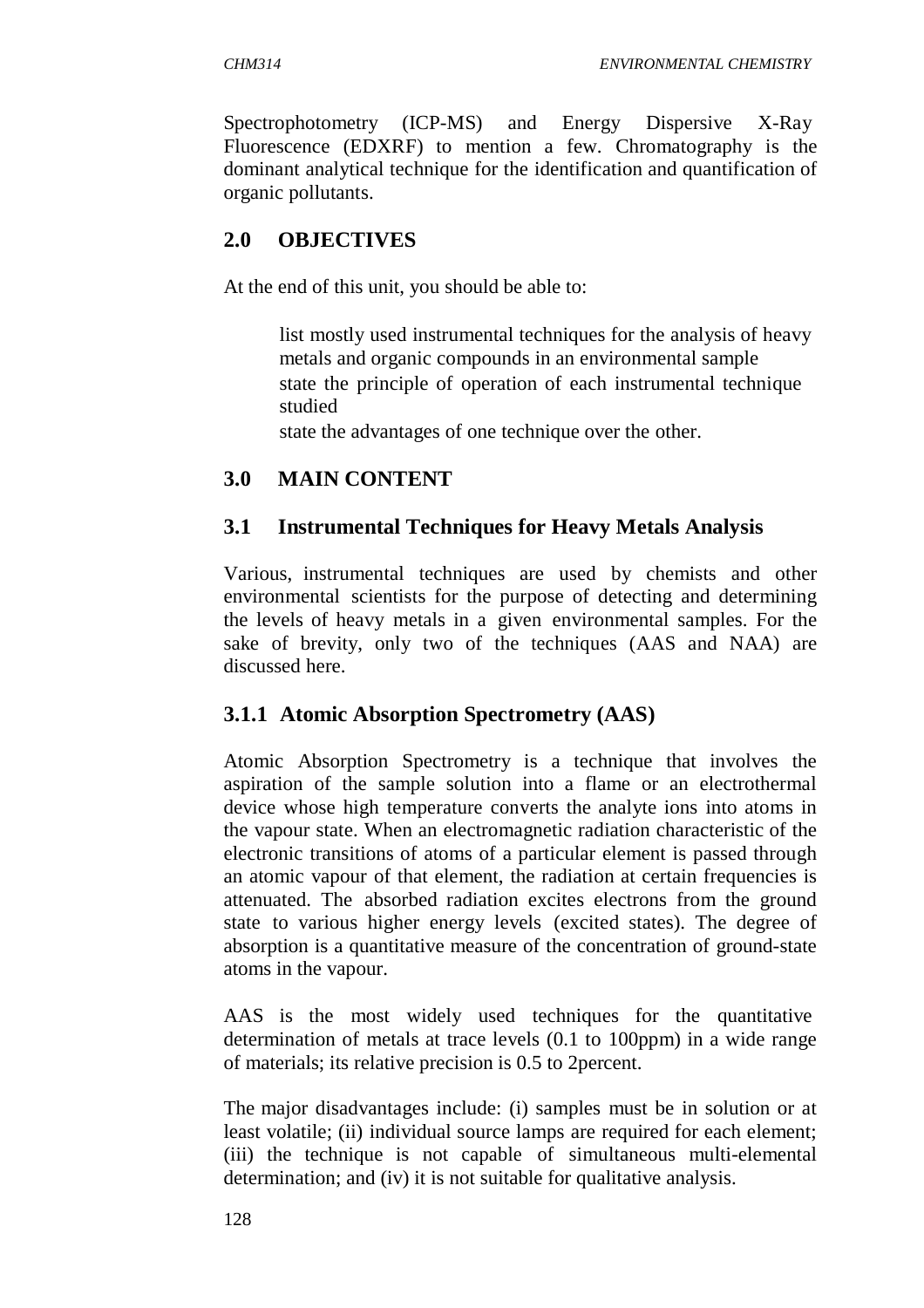Spectrophotometry (ICP-MS) and Energy Dispersive X-Ray Fluorescence (EDXRF) to mention a few. Chromatography is the dominant analytical technique for the identification and quantification of organic pollutants.

## 2.0 OBJECTIVES

At the end of this unit, you should be able to:

- list mostly used instrumental techniques for the analysis of heavy metals and organic compounds in an environmental sample
- state the principle of operation of each instrumental technique studied
- state the advantages of one technique over the other.

## 3.0 MAIN CONTENT

### 3.1 Instrumental Techniques for Heavy Metals Analysis

Various, instrumental techniques are used by chemists and other environmental scientists for the purpose of detecting and determining the levels of heavy metals in a given environmental samples. For the sake of brevity, only two of the techniques (AAS and NAA) are discussed here.

#### 3.1.1 Atomic Absorption Spectrometry (AAS)

Atomic Absorption Spectrometry is a technique that involves the aspiration of the sample solution into a flame or an electrothermal device whose high temperature converts the analyte ions into atoms in the vapour state. When an electromagnetic radiation characteristic of the electronic transitions of atoms of a particular element is passed through an atomic vapour of that element, the radiation at certain frequencies is attenuated. The absorbed radiation excites electrons from the ground state to various higher energy levels (excited states). The degree of absorption is a quantitative measure of the concentration of ground-state atoms in the vapour.

AAS is the most widely used techniques for the quantitative determination of metals at trace levels (0.1 to 100ppm) in a wide range of materials; its relative precision is 0.5 to 2percent.

The major disadvantages include: (i) samples must be in solution or at least volatile; (ii) individual source lamps are required for each element; (iii) the technique is not capable of simultaneous multi-elemental determination; and (iv) it is not suitable for qualitative analysis.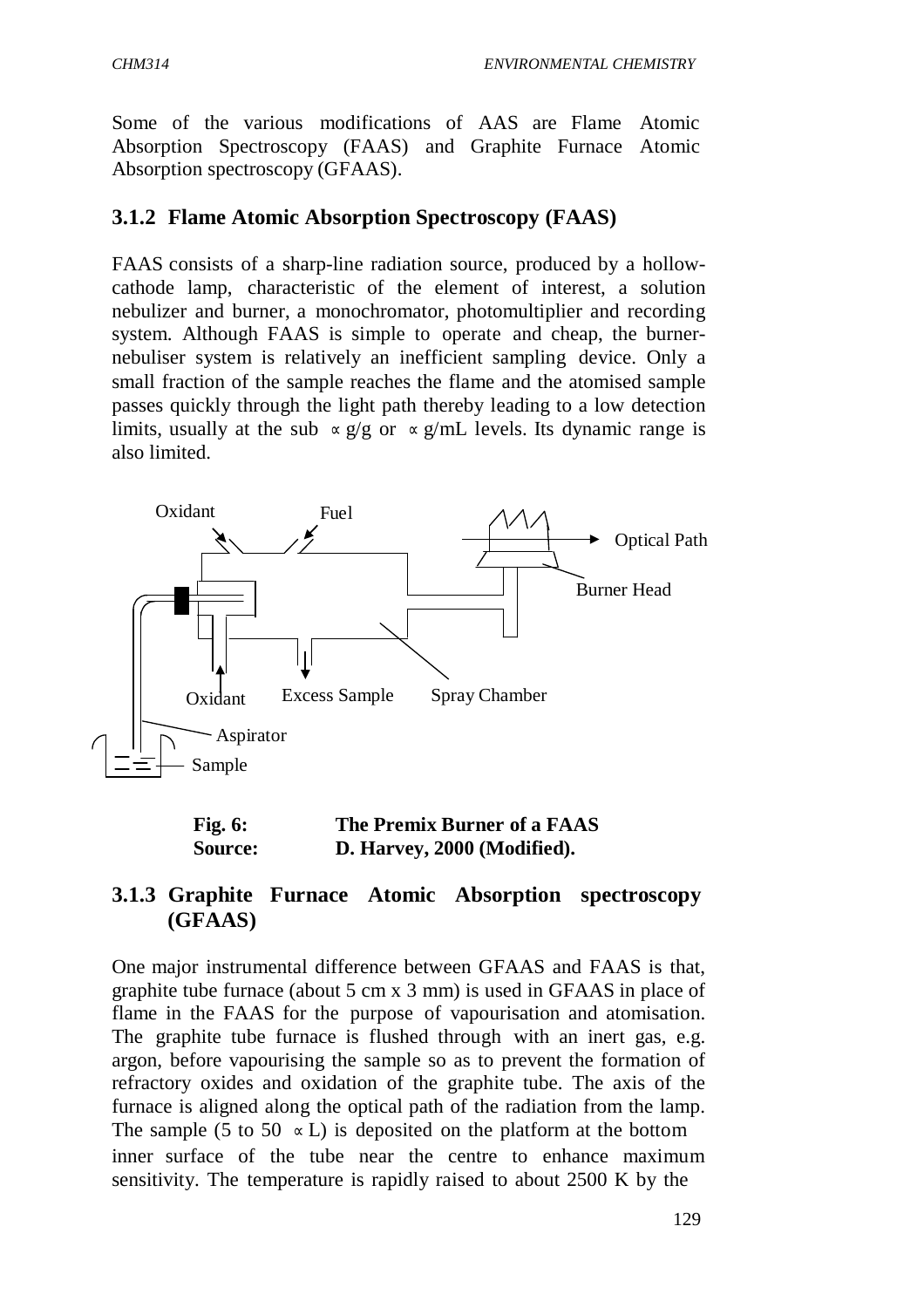Some of the various modifications of AAS are Flame Atomic Absorption Spectroscopy (FAAS) and Graphite Furnace Atomic Absorption spectroscopy (GFAAS).

### 3.1.2 Flame Atomic Absorption Spectroscopy (FAAS)

FAAS consists of a sharp-line radiation source, produced by a hollow-cathode lamp, characteristic of the element of interest, a solution nebulizer and burner, a monochromator, photomultiplier and recording system. Although FAAS is simple to operate and cheap, the burner-nebuliser system is relatively an inefficient sampling device. Only a small fraction of the sample reaches the flame and the atomised sample passes quickly through the light path thereby leading to a low detection limits, usually at the sub ∝g/g or ∝g/mL levels. Its dynamic range is also limited.

Oxidant, Fuel, Optical Path, Burner Head, Oxidant, Excess Sample, Spray Chamber, Aspirator, Sample

**Fig. 6: The Premix Burner of a FAAS**
**Source: D. Harvey, 2000 (Modified).**

### 3.1.3 Graphite Furnace Atomic Absorption spectroscopy (GFAAS)

One major instrumental difference between GFAAS and FAAS is that, graphite tube furnace (about 5 cm x 3 mm) is used in GFAAS in place of flame in the FAAS for the purpose of vapourisation and atomisation. The graphite tube furnace is flushed through with an inert gas, e.g. argon, before vapourising the sample so as to prevent the formation of refractory oxides and oxidation of the graphite tube. The axis of the furnace is aligned along the optical path of the radiation from the lamp. The sample (5 to 50 ∝L) is deposited on the platform at the bottom inner surface of the tube near the centre to enhance maximum sensitivity. The temperature is rapidly raised to about 2500 K by the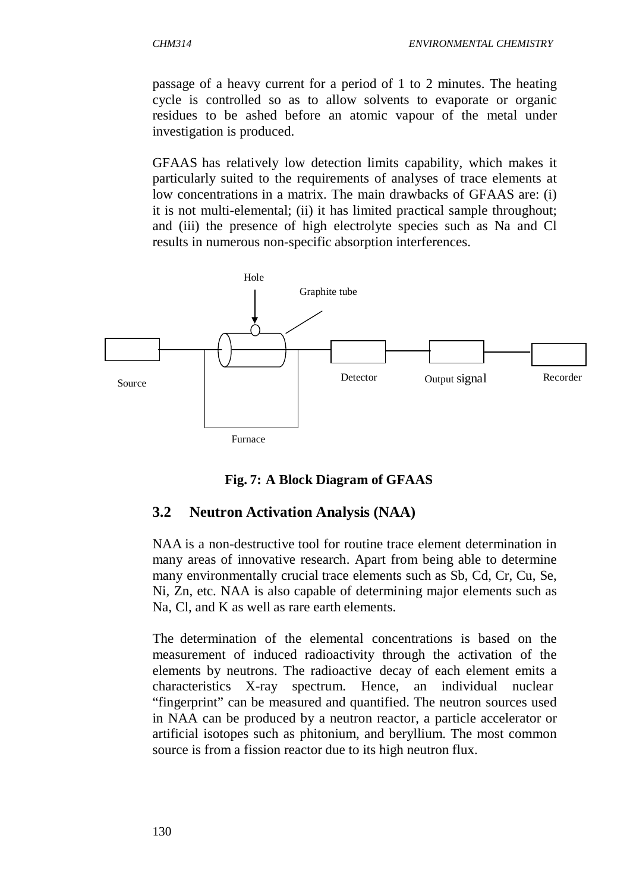passage of a heavy current for a period of 1 to 2 minutes. The heating cycle is controlled so as to allow solvents to evaporate or organic residues to be ashed before an atomic vapour of the metal under investigation is produced.

GFAAS has relatively low detection limits capability, which makes it particularly suited to the requirements of analyses of trace elements at low concentrations in a matrix. The main drawbacks of GFAAS are: (i) it is not multi-elemental; (ii) it has limited practical sample throughout; and (iii) the presence of high electrolyte species such as Na and Cl results in numerous non-specific absorption interferences.

Hole

Graphite tube

Source

Detector

Output signal

Recorder

Furnace

**Fig. 7: A Block Diagram of GFAAS**

## 3.2 Neutron Activation Analysis (NAA)

NAA is a non-destructive tool for routine trace element determination in many areas of innovative research. Apart from being able to determine many environmentally crucial trace elements such as Sb, Cd, Cr, Cu, Se, Ni, Zn, etc. NAA is also capable of determining major elements such as Na, Cl, and K as well as rare earth elements.

The determination of the elemental concentrations is based on the measurement of induced radioactivity through the activation of the elements by neutrons. The radioactive decay of each element emits a characteristics X-ray spectrum. Hence, an individual nuclear "fingerprint" can be measured and quantified. The neutron sources used in NAA can be produced by a neutron reactor, a particle accelerator or artificial isotopes such as phitonium, and beryllium. The most common source is from a fission reactor due to its high neutron flux.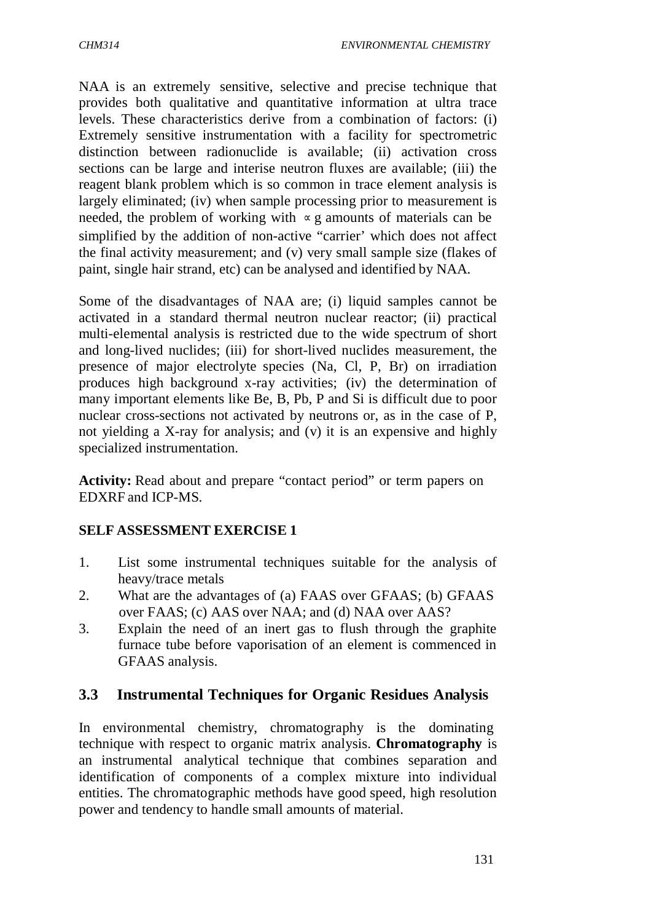NAA is an extremely sensitive, selective and precise technique that provides both qualitative and quantitative information at ultra trace levels. These characteristics derive from a combination of factors: (i) Extremely sensitive instrumentation with a facility for spectrometric distinction between radionuclide is available; (ii) activation cross sections can be large and interise neutron fluxes are available; (iii) the reagent blank problem which is so common in trace element analysis is largely eliminated; (iv) when sample processing prior to measurement is needed, the problem of working with $\propto$ g amounts of materials can be simplified by the addition of non-active "carrier' which does not affect the final activity measurement; and (v) very small sample size (flakes of paint, single hair strand, etc) can be analysed and identified by NAA.

Some of the disadvantages of NAA are; (i) liquid samples cannot be activated in a standard thermal neutron nuclear reactor; (ii) practical multi-elemental analysis is restricted due to the wide spectrum of short and long-lived nuclides; (iii) for short-lived nuclides measurement, the presence of major electrolyte species (Na, Cl, P, Br) on irradiation produces high background x-ray activities; (iv) the determination of many important elements like Be, B, Pb, P and Si is difficult due to poor nuclear cross-sections not activated by neutrons or, as in the case of P, not yielding a X-ray for analysis; and (v) it is an expensive and highly specialized instrumentation.

**Activity:** Read about and prepare "contact period" or term papers on EDXRF and ICP-MS.

**SELF ASSESSMENT EXERCISE 1**

1. List some instrumental techniques suitable for the analysis of heavy/trace metals
2. What are the advantages of (a) FAAS over GFAAS; (b) GFAAS over FAAS; (c) AAS over NAA; and (d) NAA over AAS?
3. Explain the need of an inert gas to flush through the graphite furnace tube before vaporisation of an element is commenced in GFAAS analysis.

## 3.3 Instrumental Techniques for Organic Residues Analysis

In environmental chemistry, chromatography is the dominating technique with respect to organic matrix analysis. **Chromatography** is an instrumental analytical technique that combines separation and identification of components of a complex mixture into individual entities. The chromatographic methods have good speed, high resolution power and tendency to handle small amounts of material.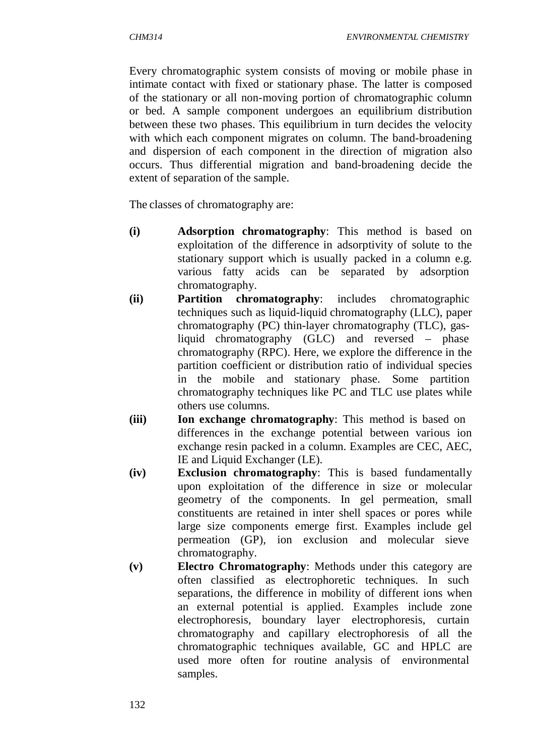Every chromatographic system consists of moving or mobile phase in intimate contact with fixed or stationary phase. The latter is composed of the stationary or all non-moving portion of chromatographic column or bed. A sample component undergoes an equilibrium distribution between these two phases. This equilibrium in turn decides the velocity with which each component migrates on column. The band-broadening and dispersion of each component in the direction of migration also occurs. Thus differential migration and band-broadening decide the extent of separation of the sample.

The classes of chromatography are:

- **(i)** **Adsorption chromatography**: This method is based on exploitation of the difference in adsorptivity of solute to the stationary support which is usually packed in a column e.g. various fatty acids can be separated by adsorption chromatography.
- **(ii)** **Partition chromatography**: includes chromatographic techniques such as liquid-liquid chromatography (LLC), paper chromatography (PC) thin-layer chromatography (TLC), gas-liquid chromatography (GLC) and reversed – phase chromatography (RPC). Here, we explore the difference in the partition coefficient or distribution ratio of individual species in the mobile and stationary phase. Some partition chromatography techniques like PC and TLC use plates while others use columns.
- **(iii)** **Ion exchange chromatography**: This method is based on differences in the exchange potential between various ion exchange resin packed in a column. Examples are CEC, AEC, IE and Liquid Exchanger (LE).
- **(iv)** **Exclusion chromatography**: This is based fundamentally upon exploitation of the difference in size or molecular geometry of the components. In gel permeation, small constituents are retained in inter shell spaces or pores while large size components emerge first. Examples include gel permeation (GP), ion exclusion and molecular sieve chromatography.
- **(v)** **Electro Chromatography**: Methods under this category are often classified as electrophoretic techniques. In such separations, the difference in mobility of different ions when an external potential is applied. Examples include zone electrophoresis, boundary layer electrophoresis, curtain chromatography and capillary electrophoresis of all the chromatographic techniques available, GC and HPLC are used more often for routine analysis of environmental samples.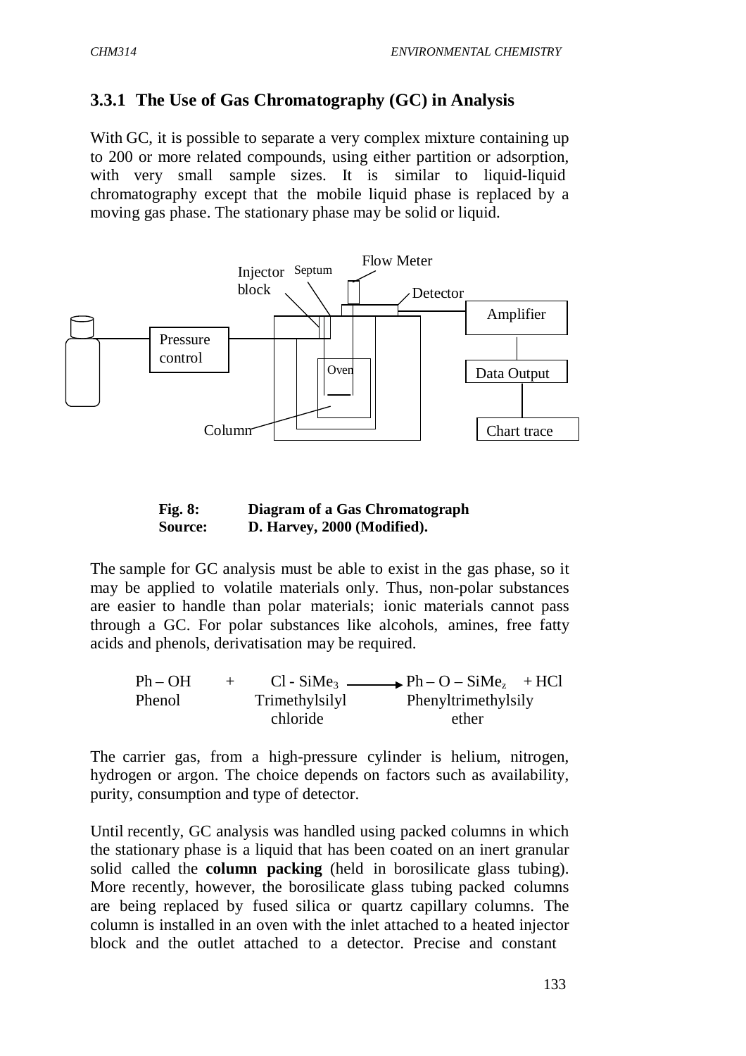### 3.3.1 The Use of Gas Chromatography (GC) in Analysis

With GC, it is possible to separate a very complex mixture containing up to 200 or more related compounds, using either partition or adsorption, with very small sample sizes. It is similar to liquid-liquid chromatography except that the mobile liquid phase is replaced by a moving gas phase. The stationary phase may be solid or liquid.

Injector block Septum Flow Meter Detector Amplifier Pressure control Oven Data Output Column Chart trace

**Fig. 8: Diagram of a Gas Chromatograph**
**Source: D. Harvey, 2000 (Modified).**

The sample for GC analysis must be able to exist in the gas phase, so it may be applied to volatile materials only. Thus, non-polar substances are easier to handle than polar materials; ionic materials cannot pass through a GC. For polar substances like alcohols, amines, free fatty acids and phenols, derivatisation may be required.

$$Ph - OH + Cl - SiMe_3 \longrightarrow Ph - O - SiMe_z + HCl$$

Phenol + Trimethylsilyl chloride → Phenyltrimethylsily ether

The carrier gas, from a high-pressure cylinder is helium, nitrogen, hydrogen or argon. The choice depends on factors such as availability, purity, consumption and type of detector.

Until recently, GC analysis was handled using packed columns in which the stationary phase is a liquid that has been coated on an inert granular solid called the **column packing** (held in borosilicate glass tubing). More recently, however, the borosilicate glass tubing packed columns are being replaced by fused silica or quartz capillary columns. The column is installed in an oven with the inlet attached to a heated injector block and the outlet attached to a detector. Precise and constant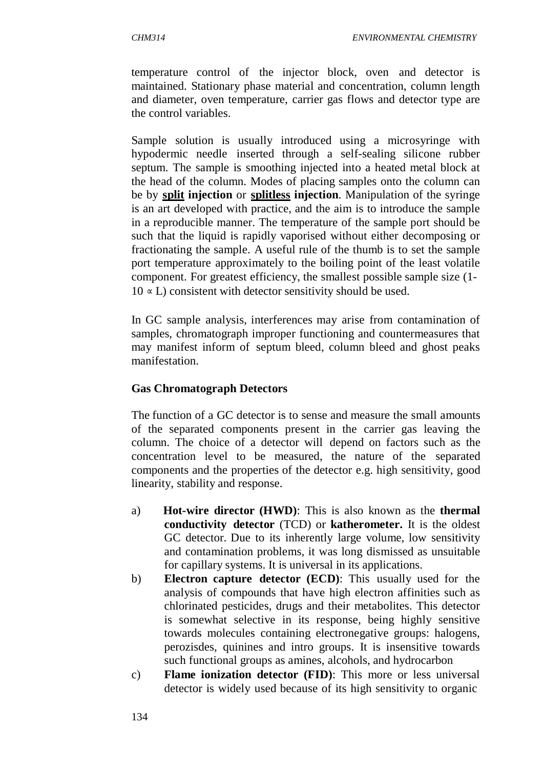temperature control of the injector block, oven and detector is maintained. Stationary phase material and concentration, column length and diameter, oven temperature, carrier gas flows and detector type are the control variables.

Sample solution is usually introduced using a microsyringe with hypodermic needle inserted through a self-sealing silicone rubber septum. The sample is smoothing injected into a heated metal block at the head of the column. Modes of placing samples onto the column can be by **split injection** or **splitless injection**. Manipulation of the syringe is an art developed with practice, and the aim is to introduce the sample in a reproducible manner. The temperature of the sample port should be such that the liquid is rapidly vaporised without either decomposing or fractionating the sample. A useful rule of the thumb is to set the sample port temperature approximately to the boiling point of the least volatile component. For greatest efficiency, the smallest possible sample size (1-10 ∝ L) consistent with detector sensitivity should be used.

In GC sample analysis, interferences may arise from contamination of samples, chromatograph improper functioning and countermeasures that may manifest inform of septum bleed, column bleed and ghost peaks manifestation.

**Gas Chromatograph Detectors**

The function of a GC detector is to sense and measure the small amounts of the separated components present in the carrier gas leaving the column. The choice of a detector will depend on factors such as the concentration level to be measured, the nature of the separated components and the properties of the detector e.g. high sensitivity, good linearity, stability and response.

a) **Hot-wire director (HWD)**: This is also known as the **thermal conductivity detector** (TCD) or **katherometer.** It is the oldest GC detector. Due to its inherently large volume, low sensitivity and contamination problems, it was long dismissed as unsuitable for capillary systems. It is universal in its applications.

b) **Electron capture detector (ECD)**: This usually used for the analysis of compounds that have high electron affinities such as chlorinated pesticides, drugs and their metabolites. This detector is somewhat selective in its response, being highly sensitive towards molecules containing electronegative groups: halogens, perozisdes, quinines and intro groups. It is insensitive towards such functional groups as amines, alcohols, and hydrocarbon

c) **Flame ionization detector (FID)**: This more or less universal detector is widely used because of its high sensitivity to organic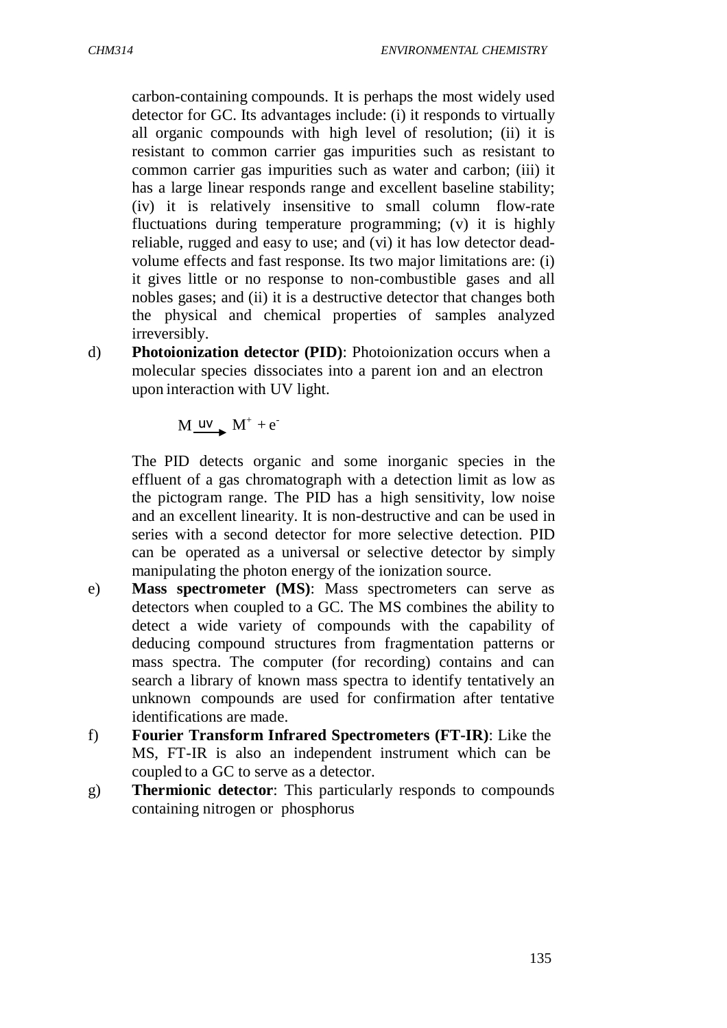carbon-containing compounds. It is perhaps the most widely used detector for GC. Its advantages include: (i) it responds to virtually all organic compounds with high level of resolution; (ii) it is resistant to common carrier gas impurities such as resistant to common carrier gas impurities such as water and carbon; (iii) it has a large linear responds range and excellent baseline stability; (iv) it is relatively insensitive to small column flow-rate fluctuations during temperature programming; (v) it is highly reliable, rugged and easy to use; and (vi) it has low detector dead-volume effects and fast response. Its two major limitations are: (i) it gives little or no response to non-combustible gases and all nobles gases; and (ii) it is a destructive detector that changes both the physical and chemical properties of samples analyzed irreversibly.

d) **Photoionization detector (PID)**: Photoionization occurs when a molecular species dissociates into a parent ion and an electron upon interaction with UV light.

$$M \xrightarrow{uv} M^+ + e^-$$

The PID detects organic and some inorganic species in the effluent of a gas chromatograph with a detection limit as low as the pictogram range. The PID has a high sensitivity, low noise and an excellent linearity. It is non-destructive and can be used in series with a second detector for more selective detection. PID can be operated as a universal or selective detector by simply manipulating the photon energy of the ionization source.

e) **Mass spectrometer (MS)**: Mass spectrometers can serve as detectors when coupled to a GC. The MS combines the ability to detect a wide variety of compounds with the capability of deducing compound structures from fragmentation patterns or mass spectra. The computer (for recording) contains and can search a library of known mass spectra to identify tentatively an unknown compounds are used for confirmation after tentative identifications are made.

f) **Fourier Transform Infrared Spectrometers (FT-IR)**: Like the MS, FT-IR is also an independent instrument which can be coupled to a GC to serve as a detector.

g) **Thermionic detector**: This particularly responds to compounds containing nitrogen or phosphorus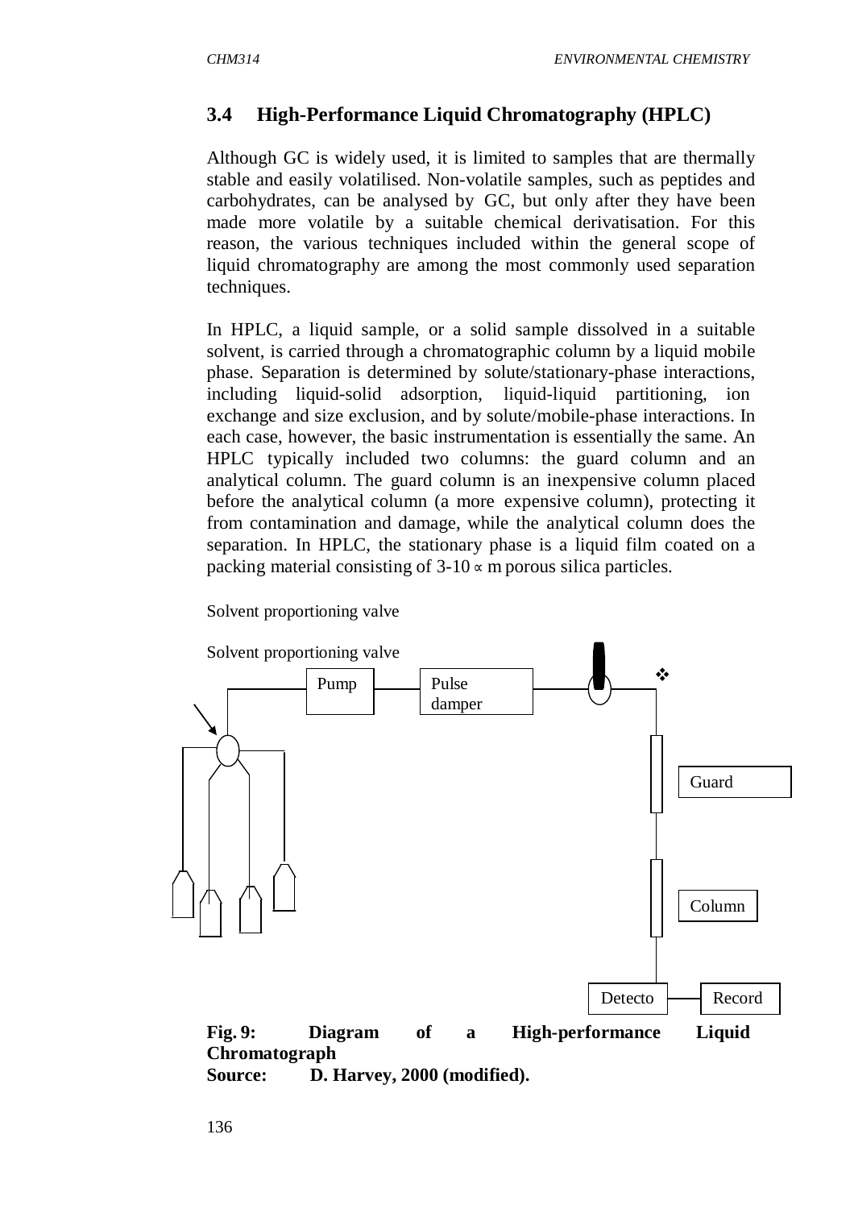## 3.4 High-Performance Liquid Chromatography (HPLC)

Although GC is widely used, it is limited to samples that are thermally stable and easily volatilised. Non-volatile samples, such as peptides and carbohydrates, can be analysed by GC, but only after they have been made more volatile by a suitable chemical derivatisation. For this reason, the various techniques included within the general scope of liquid chromatography are among the most commonly used separation techniques.

In HPLC, a liquid sample, or a solid sample dissolved in a suitable solvent, is carried through a chromatographic column by a liquid mobile phase. Separation is determined by solute/stationary-phase interactions, including liquid-solid adsorption, liquid-liquid partitioning, ion exchange and size exclusion, and by solute/mobile-phase interactions. In each case, however, the basic instrumentation is essentially the same. An HPLC typically included two columns: the guard column and an analytical column. The guard column is an inexpensive column placed before the analytical column (a more expensive column), protecting it from contamination and damage, while the analytical column does the separation. In HPLC, the stationary phase is a liquid film coated on a packing material consisting of 3-10 ∝ m porous silica particles.

Solvent proportioning valve

Solvent proportioning valve

Pump

Pulse damper

Guard

Column

Detecto

Record

**Fig. 9: Diagram of a High-performance Liquid Chromatograph**
**Source: D. Harvey, 2000 (modified).**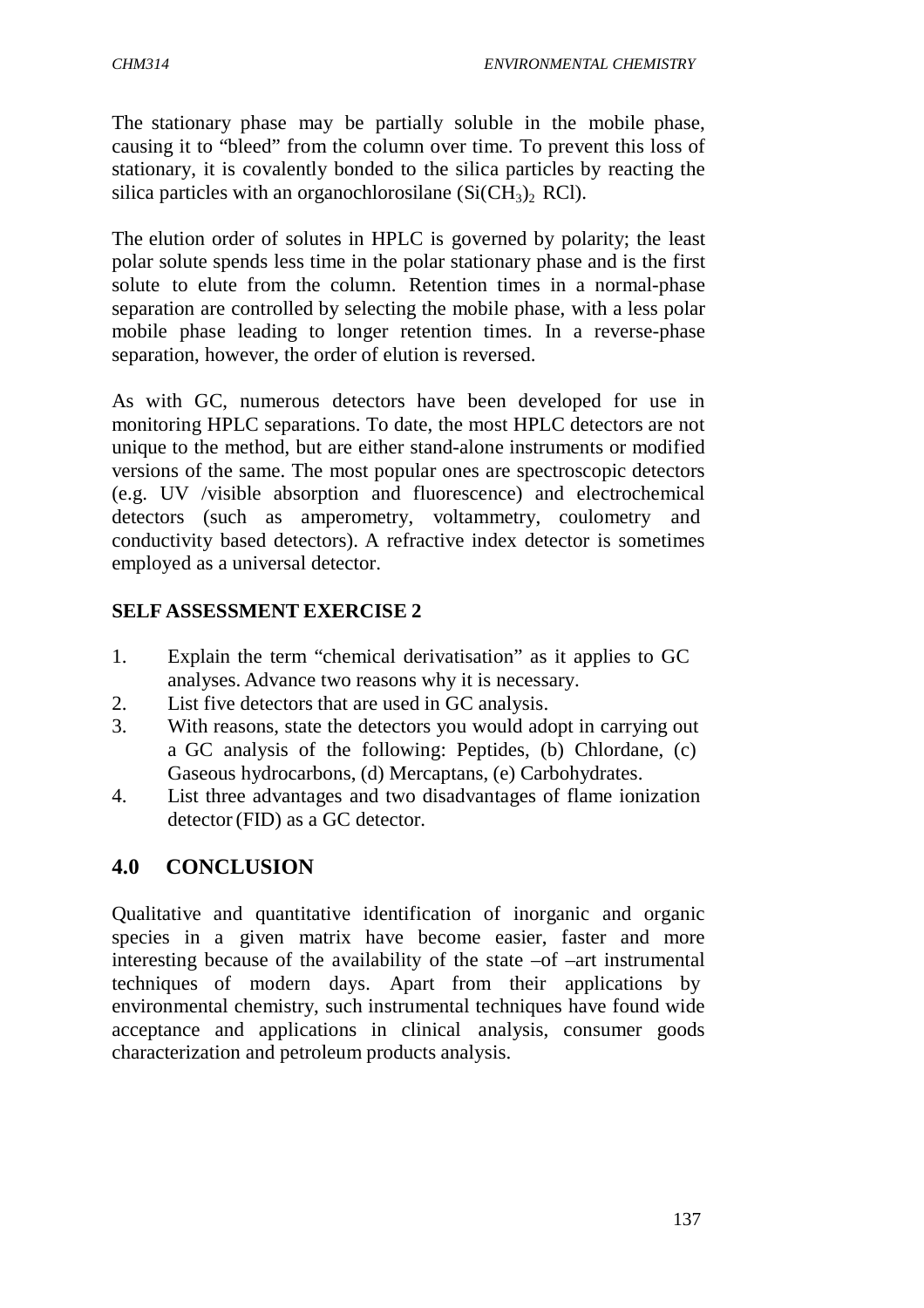The stationary phase may be partially soluble in the mobile phase, causing it to "bleed" from the column over time. To prevent this loss of stationary, it is covalently bonded to the silica particles by reacting the silica particles with an organochlorosilane ($Si(CH_3)_2$ RCl).

The elution order of solutes in HPLC is governed by polarity; the least polar solute spends less time in the polar stationary phase and is the first solute to elute from the column. Retention times in a normal-phase separation are controlled by selecting the mobile phase, with a less polar mobile phase leading to longer retention times. In a reverse-phase separation, however, the order of elution is reversed.

As with GC, numerous detectors have been developed for use in monitoring HPLC separations. To date, the most HPLC detectors are not unique to the method, but are either stand-alone instruments or modified versions of the same. The most popular ones are spectroscopic detectors (e.g. UV /visible absorption and fluorescence) and electrochemical detectors (such as amperometry, voltammetry, coulometry and conductivity based detectors). A refractive index detector is sometimes employed as a universal detector.

**SELF ASSESSMENT EXERCISE 2**

1. Explain the term "chemical derivatisation" as it applies to GC analyses. Advance two reasons why it is necessary.
2. List five detectors that are used in GC analysis.
3. With reasons, state the detectors you would adopt in carrying out a GC analysis of the following: Peptides, (b) Chlordane, (c) Gaseous hydrocarbons, (d) Mercaptans, (e) Carbohydrates.
4. List three advantages and two disadvantages of flame ionization detector (FID) as a GC detector.

## 4.0 CONCLUSION

Qualitative and quantitative identification of inorganic and organic species in a given matrix have become easier, faster and more interesting because of the availability of the state –of –art instrumental techniques of modern days. Apart from their applications by environmental chemistry, such instrumental techniques have found wide acceptance and applications in clinical analysis, consumer goods characterization and petroleum products analysis.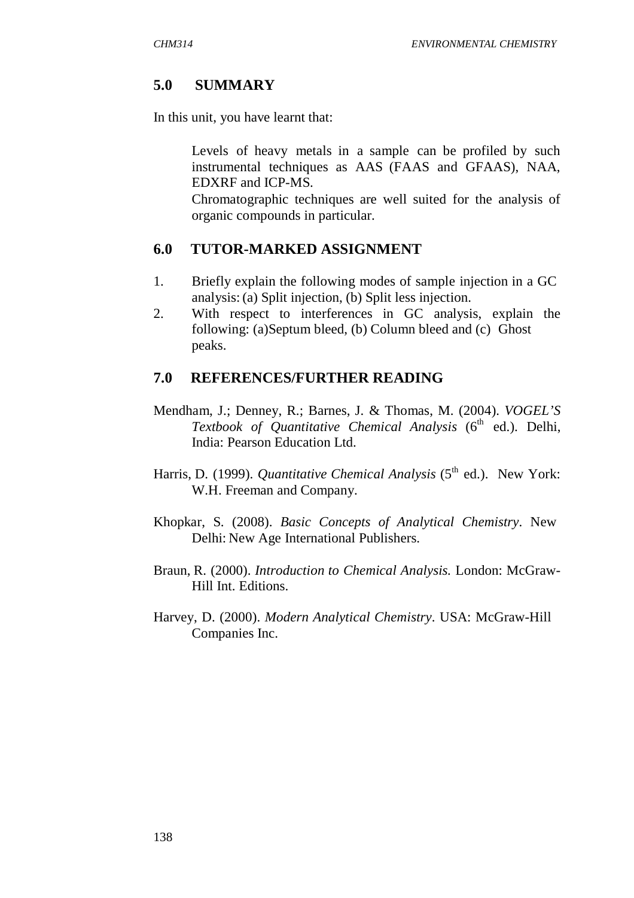## 5.0 SUMMARY

In this unit, you have learnt that:

- Levels of heavy metals in a sample can be profiled by such instrumental techniques as AAS (FAAS and GFAAS), NAA, EDXRF and ICP-MS.
- Chromatographic techniques are well suited for the analysis of organic compounds in particular.

## 6.0 TUTOR-MARKED ASSIGNMENT

1. Briefly explain the following modes of sample injection in a GC analysis: (a) Split injection, (b) Split less injection.
2. With respect to interferences in GC analysis, explain the following: (a)Septum bleed, (b) Column bleed and (c) Ghost peaks.

## 7.0 REFERENCES/FURTHER READING

Mendham, J.; Denney, R.; Barnes, J. & Thomas, M. (2004). *VOGEL'S Textbook of Quantitative Chemical Analysis* (6th ed.). Delhi, India: Pearson Education Ltd.

Harris, D. (1999). *Quantitative Chemical Analysis* (5th ed.). New York: W.H. Freeman and Company.

Khopkar, S. (2008). *Basic Concepts of Analytical Chemistry*. New Delhi: New Age International Publishers.

Braun, R. (2000). *Introduction to Chemical Analysis.* London: McGraw-Hill Int. Editions.

Harvey, D. (2000). *Modern Analytical Chemistry*. USA: McGraw-Hill Companies Inc.